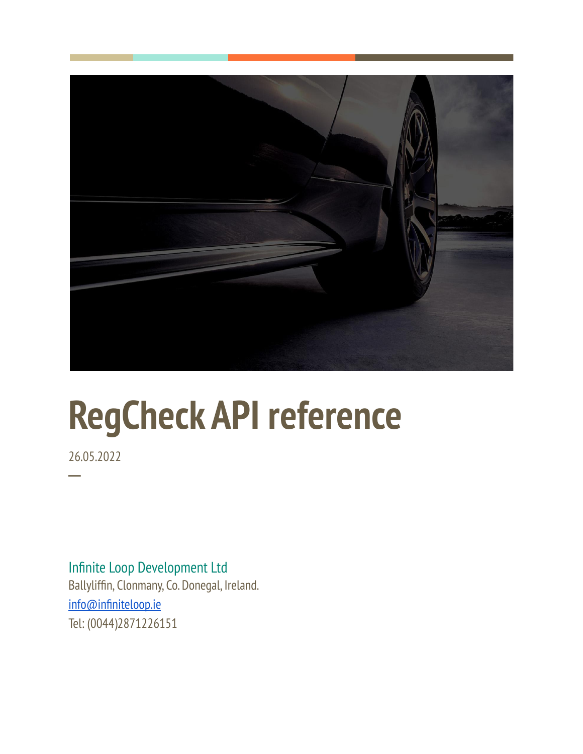# RegCheck API reference

26.05.2022

—

Infinite Loop Development Ltd

Ballyliffin, Clonmany, Co. Donegal, Ireland.

info@infiniteloop.ie

Tel: (0044)2871226151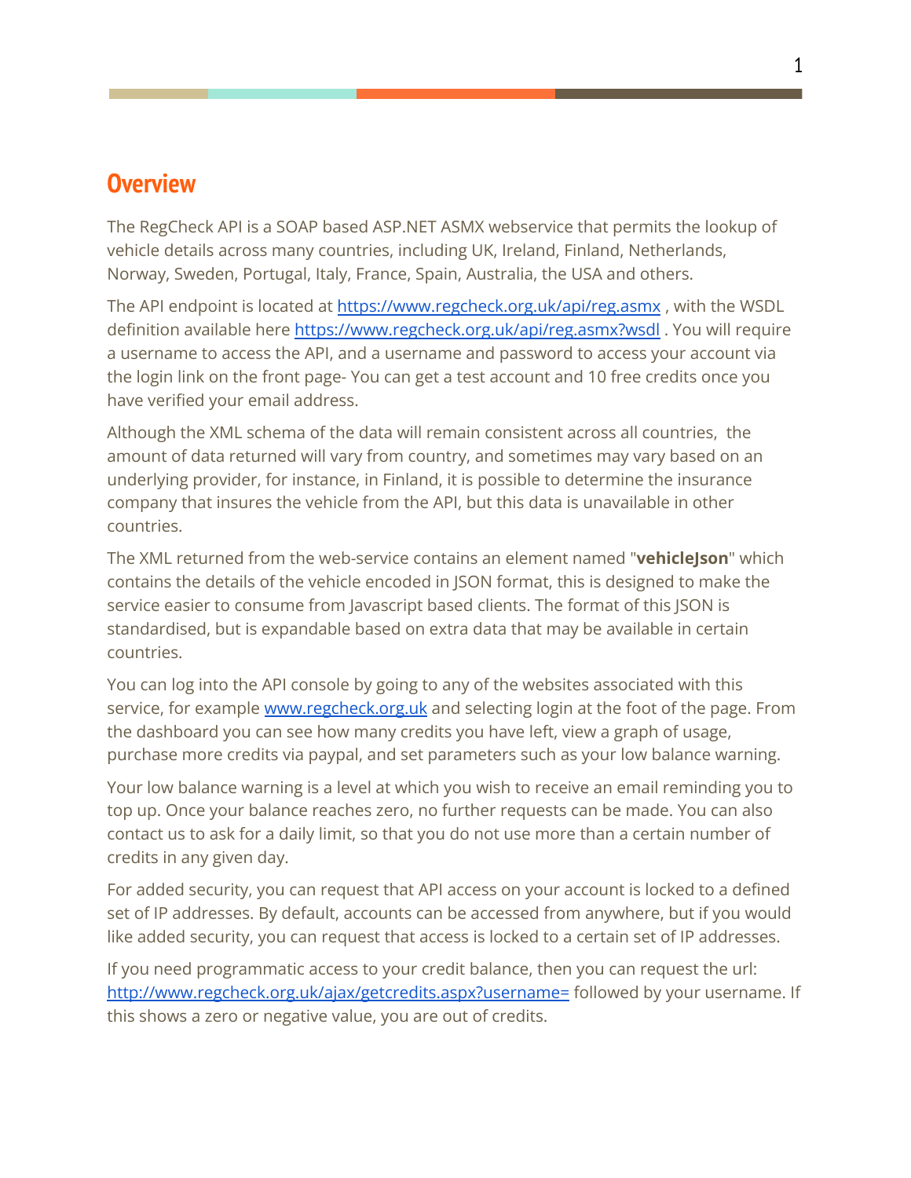# Overview

The RegCheck API is a SOAP based ASP.NET ASMX webservice that permits the lookup of vehicle details across many countries, including UK, Ireland, Finland, Netherlands, Norway, Sweden, Portugal, Italy, France, Spain, Australia, the USA and others.

The API endpoint is located at [https://www.regcheck.org.uk/api/reg.asmx](https://www.regcheck.org.uk/api/reg.asmx) , with the WSDL definition available here [https://www.regcheck.org.uk/api/reg.asmx?wsdl](https://www.regcheck.org.uk/api/reg.asmx?wsdl) . You will require a username to access the API, and a username and password to access your account via the login link on the front page- You can get a test account and 10 free credits once you have verified your email address.

Although the XML schema of the data will remain consistent across all countries,  the amount of data returned will vary from country, and sometimes may vary based on an underlying provider, for instance, in Finland, it is possible to determine the insurance company that insures the vehicle from the API, but this data is unavailable in other countries.

The XML returned from the web-service contains an element named "**vehicleJson**" which contains the details of the vehicle encoded in JSON format, this is designed to make the service easier to consume from Javascript based clients. The format of this JSON is standardised, but is expandable based on extra data that may be available in certain countries.

You can log into the API console by going to any of the websites associated with this service, for example [www.regcheck.org.uk](http://www.regcheck.org.uk) and selecting login at the foot of the page. From the dashboard you can see how many credits you have left, view a graph of usage, purchase more credits via paypal, and set parameters such as your low balance warning.

Your low balance warning is a level at which you wish to receive an email reminding you to top up. Once your balance reaches zero, no further requests can be made. You can also contact us to ask for a daily limit, so that you do not use more than a certain number of credits in any given day.

For added security, you can request that API access on your account is locked to a defined set of IP addresses. By default, accounts can be accessed from anywhere, but if you would like added security, you can request that access is locked to a certain set of IP addresses.

If you need programmatic access to your credit balance, then you can request the url: [http://www.regcheck.org.uk/ajax/getcredits.aspx?username=](http://www.regcheck.org.uk/ajax/getcredits.aspx?username=) followed by your username. If this shows a zero or negative value, you are out of credits.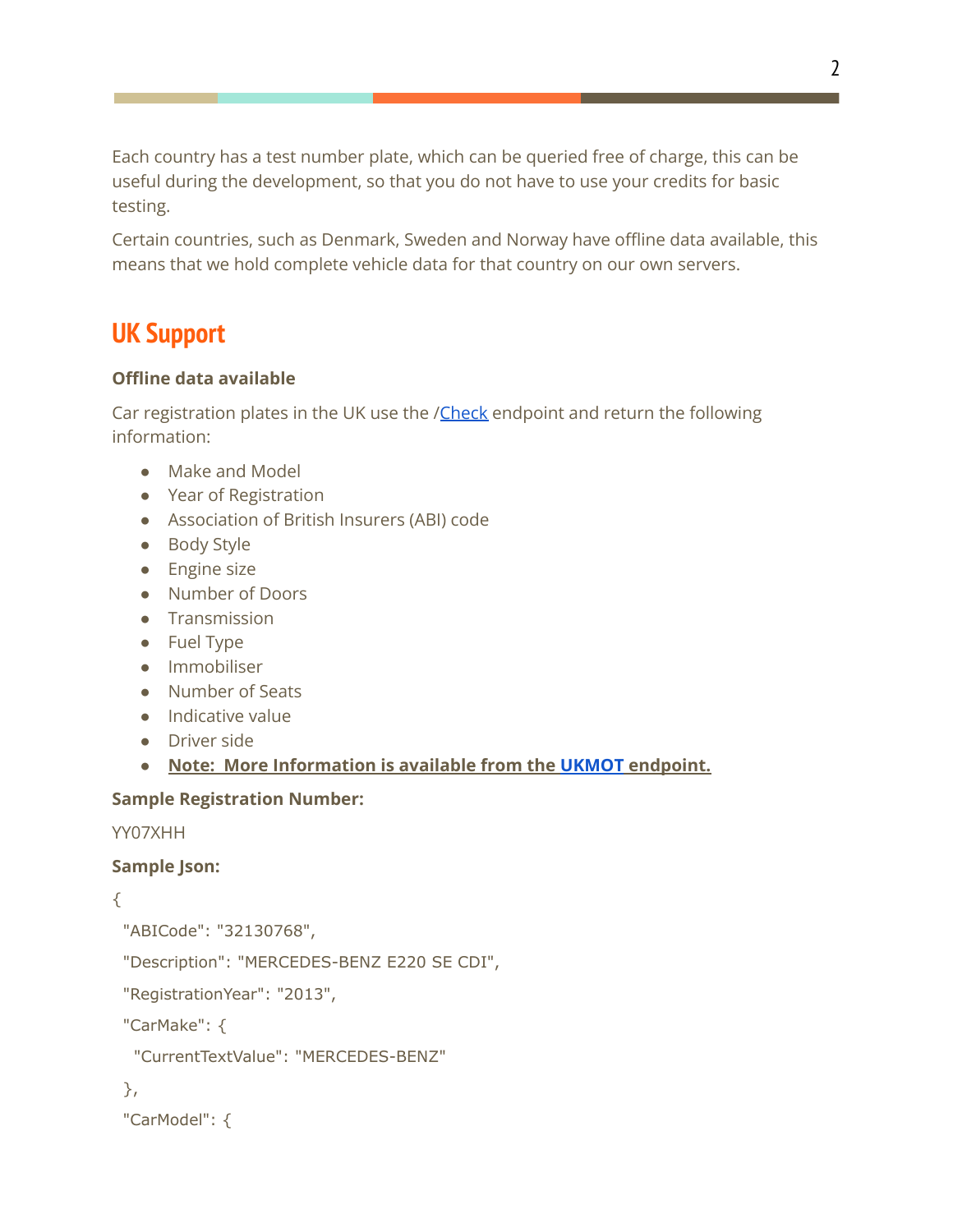Each country has a test number plate, which can be queried free of charge, this can be useful during the development, so that you do not have to use your credits for basic testing.

Certain countries, such as Denmark, Sweden and Norway have offline data available, this means that we hold complete vehicle data for that country on our own servers.

## UK Support

**Offline data available**

Car registration plates in the UK use the /Check endpoint and return the following information:

- Make and Model
- Year of Registration
- Association of British Insurers (ABI) code
- Body Style
- Engine size
- Number of Doors
- Transmission
- Fuel Type
- Immobiliser
- Number of Seats
- Indicative value
- Driver side
- **Note: More Information is available from the UKMOT endpoint.**

**Sample Registration Number:**

YY07XHH

**Sample Json:**

```
{
  "ABICode": "32130768",
  "Description": "MERCEDES-BENZ E220 SE CDI",
  "RegistrationYear": "2013",
  "CarMake": {
    "CurrentTextValue": "MERCEDES-BENZ"
  },
  "CarModel": {
```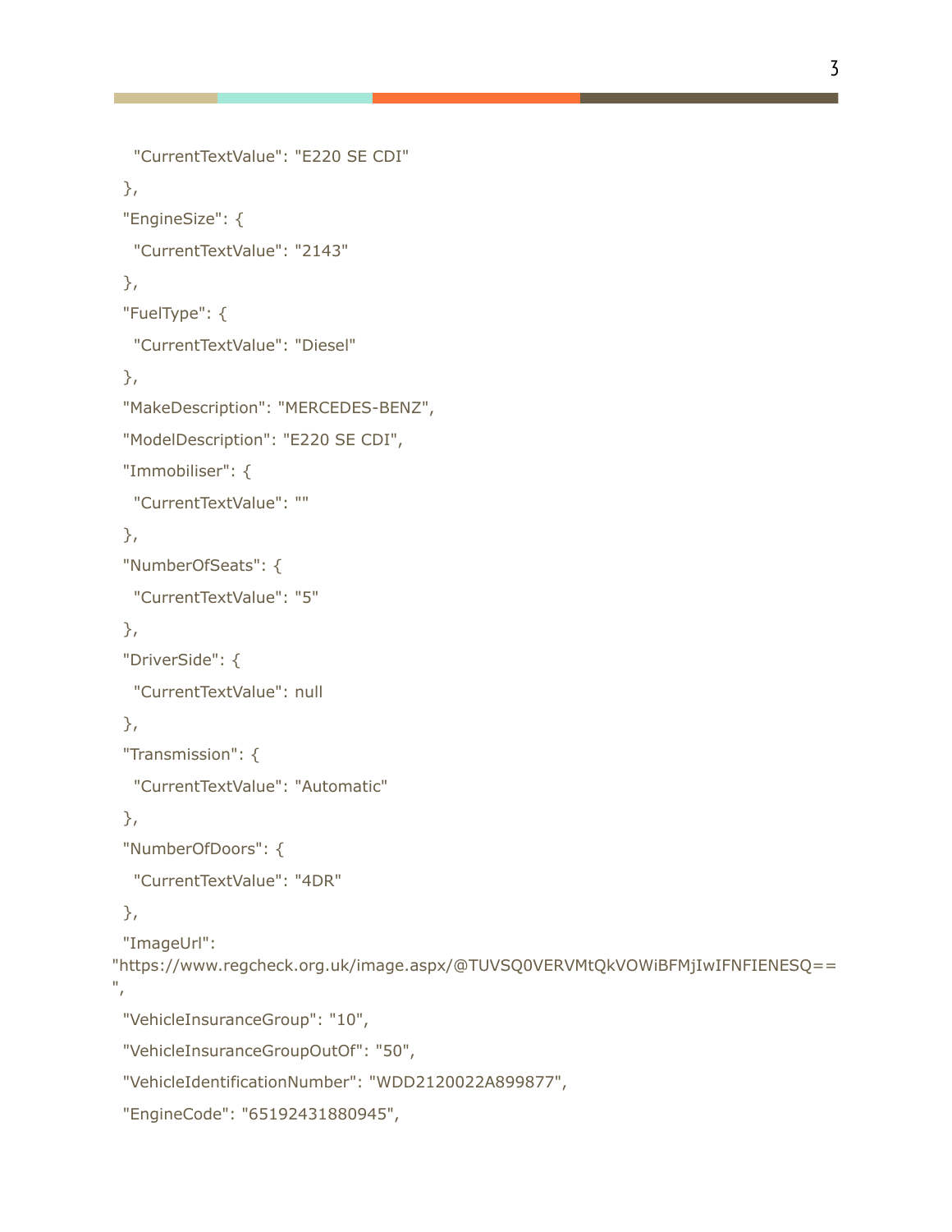```
   "CurrentTextValue": "E220 SE CDI"
  },
  "EngineSize": {
   "CurrentTextValue": "2143"
  },
  "FuelType": {
   "CurrentTextValue": "Diesel"
  },
  "MakeDescription": "MERCEDES-BENZ",
  "ModelDescription": "E220 SE CDI",
  "Immobiliser": {
   "CurrentTextValue": ""
  },
  "NumberOfSeats": {
   "CurrentTextValue": "5"
  },
  "DriverSide": {
   "CurrentTextValue": null
  },
  "Transmission": {
   "CurrentTextValue": "Automatic"
  },
  "NumberOfDoors": {
   "CurrentTextValue": "4DR"
  },
  "ImageUrl":
"https://www.regcheck.org.uk/image.aspx/@TUVSQ0VERVMtQkVOWiBFMjIwIFNFIENESQ==
",
  "VehicleInsuranceGroup": "10",
  "VehicleInsuranceGroupOutOf": "50",
  "VehicleIdentificationNumber": "WDD2120022A899877",
  "EngineCode": "65192431880945",
```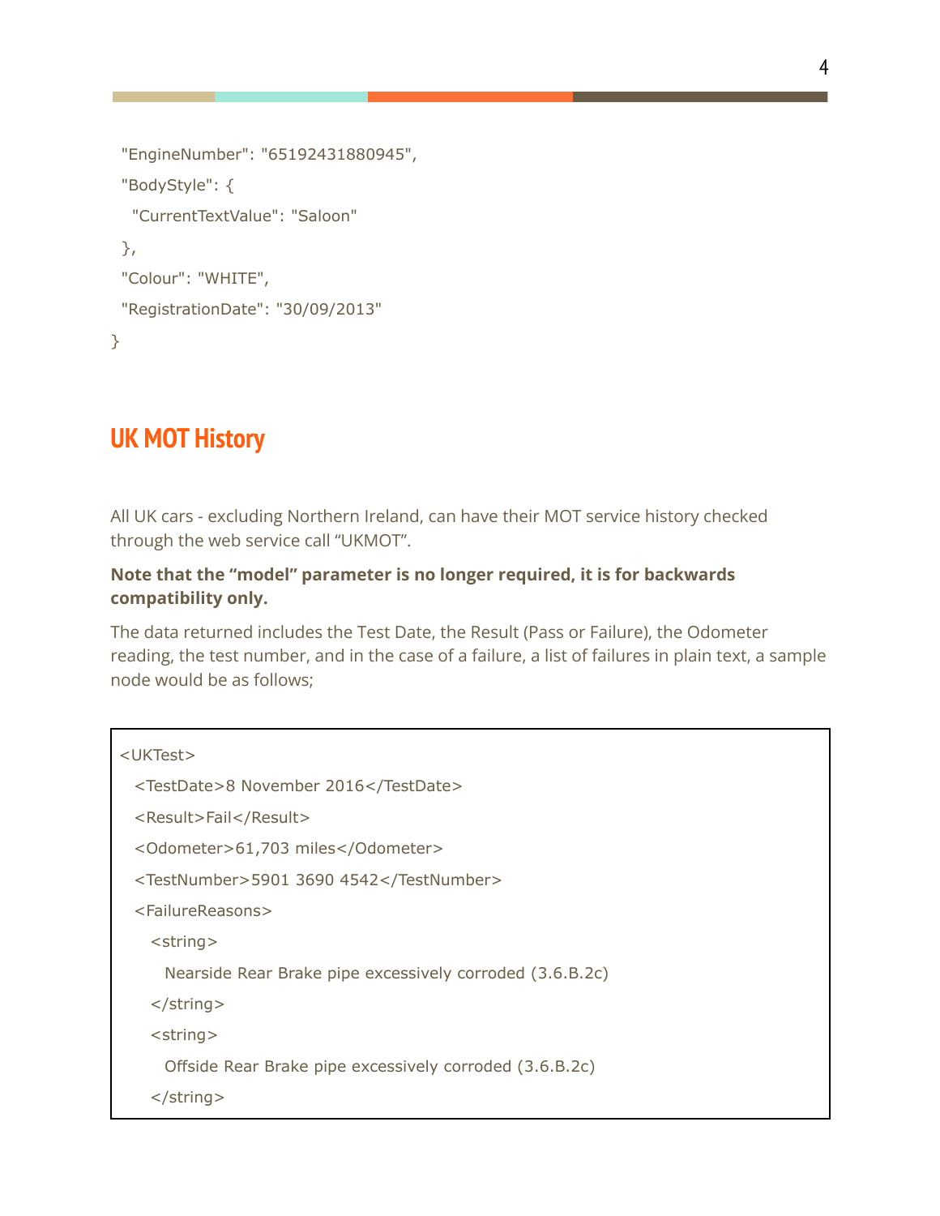```
  "EngineNumber": "65192431880945",
  "BodyStyle": {
    "CurrentTextValue": "Saloon"
  },
  "Colour": "WHITE",
  "RegistrationDate": "30/09/2013"
}
```

## UK MOT History

All UK cars - excluding Northern Ireland, can have their MOT service history checked through the web service call "UKMOT".

**Note that the "model" parameter is no longer required, it is for backwards compatibility only.**

The data returned includes the Test Date, the Result (Pass or Failure), the Odometer reading, the test number, and in the case of a failure, a list of failures in plain text, a sample node would be as follows;

```
<UKTest>
  <TestDate>8 November 2016</TestDate>
  <Result>Fail</Result>
  <Odometer>61,703 miles</Odometer>
  <TestNumber>5901 3690 4542</TestNumber>
  <FailureReasons>
    <string>
      Nearside Rear Brake pipe excessively corroded (3.6.B.2c)
    </string>
    <string>
      Offside Rear Brake pipe excessively corroded (3.6.B.2c)
    </string>
```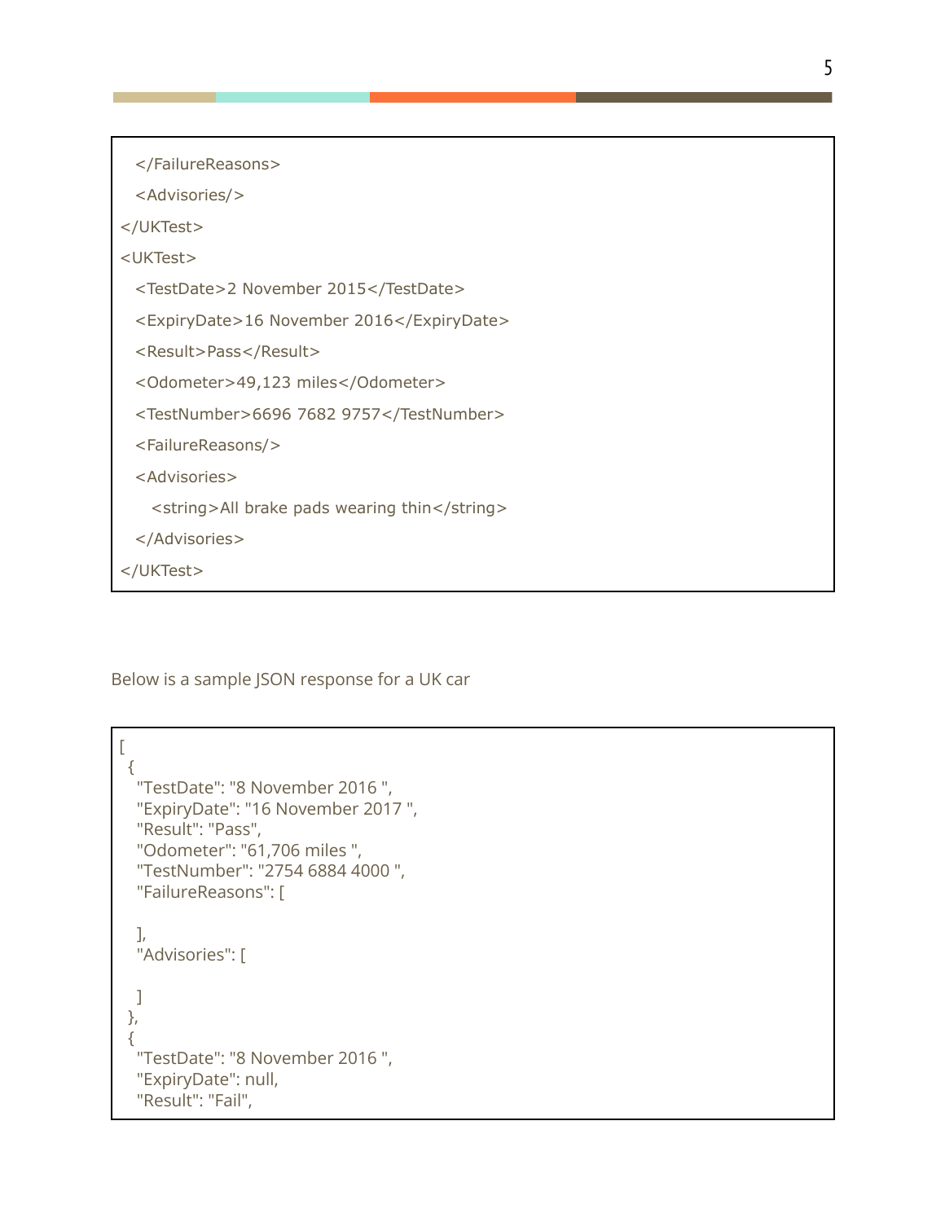```
  </FailureReasons>
  <Advisories/>
</UKTest>
<UKTest>
  <TestDate>2 November 2015</TestDate>
  <ExpiryDate>16 November 2016</ExpiryDate>
  <Result>Pass</Result>
  <Odometer>49,123 miles</Odometer>
  <TestNumber>6696 7682 9757</TestNumber>
  <FailureReasons/>
  <Advisories>
    <string>All brake pads wearing thin</string>
  </Advisories>
</UKTest>
```

Below is a sample JSON response for a UK car

```
[
 {
  "TestDate": "8 November 2016 ",
  "ExpiryDate": "16 November 2017 ",
  "Result": "Pass",
  "Odometer": "61,706 miles ",
  "TestNumber": "2754 6884 4000 ",
  "FailureReasons": [

  ],
  "Advisories": [

  ]
 },
 {
  "TestDate": "8 November 2016 ",
  "ExpiryDate": null,
  "Result": "Fail",
```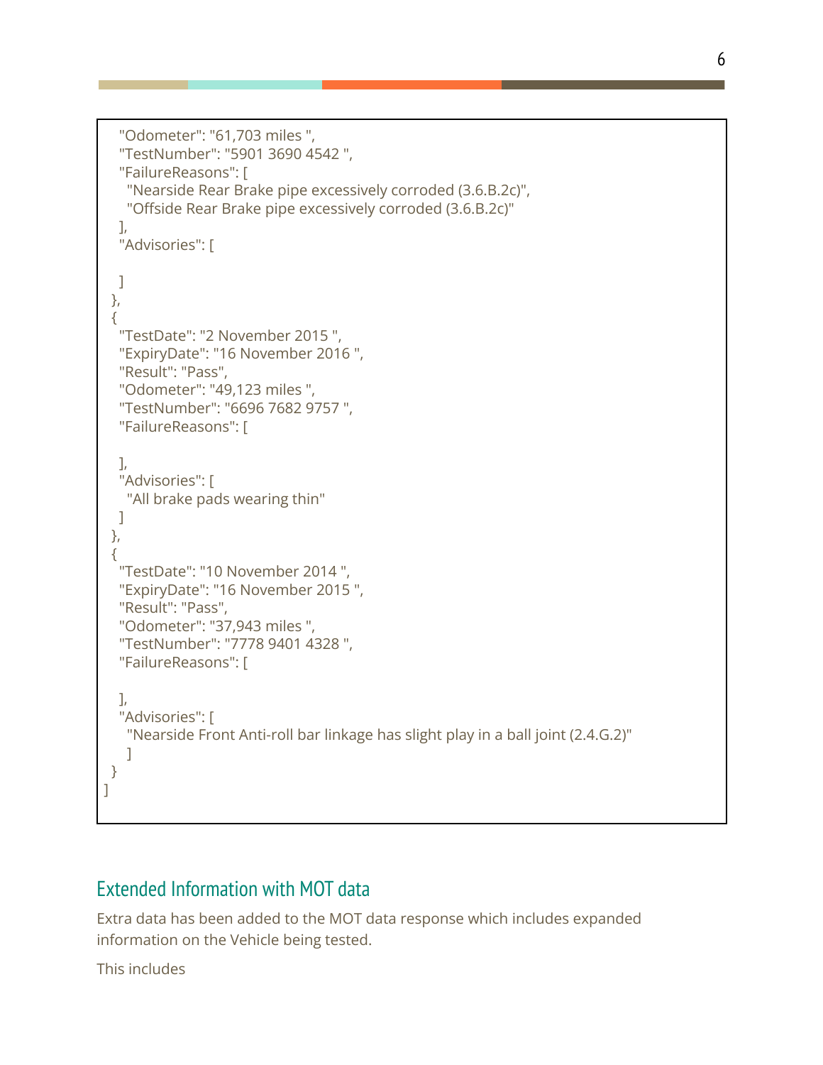```
    "Odometer": "61,703 miles ",
    "TestNumber": "5901 3690 4542 ",
    "FailureReasons": [
      "Nearside Rear Brake pipe excessively corroded (3.6.B.2c)",
      "Offside Rear Brake pipe excessively corroded (3.6.B.2c)"
    ],
    "Advisories": [

    ]
  },
  {
    "TestDate": "2 November 2015 ",
    "ExpiryDate": "16 November 2016 ",
    "Result": "Pass",
    "Odometer": "49,123 miles ",
    "TestNumber": "6696 7682 9757 ",
    "FailureReasons": [

    ],
    "Advisories": [
      "All brake pads wearing thin"
    ]
  },
  {
    "TestDate": "10 November 2014 ",
    "ExpiryDate": "16 November 2015 ",
    "Result": "Pass",
    "Odometer": "37,943 miles ",
    "TestNumber": "7778 9401 4328 ",
    "FailureReasons": [

    ],
    "Advisories": [
      "Nearside Front Anti-roll bar linkage has slight play in a ball joint (2.4.G.2)"
      ]
  }
]
```

## Extended Information with MOT data

Extra data has been added to the MOT data response which includes expanded information on the Vehicle being tested.

This includes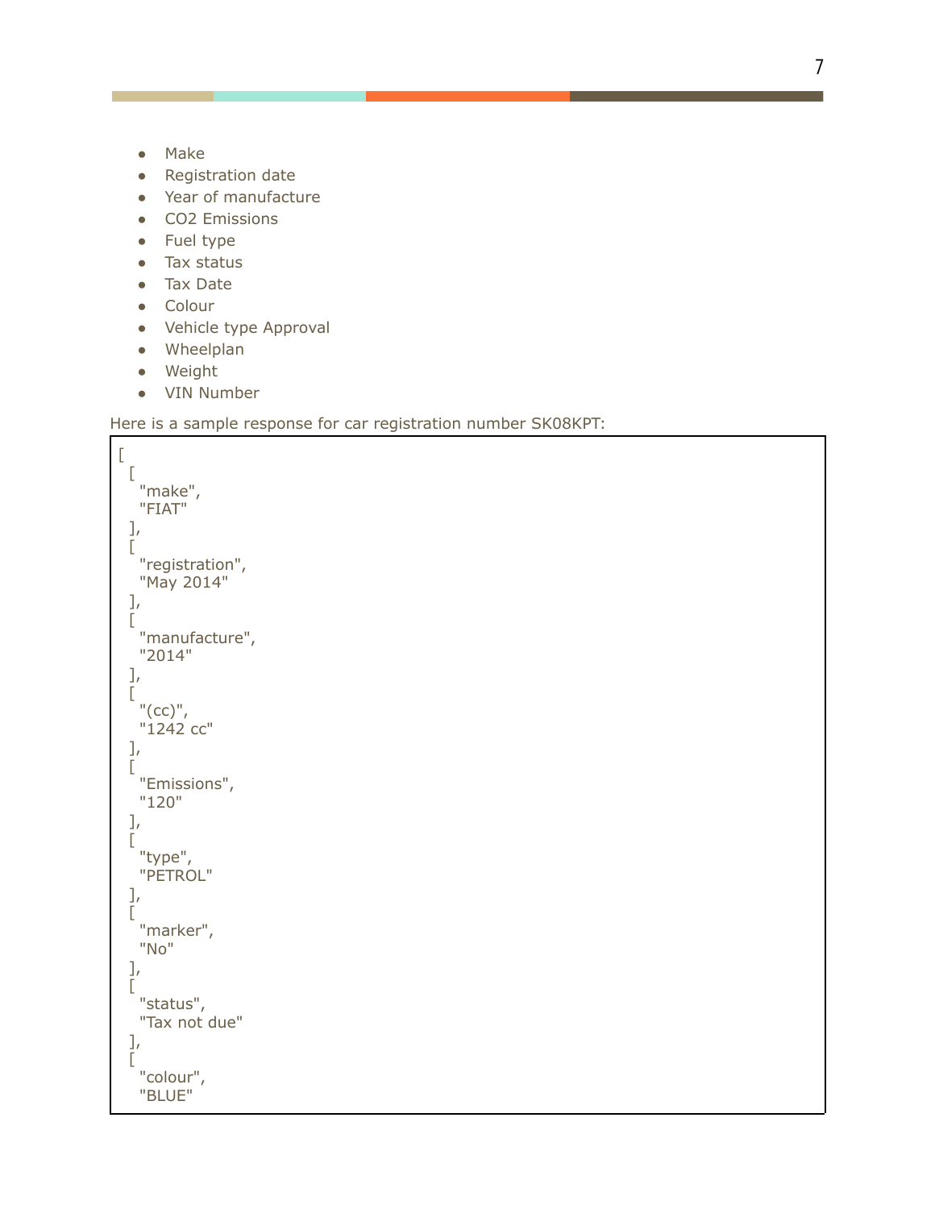- Make
- Registration date
- Year of manufacture
- CO2 Emissions
- Fuel type
- Tax status
- Tax Date
- Colour
- Vehicle type Approval
- Wheelplan
- Weight
- VIN Number

Here is a sample response for car registration number SK08KPT:

```
[
  [
    "make",
    "FIAT"
  ],
  [
    "registration",
    "May 2014"
  ],
  [
    "manufacture",
    "2014"
  ],
  [
    "(cc)",
    "1242 cc"
  ],
  [
    "Emissions",
    "120"
  ],
  [
    "type",
    "PETROL"
  ],
  [
    "marker",
    "No"
  ],
  [
    "status",
    "Tax not due"
  ],
  [
    "colour",
    "BLUE"
```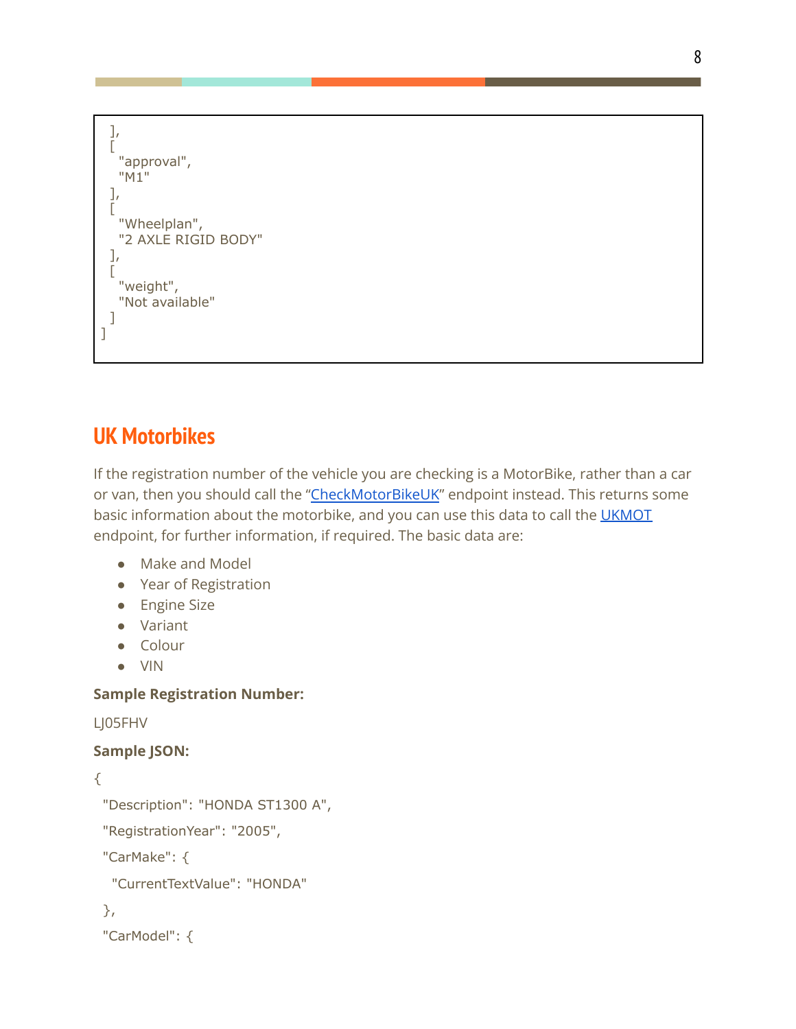```
  ],
  [
    "approval",
    "M1"
  ],
  [
    "Wheelplan",
    "2 AXLE RIGID BODY"
  ],
  [
    "weight",
    "Not available"
  ]
]
```

## UK Motorbikes

If the registration number of the vehicle you are checking is a MotorBike, rather than a car or van, then you should call the "CheckMotorBikeUK" endpoint instead. This returns some basic information about the motorbike, and you can use this data to call the UKMOT endpoint, for further information, if required. The basic data are:

- Make and Model
- Year of Registration
- Engine Size
- Variant
- Colour
- VIN

**Sample Registration Number:**

LJ05FHV

**Sample JSON:**

```
{
  "Description": "HONDA ST1300 A",
  "RegistrationYear": "2005",
  "CarMake": {
    "CurrentTextValue": "HONDA"
  },
  "CarModel": {
```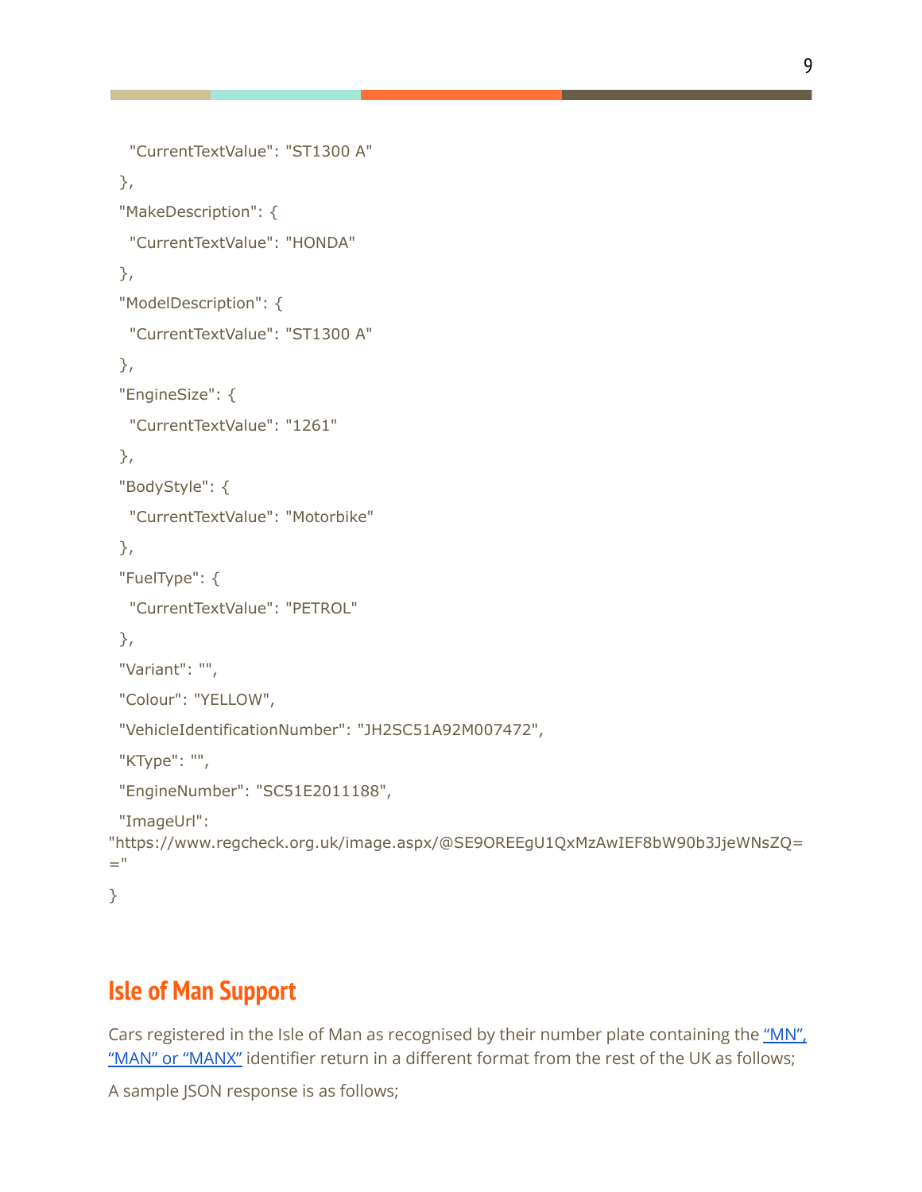```
    "CurrentTextValue": "ST1300 A"
  },
  "MakeDescription": {
    "CurrentTextValue": "HONDA"
  },
  "ModelDescription": {
    "CurrentTextValue": "ST1300 A"
  },
  "EngineSize": {
    "CurrentTextValue": "1261"
  },
  "BodyStyle": {
    "CurrentTextValue": "Motorbike"
  },
  "FuelType": {
    "CurrentTextValue": "PETROL"
  },
  "Variant": "",
  "Colour": "YELLOW",
  "VehicleIdentificationNumber": "JH2SC51A92M007472",
  "KType": "",
  "EngineNumber": "SC51E2011188",
  "ImageUrl":
"https://www.regcheck.org.uk/image.aspx/@SE9OREEgU1QxMzAwIEF8bW90b3JjeWNsZQ=="
}
```

## Isle of Man Support

Cars registered in the Isle of Man as recognised by their number plate containing the [“MN”, “MAN” or “MANX”]() identifier return in a different format from the rest of the UK as follows;

A sample JSON response is as follows;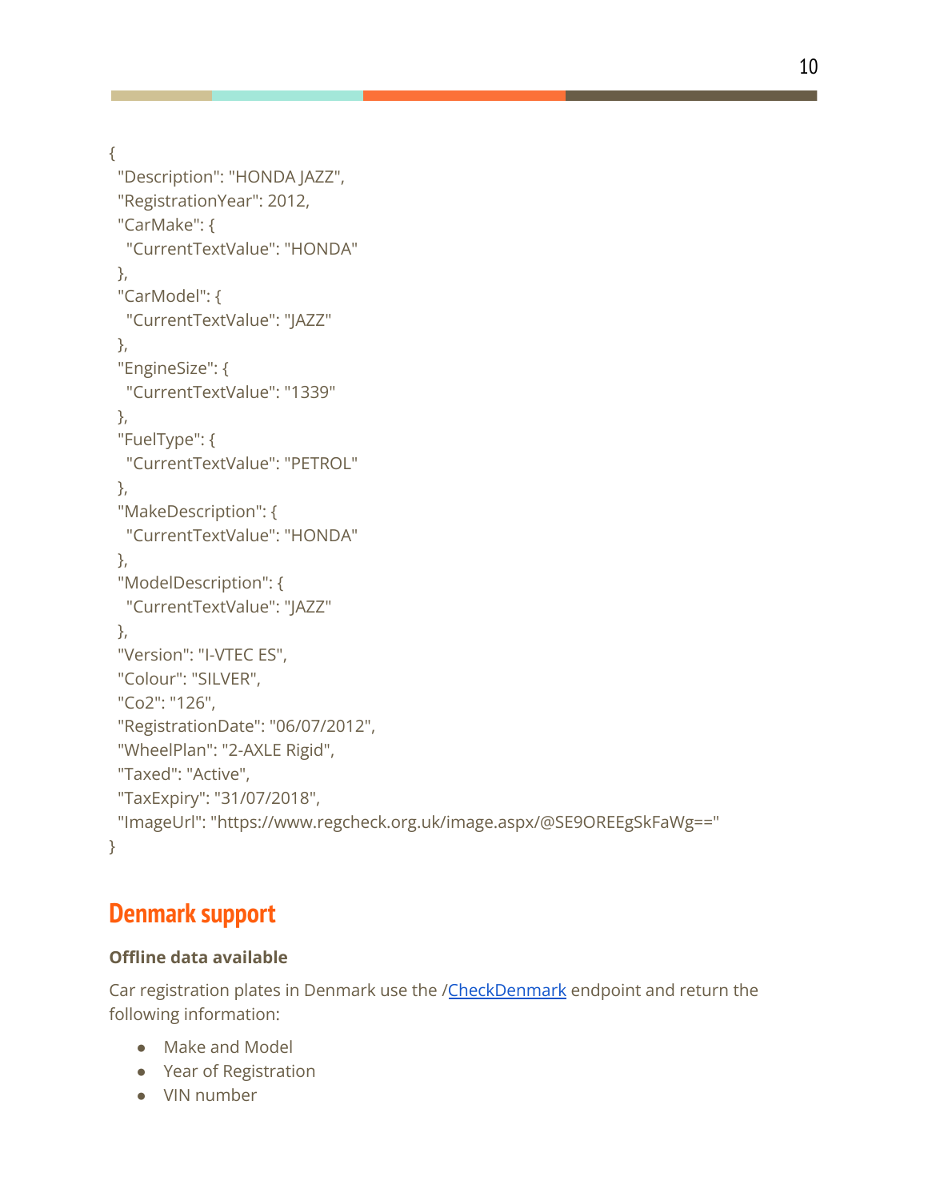```
{
  "Description": "HONDA JAZZ",
  "RegistrationYear": 2012,
  "CarMake": {
    "CurrentTextValue": "HONDA"
  },
  "CarModel": {
    "CurrentTextValue": "JAZZ"
  },
  "EngineSize": {
    "CurrentTextValue": "1339"
  },
  "FuelType": {
    "CurrentTextValue": "PETROL"
  },
  "MakeDescription": {
    "CurrentTextValue": "HONDA"
  },
  "ModelDescription": {
    "CurrentTextValue": "JAZZ"
  },
  "Version": "I-VTEC ES",
  "Colour": "SILVER",
  "Co2": "126",
  "RegistrationDate": "06/07/2012",
  "WheelPlan": "2-AXLE Rigid",
  "Taxed": "Active",
  "TaxExpiry": "31/07/2018",
  "ImageUrl": "https://www.regcheck.org.uk/image.aspx/@SE9OREEgSkFaWg=="
}
```

## Denmark support

**Offline data available**

Car registration plates in Denmark use the /CheckDenmark endpoint and return the following information:

- Make and Model
- Year of Registration
- VIN number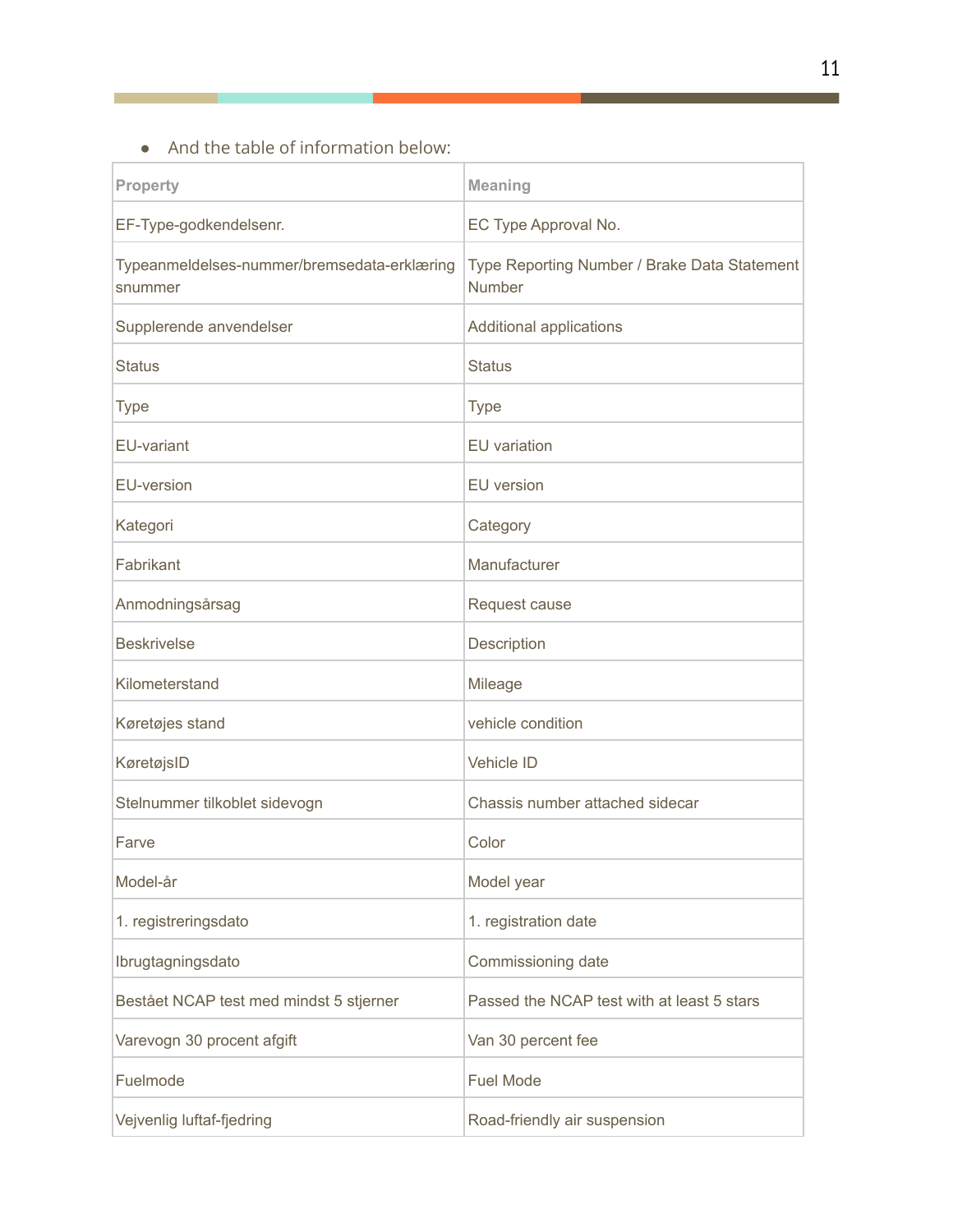- And the table of information below:

| Property | Meaning |
|---|---|
| EF-Type-godkendelsenr. | EC Type Approval No. |
| Typeanmeldelses-nummer/bremsedata-erklæringsnummer | Type Reporting Number / Brake Data Statement Number |
| Supplerende anvendelser | Additional applications |
| Status | Status |
| Type | Type |
| EU-variant | EU variation |
| EU-version | EU version |
| Kategori | Category |
| Fabrikant | Manufacturer |
| Anmodningsårsag | Request cause |
| Beskrivelse | Description |
| Kilometerstand | Mileage |
| Køretøjes stand | vehicle condition |
| KøretøjsID | Vehicle ID |
| Stelnummer tilkoblet sidevogn | Chassis number attached sidecar |
| Farve | Color |
| Model-år | Model year |
| 1. registreringsdato | 1. registration date |
| Ibrugtagningsdato | Commissioning date |
| Bestået NCAP test med mindst 5 stjerner | Passed the NCAP test with at least 5 stars |
| Varevogn 30 procent afgift | Van 30 percent fee |
| Fuelmode | Fuel Mode |
| Vejvenlig luftaf-fjedring | Road-friendly air suspension |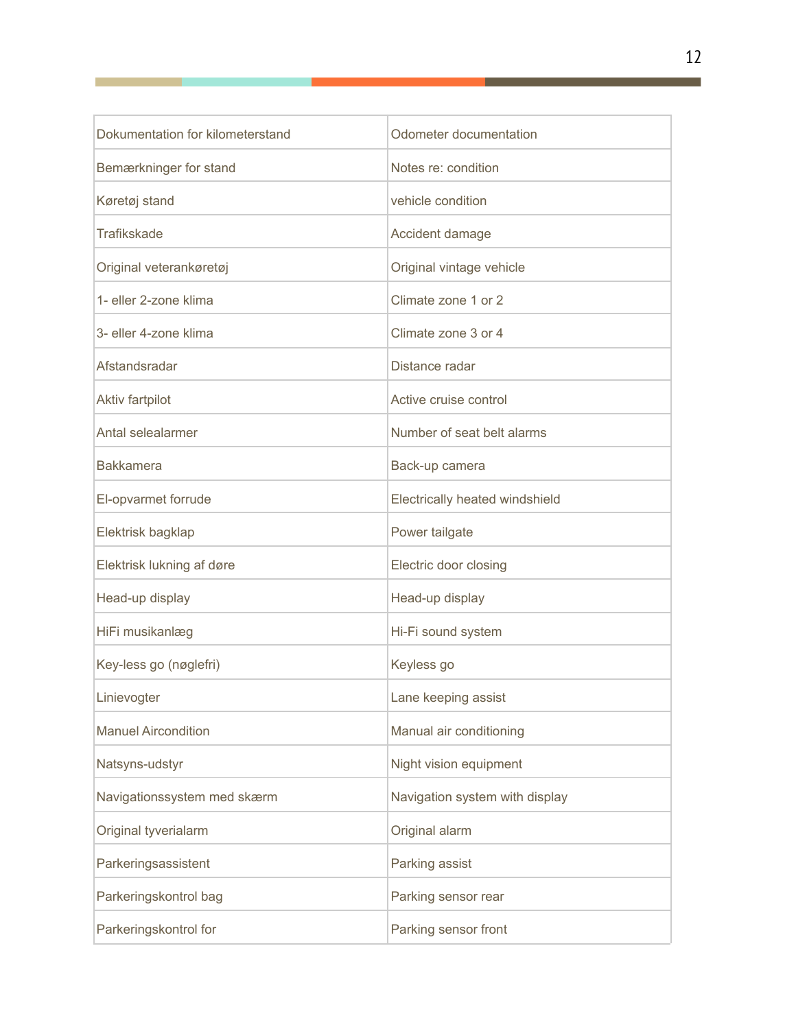| Dokumentation for kilometerstand | Odometer documentation |
|---|---|
| Bemærkninger for stand | Notes re: condition |
| Køretøj stand | vehicle condition |
| Trafikskade | Accident damage |
| Original veterankøretøj | Original vintage vehicle |
| 1- eller 2-zone klima | Climate zone 1 or 2 |
| 3- eller 4-zone klima | Climate zone 3 or 4 |
| Afstandsradar | Distance radar |
| Aktiv fartpilot | Active cruise control |
| Antal selealarmer | Number of seat belt alarms |
| Bakkamera | Back-up camera |
| El-opvarmet forrude | Electrically heated windshield |
| Elektrisk bagklap | Power tailgate |
| Elektrisk lukning af døre | Electric door closing |
| Head-up display | Head-up display |
| HiFi musikanlæg | Hi-Fi sound system |
| Key-less go (nøglefri) | Keyless go |
| Linievogter | Lane keeping assist |
| Manuel Aircondition | Manual air conditioning |
| Natsyns-udstyr | Night vision equipment |
| Navigationssystem med skærm | Navigation system with display |
| Original tyverialarm | Original alarm |
| Parkeringsassistent | Parking assist |
| Parkeringskontrol bag | Parking sensor rear |
| Parkeringskontrol for | Parking sensor front |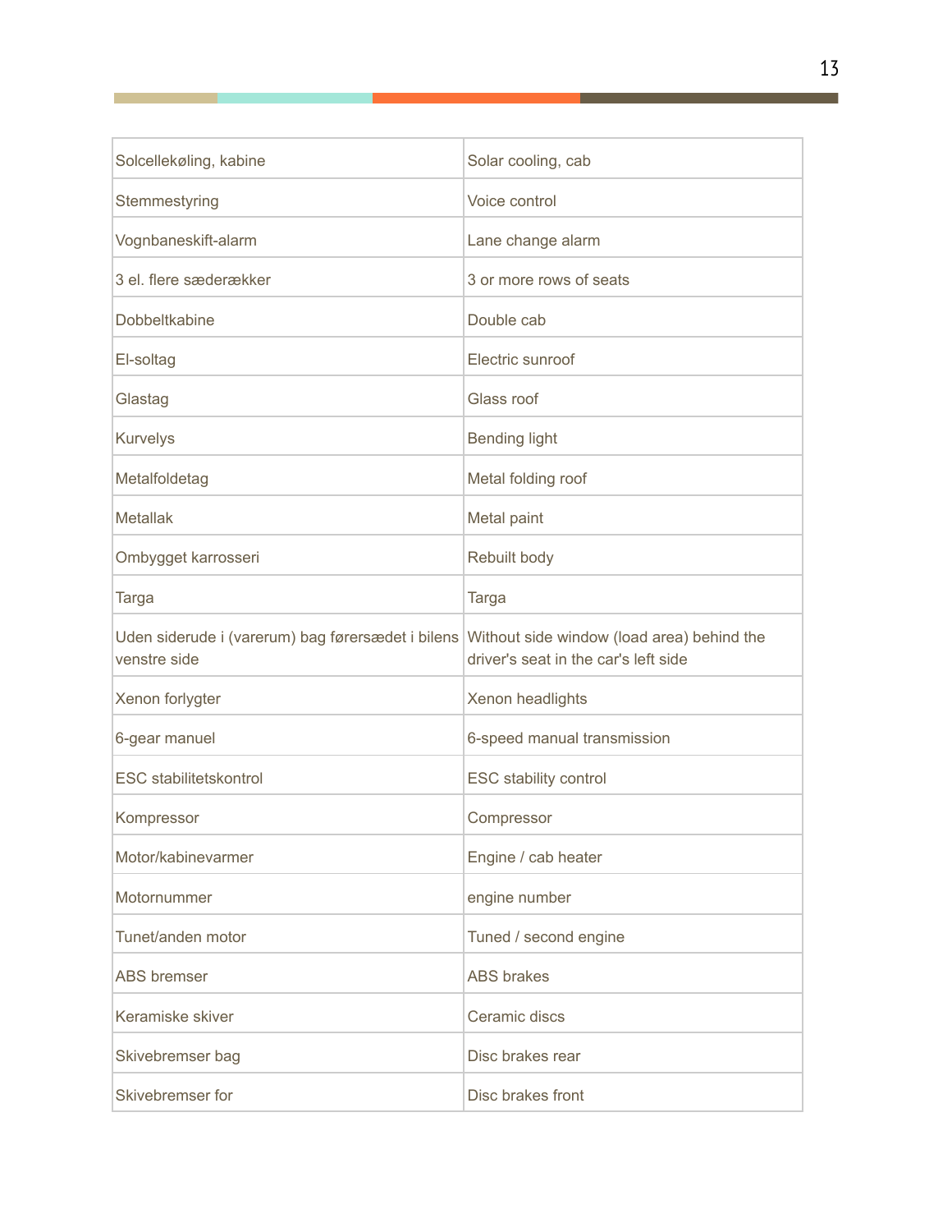| Solcellekøling, kabine | Solar cooling, cab |
|---|---|
| Stemmestyring | Voice control |
| Vognbaneskift-alarm | Lane change alarm |
| 3 el. flere sæderækker | 3 or more rows of seats |
| Dobbeltkabine | Double cab |
| El-soltag | Electric sunroof |
| Glastag | Glass roof |
| Kurvelys | Bending light |
| Metalfoldetag | Metal folding roof |
| Metallak | Metal paint |
| Ombygget karrosseri | Rebuilt body |
| Targa | Targa |
| Uden siderude i (varerum) bag førersædet i bilens venstre side | Without side window (load area) behind the driver's seat in the car's left side |
| Xenon forlygter | Xenon headlights |
| 6-gear manuel | 6-speed manual transmission |
| ESC stabilitetskontrol | ESC stability control |
| Kompressor | Compressor |
| Motor/kabinevarmer | Engine / cab heater |
| Motornummer | engine number |
| Tunet/anden motor | Tuned / second engine |
| ABS bremser | ABS brakes |
| Keramiske skiver | Ceramic discs |
| Skivebremser bag | Disc brakes rear |
| Skivebremser for | Disc brakes front |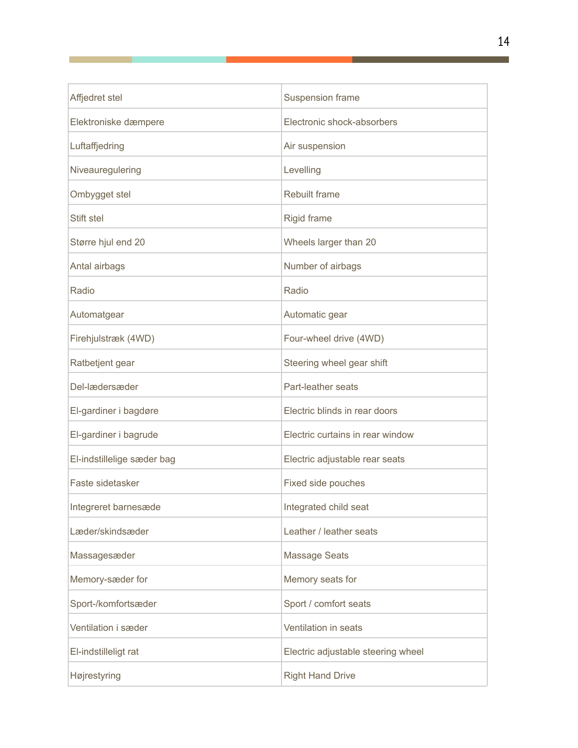| Affjedret stel | Suspension frame |
|---|---|
| Elektroniske dæmpere | Electronic shock-absorbers |
| Luftaffjedring | Air suspension |
| Niveauregulering | Levelling |
| Ombygget stel | Rebuilt frame |
| Stift stel | Rigid frame |
| Større hjul end 20 | Wheels larger than 20 |
| Antal airbags | Number of airbags |
| Radio | Radio |
| Automatgear | Automatic gear |
| Firehjulstræk (4WD) | Four-wheel drive (4WD) |
| Ratbetjent gear | Steering wheel gear shift |
| Del-lædersæder | Part-leather seats |
| El-gardiner i bagdøre | Electric blinds in rear doors |
| El-gardiner i bagrude | Electric curtains in rear window |
| El-indstillelige sæder bag | Electric adjustable rear seats |
| Faste sidetasker | Fixed side pouches |
| Integreret barnesæde | Integrated child seat |
| Læder/skindsæder | Leather / leather seats |
| Massagesæder | Massage Seats |
| Memory-sæder for | Memory seats for |
| Sport-/komfortsæder | Sport / comfort seats |
| Ventilation i sæder | Ventilation in seats |
| El-indstilleligt rat | Electric adjustable steering wheel |
| Højrestyring | Right Hand Drive |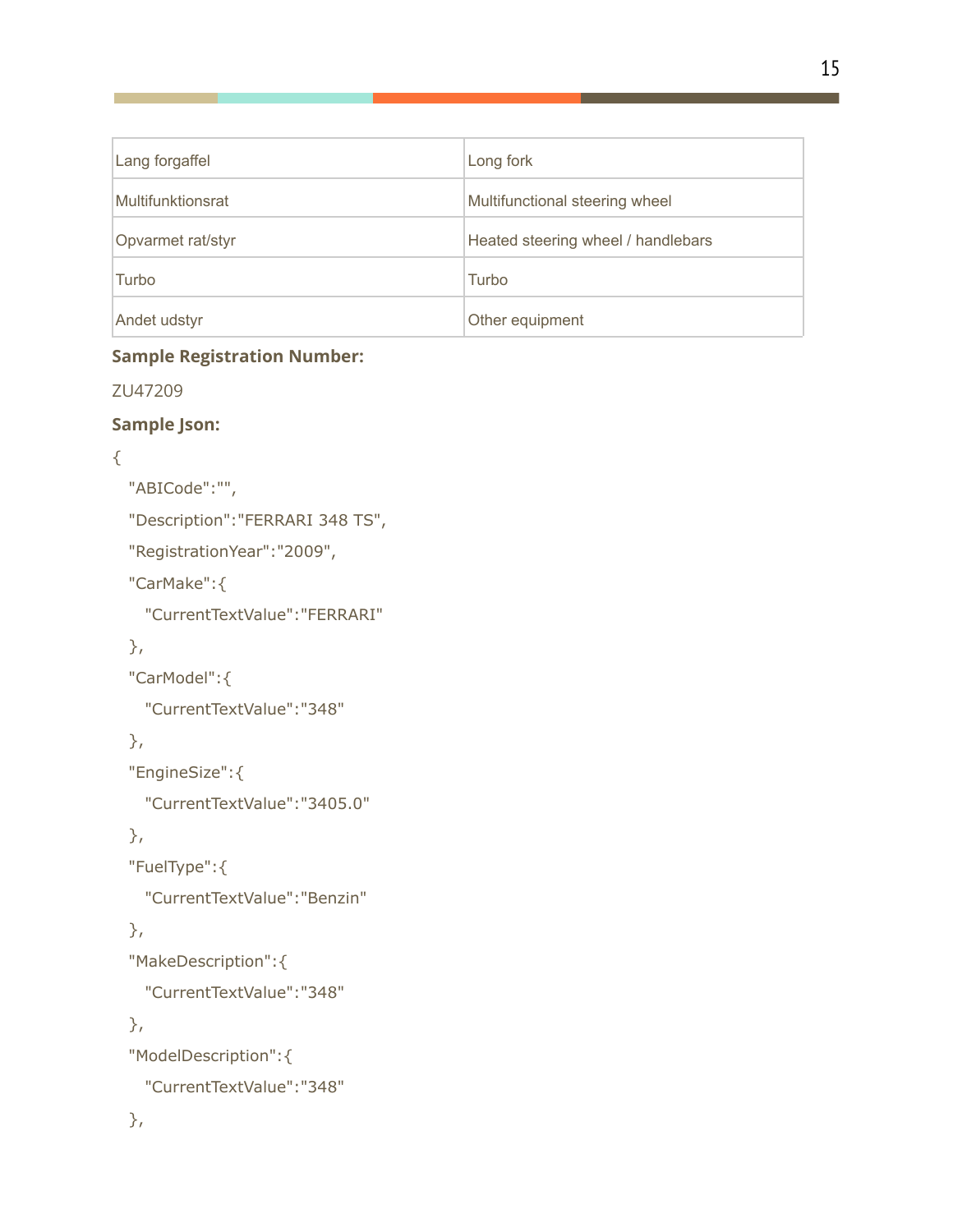| Lang forgaffel | Long fork |
| --- | --- |
| Multifunktionsrat | Multifunctional steering wheel |
| Opvarmet rat/styr | Heated steering wheel / handlebars |
| Turbo | Turbo |
| Andet udstyr | Other equipment |

**Sample Registration Number:**

ZU47209

**Sample Json:**

```
{
  "ABICode":"",
  "Description":"FERRARI 348 TS",
  "RegistrationYear":"2009",
  "CarMake":{
    "CurrentTextValue":"FERRARI"
  },
  "CarModel":{
    "CurrentTextValue":"348"
  },
  "EngineSize":{
    "CurrentTextValue":"3405.0"
  },
  "FuelType":{
    "CurrentTextValue":"Benzin"
  },
  "MakeDescription":{
    "CurrentTextValue":"348"
  },
  "ModelDescription":{
    "CurrentTextValue":"348"
  },
```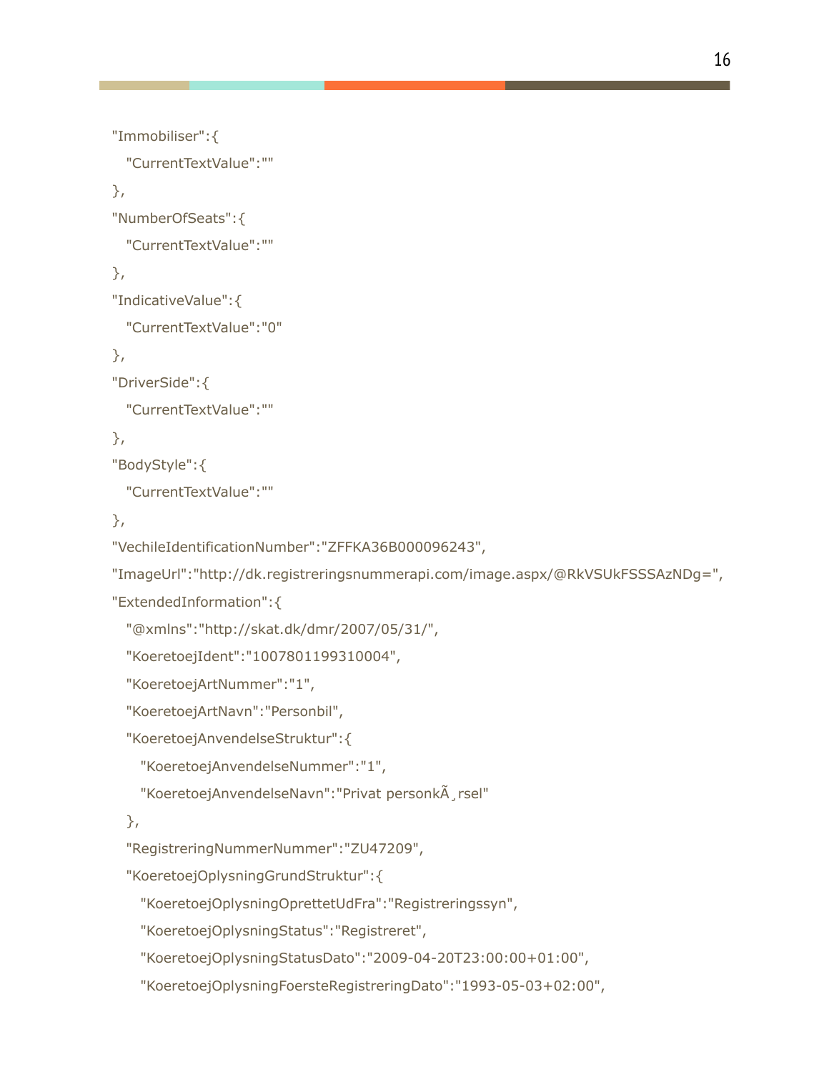```
"Immobiliser":{
  "CurrentTextValue":""
},
"NumberOfSeats":{
  "CurrentTextValue":""
},
"IndicativeValue":{
  "CurrentTextValue":"0"
},
"DriverSide":{
  "CurrentTextValue":""
},
"BodyStyle":{
  "CurrentTextValue":""
},
"VechileIdentificationNumber":"ZFFKA36B000096243",
"ImageUrl":"http://dk.registreringsnummerapi.com/image.aspx/@RkVSUkFSSSAzNDg=",
"ExtendedInformation":{
  "@xmlns":"http://skat.dk/dmr/2007/05/31/",
  "KoeretoejIdent":"1007801199310004",
  "KoeretoejArtNummer":"1",
  "KoeretoejArtNavn":"Personbil",
  "KoeretoejAnvendelseStruktur":{
    "KoeretoejAnvendelseNummer":"1",
    "KoeretoejAnvendelseNavn":"Privat personkÃ¸rsel"
  },
  "RegistreringNummerNummer":"ZU47209",
  "KoeretoejOplysningGrundStruktur":{
    "KoeretoejOplysningOprettetUdFra":"Registreringssyn",
    "KoeretoejOplysningStatus":"Registreret",
    "KoeretoejOplysningStatusDato":"2009-04-20T23:00:00+01:00",
    "KoeretoejOplysningFoersteRegistreringDato":"1993-05-03+02:00",
```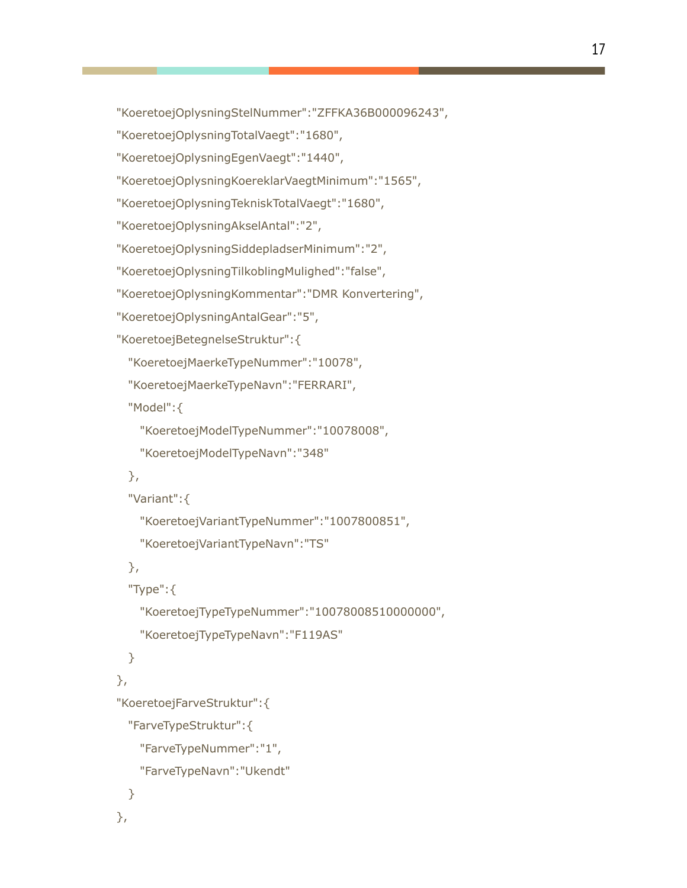```
"KoeretoejOplysningStelNummer":"ZFFKA36B000096243",
"KoeretoejOplysningTotalVaegt":"1680",
"KoeretoejOplysningEgenVaegt":"1440",
"KoeretoejOplysningKoereklarVaegtMinimum":"1565",
"KoeretoejOplysningTekniskTotalVaegt":"1680",
"KoeretoejOplysningAkselAntal":"2",
"KoeretoejOplysningSiddepladserMinimum":"2",
"KoeretoejOplysningTilkoblingMulighed":"false",
"KoeretoejOplysningKommentar":"DMR Konvertering",
"KoeretoejOplysningAntalGear":"5",
"KoeretoejBetegnelseStruktur":{
  "KoeretoejMaerkeTypeNummer":"10078",
  "KoeretoejMaerkeTypeNavn":"FERRARI",
  "Model":{
    "KoeretoejModelTypeNummer":"10078008",
    "KoeretoejModelTypeNavn":"348"
  },
  "Variant":{
    "KoeretoejVariantTypeNummer":"1007800851",
    "KoeretoejVariantTypeNavn":"TS"
  },
  "Type":{
    "KoeretoejTypeTypeNummer":"10078008510000000",
    "KoeretoejTypeTypeNavn":"F119AS"
  }
},
"KoeretoejFarveStruktur":{
  "FarveTypeStruktur":{
    "FarveTypeNummer":"1",
    "FarveTypeNavn":"Ukendt"
  }
},
```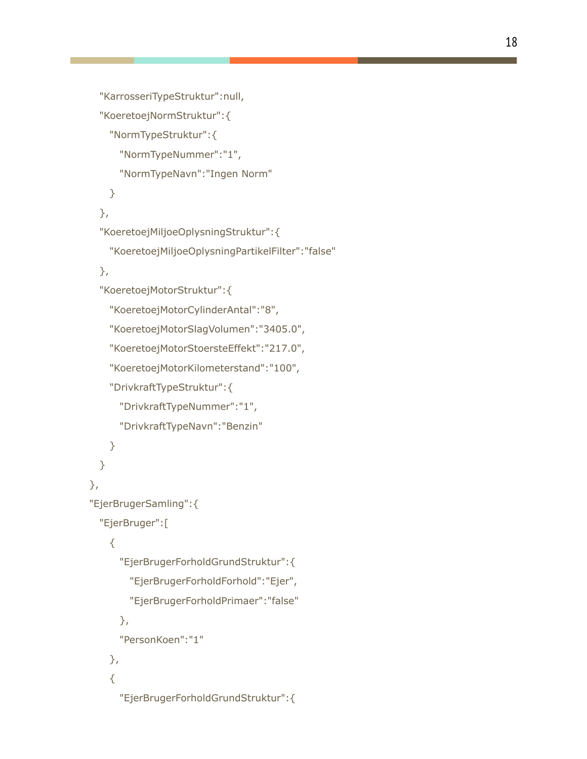```
    "KarrosseriTypeStruktur":null,
    "KoeretoejNormStruktur":{
      "NormTypeStruktur":{
        "NormTypeNummer":"1",
        "NormTypeNavn":"Ingen Norm"
      }
    },
    "KoeretoejMiljoeOplysningStruktur":{
      "KoeretoejMiljoeOplysningPartikelFilter":"false"
    },
    "KoeretoejMotorStruktur":{
      "KoeretoejMotorCylinderAntal":"8",
      "KoeretoejMotorSlagVolumen":"3405.0",
      "KoeretoejMotorStoersteEffekt":"217.0",
      "KoeretoejMotorKilometerstand":"100",
      "DrivkraftTypeStruktur":{
        "DrivkraftTypeNummer":"1",
        "DrivkraftTypeNavn":"Benzin"
      }
    }
  },
  "EjerBrugerSamling":{
    "EjerBruger":[
      {
        "EjerBrugerForholdGrundStruktur":{
          "EjerBrugerForholdForhold":"Ejer",
          "EjerBrugerForholdPrimaer":"false"
        },
        "PersonKoen":"1"
      },
      {
        "EjerBrugerForholdGrundStruktur":{
```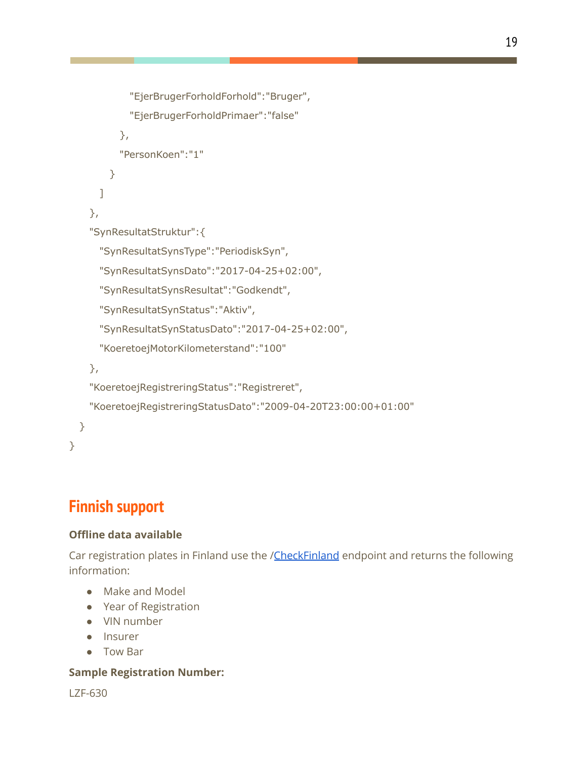```
            "EjerBrugerForholdForhold":"Bruger",
            "EjerBrugerForholdPrimaer":"false"
          },
          "PersonKoen":"1"
        }
      ]
    },
    "SynResultatStruktur":{
      "SynResultatSynsType":"PeriodiskSyn",
      "SynResultatSynsDato":"2017-04-25+02:00",
      "SynResultatSynsResultat":"Godkendt",
      "SynResultatSynStatus":"Aktiv",
      "SynResultatSynStatusDato":"2017-04-25+02:00",
      "KoeretoejMotorKilometerstand":"100"
    },
    "KoeretoejRegistreringStatus":"Registreret",
    "KoeretoejRegistreringStatusDato":"2009-04-20T23:00:00+01:00"
  }
}
```

## Finnish support

**Offline data available**

Car registration plates in Finland use the /CheckFinland endpoint and returns the following information:

- Make and Model
- Year of Registration
- VIN number
- Insurer
- Tow Bar

**Sample Registration Number:**

LZF-630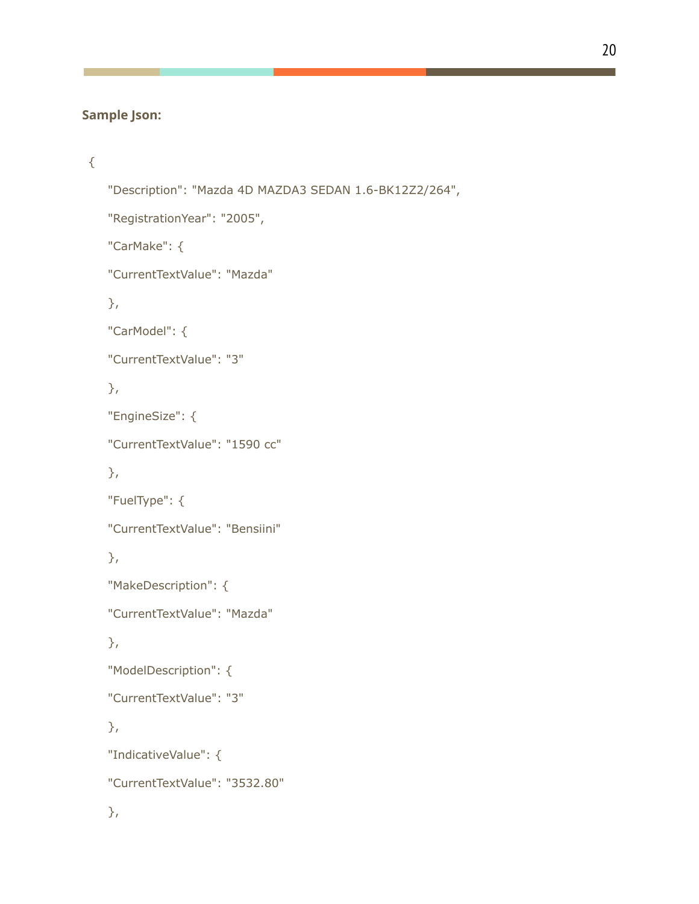**Sample Json:**

```
{
    "Description": "Mazda 4D MAZDA3 SEDAN 1.6-BK12Z2/264",
    "RegistrationYear": "2005",
    "CarMake": {
    "CurrentTextValue": "Mazda"
    },
    "CarModel": {
    "CurrentTextValue": "3"
    },
    "EngineSize": {
    "CurrentTextValue": "1590 cc"
    },
    "FuelType": {
    "CurrentTextValue": "Bensiini"
    },
    "MakeDescription": {
    "CurrentTextValue": "Mazda"
    },
    "ModelDescription": {
    "CurrentTextValue": "3"
    },
    "IndicativeValue": {
    "CurrentTextValue": "3532.80"
    },
```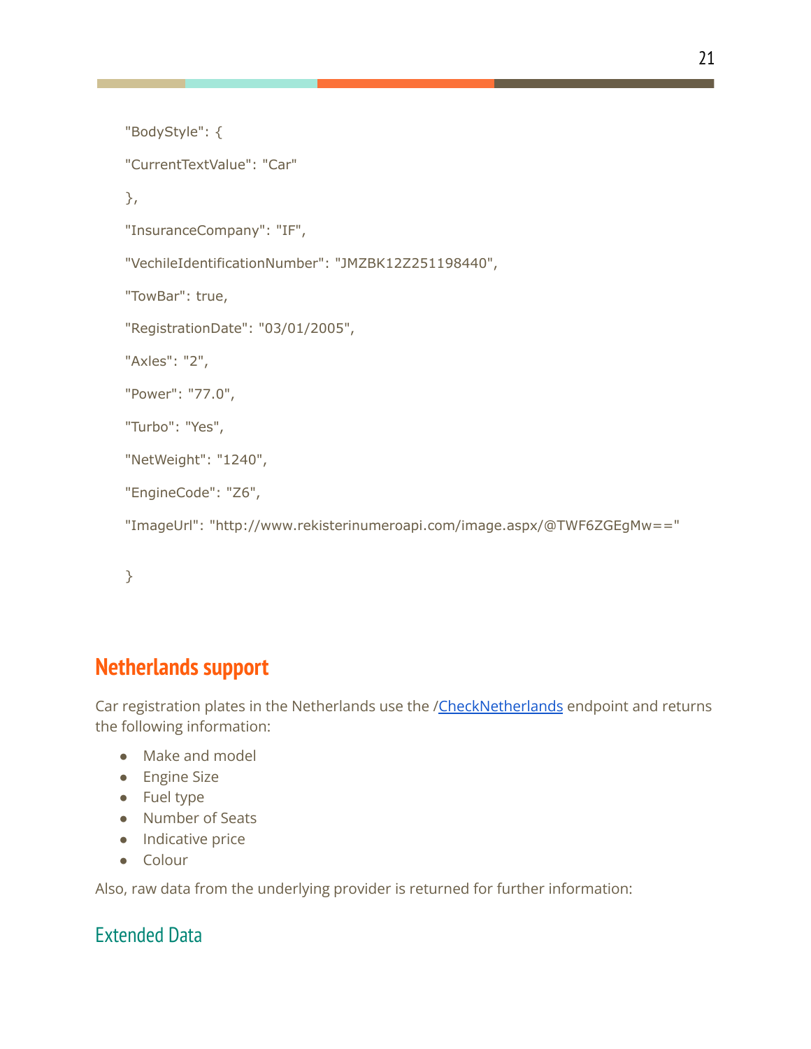```
"BodyStyle": {

"CurrentTextValue": "Car"

},

"InsuranceCompany": "IF",

"VechileIdentificationNumber": "JMZBK12Z251198440",

"TowBar": true,

"RegistrationDate": "03/01/2005",

"Axles": "2",

"Power": "77.0",

"Turbo": "Yes",

"NetWeight": "1240",

"EngineCode": "Z6",

"ImageUrl": "http://www.rekisterinumeroapi.com/image.aspx/@TWF6ZGEgMw=="

}
```

## Netherlands support

Car registration plates in the Netherlands use the /CheckNetherlands endpoint and returns the following information:

- Make and model
- Engine Size
- Fuel type
- Number of Seats
- Indicative price
- Colour

Also, raw data from the underlying provider is returned for further information:

### Extended Data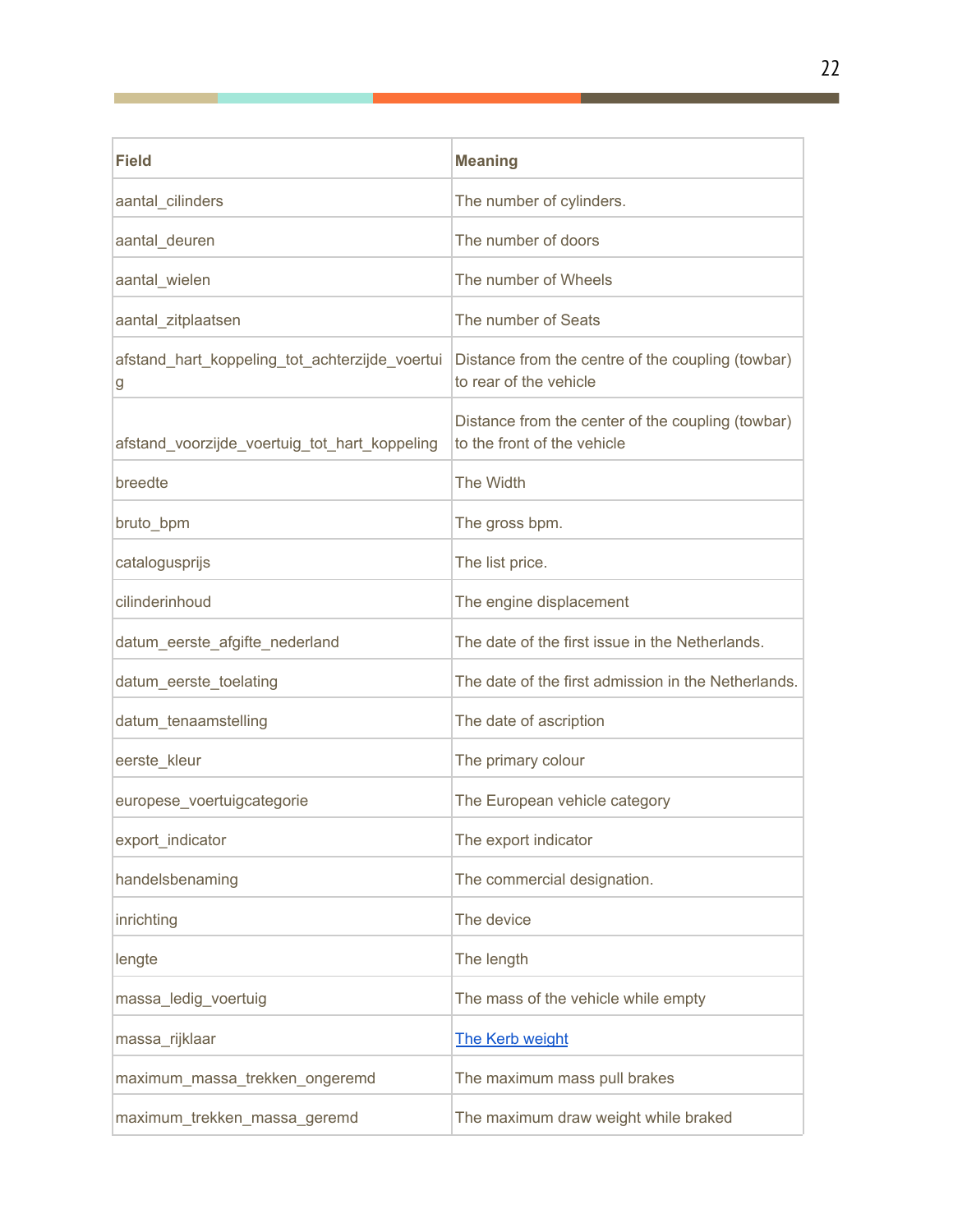| Field | Meaning |
| --- | --- |
| aantal_cilinders | The number of cylinders. |
| aantal_deuren | The number of doors |
| aantal_wielen | The number of Wheels |
| aantal_zitplaatsen | The number of Seats |
| afstand_hart_koppeling_tot_achterzijde_voertuig | Distance from the centre of the coupling (towbar) to rear of the vehicle |
| afstand_voorzijde_voertuig_tot_hart_koppeling | Distance from the center of the coupling (towbar) to the front of the vehicle |
| breedte | The Width |
| bruto_bpm | The gross bpm. |
| catalogusprijs | The list price. |
| cilinderinhoud | The engine displacement |
| datum_eerste_afgifte_nederland | The date of the first issue in the Netherlands. |
| datum_eerste_toelating | The date of the first admission in the Netherlands. |
| datum_tenaamstelling | The date of ascription |
| eerste_kleur | The primary colour |
| europese_voertuigcategorie | The European vehicle category |
| export_indicator | The export indicator |
| handelsbenaming | The commercial designation. |
| inrichting | The device |
| lengte | The length |
| massa_ledig_voertuig | The mass of the vehicle while empty |
| massa_rijklaar | The Kerb weight |
| maximum_massa_trekken_ongeremd | The maximum mass pull brakes |
| maximum_trekken_massa_geremd | The maximum draw weight while braked |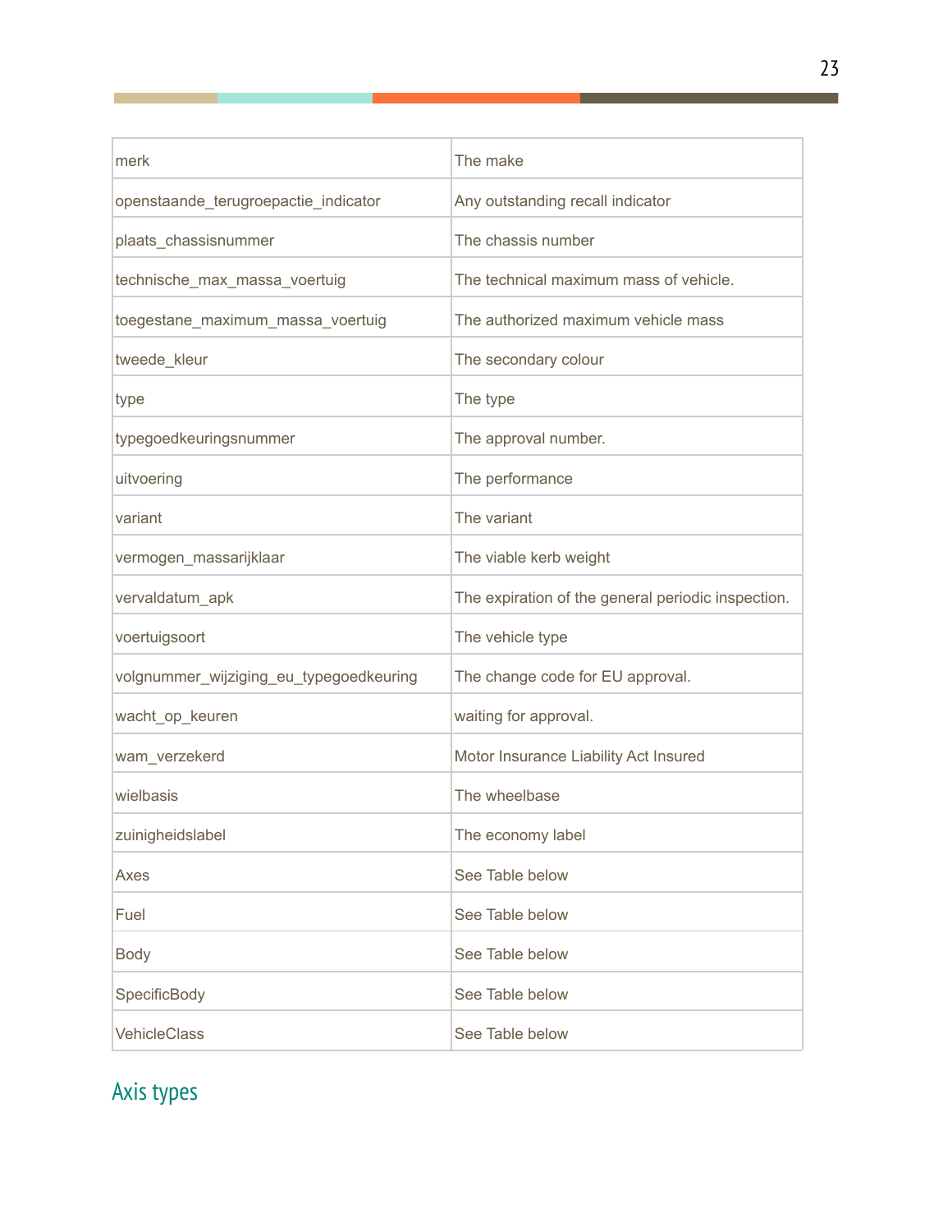| | |
|---|---|
| merk | The make |
| openstaande_terugroepactie_indicator | Any outstanding recall indicator |
| plaats_chassisnummer | The chassis number |
| technische_max_massa_voertuig | The technical maximum mass of vehicle. |
| toegestane_maximum_massa_voertuig | The authorized maximum vehicle mass |
| tweede_kleur | The secondary colour |
| type | The type |
| typegoedkeuringsnummer | The approval number. |
| uitvoering | The performance |
| variant | The variant |
| vermogen_massarijklaar | The viable kerb weight |
| vervaldatum_apk | The expiration of the general periodic inspection. |
| voertuigsoort | The vehicle type |
| volgnummer_wijziging_eu_typegoedkeuring | The change code for EU approval. |
| wacht_op_keuren | waiting for approval. |
| wam_verzekerd | Motor Insurance Liability Act Insured |
| wielbasis | The wheelbase |
| zuinigheidslabel | The economy label |
| Axes | See Table below |
| Fuel | See Table below |
| Body | See Table below |
| SpecificBody | See Table below |
| VehicleClass | See Table below |

## Axis types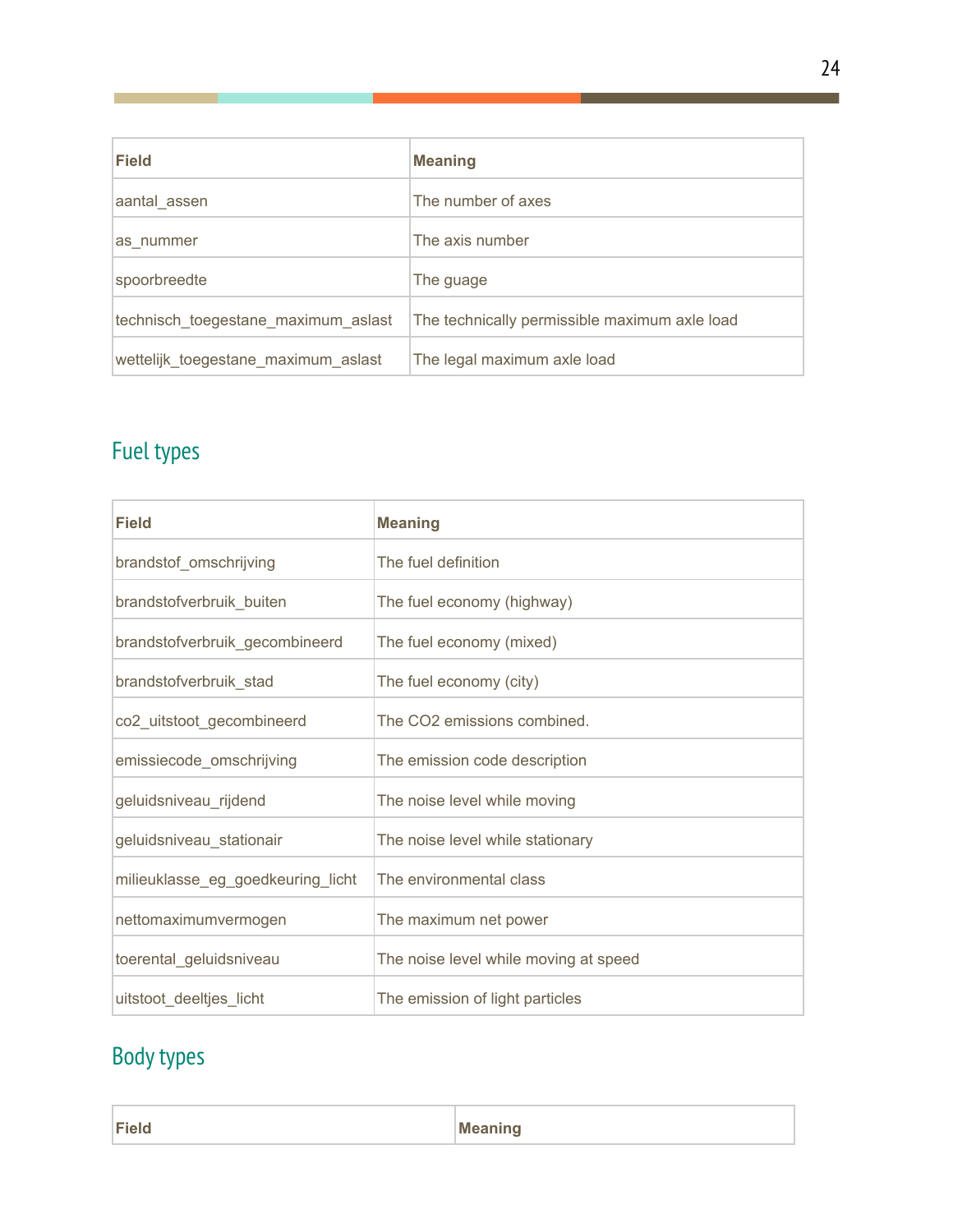| Field | Meaning |
|---|---|
| aantal_assen | The number of axes |
| as_nummer | The axis number |
| spoorbreedte | The guage |
| technisch_toegestane_maximum_aslast | The technically permissible maximum axle load |
| wettelijk_toegestane_maximum_aslast | The legal maximum axle load |

## Fuel types

| Field | Meaning |
|---|---|
| brandstof_omschrijving | The fuel definition |
| brandstofverbruik_buiten | The fuel economy (highway) |
| brandstofverbruik_gecombineerd | The fuel economy (mixed) |
| brandstofverbruik_stad | The fuel economy (city) |
| co2_uitstoot_gecombineerd | The CO2 emissions combined. |
| emissiecode_omschrijving | The emission code description |
| geluidsniveau_rijdend | The noise level while moving |
| geluidsniveau_stationair | The noise level while stationary |
| milieuklasse_eg_goedkeuring_licht | The environmental class |
| nettomaximumvermogen | The maximum net power |
| toerental_geluidsniveau | The noise level while moving at speed |
| uitstoot_deeltjes_licht | The emission of light particles |

## Body types

| Field | Meaning |
|---|---|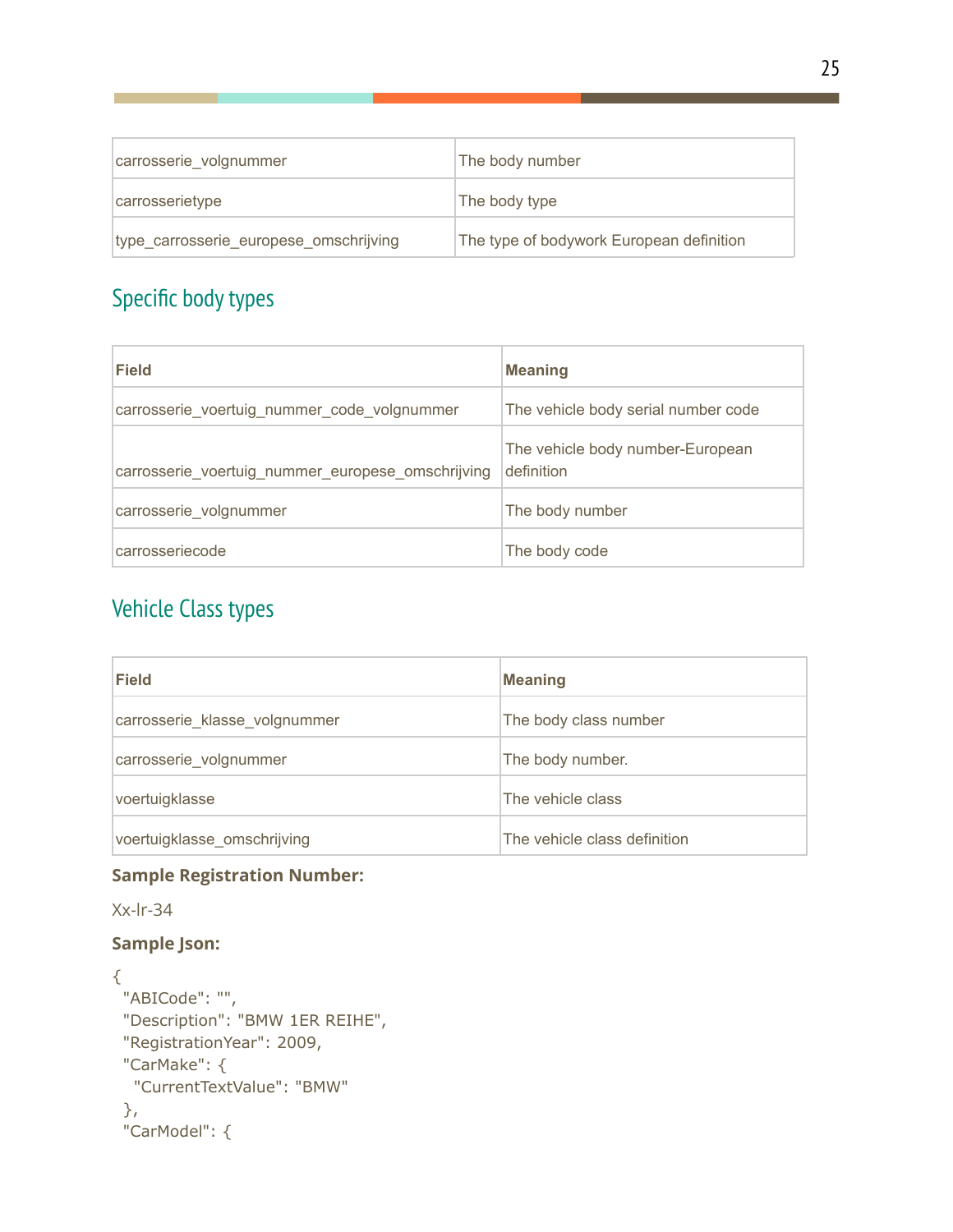| carrosserie_volgnummer | The body number |
|---|---|
| carrosserietype | The body type |
| type_carrosserie_europese_omschrijving | The type of bodywork European definition |

## Specific body types

| Field | Meaning |
|---|---|
| carrosserie_voertuig_nummer_code_volgnummer | The vehicle body serial number code |
| carrosserie_voertuig_nummer_europese_omschrijving | The vehicle body number-European definition |
| carrosserie_volgnummer | The body number |
| carrosseriecode | The body code |

## Vehicle Class types

| Field | Meaning |
|---|---|
| carrosserie_klasse_volgnummer | The body class number |
| carrosserie_volgnummer | The body number. |
| voertuigklasse | The vehicle class |
| voertuigklasse_omschrijving | The vehicle class definition |

**Sample Registration Number:**

Xx-lr-34

**Sample Json:**

```
{
  "ABICode": "",
  "Description": "BMW 1ER REIHE",
  "RegistrationYear": 2009,
  "CarMake": {
    "CurrentTextValue": "BMW"
  },
  "CarModel": {
```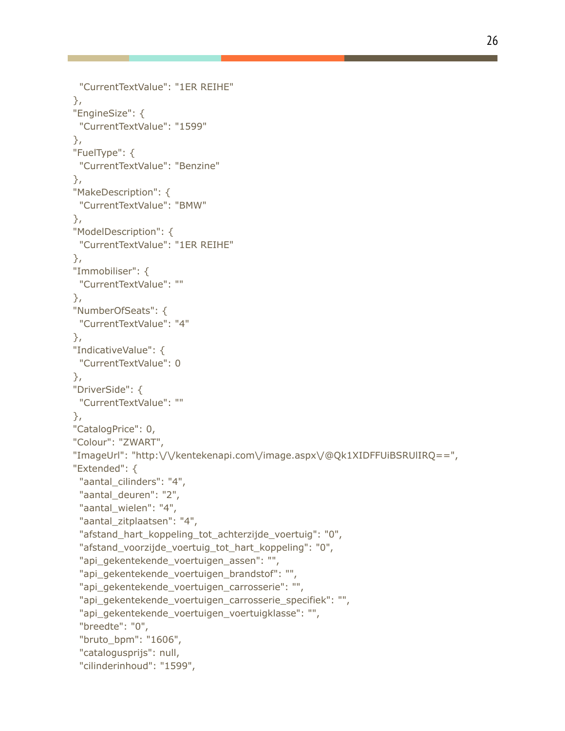```
  "CurrentTextValue": "1ER REIHE"
},
"EngineSize": {
  "CurrentTextValue": "1599"
},
"FuelType": {
  "CurrentTextValue": "Benzine"
},
"MakeDescription": {
  "CurrentTextValue": "BMW"
},
"ModelDescription": {
  "CurrentTextValue": "1ER REIHE"
},
"Immobiliser": {
  "CurrentTextValue": ""
},
"NumberOfSeats": {
  "CurrentTextValue": "4"
},
"IndicativeValue": {
  "CurrentTextValue": 0
},
"DriverSide": {
  "CurrentTextValue": ""
},
"CatalogPrice": 0,
"Colour": "ZWART",
"ImageUrl": "http:\/\/kentekenapi.com\/image.aspx\/@Qk1XIDFFUiBSRUlIRQ==",
"Extended": {
  "aantal_cilinders": "4",
  "aantal_deuren": "2",
  "aantal_wielen": "4",
  "aantal_zitplaatsen": "4",
  "afstand_hart_koppeling_tot_achterzijde_voertuig": "0",
  "afstand_voorzijde_voertuig_tot_hart_koppeling": "0",
  "api_gekentekende_voertuigen_assen": "",
  "api_gekentekende_voertuigen_brandstof": "",
  "api_gekentekende_voertuigen_carrosserie": "",
  "api_gekentekende_voertuigen_carrosserie_specifiek": "",
  "api_gekentekende_voertuigen_voertuigklasse": "",
  "breedte": "0",
  "bruto_bpm": "1606",
  "catalogusprijs": null,
  "cilinderinhoud": "1599",
```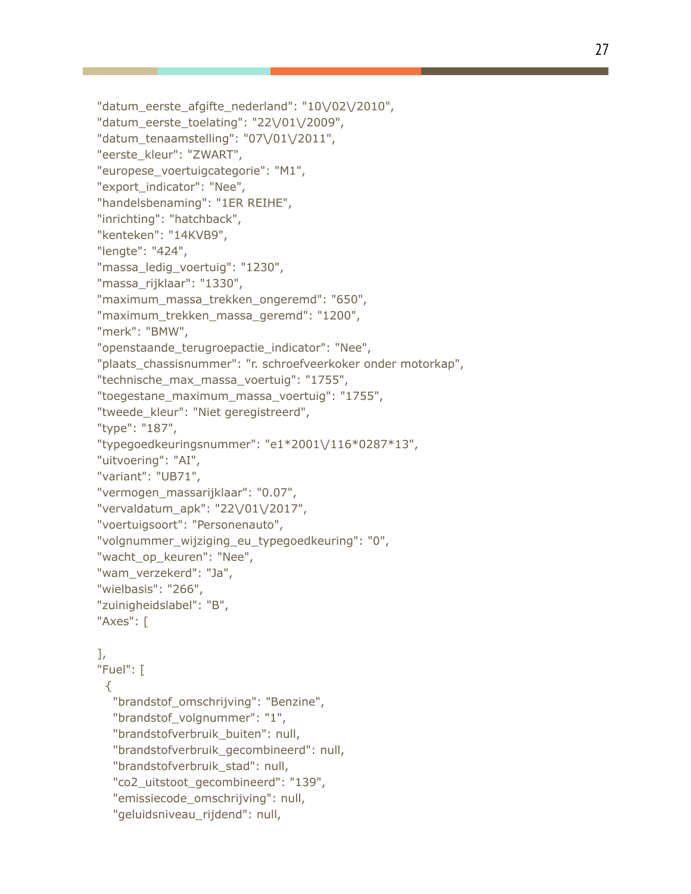```
"datum_eerste_afgifte_nederland": "10\/02\/2010",
"datum_eerste_toelating": "22\/01\/2009",
"datum_tenaamstelling": "07\/01\/2011",
"eerste_kleur": "ZWART",
"europese_voertuigcategorie": "M1",
"export_indicator": "Nee",
"handelsbenaming": "1ER REIHE",
"inrichting": "hatchback",
"kenteken": "14KVB9",
"lengte": "424",
"massa_ledig_voertuig": "1230",
"massa_rijklaar": "1330",
"maximum_massa_trekken_ongeremd": "650",
"maximum_trekken_massa_geremd": "1200",
"merk": "BMW",
"openstaande_terugroepactie_indicator": "Nee",
"plaats_chassisnummer": "r. schroefveerkoker onder motorkap",
"technische_max_massa_voertuig": "1755",
"toegestane_maximum_massa_voertuig": "1755",
"tweede_kleur": "Niet geregistreerd",
"type": "187",
"typegoedkeuringsnummer": "e1*2001\/116*0287*13",
"uitvoering": "AI",
"variant": "UB71",
"vermogen_massarijklaar": "0.07",
"vervaldatum_apk": "22\/01\/2017",
"voertuigsoort": "Personenauto",
"volgnummer_wijziging_eu_typegoedkeuring": "0",
"wacht_op_keuren": "Nee",
"wam_verzekerd": "Ja",
"wielbasis": "266",
"zuinigheidslabel": "B",
"Axes": [

],
"Fuel": [
  {
   "brandstof_omschrijving": "Benzine",
   "brandstof_volgnummer": "1",
   "brandstofverbruik_buiten": null,
   "brandstofverbruik_gecombineerd": null,
   "brandstofverbruik_stad": null,
   "co2_uitstoot_gecombineerd": "139",
   "emissiecode_omschrijving": null,
   "geluidsniveau_rijdend": null,
```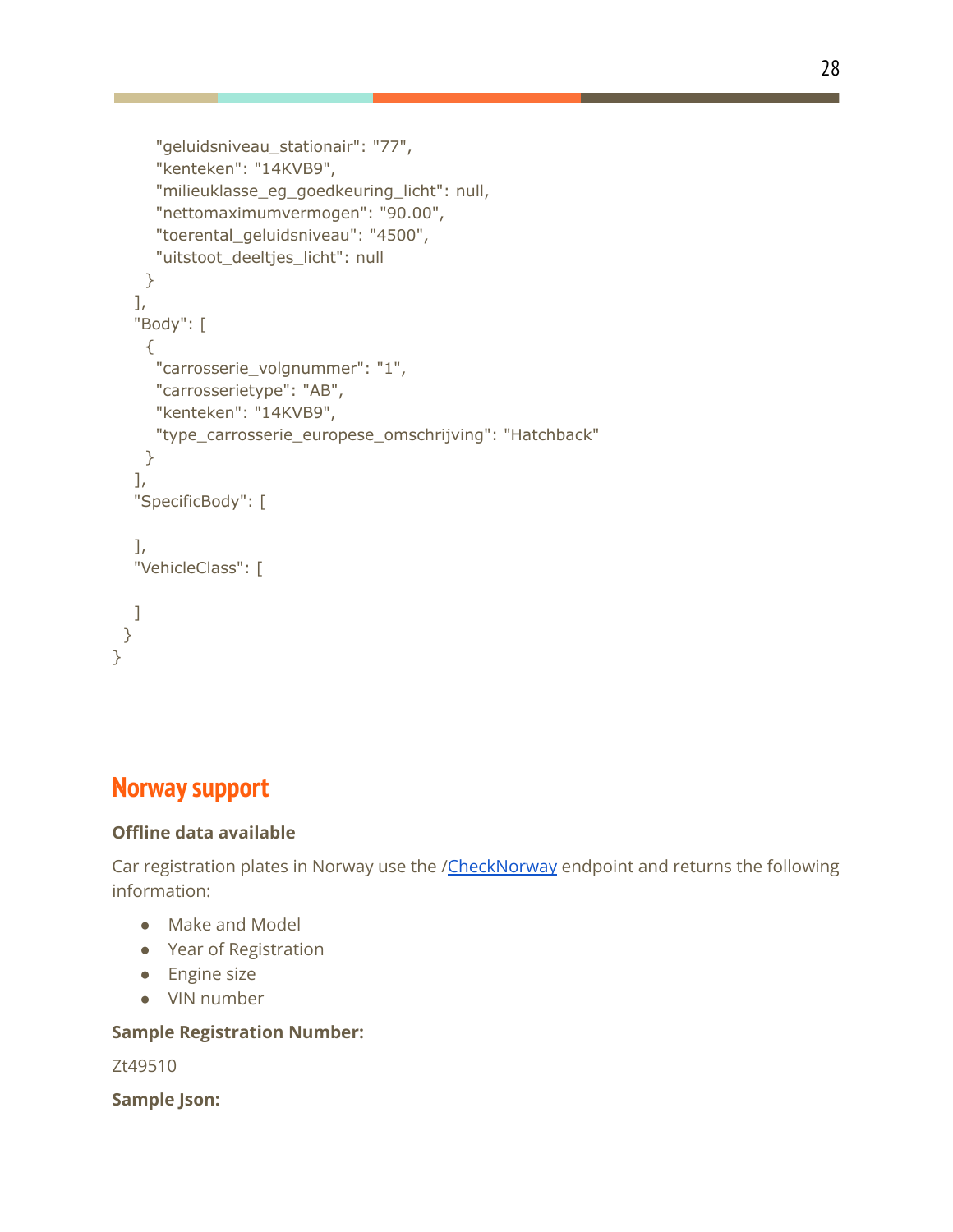```
      "geluidsniveau_stationair": "77",
      "kenteken": "14KVB9",
      "milieuklasse_eg_goedkeuring_licht": null,
      "nettomaximumvermogen": "90.00",
      "toerental_geluidsniveau": "4500",
      "uitstoot_deeltjes_licht": null
    }
  ],
  "Body": [
    {
      "carrosserie_volgnummer": "1",
      "carrosserietype": "AB",
      "kenteken": "14KVB9",
      "type_carrosserie_europese_omschrijving": "Hatchback"
    }
  ],
  "SpecificBody": [

  ],
  "VehicleClass": [

  ]
 }
}
```

## Norway support

**Offline data available**

Car registration plates in Norway use the /CheckNorway endpoint and returns the following information:

- Make and Model
- Year of Registration
- Engine size
- VIN number

**Sample Registration Number:**

Zt49510

**Sample Json:**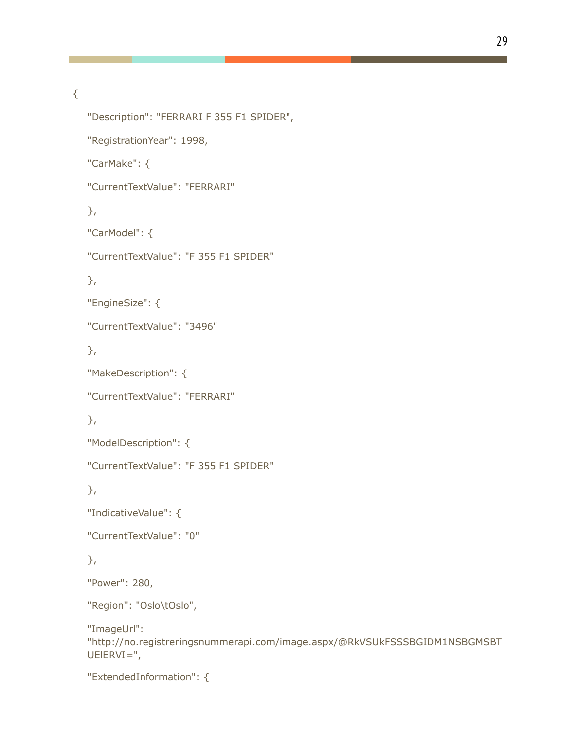```
{
    "Description": "FERRARI F 355 F1 SPIDER",
    "RegistrationYear": 1998,
    "CarMake": {
    "CurrentTextValue": "FERRARI"
    },
    "CarModel": {
    "CurrentTextValue": "F 355 F1 SPIDER"
    },
    "EngineSize": {
    "CurrentTextValue": "3496"
    },
    "MakeDescription": {
    "CurrentTextValue": "FERRARI"
    },
    "ModelDescription": {
    "CurrentTextValue": "F 355 F1 SPIDER"
    },
    "IndicativeValue": {
    "CurrentTextValue": "0"
    },
    "Power": 280,
    "Region": "Oslo\tOslo",
    "ImageUrl":
    "http://no.registreringsnummerapi.com/image.aspx/@RkVSUkFSSSBGIDM1NSBGMSBTUElERVI=",
    "ExtendedInformation": {
```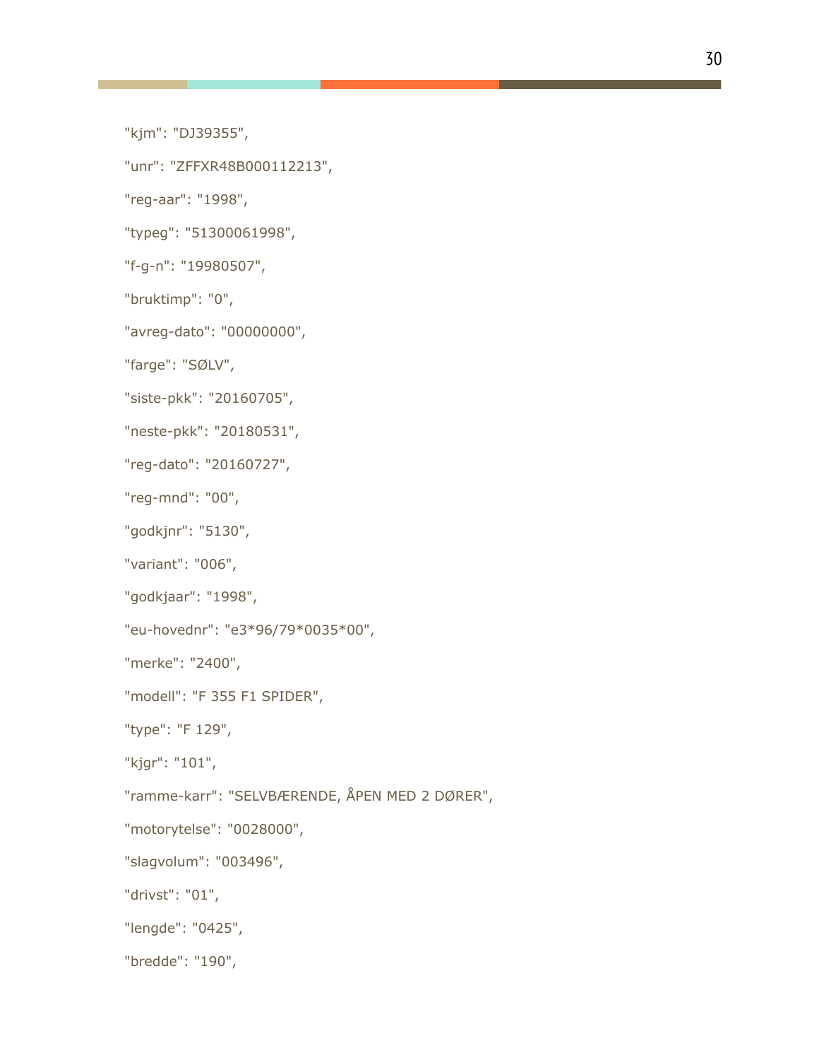"kjm": "DJ39355",

"unr": "ZFFXR48B000112213",

"reg-aar": "1998",

"typeg": "51300061998",

"f-g-n": "19980507",

"bruktimp": "0",

"avreg-dato": "00000000",

"farge": "SØLV",

"siste-pkk": "20160705",

"neste-pkk": "20180531",

"reg-dato": "20160727",

"reg-mnd": "00",

"godkjnr": "5130",

"variant": "006",

"godkjaar": "1998",

"eu-hovednr": "e3*96/79*0035*00",

"merke": "2400",

"modell": "F 355 F1 SPIDER",

"type": "F 129",

"kjgr": "101",

"ramme-karr": "SELVBÆRENDE, ÅPEN MED 2 DØRER",

"motorytelse": "0028000",

"slagvolum": "003496",

"drivst": "01",

"lengde": "0425",

"bredde": "190",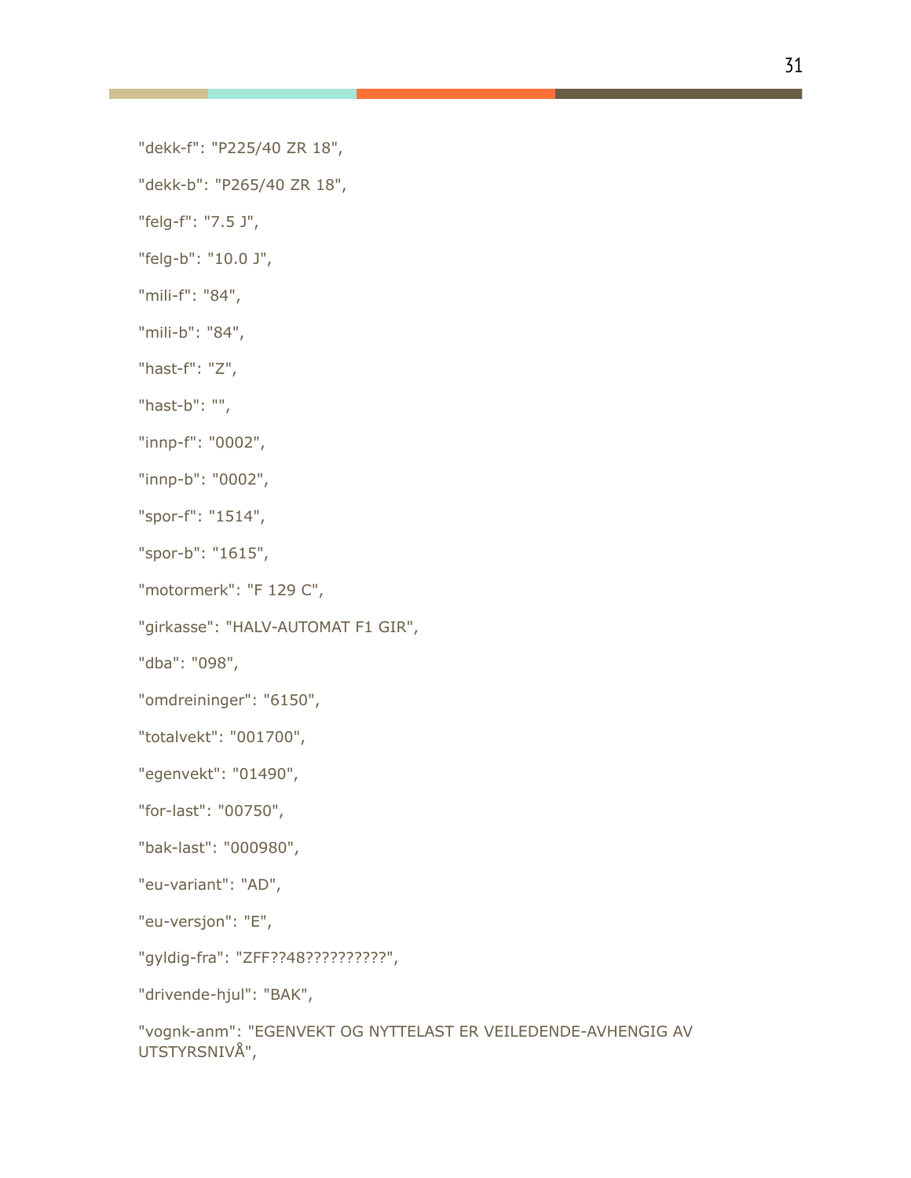"dekk-f": "P225/40 ZR 18",

"dekk-b": "P265/40 ZR 18",

"felg-f": "7.5 J",

"felg-b": "10.0 J",

"mili-f": "84",

"mili-b": "84",

"hast-f": "Z",

"hast-b": "",

"innp-f": "0002",

"innp-b": "0002",

"spor-f": "1514",

"spor-b": "1615",

"motormerk": "F 129 C",

"girkasse": "HALV-AUTOMAT F1 GIR",

"dba": "098",

"omdreininger": "6150",

"totalvekt": "001700",

"egenvekt": "01490",

"for-last": "00750",

"bak-last": "000980",

"eu-variant": "AD",

"eu-versjon": "E",

"gyldig-fra": "ZFF??48??????????",

"drivende-hjul": "BAK",

"vognk-anm": "EGENVEKT OG NYTTELAST ER VEILEDENDE-AVHENGIG AV UTSTYRSNIVÅ",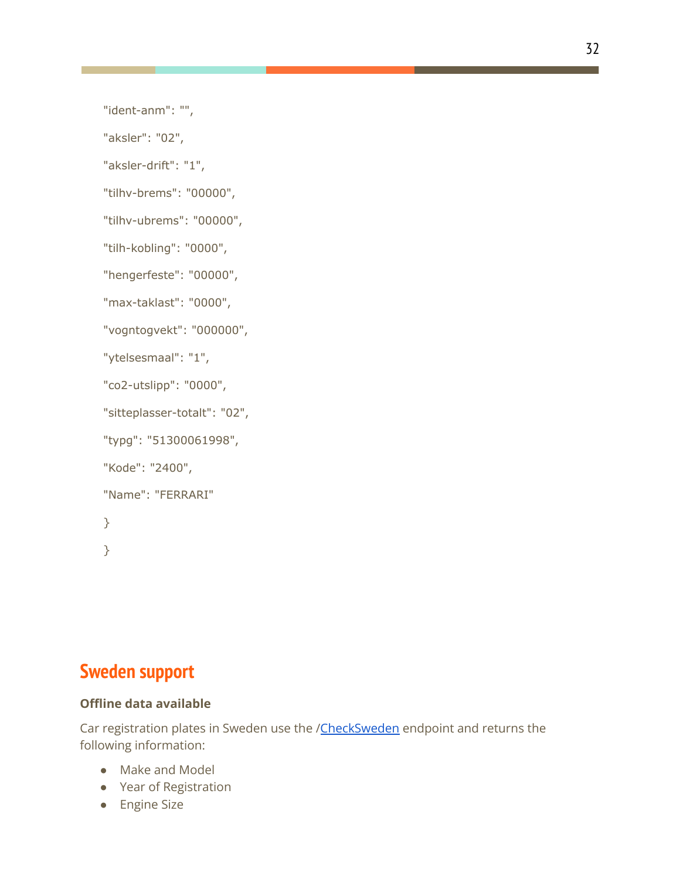```
"ident-anm": "",

"aksler": "02",

"aksler-drift": "1",

"tilhv-brems": "00000",

"tilhv-ubrems": "00000",

"tilh-kobling": "0000",

"hengerfeste": "00000",

"max-taklast": "0000",

"vogntogvekt": "000000",

"ytelsesmaal": "1",

"co2-utslipp": "0000",

"sitteplasser-totalt": "02",

"typg": "51300061998",

"Kode": "2400",

"Name": "FERRARI"

}

}
```

## Sweden support

**Offline data available**

Car registration plates in Sweden use the /CheckSweden endpoint and returns the following information:

- Make and Model
- Year of Registration
- Engine Size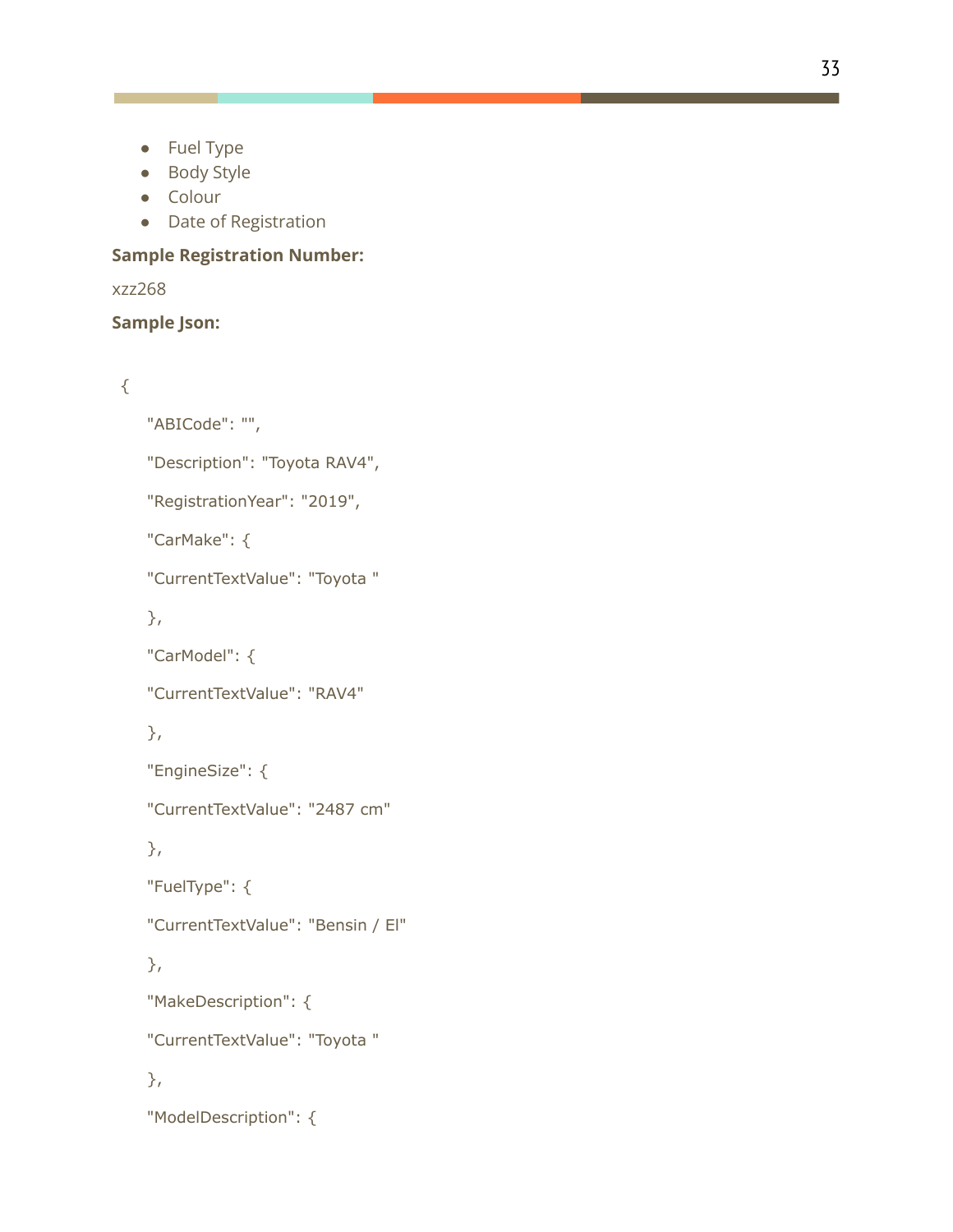- Fuel Type
- Body Style
- Colour
- Date of Registration

**Sample Registration Number:**

xzz268

**Sample Json:**

```
{
    "ABICode": "",
    "Description": "Toyota RAV4",
    "RegistrationYear": "2019",
    "CarMake": {
    "CurrentTextValue": "Toyota "
    },
    "CarModel": {
    "CurrentTextValue": "RAV4"
    },
    "EngineSize": {
    "CurrentTextValue": "2487 cm"
    },
    "FuelType": {
    "CurrentTextValue": "Bensin / El"
    },
    "MakeDescription": {
    "CurrentTextValue": "Toyota "
    },
    "ModelDescription": {
```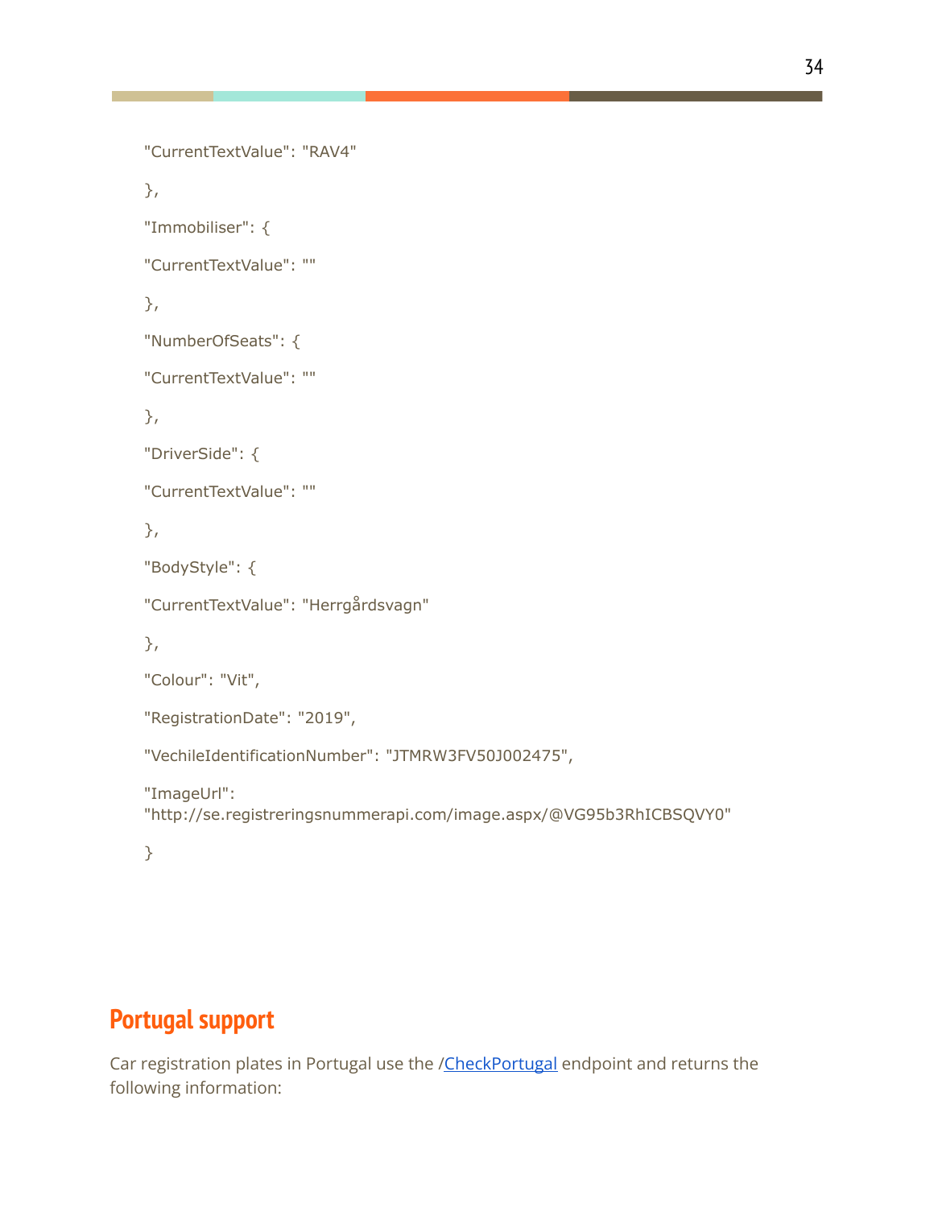```
"CurrentTextValue": "RAV4"
},
"Immobiliser": {
"CurrentTextValue": ""
},
"NumberOfSeats": {
"CurrentTextValue": ""
},
"DriverSide": {
"CurrentTextValue": ""
},
"BodyStyle": {
"CurrentTextValue": "Herrgårdsvagn"
},
"Colour": "Vit",
"RegistrationDate": "2019",
"VechileIdentificationNumber": "JTMRW3FV50J002475",
"ImageUrl":
"http://se.registreringsnummerapi.com/image.aspx/@VG95b3RhICBSQVY0"
}
```

## Portugal support

Car registration plates in Portugal use the /CheckPortugal endpoint and returns the following information: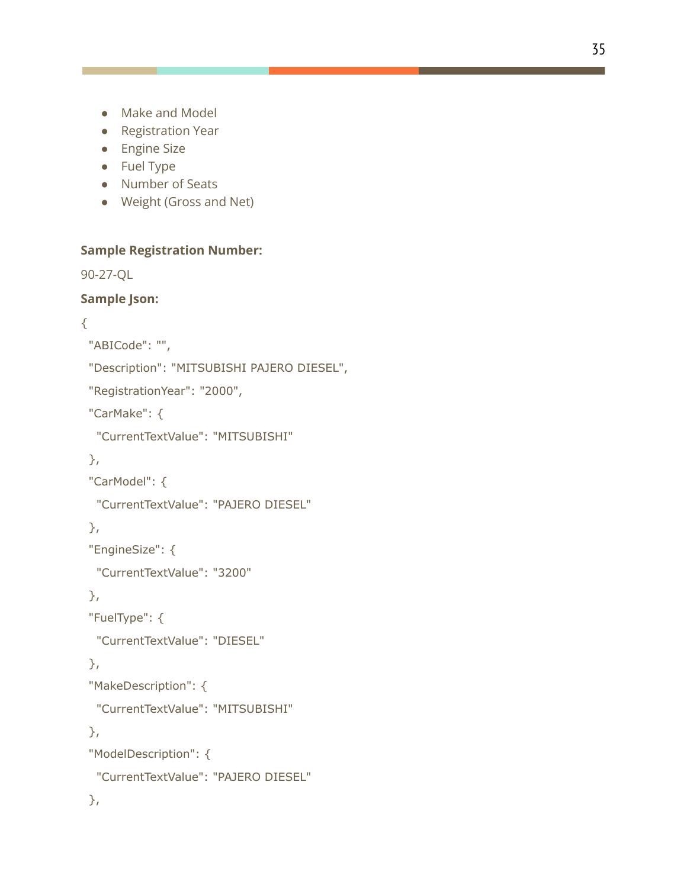- Make and Model
- Registration Year
- Engine Size
- Fuel Type
- Number of Seats
- Weight (Gross and Net)

**Sample Registration Number:**

90-27-QL

**Sample Json:**

```
{
  "ABICode": "",
  "Description": "MITSUBISHI PAJERO DIESEL",
  "RegistrationYear": "2000",
  "CarMake": {
    "CurrentTextValue": "MITSUBISHI"
  },
  "CarModel": {
    "CurrentTextValue": "PAJERO DIESEL"
  },
  "EngineSize": {
    "CurrentTextValue": "3200"
  },
  "FuelType": {
    "CurrentTextValue": "DIESEL"
  },
  "MakeDescription": {
    "CurrentTextValue": "MITSUBISHI"
  },
  "ModelDescription": {
    "CurrentTextValue": "PAJERO DIESEL"
  },
```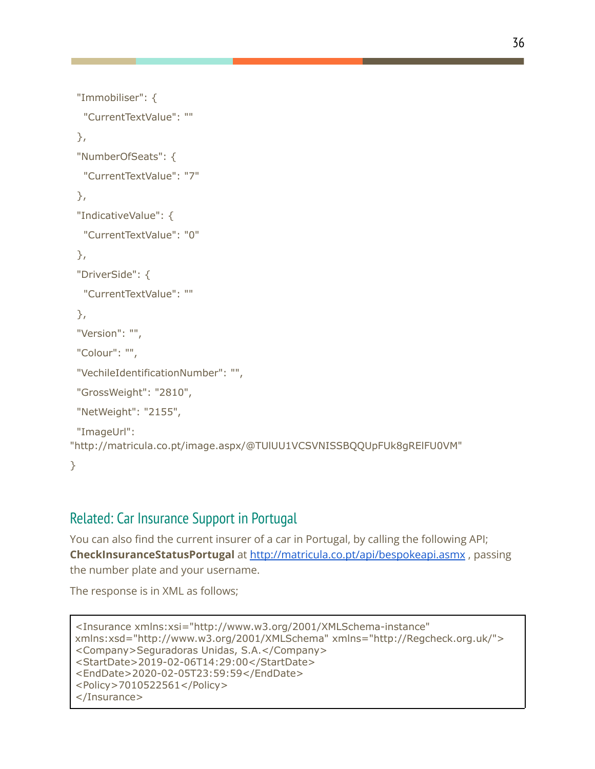```
  "Immobiliser": {
    "CurrentTextValue": ""
  },
  "NumberOfSeats": {
    "CurrentTextValue": "7"
  },
  "IndicativeValue": {
    "CurrentTextValue": "0"
  },
  "DriverSide": {
    "CurrentTextValue": ""
  },
  "Version": "",
  "Colour": "",
  "VechileIdentificationNumber": "",
  "GrossWeight": "2810",
  "NetWeight": "2155",
  "ImageUrl":
"http://matricula.co.pt/image.aspx/@TUlUU1VCSVNISSBQQUpFUk8gRElFU0VM"
}
```

## Related: Car Insurance Support in Portugal

You can also find the current insurer of a car in Portugal, by calling the following API; **CheckInsuranceStatusPortugal** at http://matricula.co.pt/api/bespokeapi.asmx , passing the number plate and your username.

The response is in XML as follows;

```
<Insurance xmlns:xsi="http://www.w3.org/2001/XMLSchema-instance"
xmlns:xsd="http://www.w3.org/2001/XMLSchema" xmlns="http://Regcheck.org.uk/">
<Company>Seguradoras Unidas, S.A.</Company>
<StartDate>2019-02-06T14:29:00</StartDate>
<EndDate>2020-02-05T23:59:59</EndDate>
<Policy>7010522561</Policy>
</Insurance>
```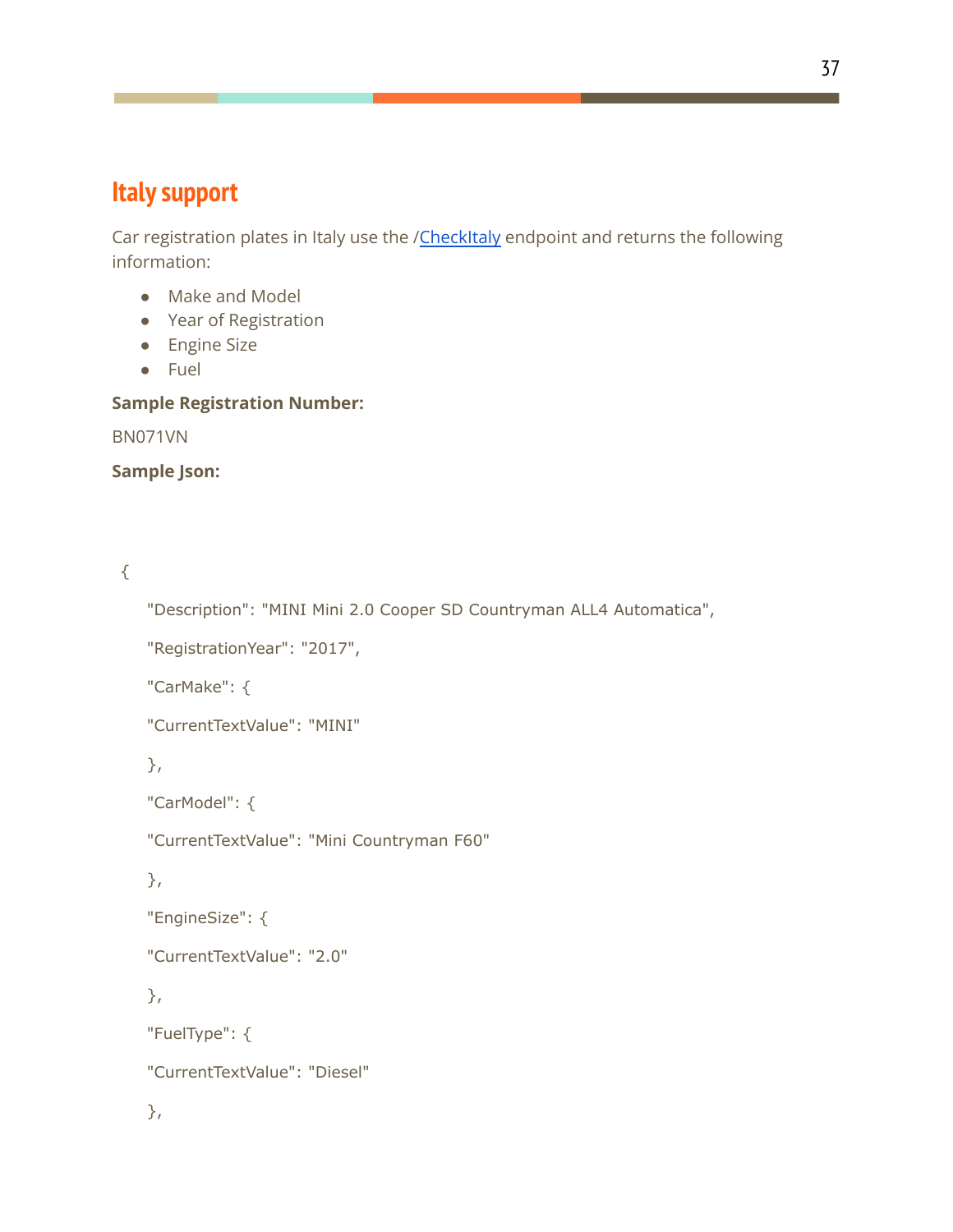## Italy support

Car registration plates in Italy use the /CheckItaly endpoint and returns the following information:

- Make and Model
- Year of Registration
- Engine Size
- Fuel

**Sample Registration Number:**

BN071VN

**Sample Json:**

```
{
    "Description": "MINI Mini 2.0 Cooper SD Countryman ALL4 Automatica",
    "RegistrationYear": "2017",
    "CarMake": {
    "CurrentTextValue": "MINI"
    },
    "CarModel": {
    "CurrentTextValue": "Mini Countryman F60"
    },
    "EngineSize": {
    "CurrentTextValue": "2.0"
    },
    "FuelType": {
    "CurrentTextValue": "Diesel"
    },
```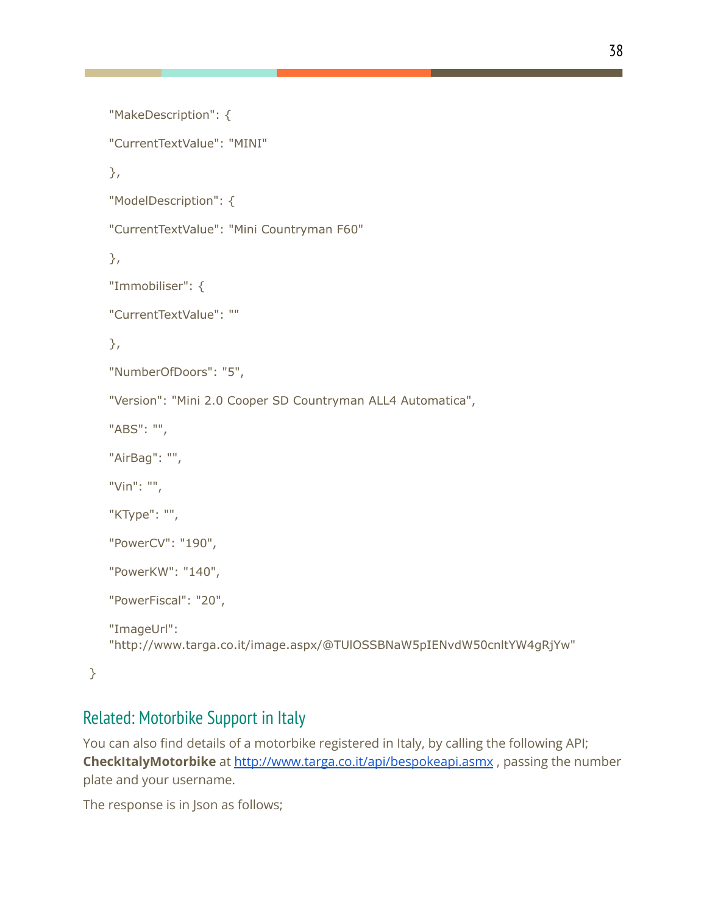```
    "MakeDescription": {
    "CurrentTextValue": "MINI"
    },
    "ModelDescription": {
    "CurrentTextValue": "Mini Countryman F60"
    },
    "Immobiliser": {
    "CurrentTextValue": ""
    },
    "NumberOfDoors": "5",
    "Version": "Mini 2.0 Cooper SD Countryman ALL4 Automatica",
    "ABS": "",
    "AirBag": "",
    "Vin": "",
    "KType": "",
    "PowerCV": "190",
    "PowerKW": "140",
    "PowerFiscal": "20",
    "ImageUrl":
    "http://www.targa.co.it/image.aspx/@TUlOSSBNaW5pIENvdW50cnltYW4gRjYw"
}
```

## Related: Motorbike Support in Italy

You can also find details of a motorbike registered in Italy, by calling the following API; **CheckItalyMotorbike** at http://www.targa.co.it/api/bespokeapi.asmx , passing the number plate and your username.

The response is in Json as follows;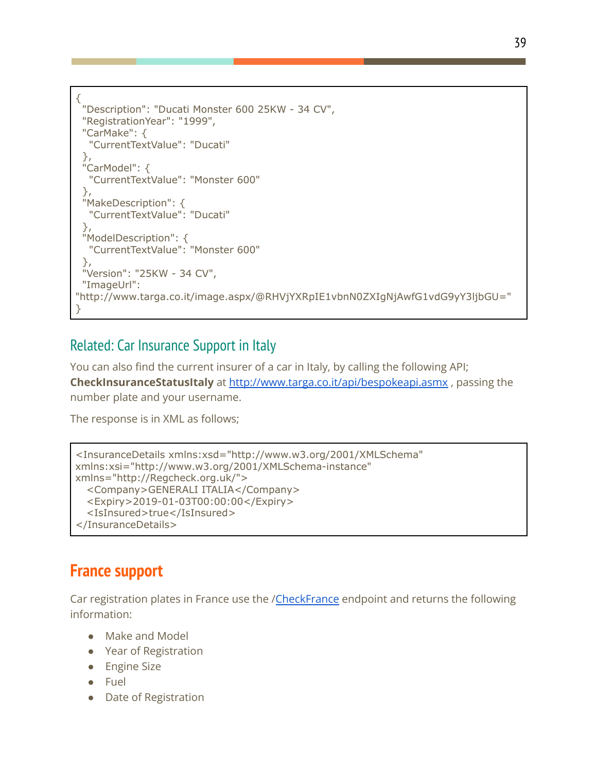```
{
  "Description": "Ducati Monster 600 25KW - 34 CV",
  "RegistrationYear": "1999",
  "CarMake": {
    "CurrentTextValue": "Ducati"
  },
  "CarModel": {
    "CurrentTextValue": "Monster 600"
  },
  "MakeDescription": {
    "CurrentTextValue": "Ducati"
  },
  "ModelDescription": {
    "CurrentTextValue": "Monster 600"
  },
  "Version": "25KW - 34 CV",
  "ImageUrl":
"http://www.targa.co.it/image.aspx/@RHVjYXRpIE1vbnN0ZXIgNjAwfG1vdG9yY3ljbGU="
}
```

## Related: Car Insurance Support in Italy

You can also find the current insurer of a car in Italy, by calling the following API; **CheckInsuranceStatusItaly** at http://www.targa.co.it/api/bespokeapi.asmx , passing the number plate and your username.

The response is in XML as follows;

```
<InsuranceDetails xmlns:xsd="http://www.w3.org/2001/XMLSchema"
xmlns:xsi="http://www.w3.org/2001/XMLSchema-instance"
xmlns="http://Regcheck.org.uk/">
  <Company>GENERALI ITALIA</Company>
  <Expiry>2019-01-03T00:00:00</Expiry>
  <IsInsured>true</IsInsured>
</InsuranceDetails>
```

# France support

Car registration plates in France use the /CheckFrance endpoint and returns the following information:

- Make and Model
- Year of Registration
- Engine Size
- Fuel
- Date of Registration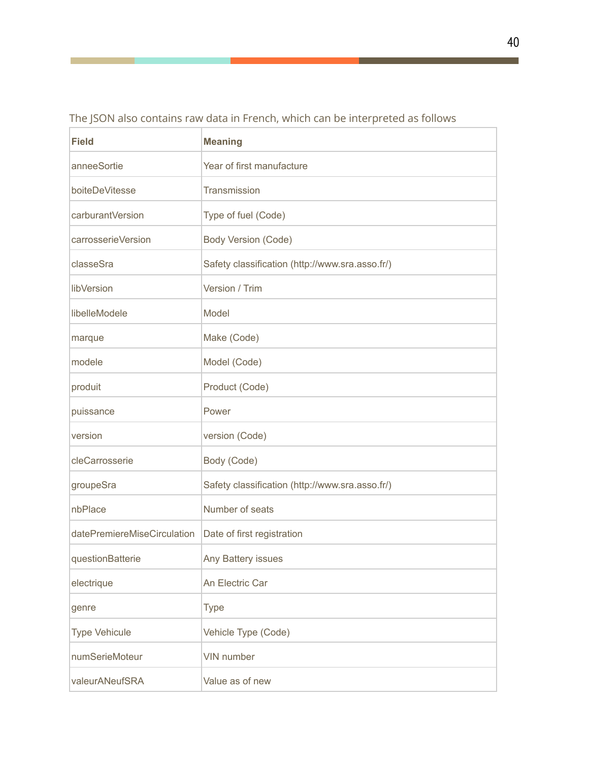The JSON also contains raw data in French, which can be interpreted as follows

| Field | Meaning |
| --- | --- |
| anneeSortie | Year of first manufacture |
| boiteDeVitesse | Transmission |
| carburantVersion | Type of fuel (Code) |
| carrosserieVersion | Body Version (Code) |
| classeSra | Safety classification (http://www.sra.asso.fr/) |
| libVersion | Version / Trim |
| libelleModele | Model |
| marque | Make (Code) |
| modele | Model (Code) |
| produit | Product (Code) |
| puissance | Power |
| version | version (Code) |
| cleCarrosserie | Body (Code) |
| groupeSra | Safety classification (http://www.sra.asso.fr/) |
| nbPlace | Number of seats |
| datePremiereMiseCirculation | Date of first registration |
| questionBatterie | Any Battery issues |
| electrique | An Electric Car |
| genre | Type |
| Type Vehicule | Vehicle Type (Code) |
| numSerieMoteur | VIN number |
| valeurANeufSRA | Value as of new |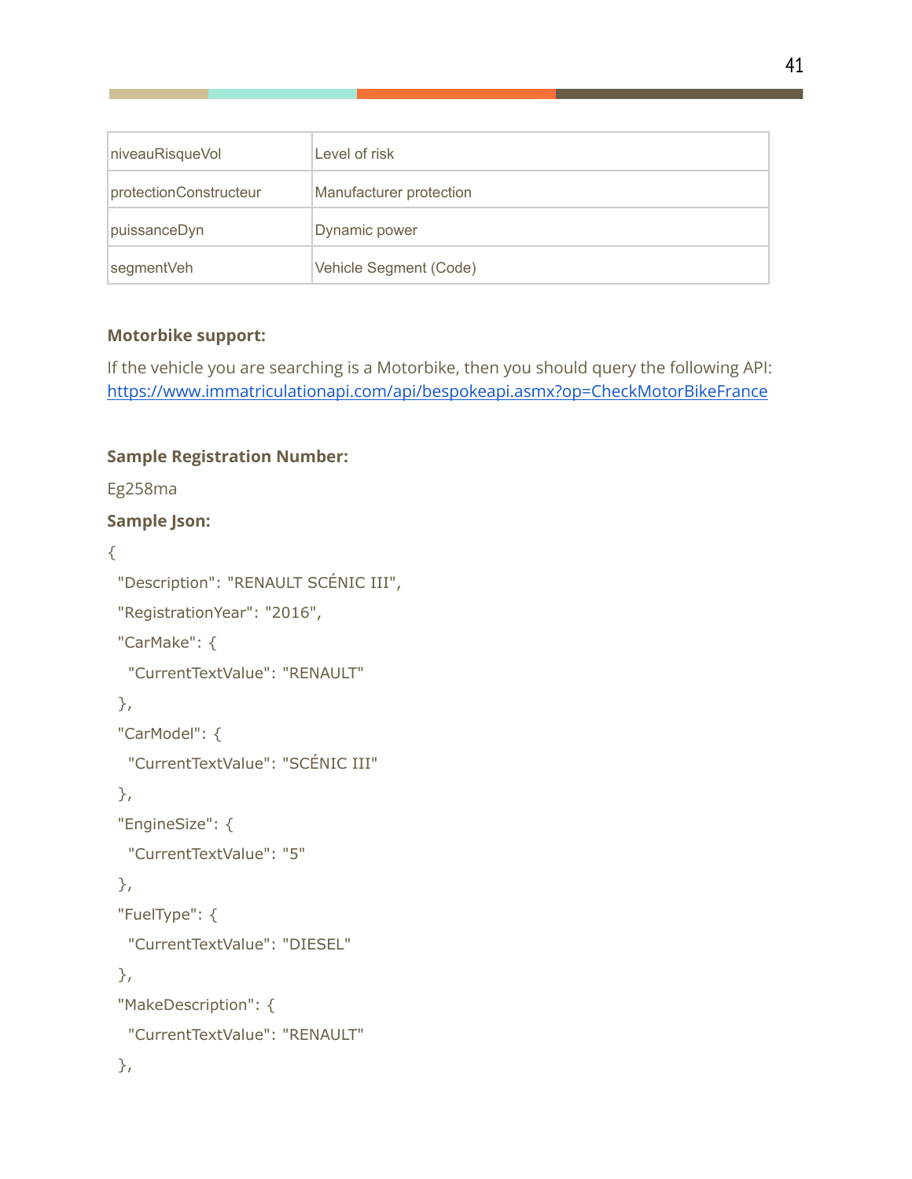| niveauRisqueVol | Level of risk |
|---|---|
| protectionConstructeur | Manufacturer protection |
| puissanceDyn | Dynamic power |
| segmentVeh | Vehicle Segment (Code) |

**Motorbike support:**

If the vehicle you are searching is a Motorbike, then you should query the following API: https://www.immatriculationapi.com/api/bespokeapi.asmx?op=CheckMotorBikeFrance

**Sample Registration Number:**

Eg258ma

**Sample Json:**

```
{
  "Description": "RENAULT SCÉNIC III",
  "RegistrationYear": "2016",
  "CarMake": {
    "CurrentTextValue": "RENAULT"
  },
  "CarModel": {
    "CurrentTextValue": "SCÉNIC III"
  },
  "EngineSize": {
    "CurrentTextValue": "5"
  },
  "FuelType": {
    "CurrentTextValue": "DIESEL"
  },
  "MakeDescription": {
    "CurrentTextValue": "RENAULT"
  },
```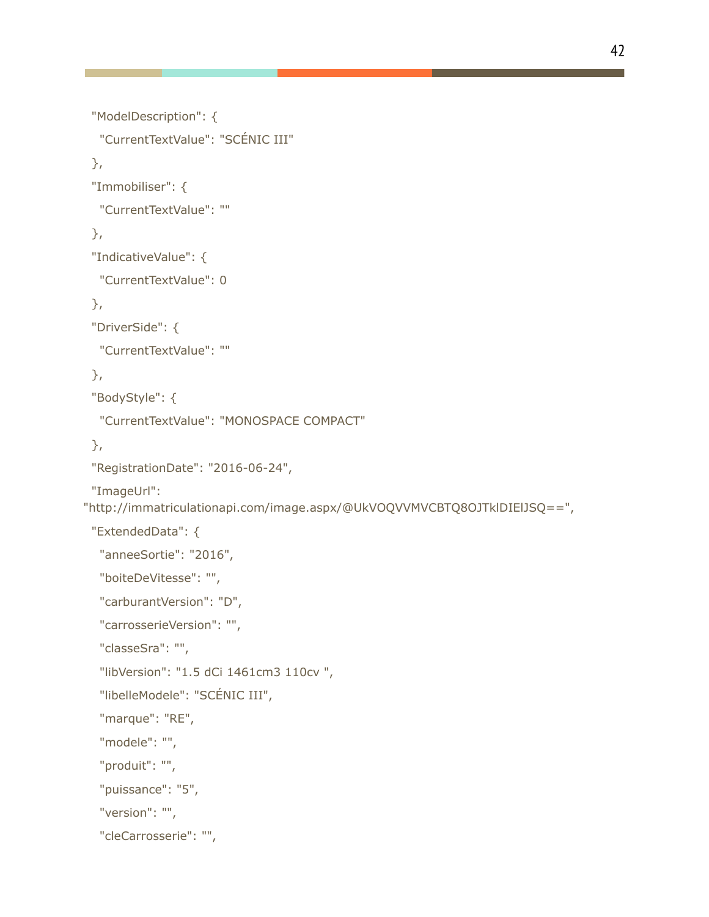```
"ModelDescription": {
  "CurrentTextValue": "SCÉNIC III"
},
"Immobiliser": {
  "CurrentTextValue": ""
},
"IndicativeValue": {
  "CurrentTextValue": 0
},
"DriverSide": {
  "CurrentTextValue": ""
},
"BodyStyle": {
  "CurrentTextValue": "MONOSPACE COMPACT"
},
"RegistrationDate": "2016-06-24",
"ImageUrl":
"http://immatriculationapi.com/image.aspx/@UkVOQVVMVCBTQ8OJTklDIElJSQ==",
"ExtendedData": {
  "anneeSortie": "2016",
  "boiteDeVitesse": "",
  "carburantVersion": "D",
  "carrosserieVersion": "",
  "classeSra": "",
  "libVersion": "1.5 dCi 1461cm3 110cv ",
  "libelleModele": "SCÉNIC III",
  "marque": "RE",
  "modele": "",
  "produit": "",
  "puissance": "5",
  "version": "",
  "cleCarrosserie": "",
```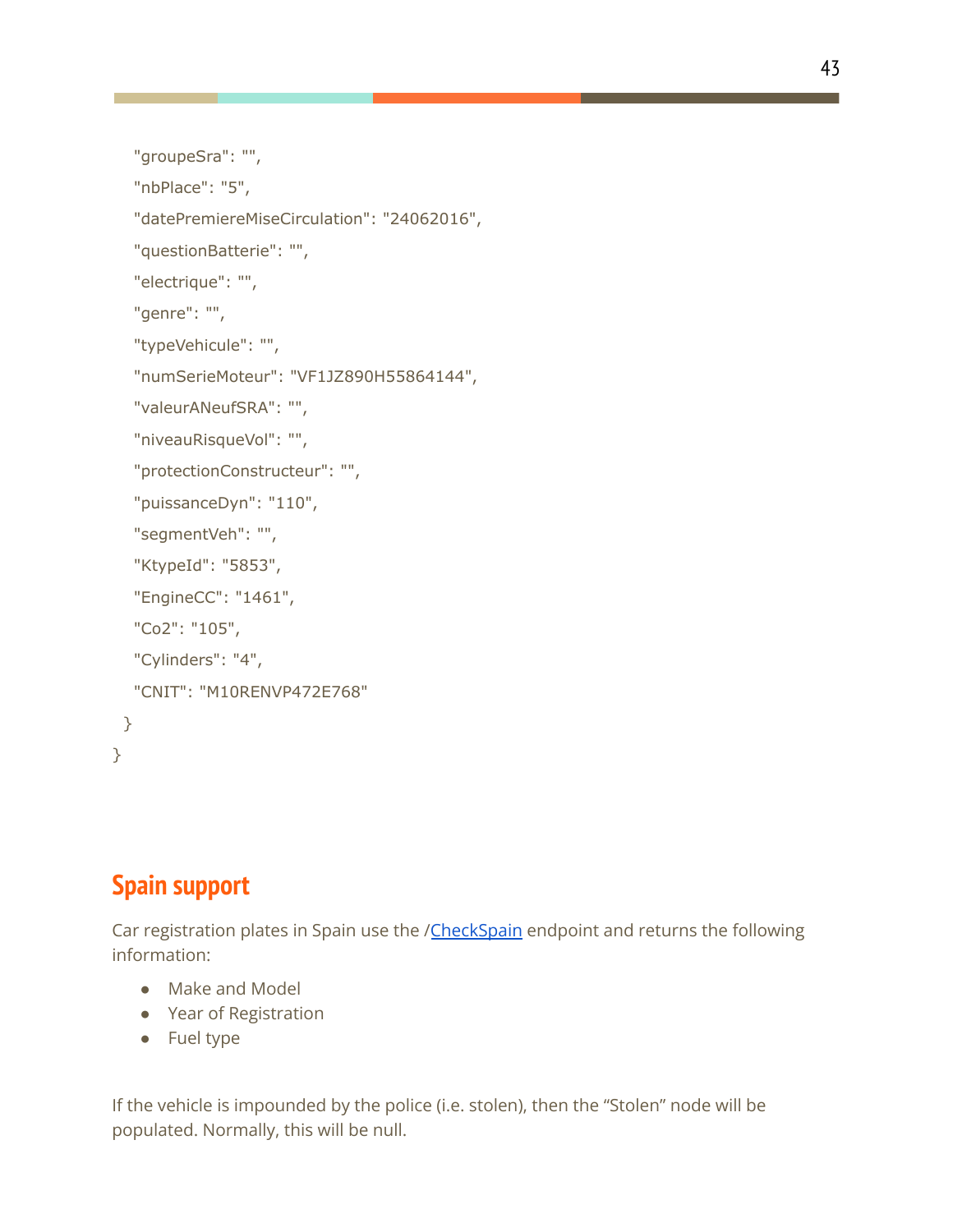```
    "groupeSra": "",
    "nbPlace": "5",
    "datePremiereMiseCirculation": "24062016",
    "questionBatterie": "",
    "electrique": "",
    "genre": "",
    "typeVehicule": "",
    "numSerieMoteur": "VF1JZ890H55864144",
    "valeurANeufSRA": "",
    "niveauRisqueVol": "",
    "protectionConstructeur": "",
    "puissanceDyn": "110",
    "segmentVeh": "",
    "KtypeId": "5853",
    "EngineCC": "1461",
    "Co2": "105",
    "Cylinders": "4",
    "CNIT": "M10RENVP472E768"
  }
}
```

## Spain support

Car registration plates in Spain use the /CheckSpain endpoint and returns the following information:

- Make and Model
- Year of Registration
- Fuel type

If the vehicle is impounded by the police (i.e. stolen), then the "Stolen" node will be populated. Normally, this will be null.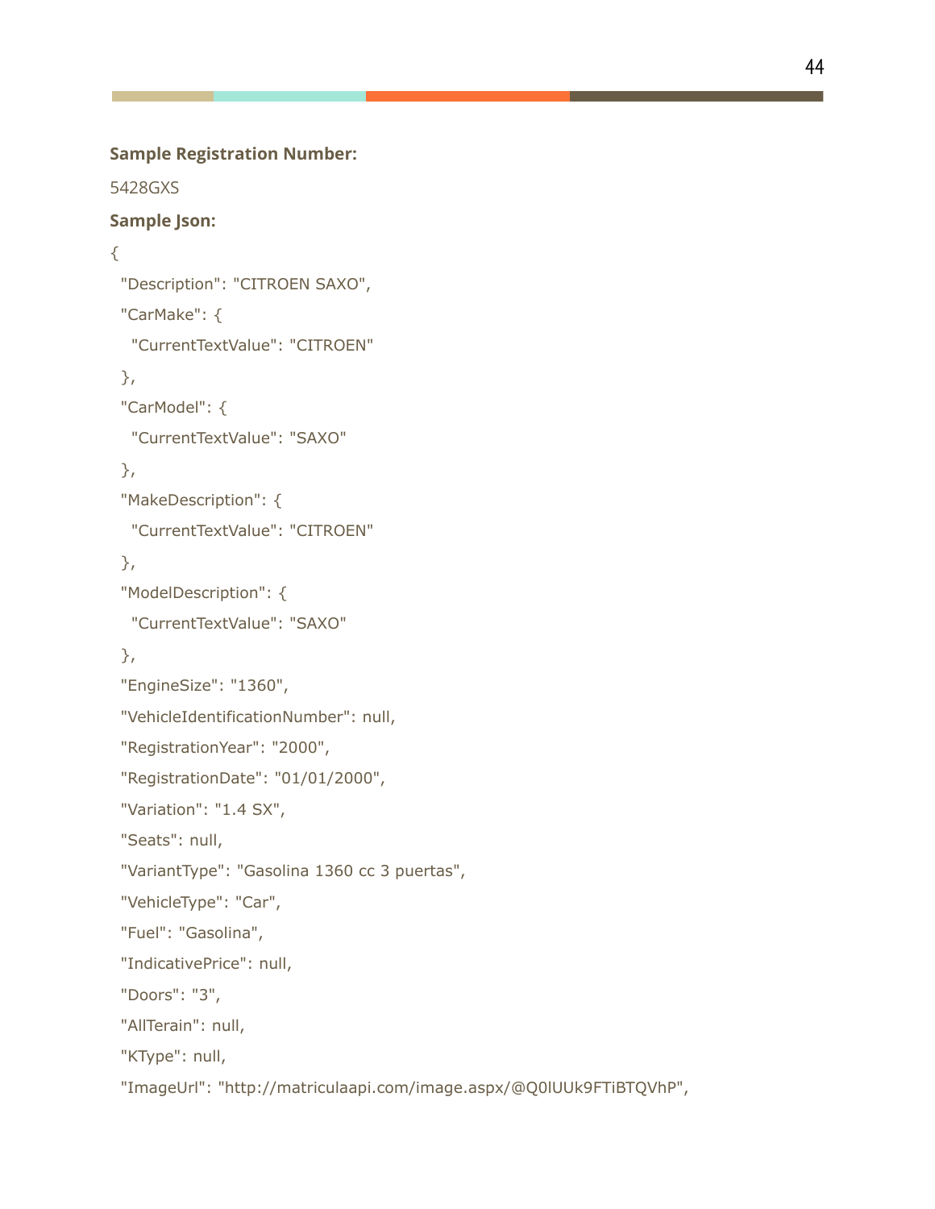**Sample Registration Number:**

5428GXS

**Sample Json:**

```
{
  "Description": "CITROEN SAXO",
  "CarMake": {
    "CurrentTextValue": "CITROEN"
  },
  "CarModel": {
    "CurrentTextValue": "SAXO"
  },
  "MakeDescription": {
    "CurrentTextValue": "CITROEN"
  },
  "ModelDescription": {
    "CurrentTextValue": "SAXO"
  },
  "EngineSize": "1360",
  "VehicleIdentificationNumber": null,
  "RegistrationYear": "2000",
  "RegistrationDate": "01/01/2000",
  "Variation": "1.4 SX",
  "Seats": null,
  "VariantType": "Gasolina 1360 cc 3 puertas",
  "VehicleType": "Car",
  "Fuel": "Gasolina",
  "IndicativePrice": null,
  "Doors": "3",
  "AllTerain": null,
  "KType": null,
  "ImageUrl": "http://matriculaapi.com/image.aspx/@Q0lUUk9FTiBTQVhP",
```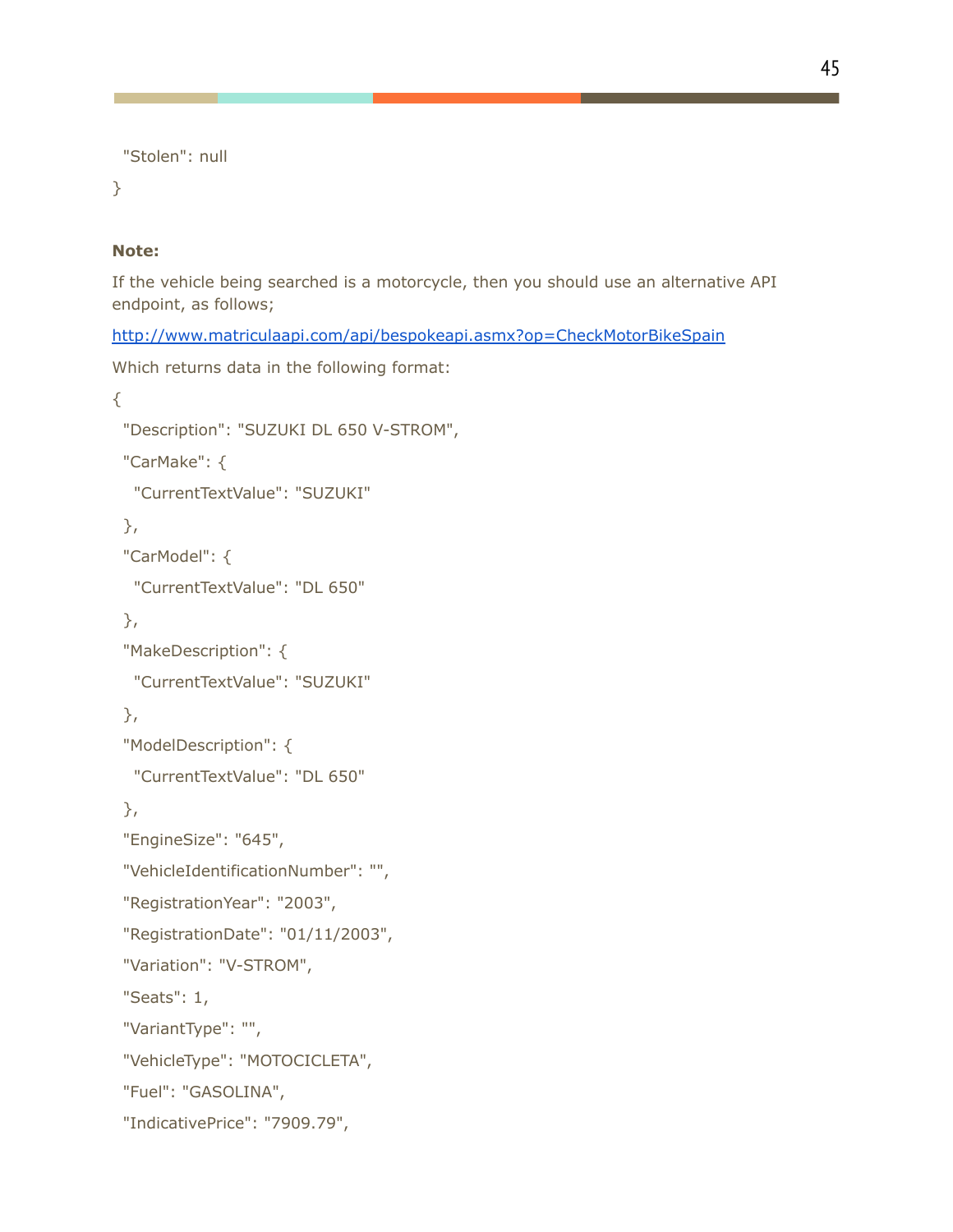```
  "Stolen": null
}
```

**Note:**

If the vehicle being searched is a motorcycle, then you should use an alternative API endpoint, as follows;

[http://www.matriculaapi.com/api/bespokeapi.asmx?op=CheckMotorBikeSpain](http://www.matriculaapi.com/api/bespokeapi.asmx?op=CheckMotorBikeSpain)

Which returns data in the following format:

```
{
  "Description": "SUZUKI DL 650 V-STROM",
  "CarMake": {
    "CurrentTextValue": "SUZUKI"
  },
  "CarModel": {
    "CurrentTextValue": "DL 650"
  },
  "MakeDescription": {
    "CurrentTextValue": "SUZUKI"
  },
  "ModelDescription": {
    "CurrentTextValue": "DL 650"
  },
  "EngineSize": "645",
  "VehicleIdentificationNumber": "",
  "RegistrationYear": "2003",
  "RegistrationDate": "01/11/2003",
  "Variation": "V-STROM",
  "Seats": 1,
  "VariantType": "",
  "VehicleType": "MOTOCICLETA",
  "Fuel": "GASOLINA",
  "IndicativePrice": "7909.79",
```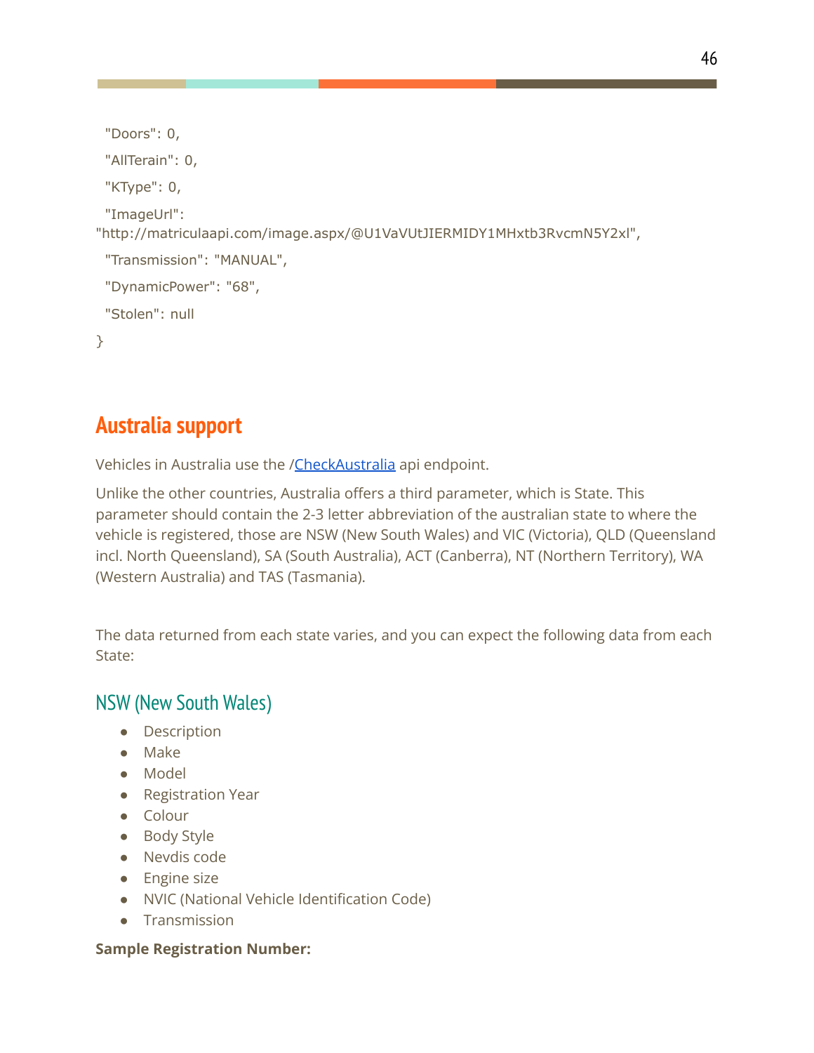```
  "Doors": 0,
  "AllTerain": 0,
  "KType": 0,
  "ImageUrl": 
"http://matriculaapi.com/image.aspx/@U1VaVUtJIERMIDY1MHxtb3RvcmN5Y2xl",
  "Transmission": "MANUAL",
  "DynamicPower": "68",
  "Stolen": null
}
```

## Australia support

Vehicles in Australia use the /CheckAustralia api endpoint.

Unlike the other countries, Australia offers a third parameter, which is State. This parameter should contain the 2-3 letter abbreviation of the australian state to where the vehicle is registered, those are NSW (New South Wales) and VIC (Victoria), QLD (Queensland incl. North Queensland), SA (South Australia), ACT (Canberra), NT (Northern Territory), WA (Western Australia) and TAS (Tasmania).

The data returned from each state varies, and you can expect the following data from each State:

### NSW (New South Wales)

- Description
- Make
- Model
- Registration Year
- Colour
- Body Style
- Nevdis code
- Engine size
- NVIC (National Vehicle Identification Code)
- Transmission

**Sample Registration Number:**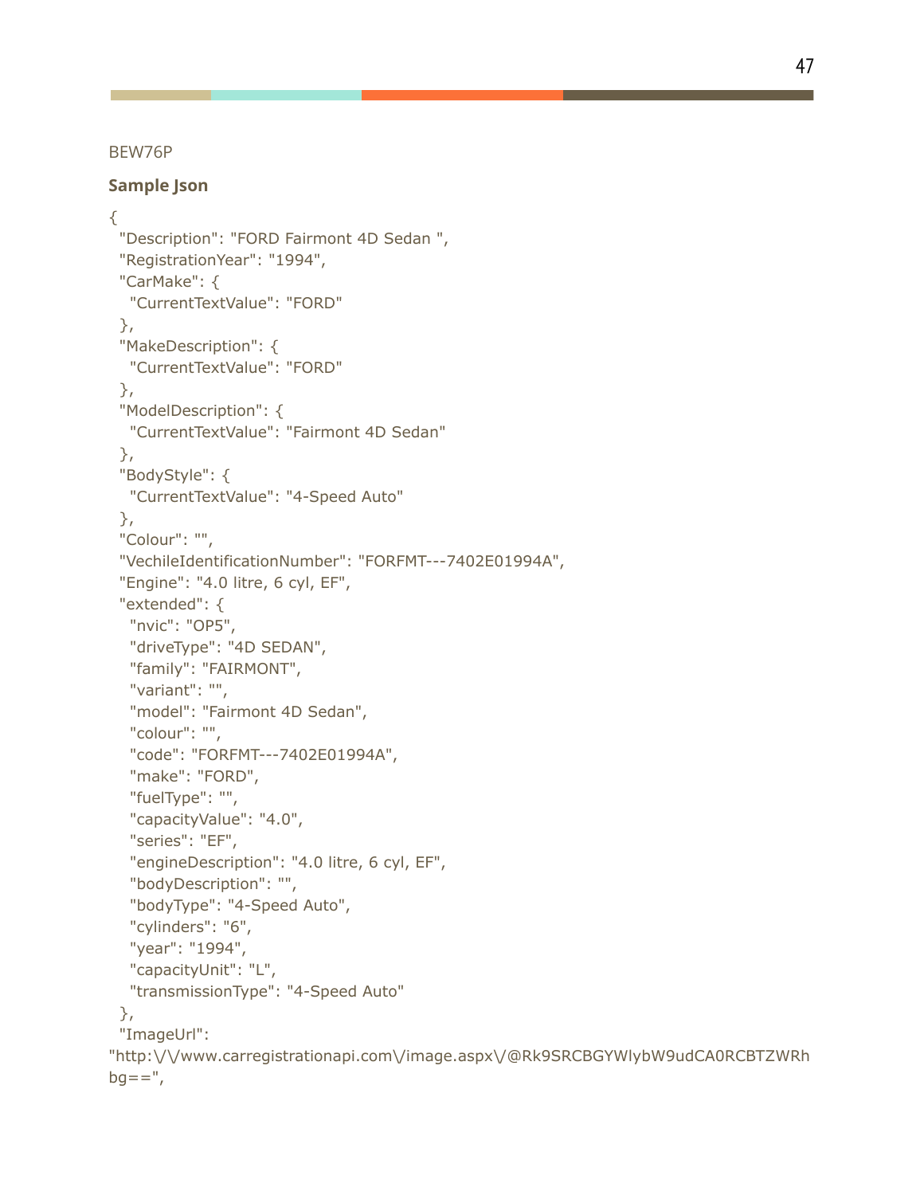BEW76P

**Sample Json**

```
{
  "Description": "FORD Fairmont 4D Sedan ",
  "RegistrationYear": "1994",
  "CarMake": {
    "CurrentTextValue": "FORD"
  },
  "MakeDescription": {
    "CurrentTextValue": "FORD"
  },
  "ModelDescription": {
    "CurrentTextValue": "Fairmont 4D Sedan"
  },
  "BodyStyle": {
    "CurrentTextValue": "4-Speed Auto"
  },
  "Colour": "",
  "VechileIdentificationNumber": "FORFMT---7402E01994A",
  "Engine": "4.0 litre, 6 cyl, EF",
  "extended": {
    "nvic": "OP5",
    "driveType": "4D SEDAN",
    "family": "FAIRMONT",
    "variant": "",
    "model": "Fairmont 4D Sedan",
    "colour": "",
    "code": "FORFMT---7402E01994A",
    "make": "FORD",
    "fuelType": "",
    "capacityValue": "4.0",
    "series": "EF",
    "engineDescription": "4.0 litre, 6 cyl, EF",
    "bodyDescription": "",
    "bodyType": "4-Speed Auto",
    "cylinders": "6",
    "year": "1994",
    "capacityUnit": "L",
    "transmissionType": "4-Speed Auto"
  },
  "ImageUrl":
"http:\/\/www.carregistrationapi.com\/image.aspx\/@Rk9SRCBGYWlybW9udCA0RCBTZWRh
bg==",
```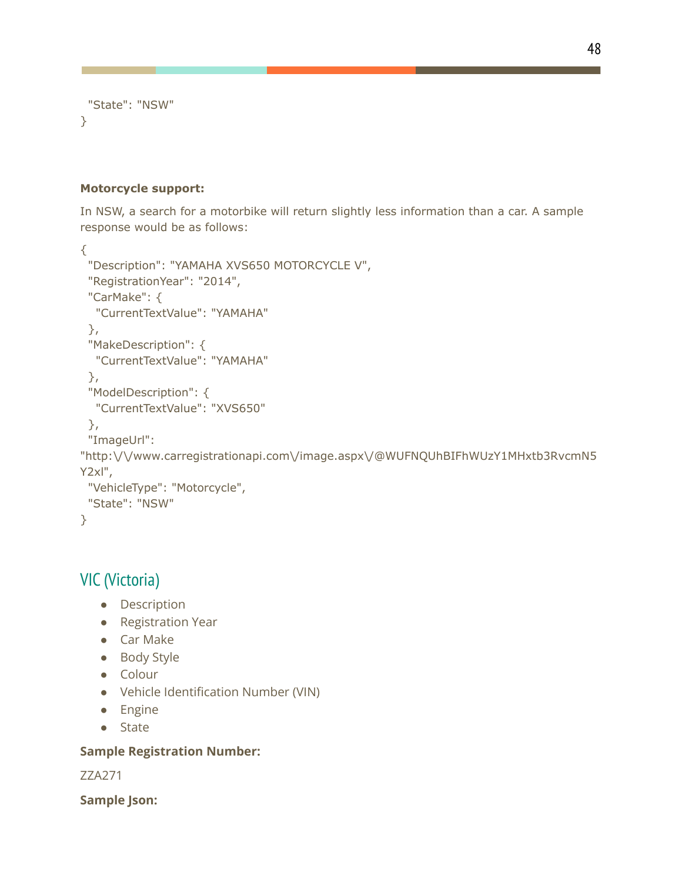```
  "State": "NSW"
}
```

**Motorcycle support:**

In NSW, a search for a motorbike will return slightly less information than a car. A sample response would be as follows:

```
{
  "Description": "YAMAHA XVS650 MOTORCYCLE V",
  "RegistrationYear": "2014",
  "CarMake": {
    "CurrentTextValue": "YAMAHA"
  },
  "MakeDescription": {
    "CurrentTextValue": "YAMAHA"
  },
  "ModelDescription": {
    "CurrentTextValue": "XVS650"
  },
  "ImageUrl":
"http:\/\/www.carregistrationapi.com\/image.aspx\/@WUFNQUhBIFhWUzY1MHxtb3RvcmN5Y2xl",
  "VehicleType": "Motorcycle",
  "State": "NSW"
}
```

## VIC (Victoria)

- Description
- Registration Year
- Car Make
- Body Style
- Colour
- Vehicle Identification Number (VIN)
- Engine
- State

**Sample Registration Number:**

ZZA271

**Sample Json:**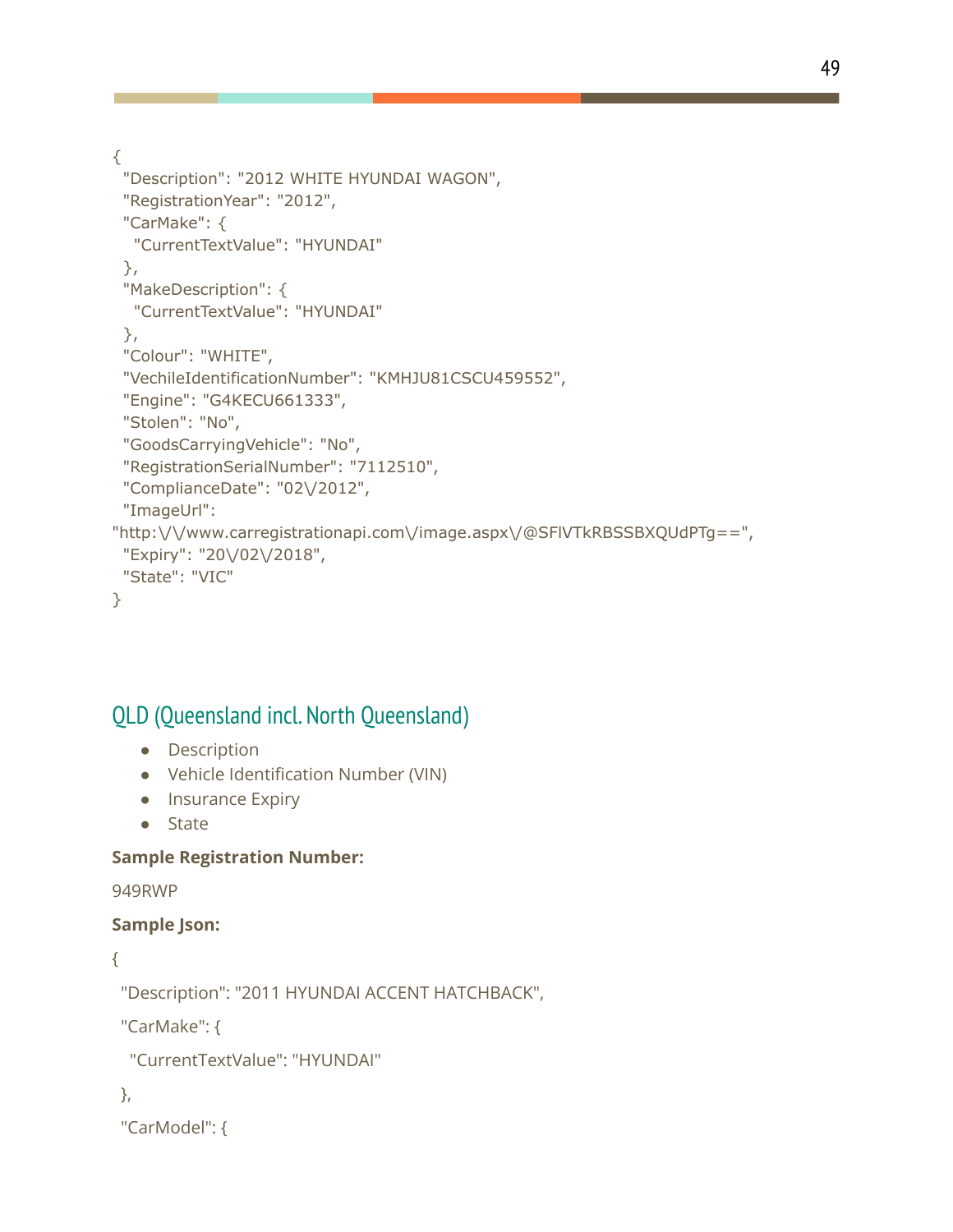```
{
  "Description": "2012 WHITE HYUNDAI WAGON",
  "RegistrationYear": "2012",
  "CarMake": {
    "CurrentTextValue": "HYUNDAI"
  },
  "MakeDescription": {
    "CurrentTextValue": "HYUNDAI"
  },
  "Colour": "WHITE",
  "VechileIdentificationNumber": "KMHJU81CSCU459552",
  "Engine": "G4KECU661333",
  "Stolen": "No",
  "GoodsCarryingVehicle": "No",
  "RegistrationSerialNumber": "7112510",
  "ComplianceDate": "02\/2012",
  "ImageUrl":
"http:\/\/www.carregistrationapi.com\/image.aspx\/@SFlVTkRBSSBXQUdPTg==",
  "Expiry": "20\/02\/2018",
  "State": "VIC"
}
```

## QLD (Queensland incl. North Queensland)

- Description
- Vehicle Identification Number (VIN)
- Insurance Expiry
- State

**Sample Registration Number:**

949RWP

**Sample Json:**

```
{
 "Description": "2011 HYUNDAI ACCENT HATCHBACK",
 "CarMake": {
   "CurrentTextValue": "HYUNDAI"
 },
 "CarModel": {
```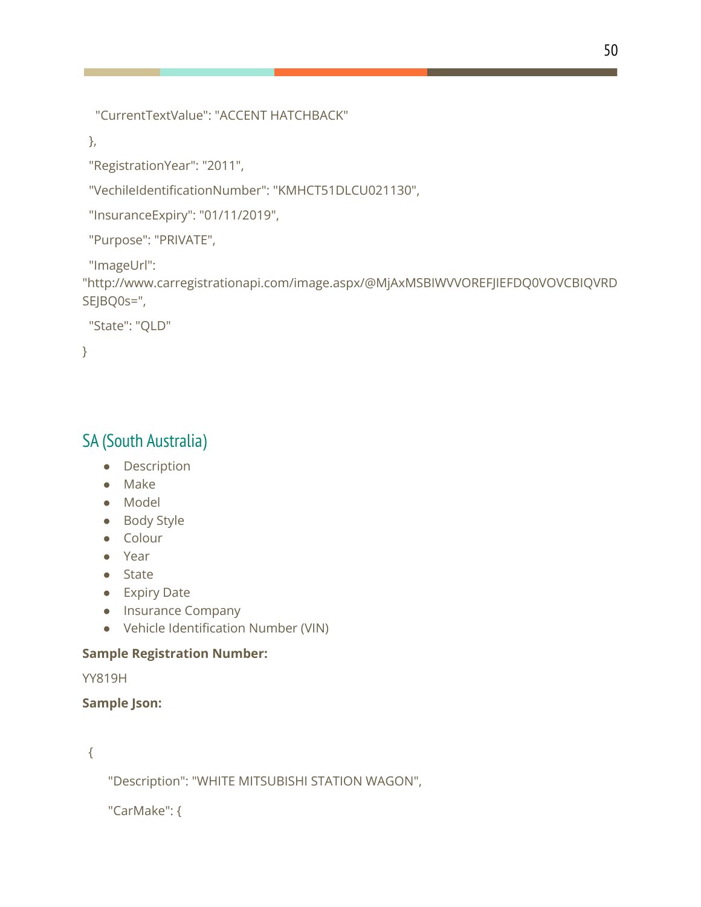```
  "CurrentTextValue": "ACCENT HATCHBACK"
 },
 "RegistrationYear": "2011",
 "VechileIdentificationNumber": "KMHCT51DLCU021130",
 "InsuranceExpiry": "01/11/2019",
 "Purpose": "PRIVATE",
 "ImageUrl":
"http://www.carregistrationapi.com/image.aspx/@MjAxMSBIWVVOREFJIEFDQ0VOVCBIQVRDSEJBQ0s=",
 "State": "QLD"
}
```

## SA (South Australia)

- Description
- Make
- Model
- Body Style
- Colour
- Year
- State
- Expiry Date
- Insurance Company
- Vehicle Identification Number (VIN)

**Sample Registration Number:**

YY819H

**Sample Json:**

```
 {
    "Description": "WHITE MITSUBISHI STATION WAGON",
    "CarMake": {
```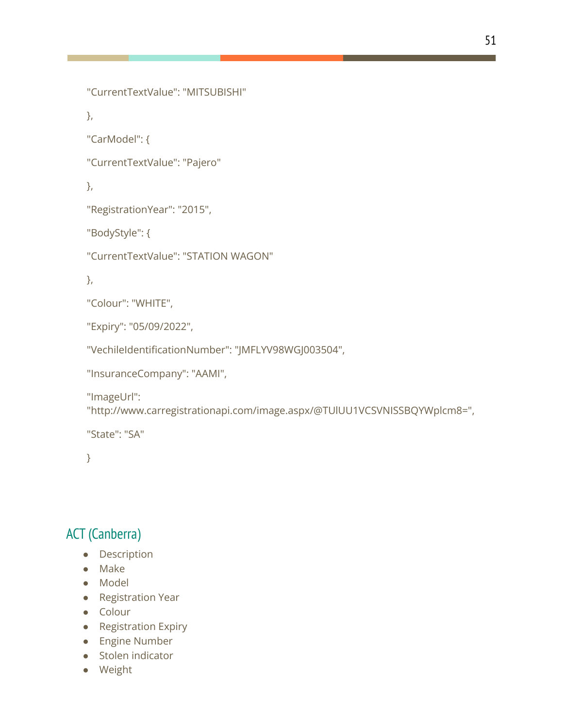```
"CurrentTextValue": "MITSUBISHI"

},

"CarModel": {

"CurrentTextValue": "Pajero"

},

"RegistrationYear": "2015",

"BodyStyle": {

"CurrentTextValue": "STATION WAGON"

},

"Colour": "WHITE",

"Expiry": "05/09/2022",

"VechileIdentificationNumber": "JMFLYV98WGJ003504",

"InsuranceCompany": "AAMI",

"ImageUrl":
"http://www.carregistrationapi.com/image.aspx/@TUlUU1VCSVNISSBQYWplcm8=",

"State": "SA"

}
```

## ACT (Canberra)

- Description
- Make
- Model
- Registration Year
- Colour
- Registration Expiry
- Engine Number
- Stolen indicator
- Weight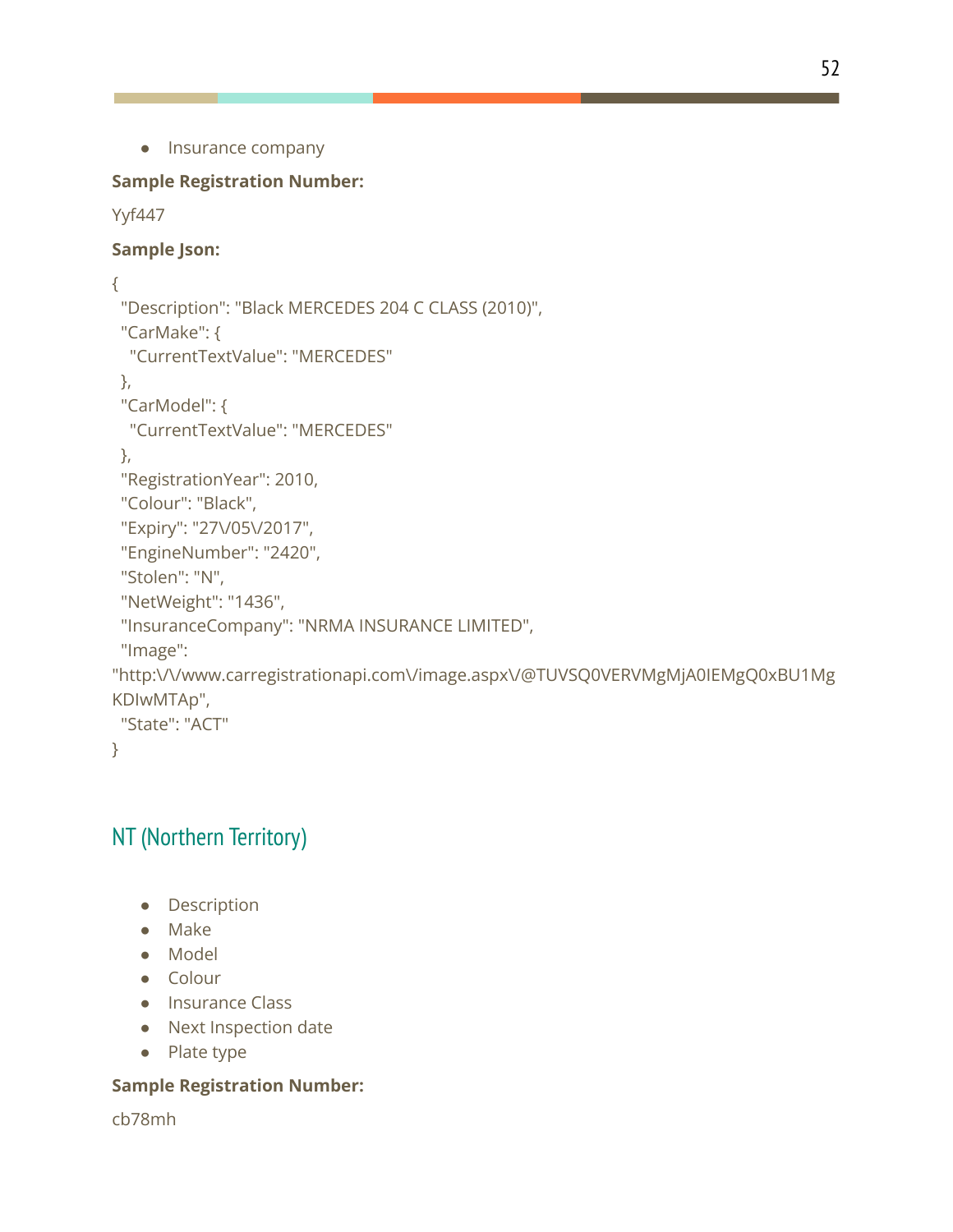- Insurance company

**Sample Registration Number:**

Yyf447

**Sample Json:**

```
{
  "Description": "Black MERCEDES 204 C CLASS (2010)",
  "CarMake": {
    "CurrentTextValue": "MERCEDES"
  },
  "CarModel": {
    "CurrentTextValue": "MERCEDES"
  },
  "RegistrationYear": 2010,
  "Colour": "Black",
  "Expiry": "27\/05\/2017",
  "EngineNumber": "2420",
  "Stolen": "N",
  "NetWeight": "1436",
  "InsuranceCompany": "NRMA INSURANCE LIMITED",
  "Image":
"http:\/\/www.carregistrationapi.com\/image.aspx\/@TUVSQ0VERVMgMjA0IEMgQ0xBU1Mg
KDIwMTAp",
  "State": "ACT"
}
```

## NT (Northern Territory)

- Description
- Make
- Model
- Colour
- Insurance Class
- Next Inspection date
- Plate type

**Sample Registration Number:**

cb78mh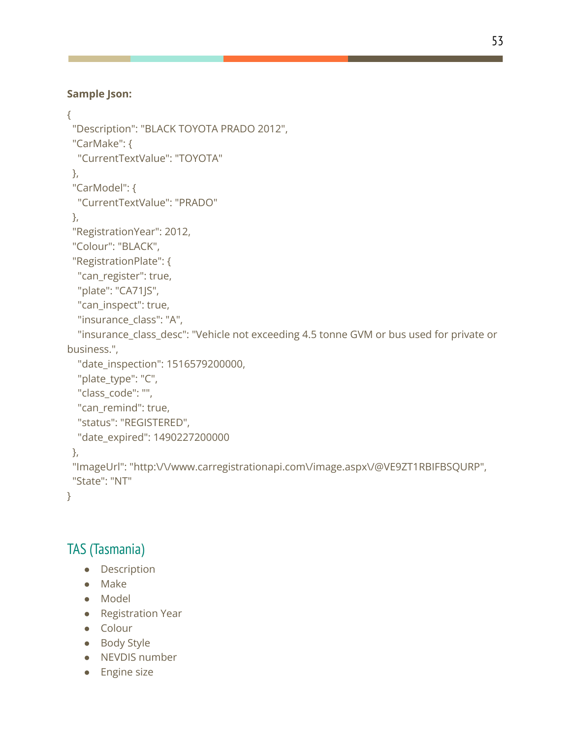**Sample Json:**

```
{
  "Description": "BLACK TOYOTA PRADO 2012",
  "CarMake": {
    "CurrentTextValue": "TOYOTA"
  },
  "CarModel": {
    "CurrentTextValue": "PRADO"
  },
  "RegistrationYear": 2012,
  "Colour": "BLACK",
  "RegistrationPlate": {
    "can_register": true,
    "plate": "CA71JS",
    "can_inspect": true,
    "insurance_class": "A",
    "insurance_class_desc": "Vehicle not exceeding 4.5 tonne GVM or bus used for private or business.",
    "date_inspection": 1516579200000,
    "plate_type": "C",
    "class_code": "",
    "can_remind": true,
    "status": "REGISTERED",
    "date_expired": 1490227200000
  },
  "ImageUrl": "http:\/\/www.carregistrationapi.com\/image.aspx\/@VE9ZT1RBIFBSQURP",
  "State": "NT"
}
```

## TAS (Tasmania)

- Description
- Make
- Model
- Registration Year
- Colour
- Body Style
- NEVDIS number
- Engine size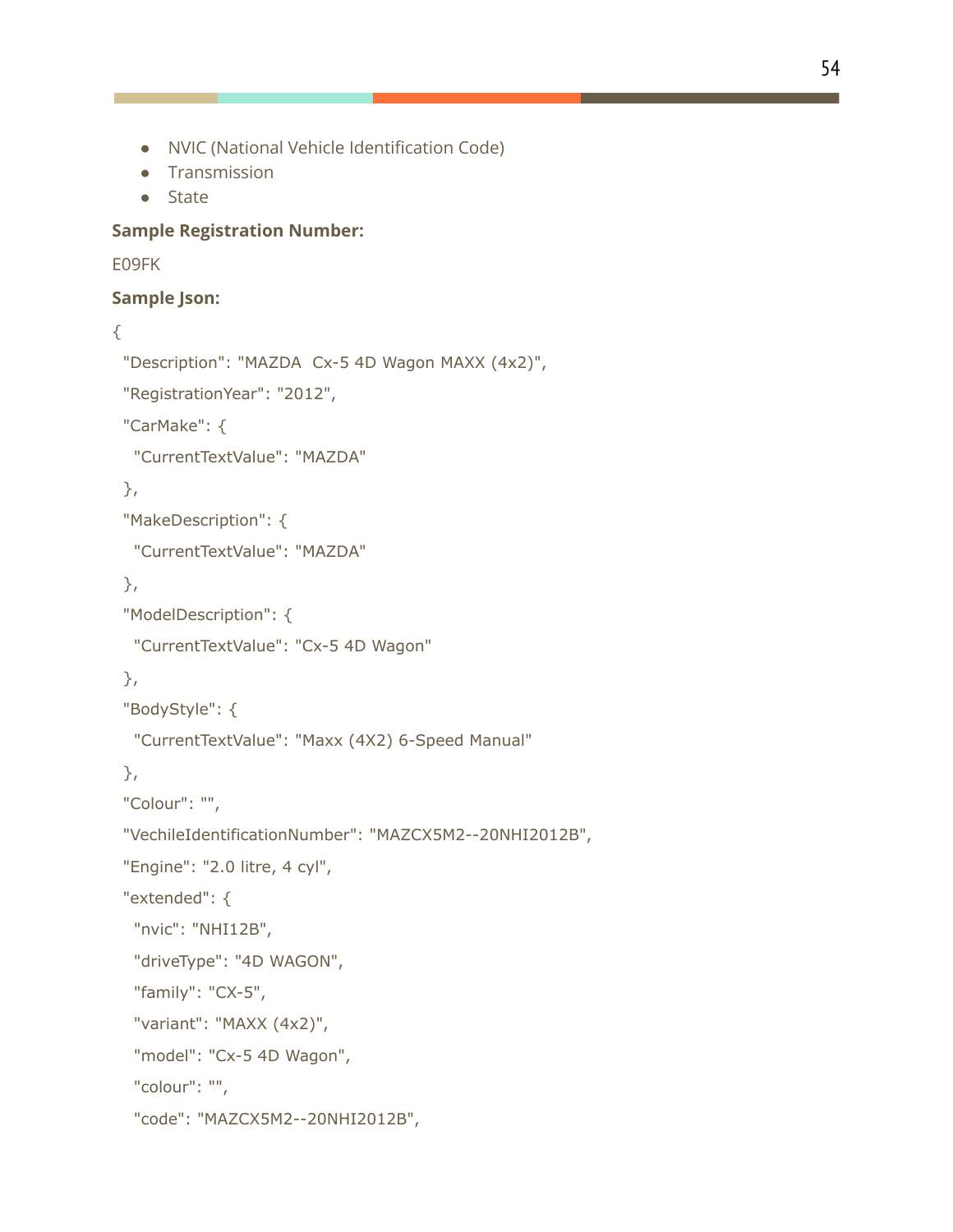- NVIC (National Vehicle Identification Code)
- Transmission
- State

**Sample Registration Number:**

E09FK

**Sample Json:**

```
{
 "Description": "MAZDA  Cx-5 4D Wagon MAXX (4x2)",
 "RegistrationYear": "2012",
 "CarMake": {
  "CurrentTextValue": "MAZDA"
 },
 "MakeDescription": {
  "CurrentTextValue": "MAZDA"
 },
 "ModelDescription": {
  "CurrentTextValue": "Cx-5 4D Wagon"
 },
 "BodyStyle": {
  "CurrentTextValue": "Maxx (4X2) 6-Speed Manual"
 },
 "Colour": "",
 "VechileIdentificationNumber": "MAZCX5M2--20NHI2012B",
 "Engine": "2.0 litre, 4 cyl",
 "extended": {
  "nvic": "NHI12B",
  "driveType": "4D WAGON",
  "family": "CX-5",
  "variant": "MAXX (4x2)",
  "model": "Cx-5 4D Wagon",
  "colour": "",
  "code": "MAZCX5M2--20NHI2012B",
```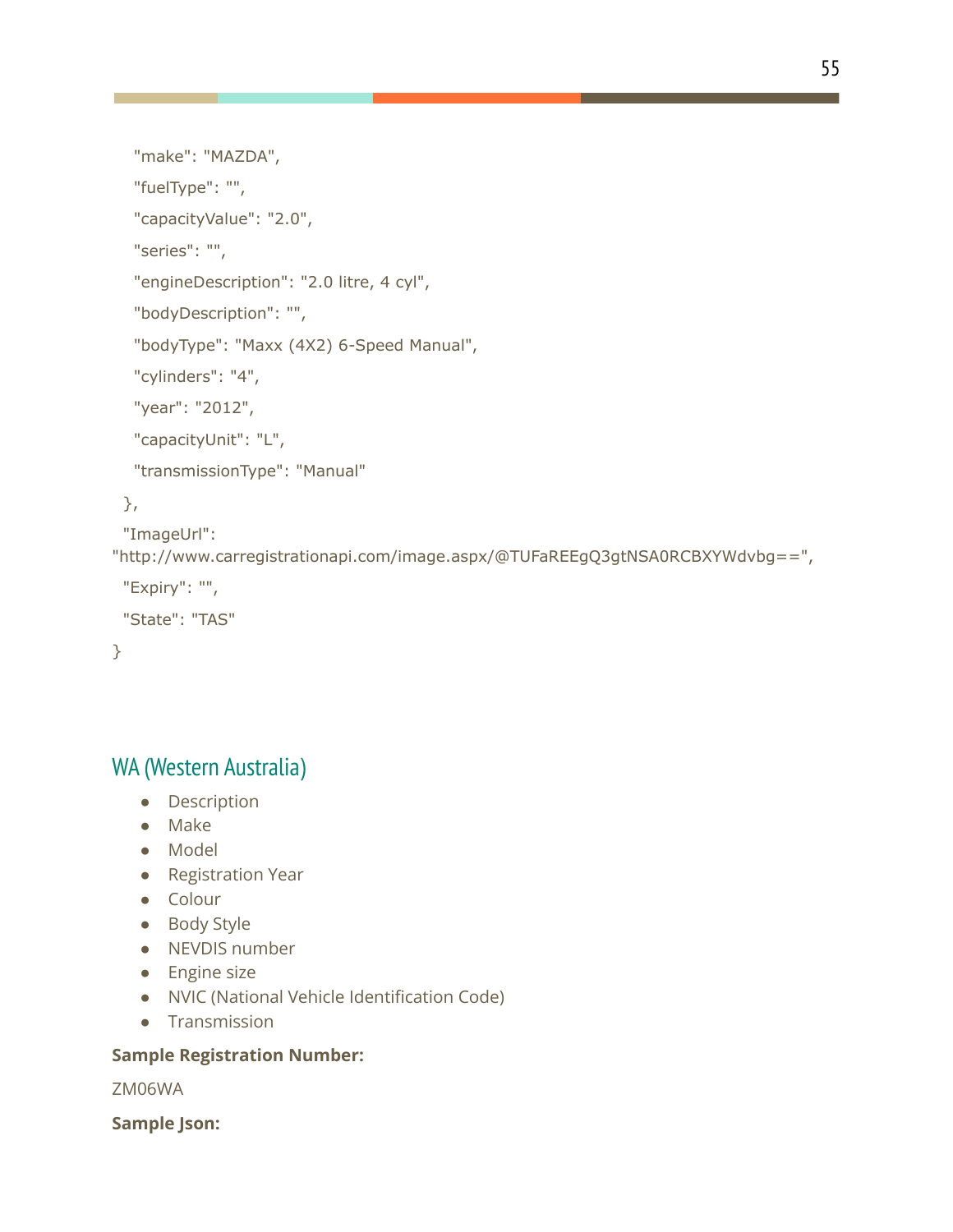```
    "make": "MAZDA",
    "fuelType": "",
    "capacityValue": "2.0",
    "series": "",
    "engineDescription": "2.0 litre, 4 cyl",
    "bodyDescription": "",
    "bodyType": "Maxx (4X2) 6-Speed Manual",
    "cylinders": "4",
    "year": "2012",
    "capacityUnit": "L",
    "transmissionType": "Manual"
  },
  "ImageUrl": "http://www.carregistrationapi.com/image.aspx/@TUFaREEgQ3gtNSA0RCBXYWdvbg==",
  "Expiry": "",
  "State": "TAS"
}
```

## WA (Western Australia)

- Description
- Make
- Model
- Registration Year
- Colour
- Body Style
- NEVDIS number
- Engine size
- NVIC (National Vehicle Identification Code)
- Transmission

**Sample Registration Number:**

ZM06WA

**Sample Json:**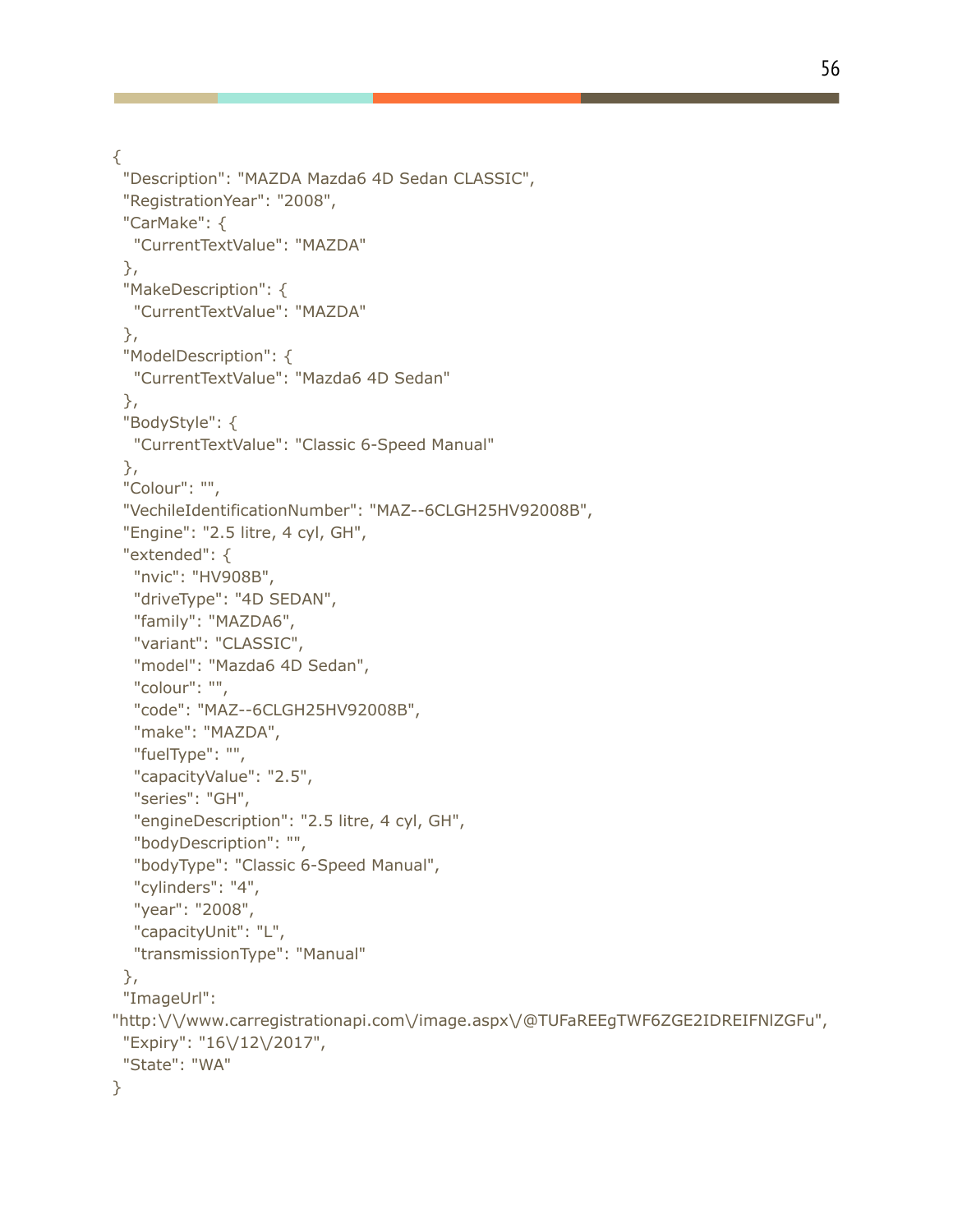```
{
  "Description": "MAZDA Mazda6 4D Sedan CLASSIC",
  "RegistrationYear": "2008",
  "CarMake": {
    "CurrentTextValue": "MAZDA"
  },
  "MakeDescription": {
    "CurrentTextValue": "MAZDA"
  },
  "ModelDescription": {
    "CurrentTextValue": "Mazda6 4D Sedan"
  },
  "BodyStyle": {
    "CurrentTextValue": "Classic 6-Speed Manual"
  },
  "Colour": "",
  "VechileIdentificationNumber": "MAZ--6CLGH25HV92008B",
  "Engine": "2.5 litre, 4 cyl, GH",
  "extended": {
    "nvic": "HV908B",
    "driveType": "4D SEDAN",
    "family": "MAZDA6",
    "variant": "CLASSIC",
    "model": "Mazda6 4D Sedan",
    "colour": "",
    "code": "MAZ--6CLGH25HV92008B",
    "make": "MAZDA",
    "fuelType": "",
    "capacityValue": "2.5",
    "series": "GH",
    "engineDescription": "2.5 litre, 4 cyl, GH",
    "bodyDescription": "",
    "bodyType": "Classic 6-Speed Manual",
    "cylinders": "4",
    "year": "2008",
    "capacityUnit": "L",
    "transmissionType": "Manual"
  },
  "ImageUrl":
"http:\/\/www.carregistrationapi.com\/image.aspx\/@TUFaREEgTWF6ZGE2IDREIFNlZGFu",
  "Expiry": "16\/12\/2017",
  "State": "WA"
}
```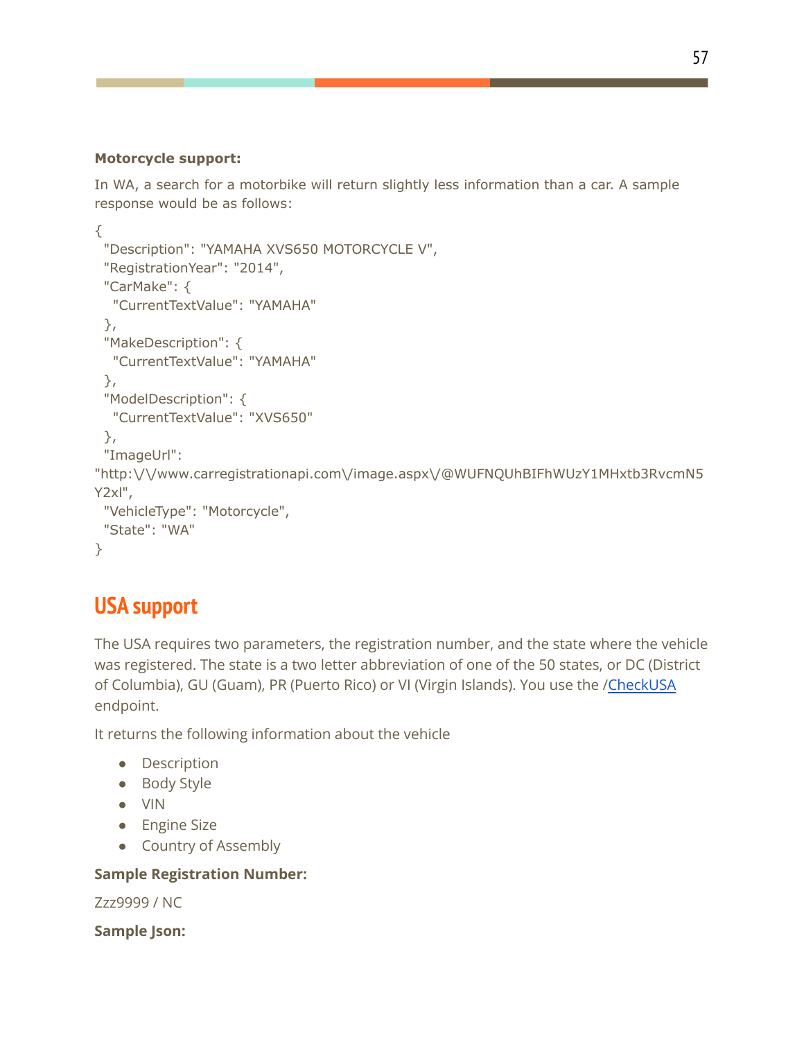**Motorcycle support:**

In WA, a search for a motorbike will return slightly less information than a car. A sample response would be as follows:

```
{
  "Description": "YAMAHA XVS650 MOTORCYCLE V",
  "RegistrationYear": "2014",
  "CarMake": {
    "CurrentTextValue": "YAMAHA"
  },
  "MakeDescription": {
    "CurrentTextValue": "YAMAHA"
  },
  "ModelDescription": {
    "CurrentTextValue": "XVS650"
  },
  "ImageUrl":
"http:\/\/www.carregistrationapi.com\/image.aspx\/@WUFNQUhBIFhWUzY1MHxtb3RvcmN5Y2xl",
  "VehicleType": "Motorcycle",
  "State": "WA"
}
```

## USA support

The USA requires two parameters, the registration number, and the state where the vehicle was registered. The state is a two letter abbreviation of one of the 50 states, or DC (District of Columbia), GU (Guam), PR (Puerto Rico) or VI (Virgin Islands). You use the /CheckUSA endpoint.

It returns the following information about the vehicle

- Description
- Body Style
- VIN
- Engine Size
- Country of Assembly

**Sample Registration Number:**

Zzz9999 / NC

**Sample Json:**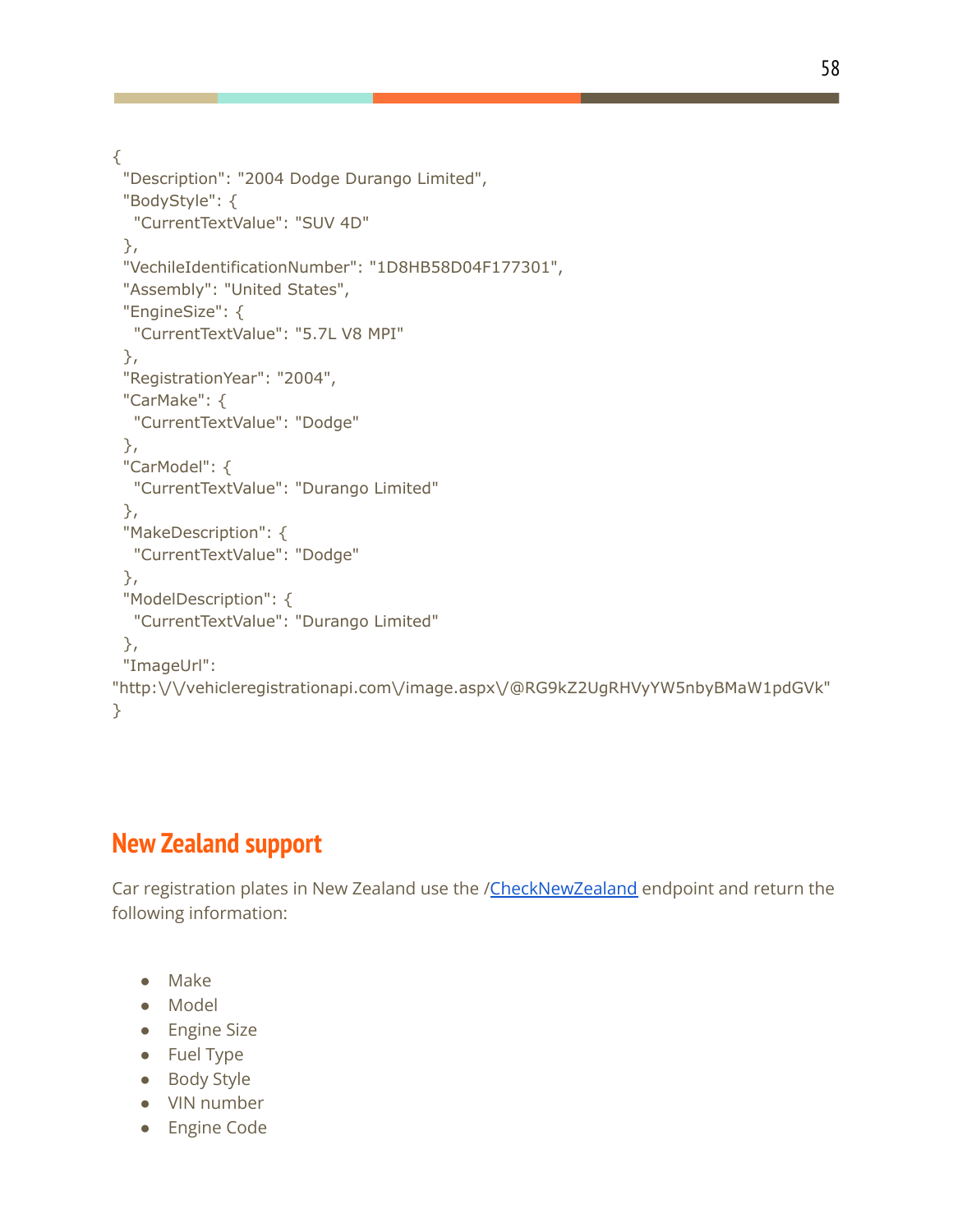```
{
  "Description": "2004 Dodge Durango Limited",
  "BodyStyle": {
    "CurrentTextValue": "SUV 4D"
  },
  "VechileIdentificationNumber": "1D8HB58D04F177301",
  "Assembly": "United States",
  "EngineSize": {
    "CurrentTextValue": "5.7L V8 MPI"
  },
  "RegistrationYear": "2004",
  "CarMake": {
    "CurrentTextValue": "Dodge"
  },
  "CarModel": {
    "CurrentTextValue": "Durango Limited"
  },
  "MakeDescription": {
    "CurrentTextValue": "Dodge"
  },
  "ModelDescription": {
    "CurrentTextValue": "Durango Limited"
  },
  "ImageUrl":
"http:\/\/vehicleregistrationapi.com\/image.aspx\/@RG9kZ2UgRHVyYW5nbyBMaW1pdGVk"
}
```

## New Zealand support

Car registration plates in New Zealand use the /CheckNewZealand endpoint and return the following information:

- Make
- Model
- Engine Size
- Fuel Type
- Body Style
- VIN number
- Engine Code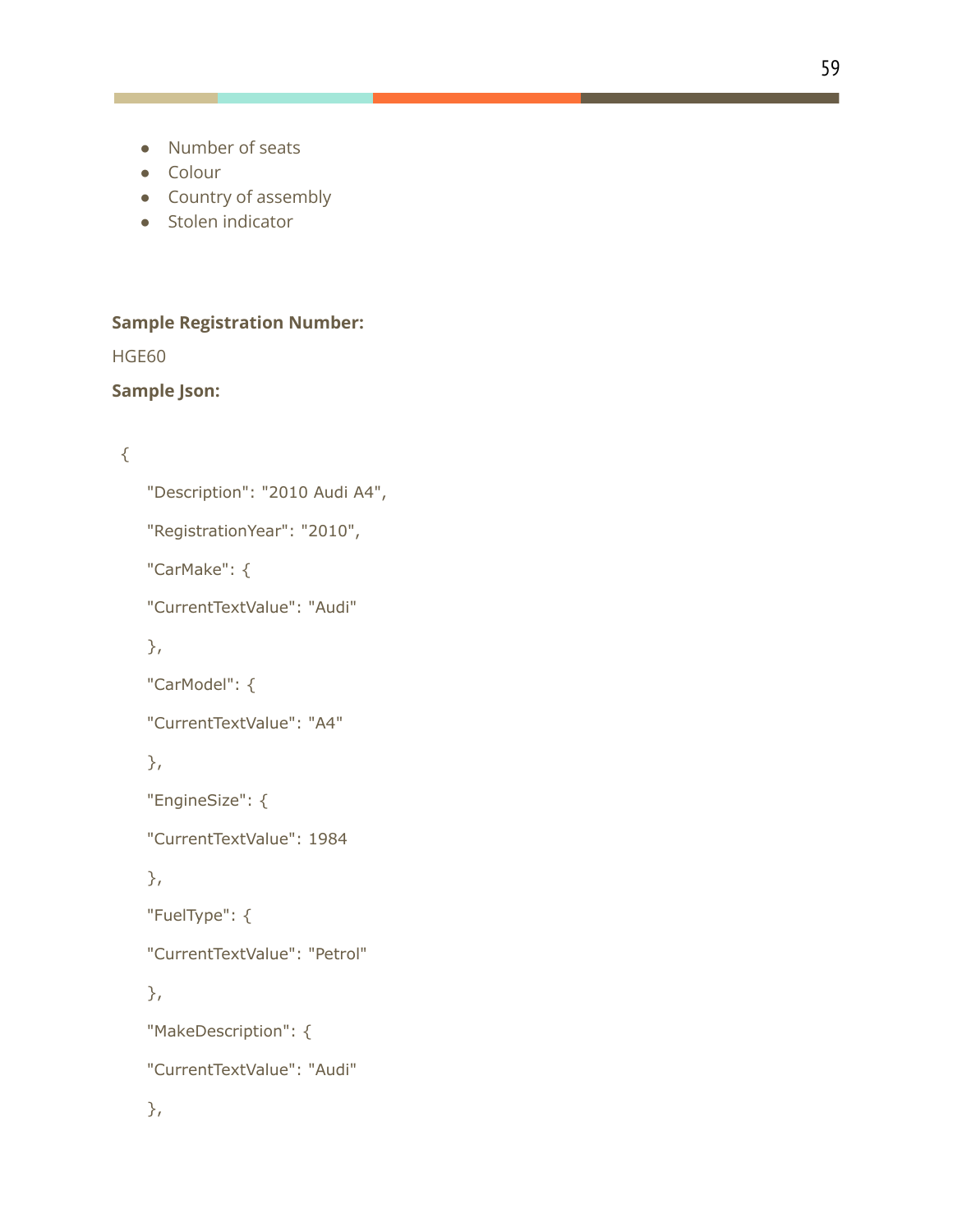- Number of seats
- Colour
- Country of assembly
- Stolen indicator

**Sample Registration Number:**

HGE60

**Sample Json:**

```
{
    "Description": "2010 Audi A4",
    "RegistrationYear": "2010",
    "CarMake": {
    "CurrentTextValue": "Audi"
    },
    "CarModel": {
    "CurrentTextValue": "A4"
    },
    "EngineSize": {
    "CurrentTextValue": 1984
    },
    "FuelType": {
    "CurrentTextValue": "Petrol"
    },
    "MakeDescription": {
    "CurrentTextValue": "Audi"
    },
```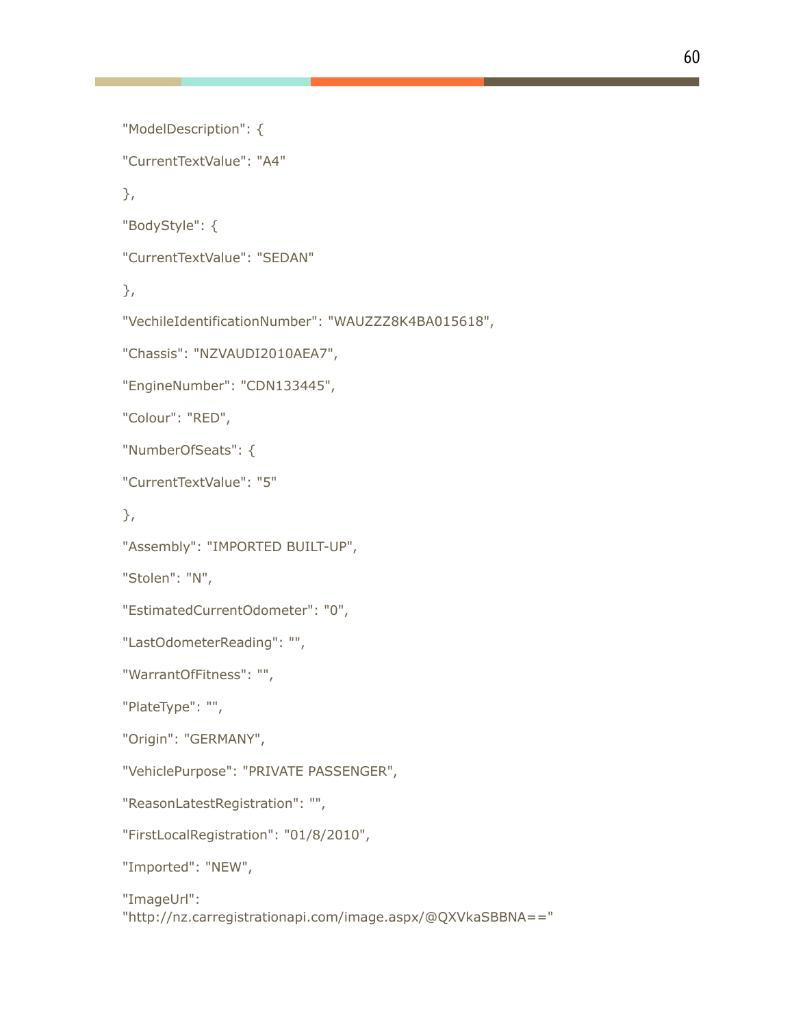```
"ModelDescription": {

"CurrentTextValue": "A4"

},

"BodyStyle": {

"CurrentTextValue": "SEDAN"

},

"VechileIdentificationNumber": "WAUZZZ8K4BA015618",

"Chassis": "NZVAUDI2010AEA7",

"EngineNumber": "CDN133445",

"Colour": "RED",

"NumberOfSeats": {

"CurrentTextValue": "5"

},

"Assembly": "IMPORTED BUILT-UP",

"Stolen": "N",

"EstimatedCurrentOdometer": "0",

"LastOdometerReading": "",

"WarrantOfFitness": "",

"PlateType": "",

"Origin": "GERMANY",

"VehiclePurpose": "PRIVATE PASSENGER",

"ReasonLatestRegistration": "",

"FirstLocalRegistration": "01/8/2010",

"Imported": "NEW",

"ImageUrl":
"http://nz.carregistrationapi.com/image.aspx/@QXVkaSBBNA=="
```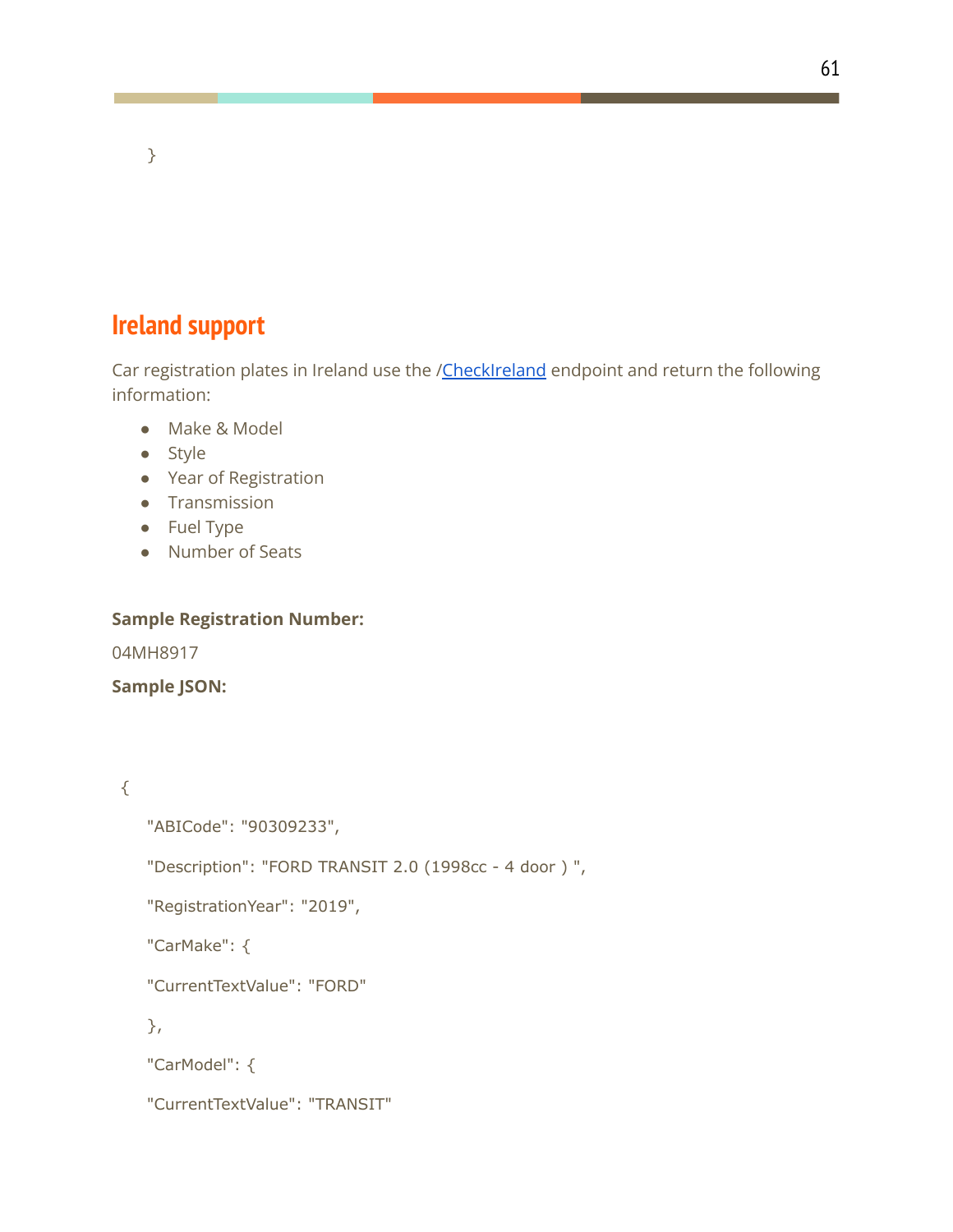```
}
```

## Ireland support

Car registration plates in Ireland use the /CheckIreland endpoint and return the following information:

- Make & Model
- Style
- Year of Registration
- Transmission
- Fuel Type
- Number of Seats

**Sample Registration Number:**

04MH8917

**Sample JSON:**

```
{
    "ABICode": "90309233",
    "Description": "FORD TRANSIT 2.0 (1998cc - 4 door ) ",
    "RegistrationYear": "2019",
    "CarMake": {
    "CurrentTextValue": "FORD"
    },
    "CarModel": {
    "CurrentTextValue": "TRANSIT"
```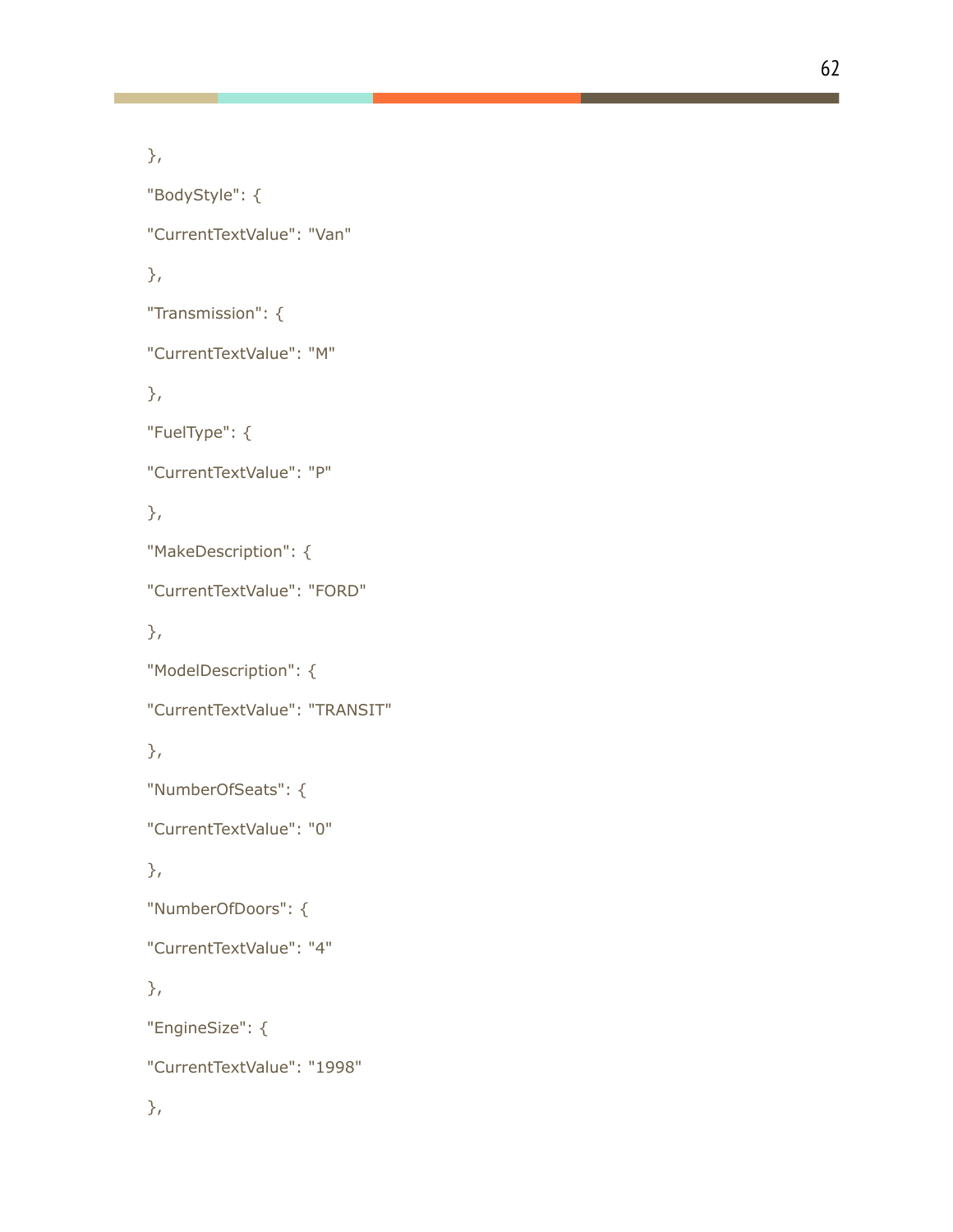```
},
"BodyStyle": {
"CurrentTextValue": "Van"
},
"Transmission": {
"CurrentTextValue": "M"
},
"FuelType": {
"CurrentTextValue": "P"
},
"MakeDescription": {
"CurrentTextValue": "FORD"
},
"ModelDescription": {
"CurrentTextValue": "TRANSIT"
},
"NumberOfSeats": {
"CurrentTextValue": "0"
},
"NumberOfDoors": {
"CurrentTextValue": "4"
},
"EngineSize": {
"CurrentTextValue": "1998"
},
```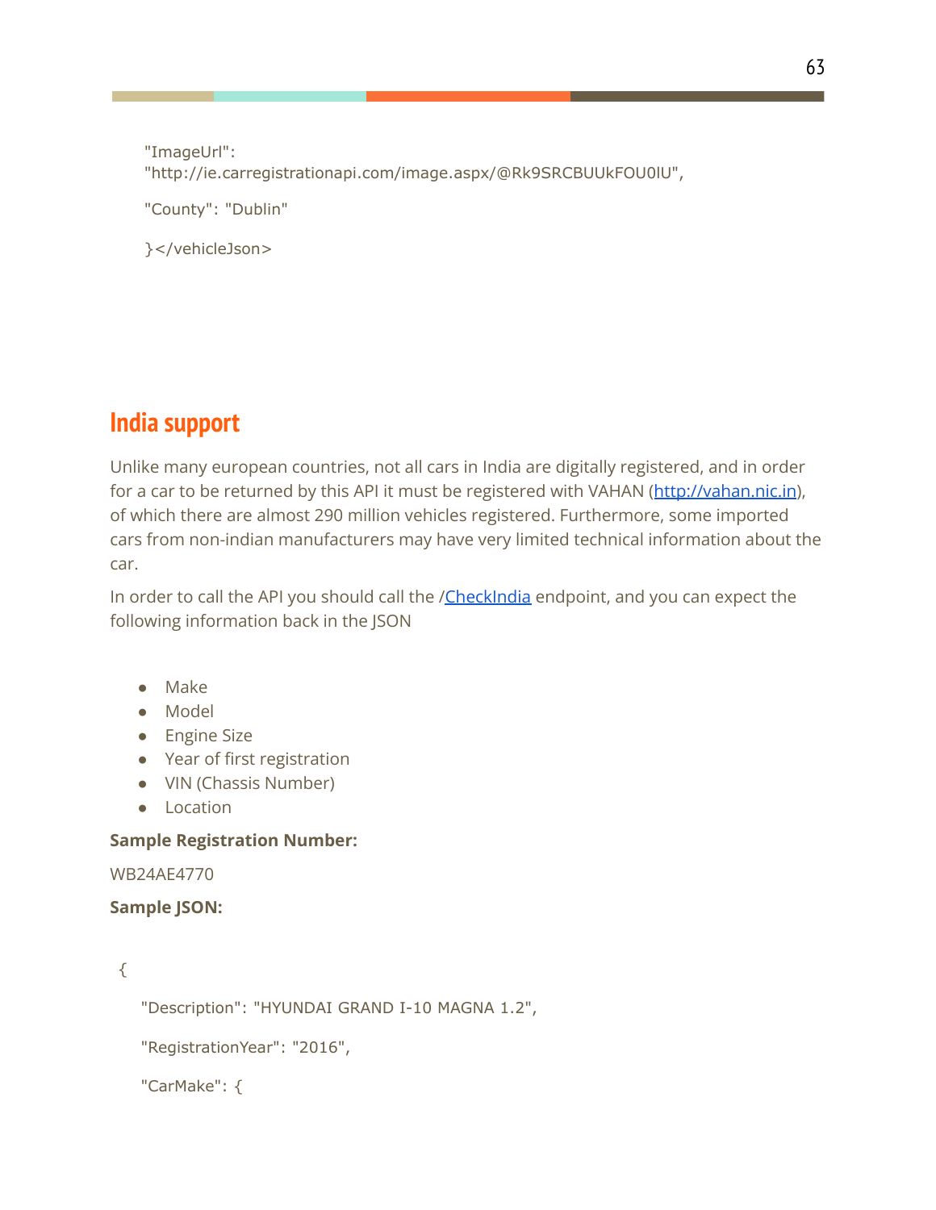```
"ImageUrl":
"http://ie.carregistrationapi.com/image.aspx/@Rk9SRCBUUkFOU0lU",

"County": "Dublin"

}</vehicleJson>
```

## India support

Unlike many european countries, not all cars in India are digitally registered, and in order for a car to be returned by this API it must be registered with VAHAN ([http://vahan.nic.in](http://vahan.nic.in)), of which there are almost 290 million vehicles registered. Furthermore, some imported cars from non-indian manufacturers may have very limited technical information about the car.

In order to call the API you should call the /[CheckIndia]() endpoint, and you can expect the following information back in the JSON

- Make
- Model
- Engine Size
- Year of first registration
- VIN (Chassis Number)
- Location

**Sample Registration Number:**

WB24AE4770

**Sample JSON:**

```
{

"Description": "HYUNDAI GRAND I-10 MAGNA 1.2",

"RegistrationYear": "2016",

"CarMake": {
```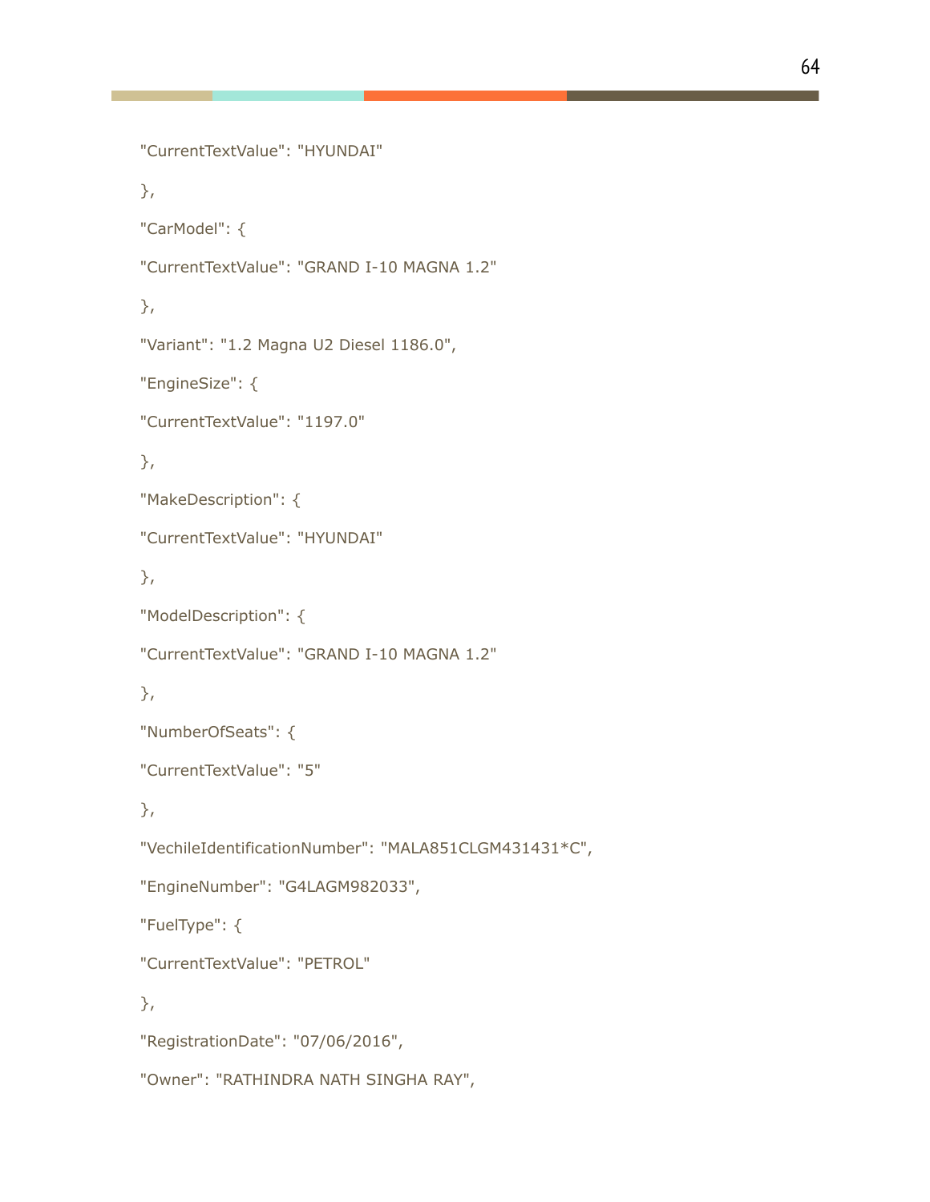```
"CurrentTextValue": "HYUNDAI"

},

"CarModel": {

"CurrentTextValue": "GRAND I-10 MAGNA 1.2"

},

"Variant": "1.2 Magna U2 Diesel 1186.0",

"EngineSize": {

"CurrentTextValue": "1197.0"

},

"MakeDescription": {

"CurrentTextValue": "HYUNDAI"

},

"ModelDescription": {

"CurrentTextValue": "GRAND I-10 MAGNA 1.2"

},

"NumberOfSeats": {

"CurrentTextValue": "5"

},

"VechileIdentificationNumber": "MALA851CLGM431431*C",

"EngineNumber": "G4LAGM982033",

"FuelType": {

"CurrentTextValue": "PETROL"

},

"RegistrationDate": "07/06/2016",

"Owner": "RATHINDRA NATH SINGHA RAY",
```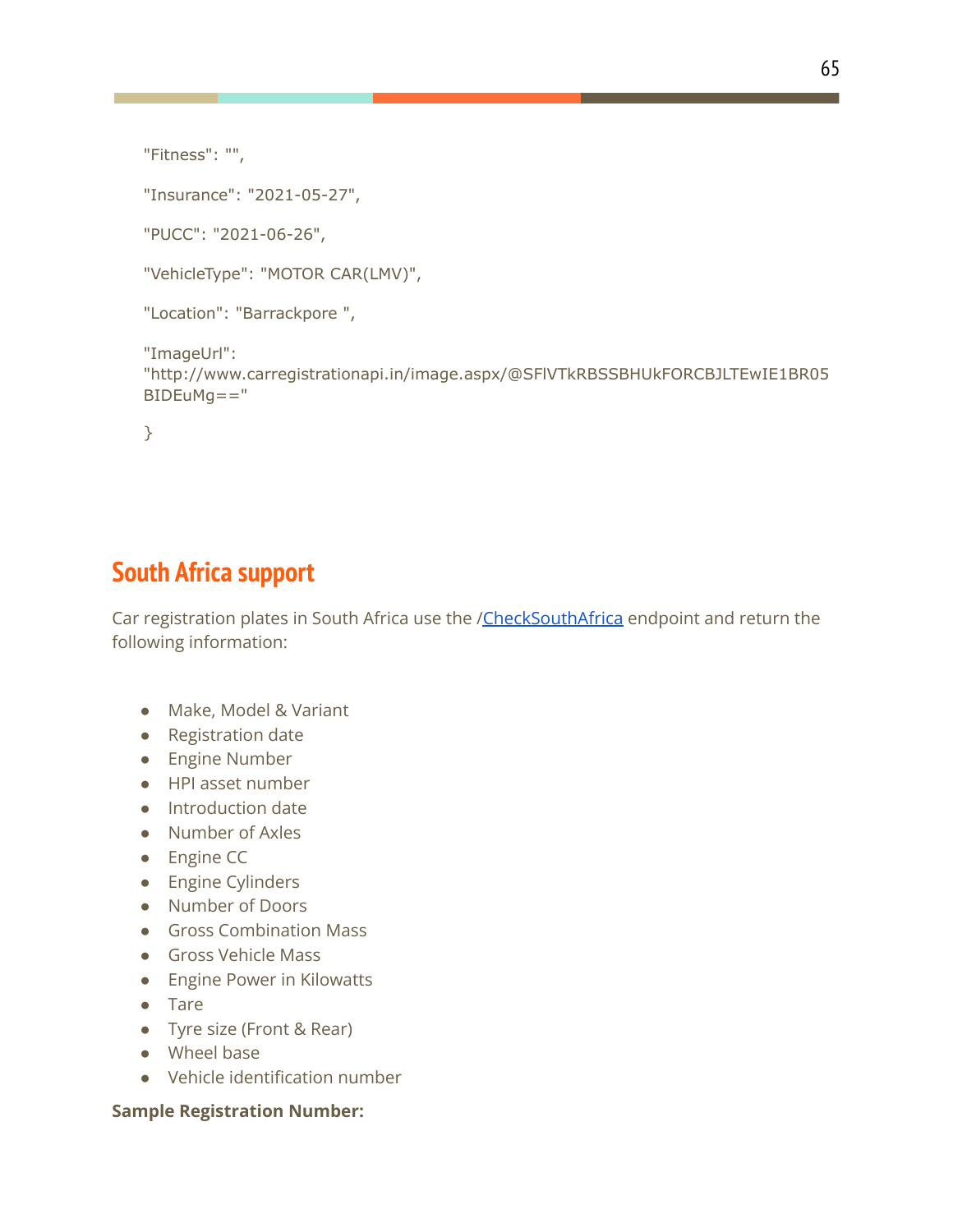```
"Fitness": "",

"Insurance": "2021-05-27",

"PUCC": "2021-06-26",

"VehicleType": "MOTOR CAR(LMV)",

"Location": "Barrackpore ",

"ImageUrl":
"http://www.carregistrationapi.in/image.aspx/@SFlVTkRBSSBHUkFORCBJLTEwIE1BR05BIDEuMg=="

}
```

## South Africa support

Car registration plates in South Africa use the /[CheckSouthAfrica] endpoint and return the following information:

- Make, Model & Variant
- Registration date
- Engine Number
- HPI asset number
- Introduction date
- Number of Axles
- Engine CC
- Engine Cylinders
- Number of Doors
- Gross Combination Mass
- Gross Vehicle Mass
- Engine Power in Kilowatts
- Tare
- Tyre size (Front & Rear)
- Wheel base
- Vehicle identification number

**Sample Registration Number:**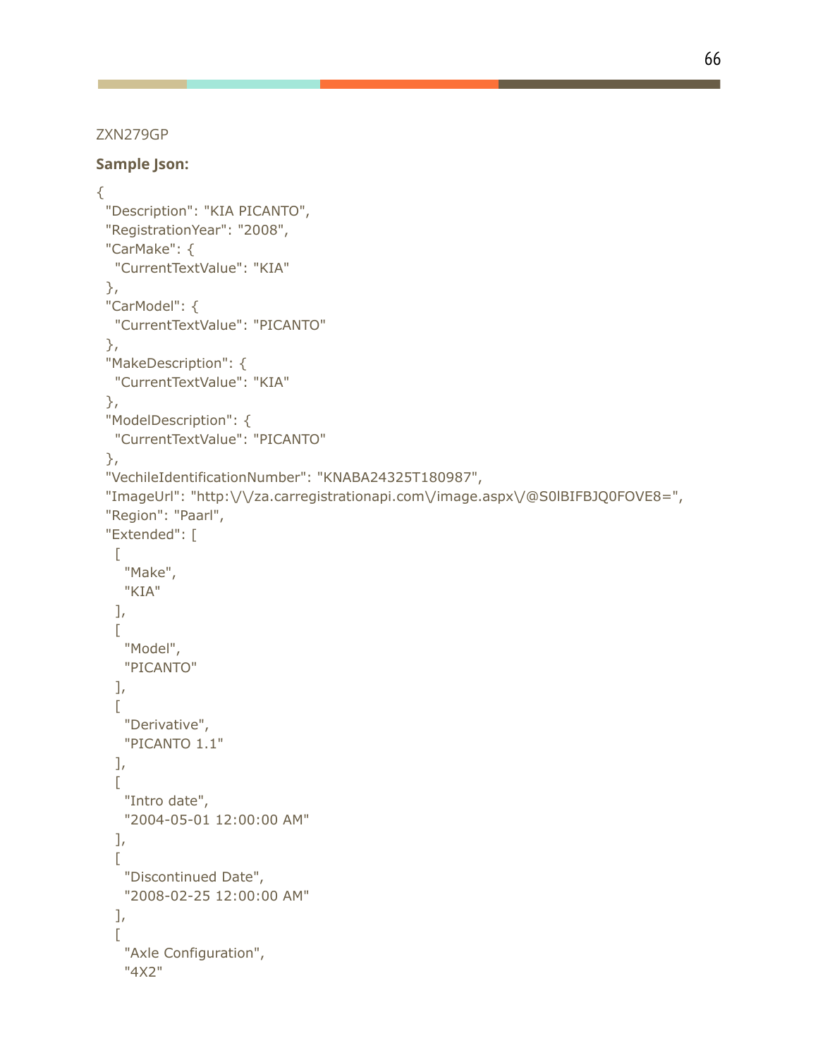ZXN279GP

**Sample Json:**

```
{
  "Description": "KIA PICANTO",
  "RegistrationYear": "2008",
  "CarMake": {
    "CurrentTextValue": "KIA"
  },
  "CarModel": {
    "CurrentTextValue": "PICANTO"
  },
  "MakeDescription": {
    "CurrentTextValue": "KIA"
  },
  "ModelDescription": {
    "CurrentTextValue": "PICANTO"
  },
  "VechileIdentificationNumber": "KNABA24325T180987",
  "ImageUrl": "http:\/\/za.carregistrationapi.com\/image.aspx\/@S0lBIFBJQ0FOVE8=",
  "Region": "Paarl",
  "Extended": [
    [
      "Make",
      "KIA"
    ],
    [
      "Model",
      "PICANTO"
    ],
    [
      "Derivative",
      "PICANTO 1.1"
    ],
    [
      "Intro date",
      "2004-05-01 12:00:00 AM"
    ],
    [
      "Discontinued Date",
      "2008-02-25 12:00:00 AM"
    ],
    [
      "Axle Configuration",
      "4X2"
```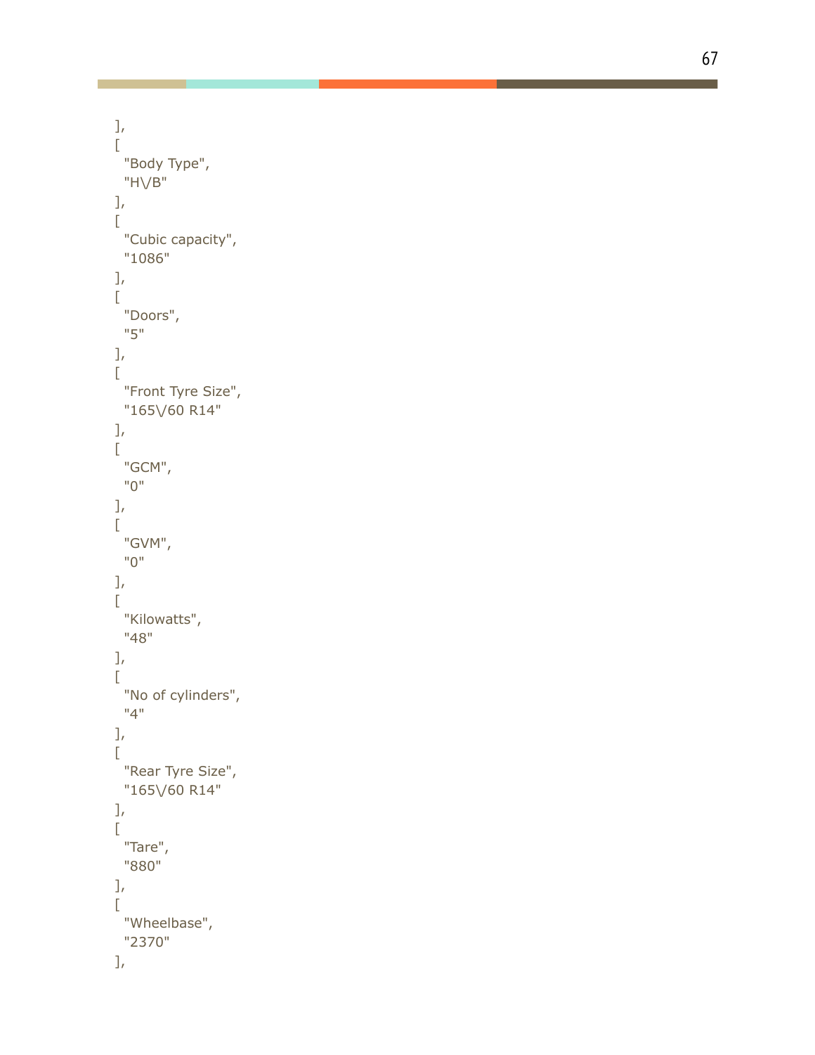```
],
[
  "Body Type",
  "H\/B"
],
[
  "Cubic capacity",
  "1086"
],
[
  "Doors",
  "5"
],
[
  "Front Tyre Size",
  "165\/60 R14"
],
[
  "GCM",
  "0"
],
[
  "GVM",
  "0"
],
[
  "Kilowatts",
  "48"
],
[
  "No of cylinders",
  "4"
],
[
  "Rear Tyre Size",
  "165\/60 R14"
],
[
  "Tare",
  "880"
],
[
  "Wheelbase",
  "2370"
],
```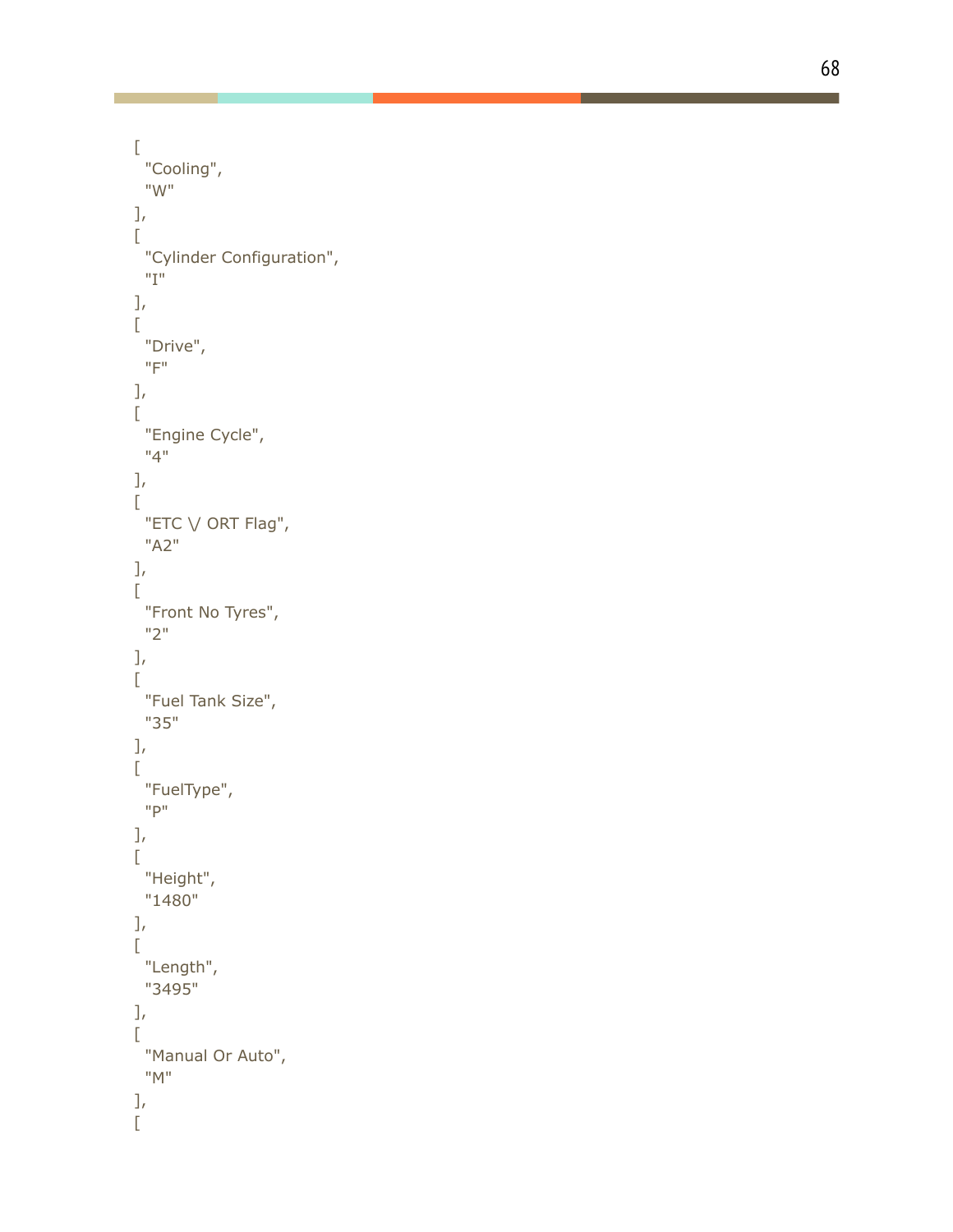```
[
  "Cooling",
  "W"
],
[
  "Cylinder Configuration",
  "I"
],
[
  "Drive",
  "F"
],
[
  "Engine Cycle",
  "4"
],
[
  "ETC \/ ORT Flag",
  "A2"
],
[
  "Front No Tyres",
  "2"
],
[
  "Fuel Tank Size",
  "35"
],
[
  "FuelType",
  "P"
],
[
  "Height",
  "1480"
],
[
  "Length",
  "3495"
],
[
  "Manual Or Auto",
  "M"
],
[
```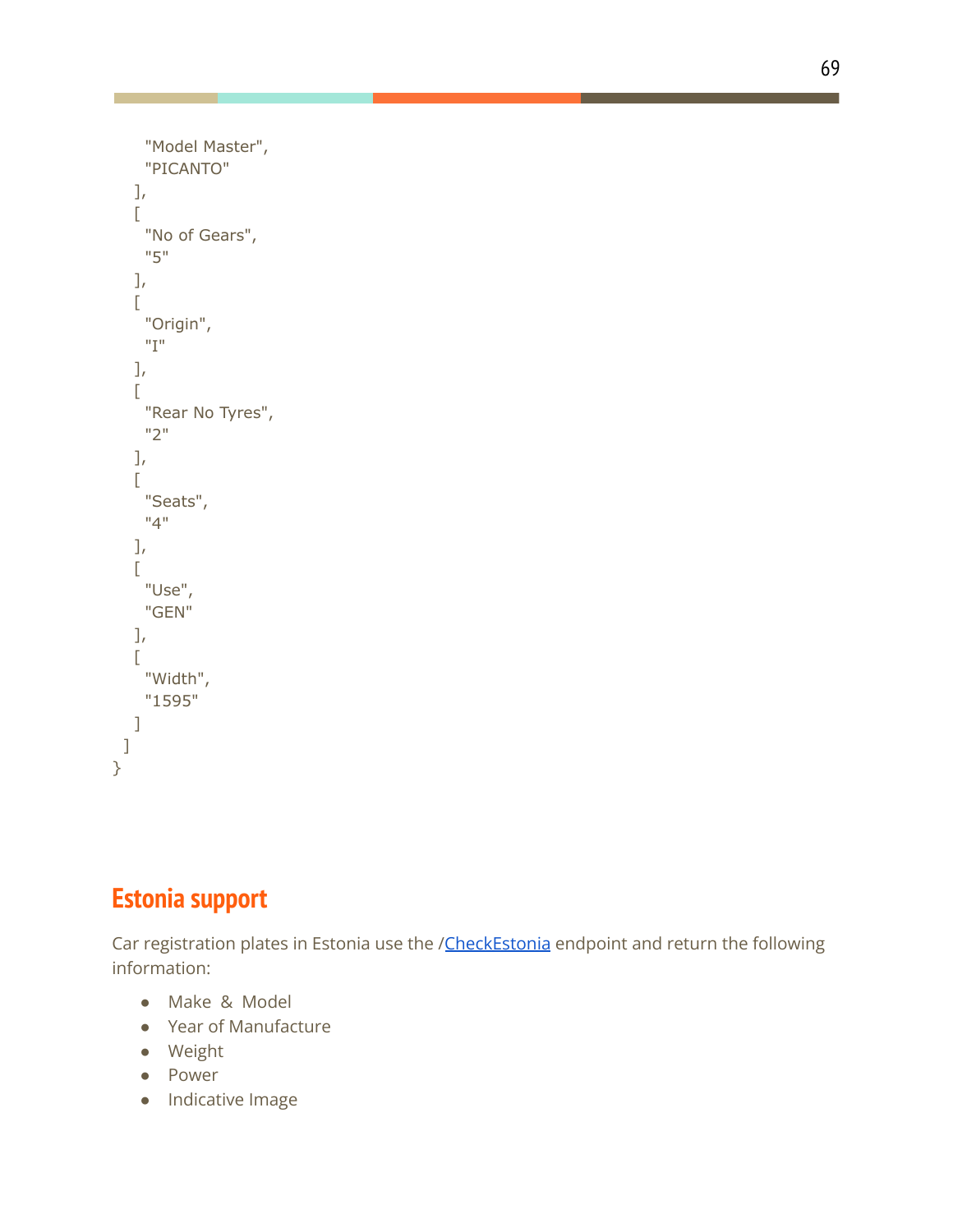```
      "Model Master",
      "PICANTO"
    ],
    [
      "No of Gears",
      "5"
    ],
    [
      "Origin",
      "I"
    ],
    [
      "Rear No Tyres",
      "2"
    ],
    [
      "Seats",
      "4"
    ],
    [
      "Use",
      "GEN"
    ],
    [
      "Width",
      "1595"
    ]
  ]
}
```

## Estonia support

Car registration plates in Estonia use the /CheckEstonia endpoint and return the following information:

- Make & Model
- Year of Manufacture
- Weight
- Power
- Indicative Image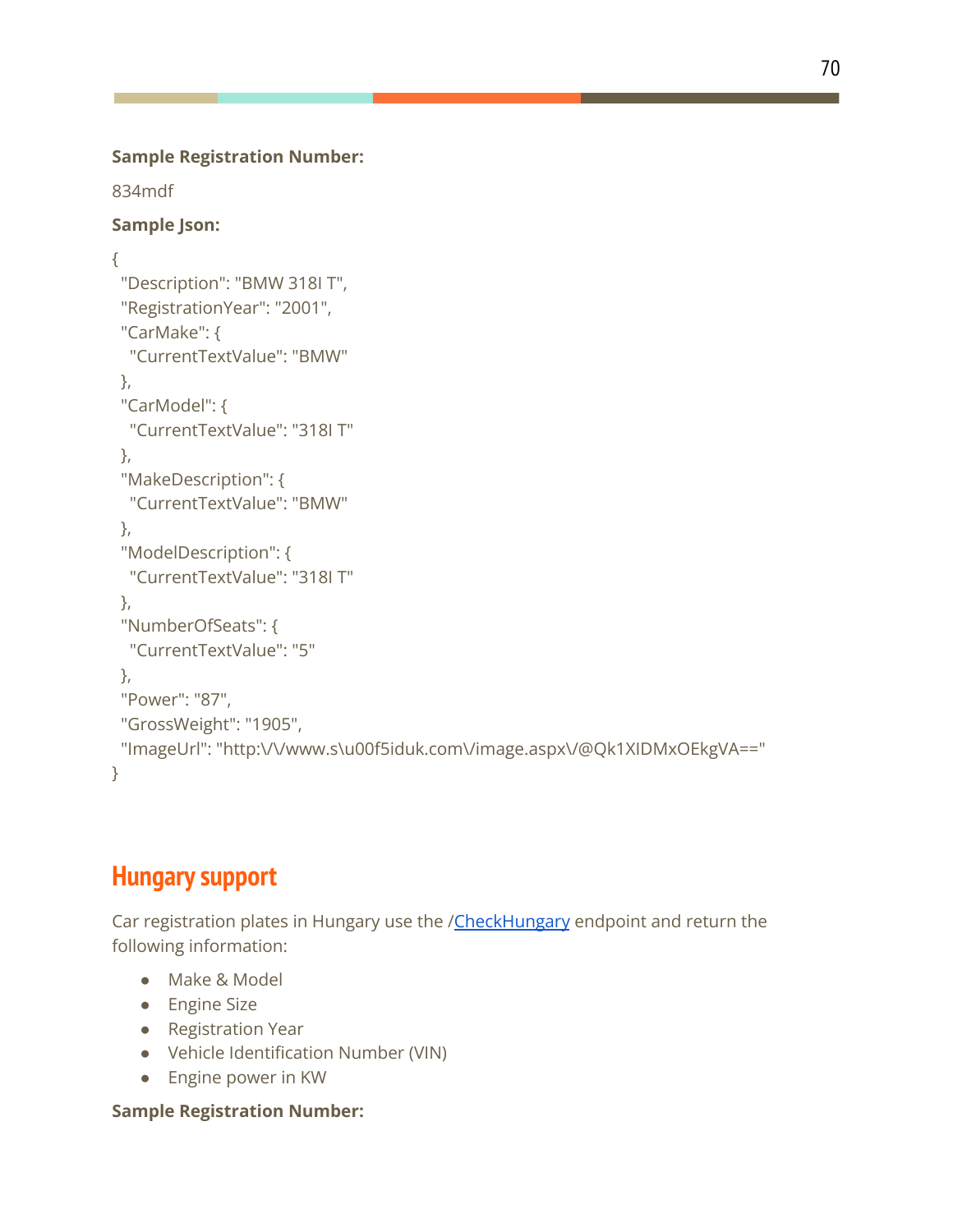**Sample Registration Number:**

834mdf

**Sample Json:**

```
{
  "Description": "BMW 318I T",
  "RegistrationYear": "2001",
  "CarMake": {
    "CurrentTextValue": "BMW"
  },
  "CarModel": {
    "CurrentTextValue": "318I T"
  },
  "MakeDescription": {
    "CurrentTextValue": "BMW"
  },
  "ModelDescription": {
    "CurrentTextValue": "318I T"
  },
  "NumberOfSeats": {
    "CurrentTextValue": "5"
  },
  "Power": "87",
  "GrossWeight": "1905",
  "ImageUrl": "http:\/\/www.s\u00f5iduk.com\/image.aspx\/@Qk1XIDMxOEkgVA=="
}
```

## Hungary support

Car registration plates in Hungary use the /CheckHungary endpoint and return the following information:

- Make & Model
- Engine Size
- Registration Year
- Vehicle Identification Number (VIN)
- Engine power in KW

**Sample Registration Number:**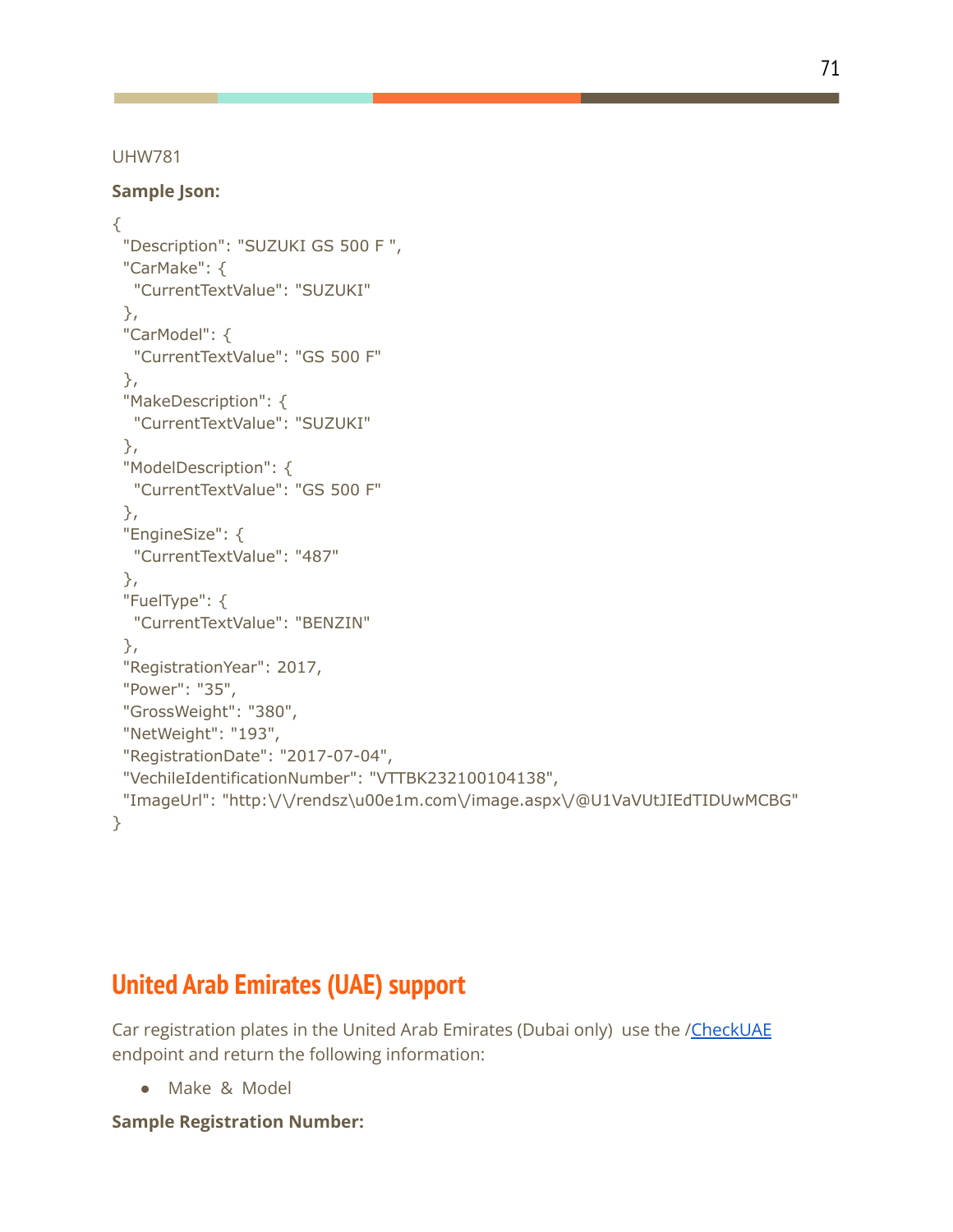UHW781

**Sample Json:**

```
{
 "Description": "SUZUKI GS 500 F ",
 "CarMake": {
  "CurrentTextValue": "SUZUKI"
 },
 "CarModel": {
  "CurrentTextValue": "GS 500 F"
 },
 "MakeDescription": {
  "CurrentTextValue": "SUZUKI"
 },
 "ModelDescription": {
  "CurrentTextValue": "GS 500 F"
 },
 "EngineSize": {
  "CurrentTextValue": "487"
 },
 "FuelType": {
  "CurrentTextValue": "BENZIN"
 },
 "RegistrationYear": 2017,
 "Power": "35",
 "GrossWeight": "380",
 "NetWeight": "193",
 "RegistrationDate": "2017-07-04",
 "VechileIdentificationNumber": "VTTBK232100104138",
 "ImageUrl": "http:\/\/rendsz\u00e1m.com\/image.aspx\/@U1VaVUtJIEdTIDUwMCBG"
}
```

## United Arab Emirates (UAE) support

Car registration plates in the United Arab Emirates (Dubai only) use the /CheckUAE endpoint and return the following information:

- Make & Model

**Sample Registration Number:**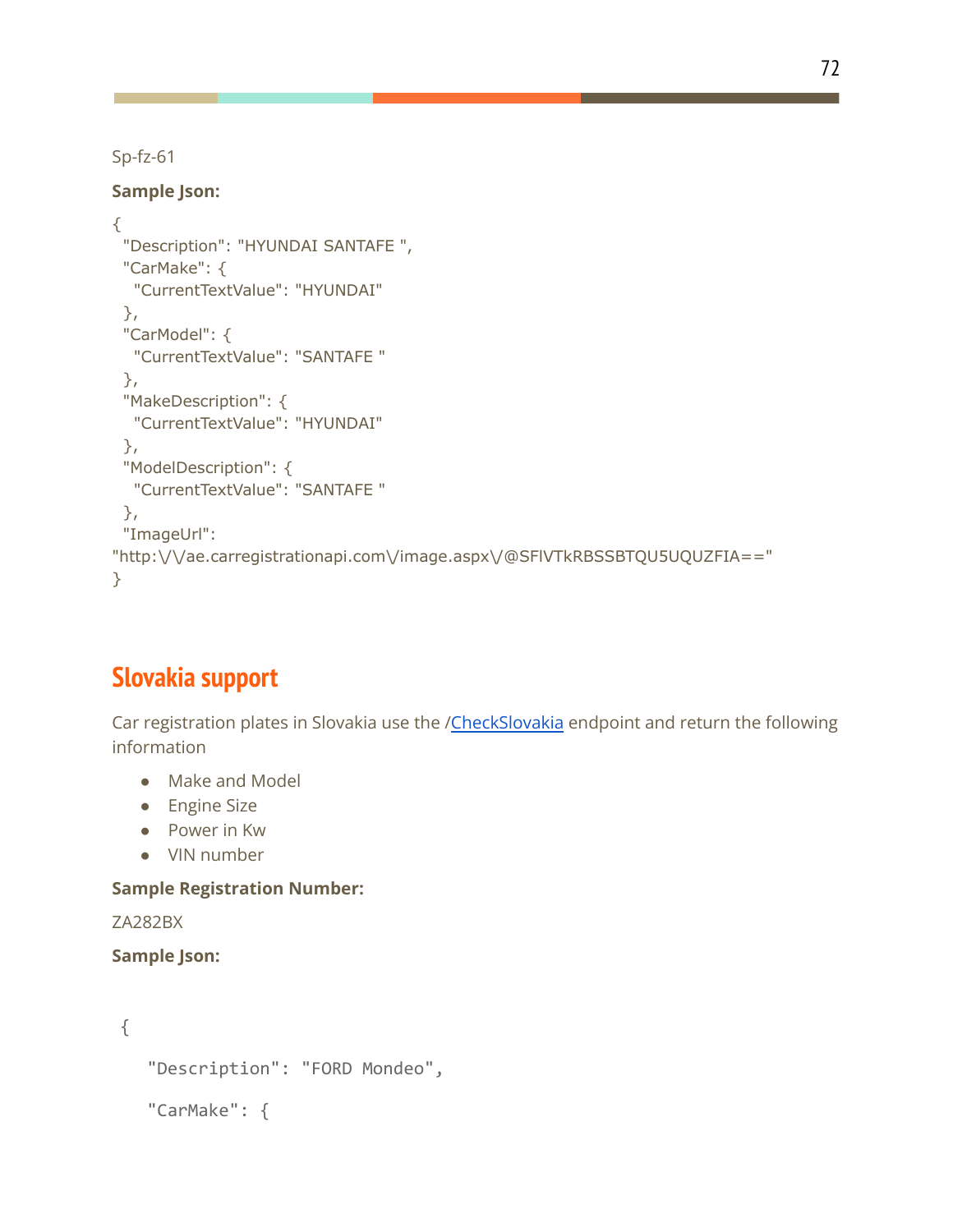Sp-fz-61

**Sample Json:**

```
{
  "Description": "HYUNDAI SANTAFE ",
  "CarMake": {
    "CurrentTextValue": "HYUNDAI"
  },
  "CarModel": {
    "CurrentTextValue": "SANTAFE "
  },
  "MakeDescription": {
    "CurrentTextValue": "HYUNDAI"
  },
  "ModelDescription": {
    "CurrentTextValue": "SANTAFE "
  },
  "ImageUrl":
"http:\/\/ae.carregistrationapi.com\/image.aspx\/@SFlVTkRBSSBTQU5UQUZFIA=="
}
```

## Slovakia support

Car registration plates in Slovakia use the /CheckSlovakia endpoint and return the following information

- Make and Model
- Engine Size
- Power in Kw
- VIN number

**Sample Registration Number:**

ZA282BX

**Sample Json:**

```
{
  "Description": "FORD Mondeo",
  "CarMake": {
```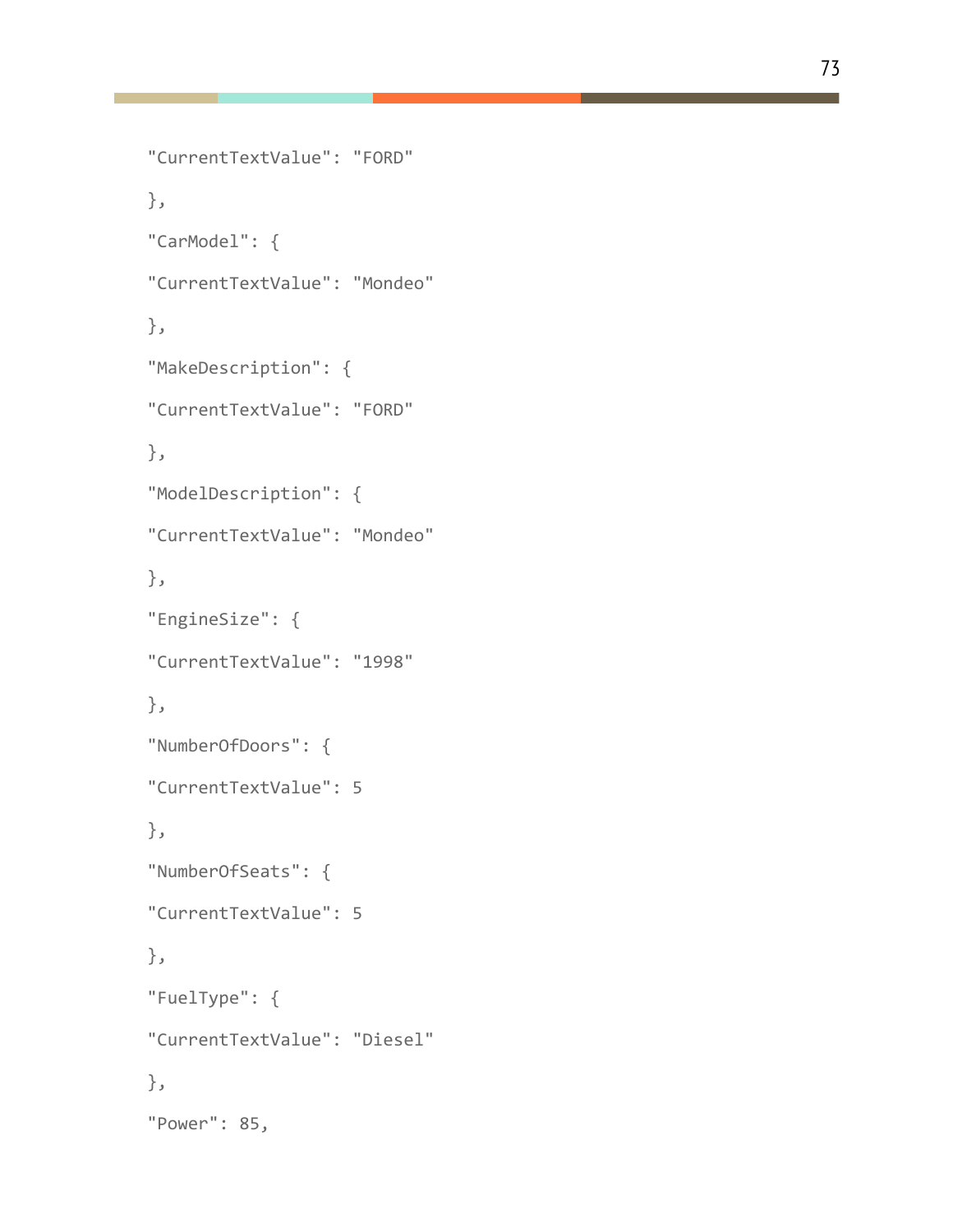```
"CurrentTextValue": "FORD"

},

"CarModel": {

"CurrentTextValue": "Mondeo"

},

"MakeDescription": {

"CurrentTextValue": "FORD"

},

"ModelDescription": {

"CurrentTextValue": "Mondeo"

},

"EngineSize": {

"CurrentTextValue": "1998"

},

"NumberOfDoors": {

"CurrentTextValue": 5

},

"NumberOfSeats": {

"CurrentTextValue": 5

},

"FuelType": {

"CurrentTextValue": "Diesel"

},

"Power": 85,
```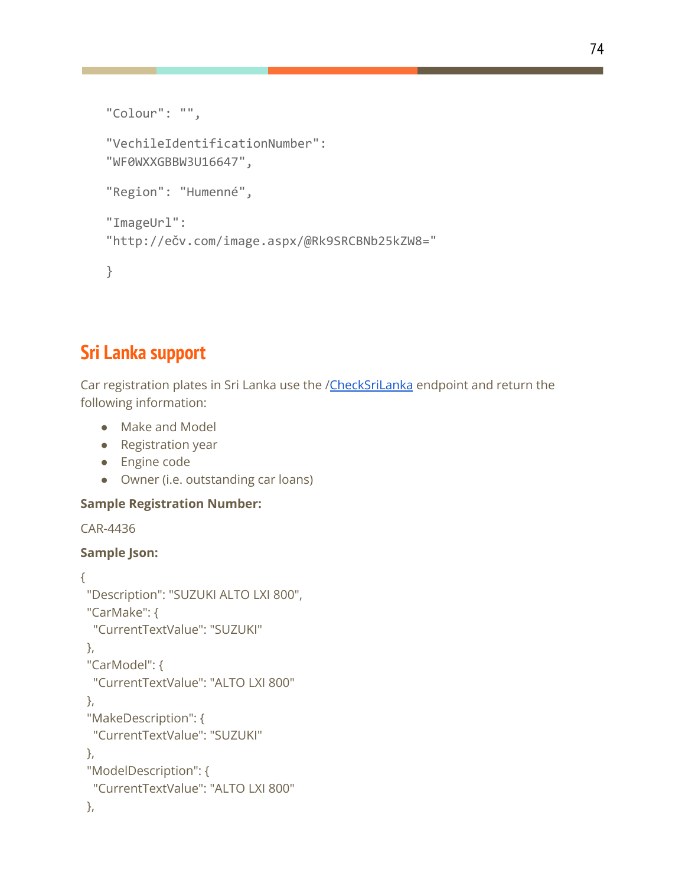```
"Colour": "",

"VechileIdentificationNumber":
"WF0WXXGBBW3U16647",

"Region": "Humenné",

"ImageUrl":
"http://ečv.com/image.aspx/@Rk9SRCBNb25kZW8="

}
```

## Sri Lanka support

Car registration plates in Sri Lanka use the /CheckSriLanka endpoint and return the following information:

- Make and Model
- Registration year
- Engine code
- Owner (i.e. outstanding car loans)

**Sample Registration Number:**

CAR-4436

**Sample Json:**

```
{
 "Description": "SUZUKI ALTO LXI 800",
 "CarMake": {
  "CurrentTextValue": "SUZUKI"
 },
 "CarModel": {
  "CurrentTextValue": "ALTO LXI 800"
 },
 "MakeDescription": {
  "CurrentTextValue": "SUZUKI"
 },
 "ModelDescription": {
  "CurrentTextValue": "ALTO LXI 800"
 },
```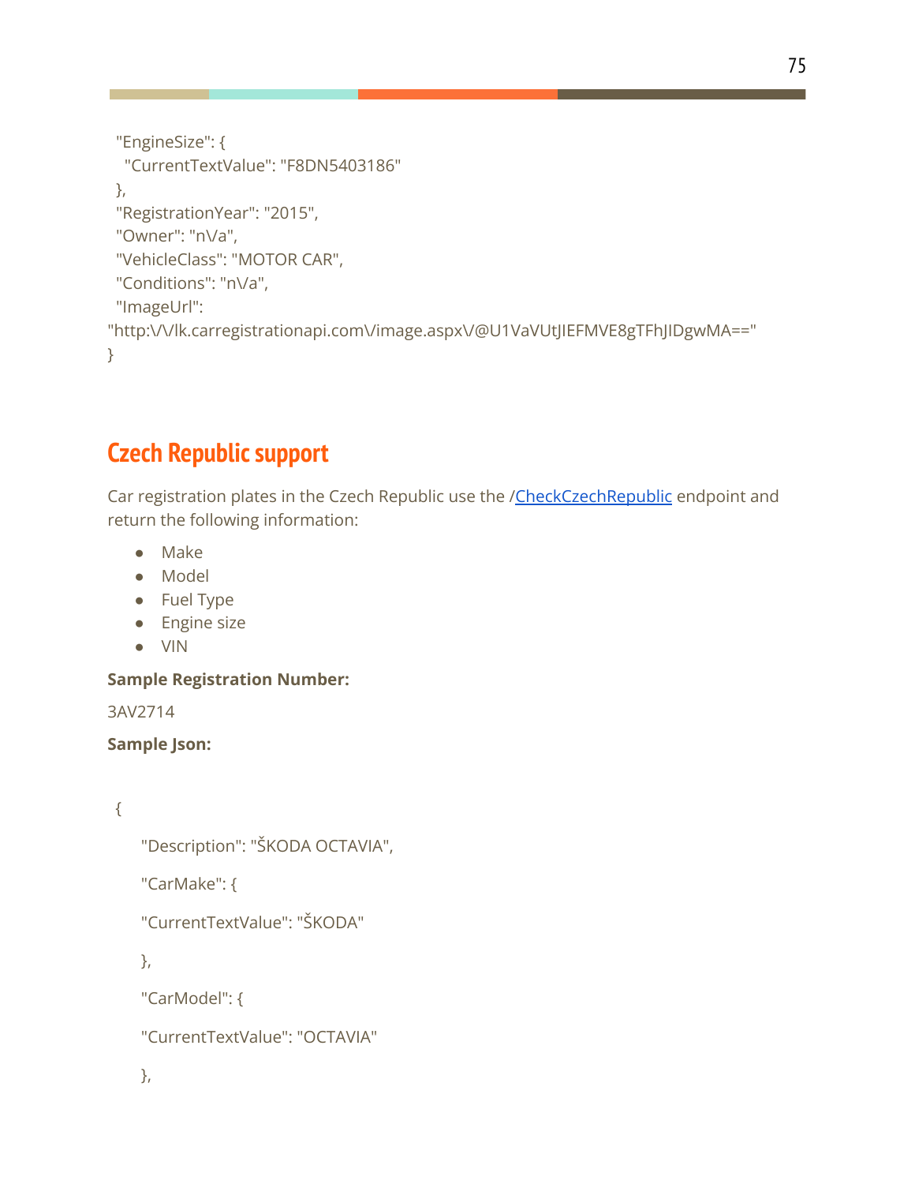```
  "EngineSize": {
    "CurrentTextValue": "F8DN5403186"
  },
  "RegistrationYear": "2015",
  "Owner": "n\/a",
  "VehicleClass": "MOTOR CAR",
  "Conditions": "n\/a",
  "ImageUrl":
"http:\/\/lk.carregistrationapi.com\/image.aspx\/@U1VaVUtJIEFMVE8gTFhJIDgwMA=="
}
```

## Czech Republic support

Car registration plates in the Czech Republic use the /CheckCzechRepublic endpoint and return the following information:

- Make
- Model
- Fuel Type
- Engine size
- VIN

**Sample Registration Number:**

3AV2714

**Sample Json:**

```
{
    "Description": "ŠKODA OCTAVIA",
    "CarMake": {
    "CurrentTextValue": "ŠKODA"
    },
    "CarModel": {
    "CurrentTextValue": "OCTAVIA"
    },
```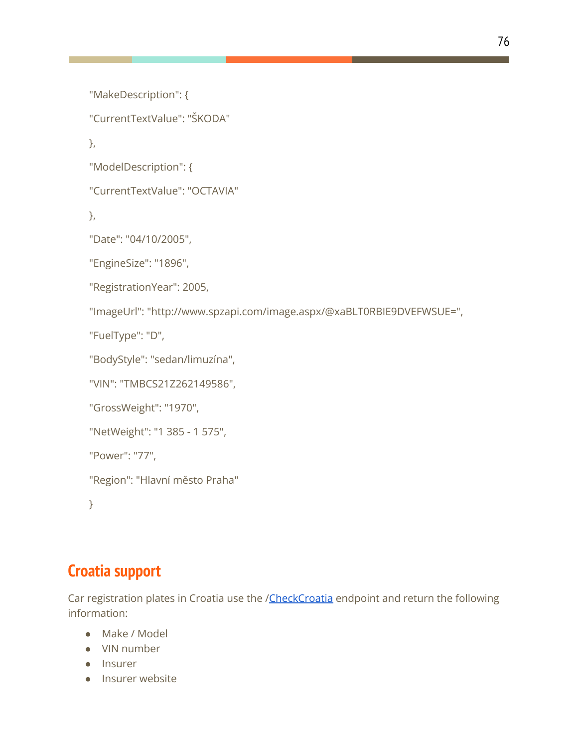```
"MakeDescription": {
"CurrentTextValue": "ŠKODA"
},
"ModelDescription": {
"CurrentTextValue": "OCTAVIA"
},
"Date": "04/10/2005",
"EngineSize": "1896",
"RegistrationYear": 2005,
"ImageUrl": "http://www.spzapi.com/image.aspx/@xaBLT0RBIE9DVEFWSUE=",
"FuelType": "D",
"BodyStyle": "sedan/limuzína",
"VIN": "TMBCS21Z262149586",
"GrossWeight": "1970",
"NetWeight": "1 385 - 1 575",
"Power": "77",
"Region": "Hlavní město Praha"
}
```

## Croatia support

Car registration plates in Croatia use the /CheckCroatia endpoint and return the following information:

- Make / Model
- VIN number
- Insurer
- Insurer website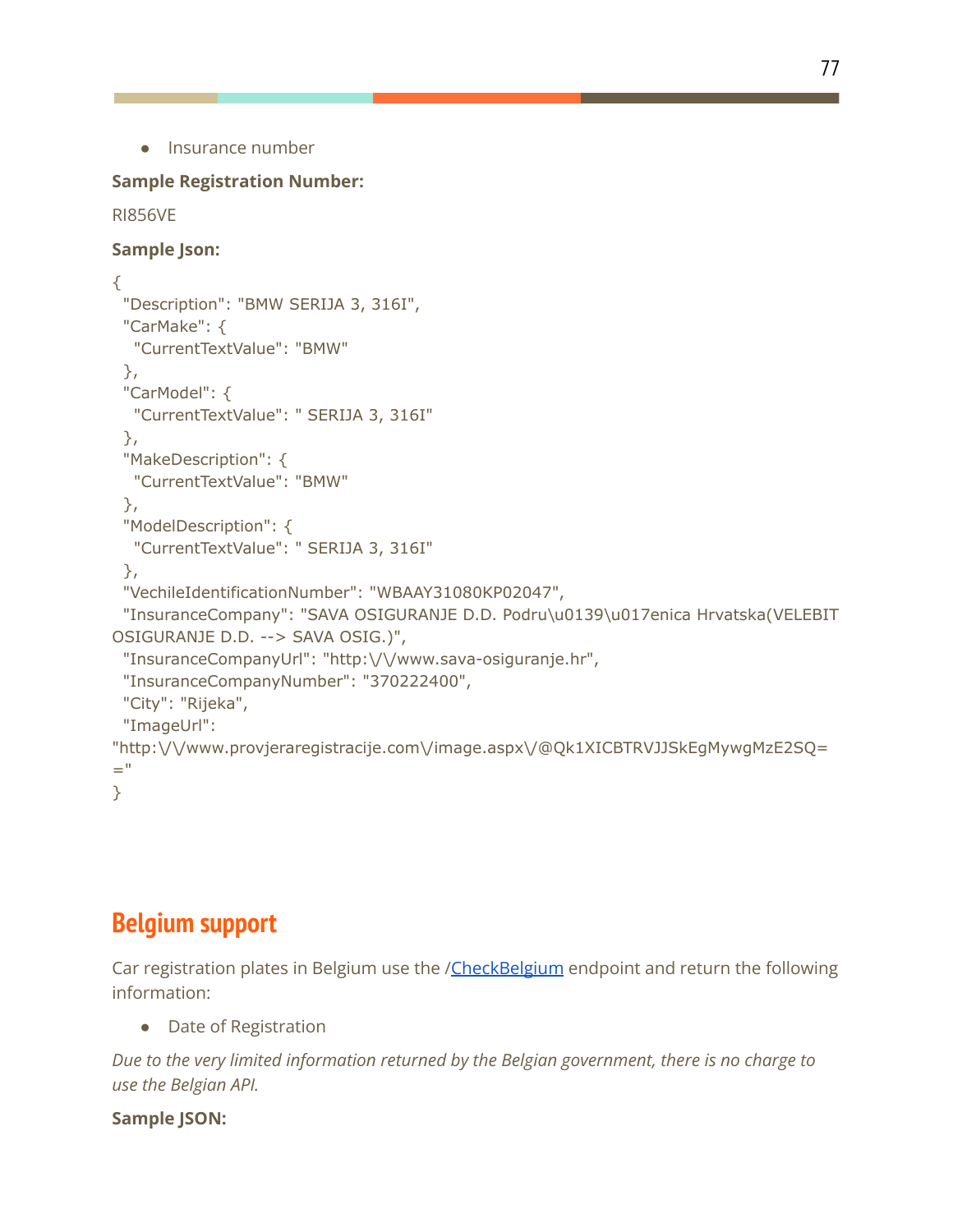- Insurance number

**Sample Registration Number:**

RI856VE

**Sample Json:**

```
{
  "Description": "BMW SERIJA 3, 316I",
  "CarMake": {
   "CurrentTextValue": "BMW"
  },
  "CarModel": {
   "CurrentTextValue": " SERIJA 3, 316I"
  },
  "MakeDescription": {
   "CurrentTextValue": "BMW"
  },
  "ModelDescription": {
   "CurrentTextValue": " SERIJA 3, 316I"
  },
  "VechileIdentificationNumber": "WBAAY31080KP02047",
  "InsuranceCompany": "SAVA OSIGURANJE D.D. Podru\u0139\u017enica Hrvatska(VELEBIT
OSIGURANJE D.D. --> SAVA OSIG.)",
  "InsuranceCompanyUrl": "http:\/\/www.sava-osiguranje.hr",
  "InsuranceCompanyNumber": "370222400",
  "City": "Rijeka",
  "ImageUrl":
"http:\/\/www.provjeraregistracije.com\/image.aspx\/@Qk1XICBTRVJJSkEgMywgMzE2SQ=
="
}
```

## Belgium support

Car registration plates in Belgium use the /[CheckBelgium](CheckBelgium) endpoint and return the following information:

- Date of Registration

*Due to the very limited information returned by the Belgian government, there is no charge to use the Belgian API.*

**Sample JSON:**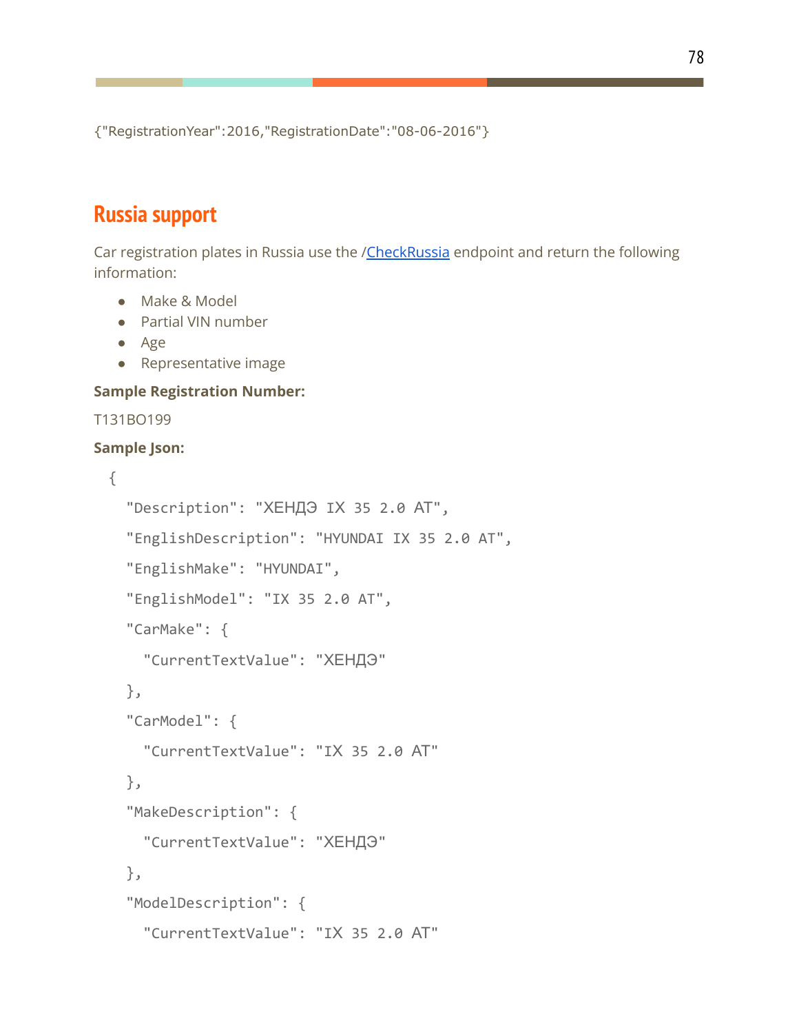{"RegistrationYear":2016,"RegistrationDate":"08-06-2016"}

## Russia support

Car registration plates in Russia use the /CheckRussia endpoint and return the following information:

- Make & Model
- Partial VIN number
- Age
- Representative image

**Sample Registration Number:**

T131BO199

**Sample Json:**

```
{
  "Description": "ХЕНДЭ IX 35 2.0 AT",
  "EnglishDescription": "HYUNDAI IX 35 2.0 AT",
  "EnglishMake": "HYUNDAI",
  "EnglishModel": "IX 35 2.0 AT",
  "CarMake": {
    "CurrentTextValue": "ХЕНДЭ"
  },
  "CarModel": {
    "CurrentTextValue": "IX 35 2.0 AT"
  },
  "MakeDescription": {
    "CurrentTextValue": "ХЕНДЭ"
  },
  "ModelDescription": {
    "CurrentTextValue": "IX 35 2.0 AT"
```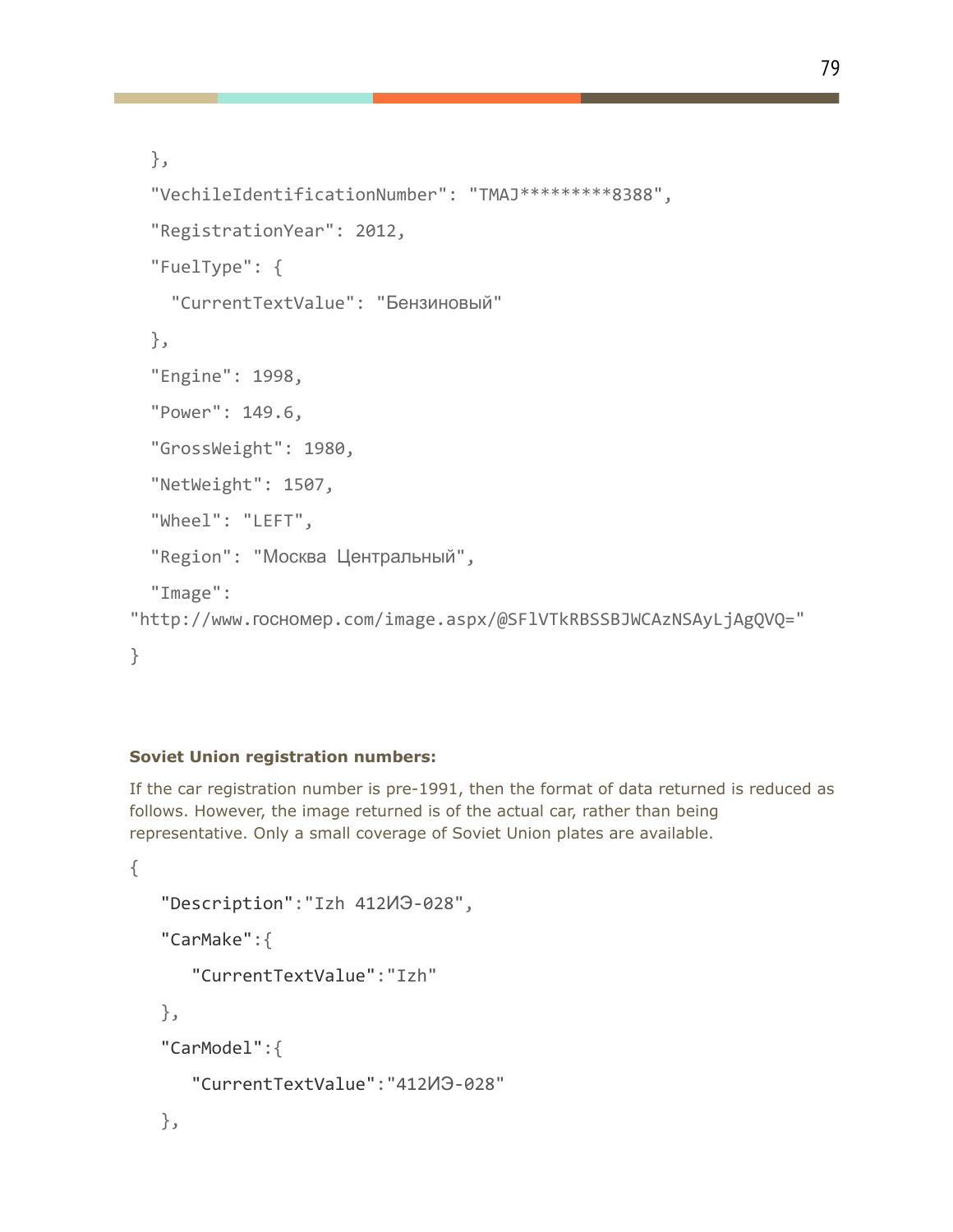```
  },
  "VechileIdentificationNumber": "TMAJ*********8388",
  "RegistrationYear": 2012,
  "FuelType": {
    "CurrentTextValue": "Бензиновый"
  },
  "Engine": 1998,
  "Power": 149.6,
  "GrossWeight": 1980,
  "NetWeight": 1507,
  "Wheel": "LEFT",
  "Region": "Москва Центральный",
  "Image":
"http://www.госномер.com/image.aspx/@SFlVTkRBSSBJWCAzNSAyLjAgQVQ="
}
```

**Soviet Union registration numbers:**

If the car registration number is pre-1991, then the format of data returned is reduced as follows. However, the image returned is of the actual car, rather than being representative. Only a small coverage of Soviet Union plates are available.

```
{
   "Description":"Izh 412ИЭ-028",
   "CarMake":{
      "CurrentTextValue":"Izh"
   },
   "CarModel":{
      "CurrentTextValue":"412ИЭ-028"
   },
```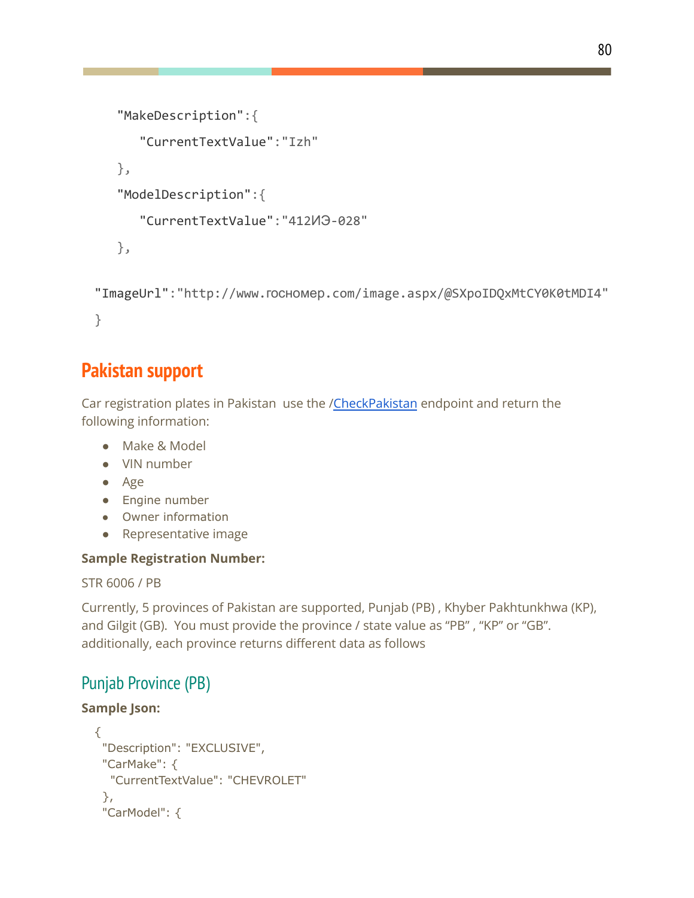```
    "MakeDescription":{
       "CurrentTextValue":"Izh"
    },
    "ModelDescription":{
       "CurrentTextValue":"412ИЭ-028"
    },

 "ImageUrl":"http://www.гocномер.com/image.aspx/@SXpoIDQxMtCY0K0tMDI4"
}
```

## Pakistan support

Car registration plates in Pakistan use the /[CheckPakistan]() endpoint and return the following information:

- Make & Model
- VIN number
- Age
- Engine number
- Owner information
- Representative image

**Sample Registration Number:**

STR 6006 / PB

Currently, 5 provinces of Pakistan are supported, Punjab (PB) , Khyber Pakhtunkhwa (KP), and Gilgit (GB). You must provide the province / state value as “PB” , “KP” or “GB”. additionally, each province returns different data as follows

### Punjab Province (PB)

**Sample Json:**

```
{
  "Description": "EXCLUSIVE",
  "CarMake": {
    "CurrentTextValue": "CHEVROLET"
  },
  "CarModel": {
```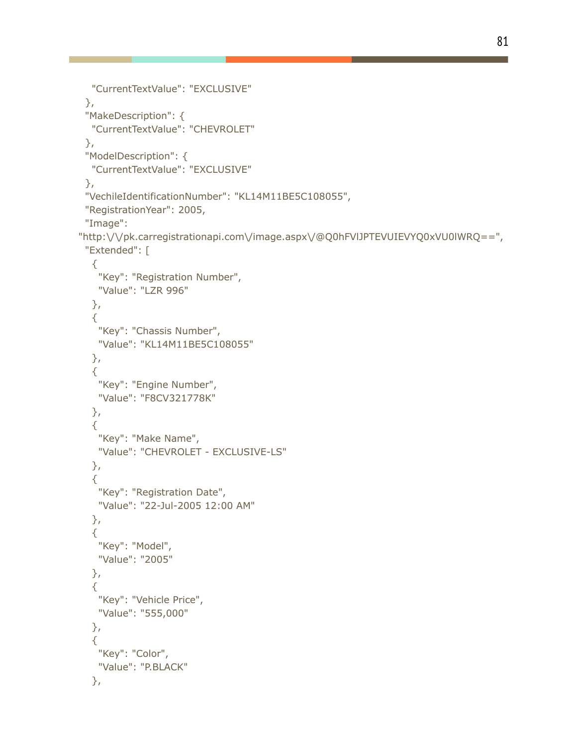```
    "CurrentTextValue": "EXCLUSIVE"
  },
  "MakeDescription": {
    "CurrentTextValue": "CHEVROLET"
  },
  "ModelDescription": {
    "CurrentTextValue": "EXCLUSIVE"
  },
  "VechileIdentificationNumber": "KL14M11BE5C108055",
  "RegistrationYear": 2005,
  "Image":
"http:\/\/pk.carregistrationapi.com\/image.aspx\/@Q0hFVlJPTEVUIEVYQ0xVU0lWRQ==",
  "Extended": [
    {
      "Key": "Registration Number",
      "Value": "LZR 996"
    },
    {
      "Key": "Chassis Number",
      "Value": "KL14M11BE5C108055"
    },
    {
      "Key": "Engine Number",
      "Value": "F8CV321778K"
    },
    {
      "Key": "Make Name",
      "Value": "CHEVROLET - EXCLUSIVE-LS"
    },
    {
      "Key": "Registration Date",
      "Value": "22-Jul-2005 12:00 AM"
    },
    {
      "Key": "Model",
      "Value": "2005"
    },
    {
      "Key": "Vehicle Price",
      "Value": "555,000"
    },
    {
      "Key": "Color",
      "Value": "P.BLACK"
    },
```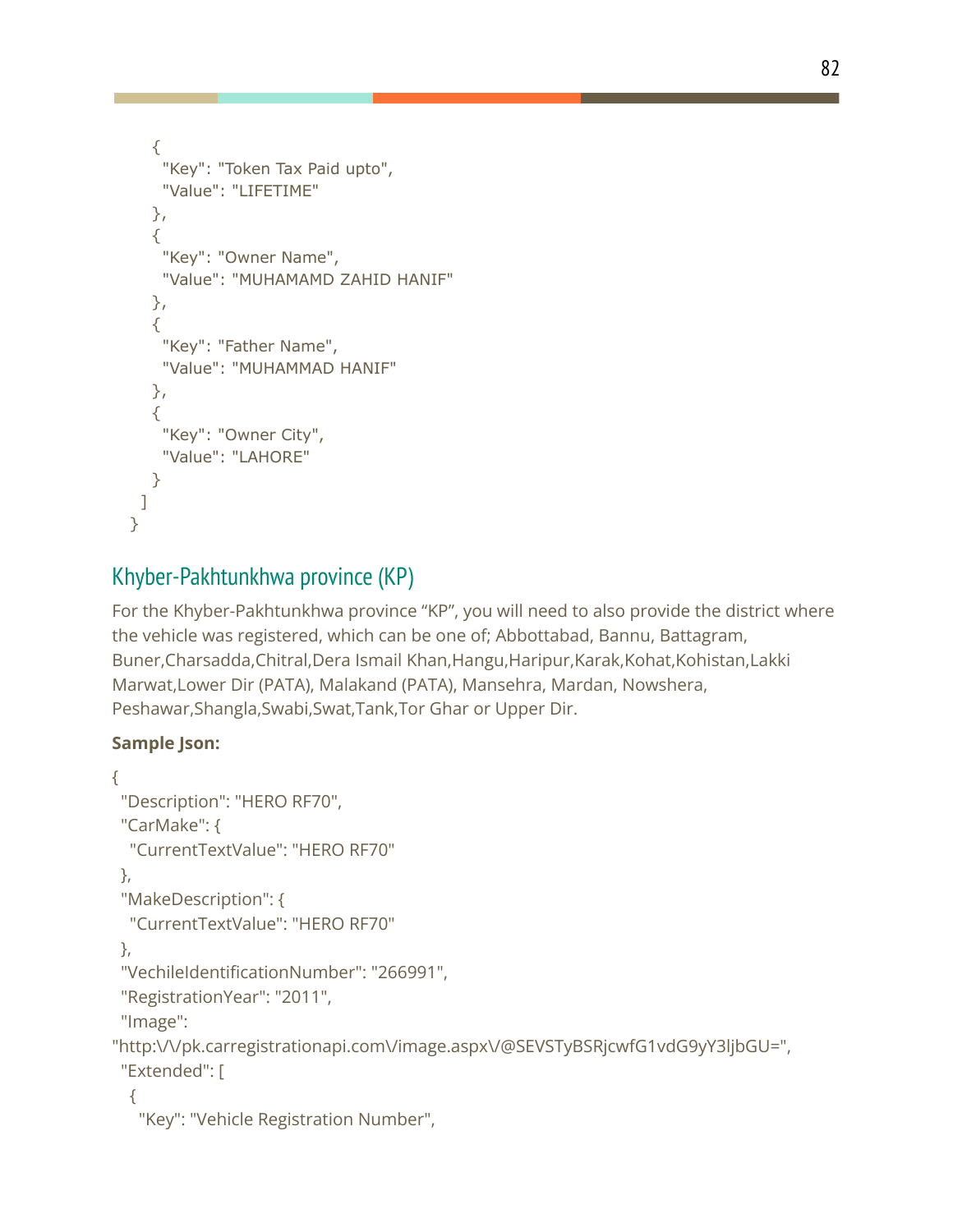```
    {
      "Key": "Token Tax Paid upto",
      "Value": "LIFETIME"
    },
    {
      "Key": "Owner Name",
      "Value": "MUHAMAMD ZAHID HANIF"
    },
    {
      "Key": "Father Name",
      "Value": "MUHAMMAD HANIF"
    },
    {
      "Key": "Owner City",
      "Value": "LAHORE"
    }
  ]
}
```

## Khyber-Pakhtunkhwa province (KP)

For the Khyber-Pakhtunkhwa province “KP”, you will need to also provide the district where the vehicle was registered, which can be one of; Abbottabad, Bannu, Battagram, Buner,Charsadda,Chitral,Dera Ismail Khan,Hangu,Haripur,Karak,Kohat,Kohistan,Lakki Marwat,Lower Dir (PATA), Malakand (PATA), Mansehra, Mardan, Nowshera, Peshawar,Shangla,Swabi,Swat,Tank,Tor Ghar or Upper Dir.

**Sample Json:**

```
{
 "Description": "HERO RF70",
 "CarMake": {
  "CurrentTextValue": "HERO RF70"
 },
 "MakeDescription": {
  "CurrentTextValue": "HERO RF70"
 },
 "VechileIdentificationNumber": "266991",
 "RegistrationYear": "2011",
 "Image":
"http:\/\/pk.carregistrationapi.com\/image.aspx\/@SEVSTyBSRjcwfG1vdG9yY3ljbGU=",
 "Extended": [
  {
   "Key": "Vehicle Registration Number",
```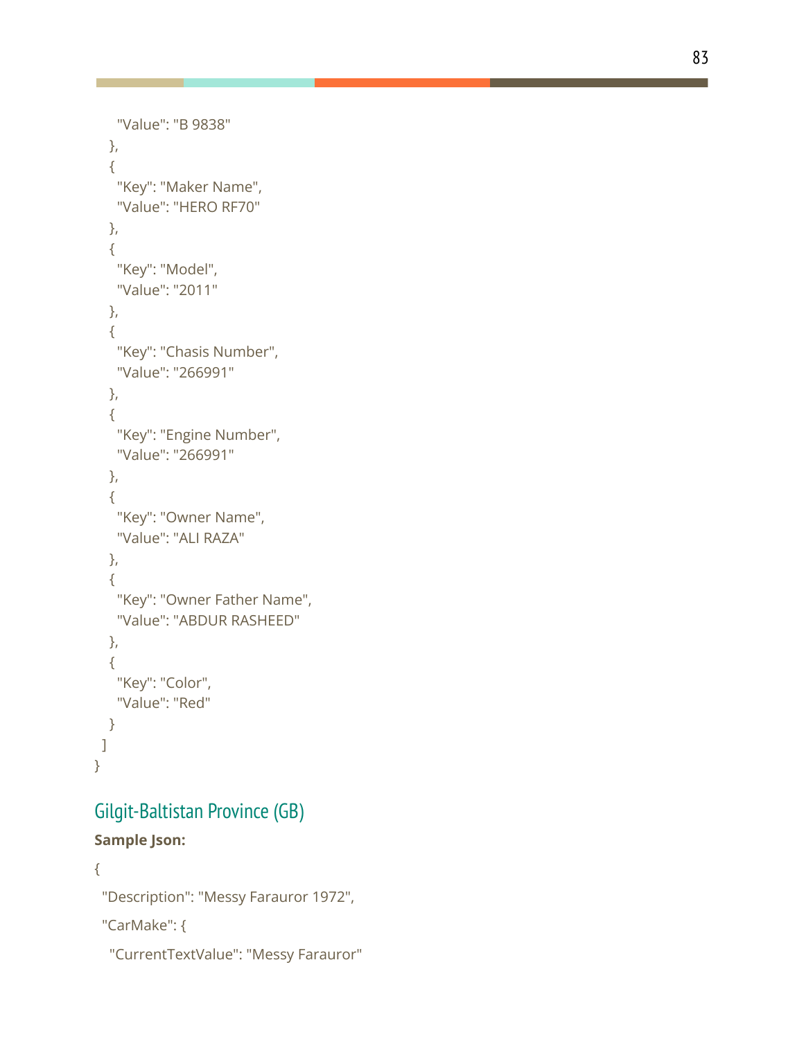```
    "Value": "B 9838"
  },
  {
    "Key": "Maker Name",
    "Value": "HERO RF70"
  },
  {
    "Key": "Model",
    "Value": "2011"
  },
  {
    "Key": "Chasis Number",
    "Value": "266991"
  },
  {
    "Key": "Engine Number",
    "Value": "266991"
  },
  {
    "Key": "Owner Name",
    "Value": "ALI RAZA"
  },
  {
    "Key": "Owner Father Name",
    "Value": "ABDUR RASHEED"
  },
  {
    "Key": "Color",
    "Value": "Red"
  }
 ]
}
```

## Gilgit-Baltistan Province (GB)

**Sample Json:**

```
{
 "Description": "Messy Farauror 1972",
 "CarMake": {
  "CurrentTextValue": "Messy Farauror"
```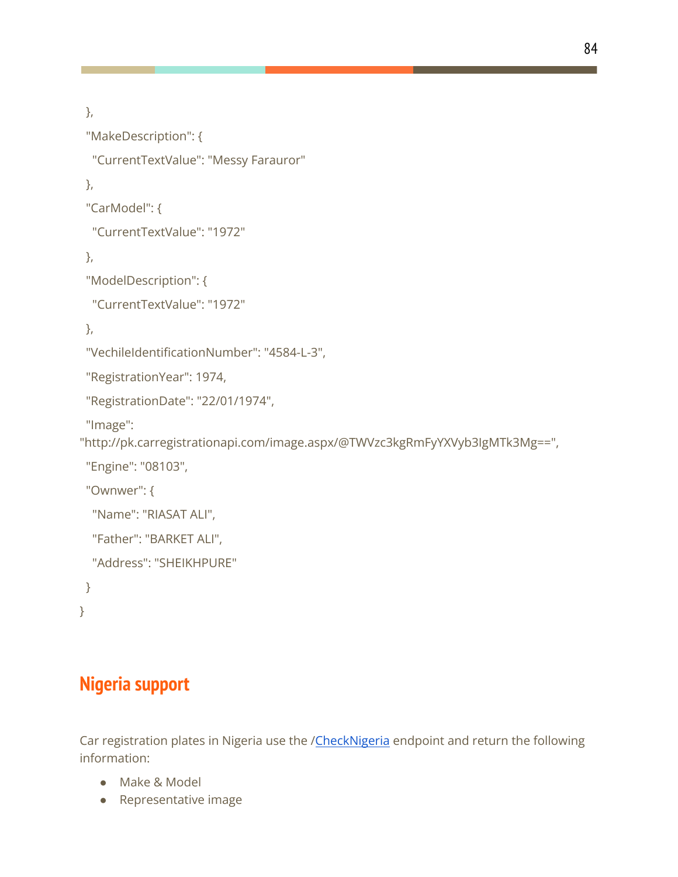```
 },
 "MakeDescription": {
  "CurrentTextValue": "Messy Farauror"
 },
 "CarModel": {
  "CurrentTextValue": "1972"
 },
 "ModelDescription": {
  "CurrentTextValue": "1972"
 },
 "VechileIdentificationNumber": "4584-L-3",
 "RegistrationYear": 1974,
 "RegistrationDate": "22/01/1974",
 "Image":
"http://pk.carregistrationapi.com/image.aspx/@TWVzc3kgRmFyYXVyb3IgMTk3Mg==",
 "Engine": "08103",
 "Ownwer": {
  "Name": "RIASAT ALI",
  "Father": "BARKET ALI",
  "Address": "SHEIKHPURE"
 }
}
```

## Nigeria support

Car registration plates in Nigeria use the /CheckNigeria endpoint and return the following information:

- Make & Model
- Representative image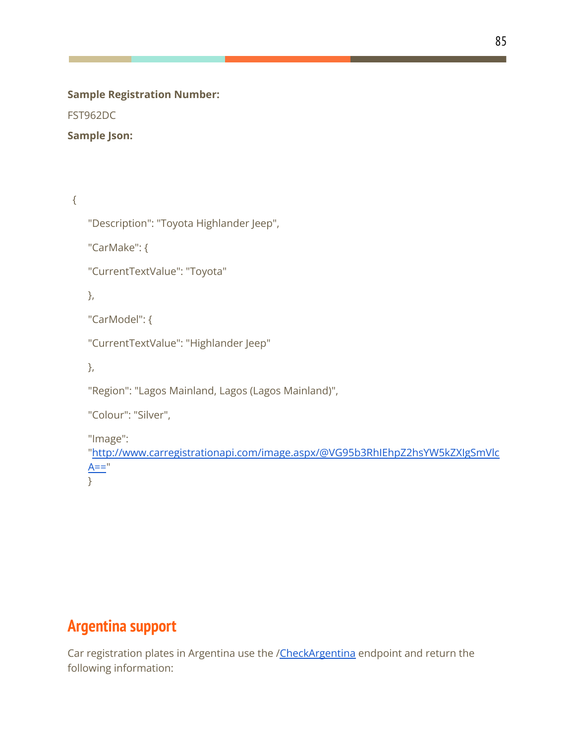**Sample Registration Number:**

FST962DC

**Sample Json:**

```
{
    "Description": "Toyota Highlander Jeep",
    "CarMake": {
    "CurrentTextValue": "Toyota"
    },
    "CarModel": {
    "CurrentTextValue": "Highlander Jeep"
    },
    "Region": "Lagos Mainland, Lagos (Lagos Mainland)",
    "Colour": "Silver",
    "Image": "http://www.carregistrationapi.com/image.aspx/@VG95b3RhIEhpZ2hsYW5kZXIgSmVlcA=="
    }
```

## Argentina support

Car registration plates in Argentina use the /[CheckArgentina](CheckArgentina) endpoint and return the following information: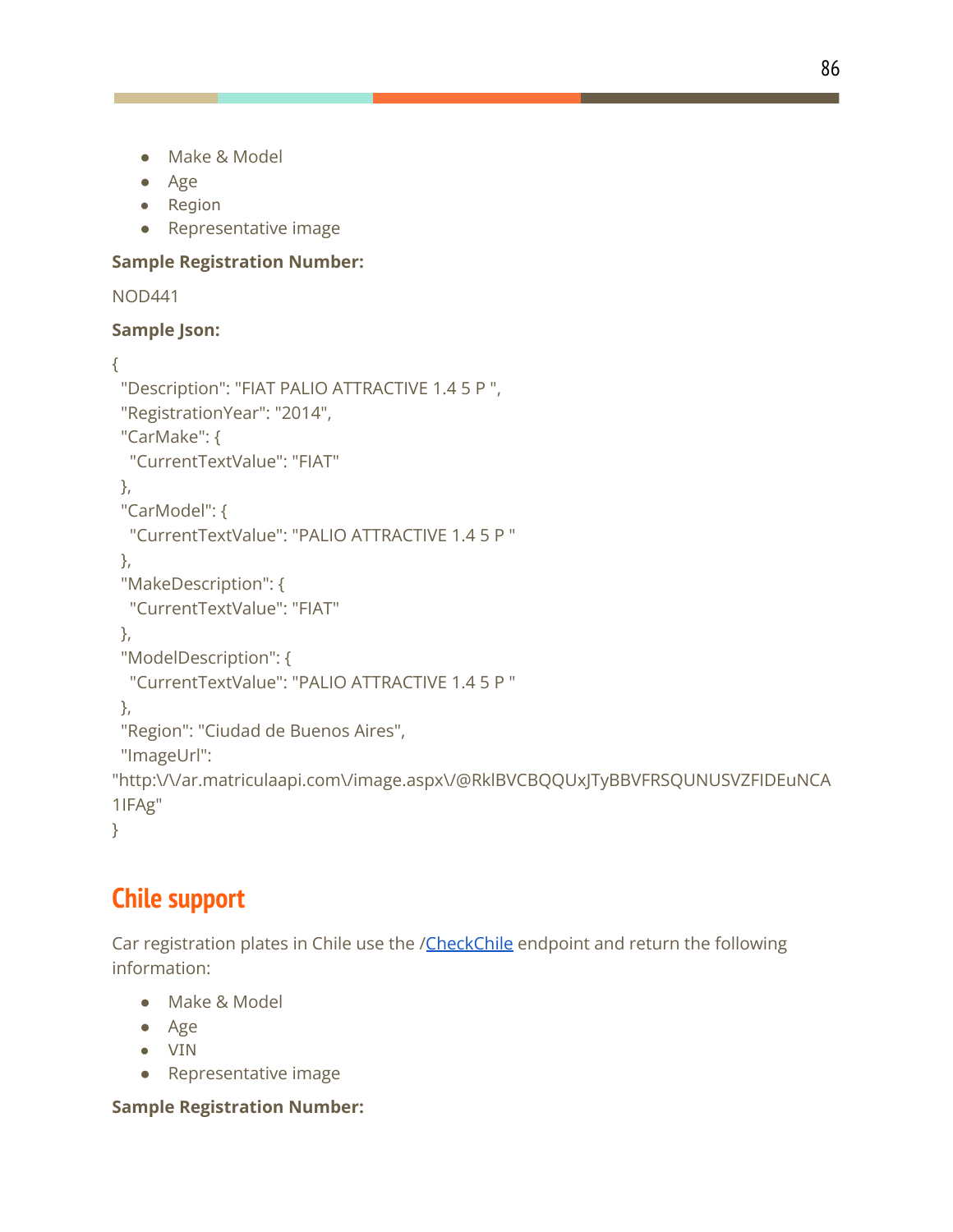- Make & Model
- Age
- Region
- Representative image

**Sample Registration Number:**

NOD441

**Sample Json:**

```
{
 "Description": "FIAT PALIO ATTRACTIVE 1.4 5 P ",
 "RegistrationYear": "2014",
 "CarMake": {
  "CurrentTextValue": "FIAT"
 },
 "CarModel": {
  "CurrentTextValue": "PALIO ATTRACTIVE 1.4 5 P "
 },
 "MakeDescription": {
  "CurrentTextValue": "FIAT"
 },
 "ModelDescription": {
  "CurrentTextValue": "PALIO ATTRACTIVE 1.4 5 P "
 },
 "Region": "Ciudad de Buenos Aires",
 "ImageUrl":
"http:\/\/ar.matriculaapi.com\/image.aspx\/@RklBVCBQQUxJTyBBVFRSQUNUSVZFIDEuNCA1IFAg"
}
```

## Chile support

Car registration plates in Chile use the /CheckChile endpoint and return the following information:

- Make & Model
- Age
- VIN
- Representative image

**Sample Registration Number:**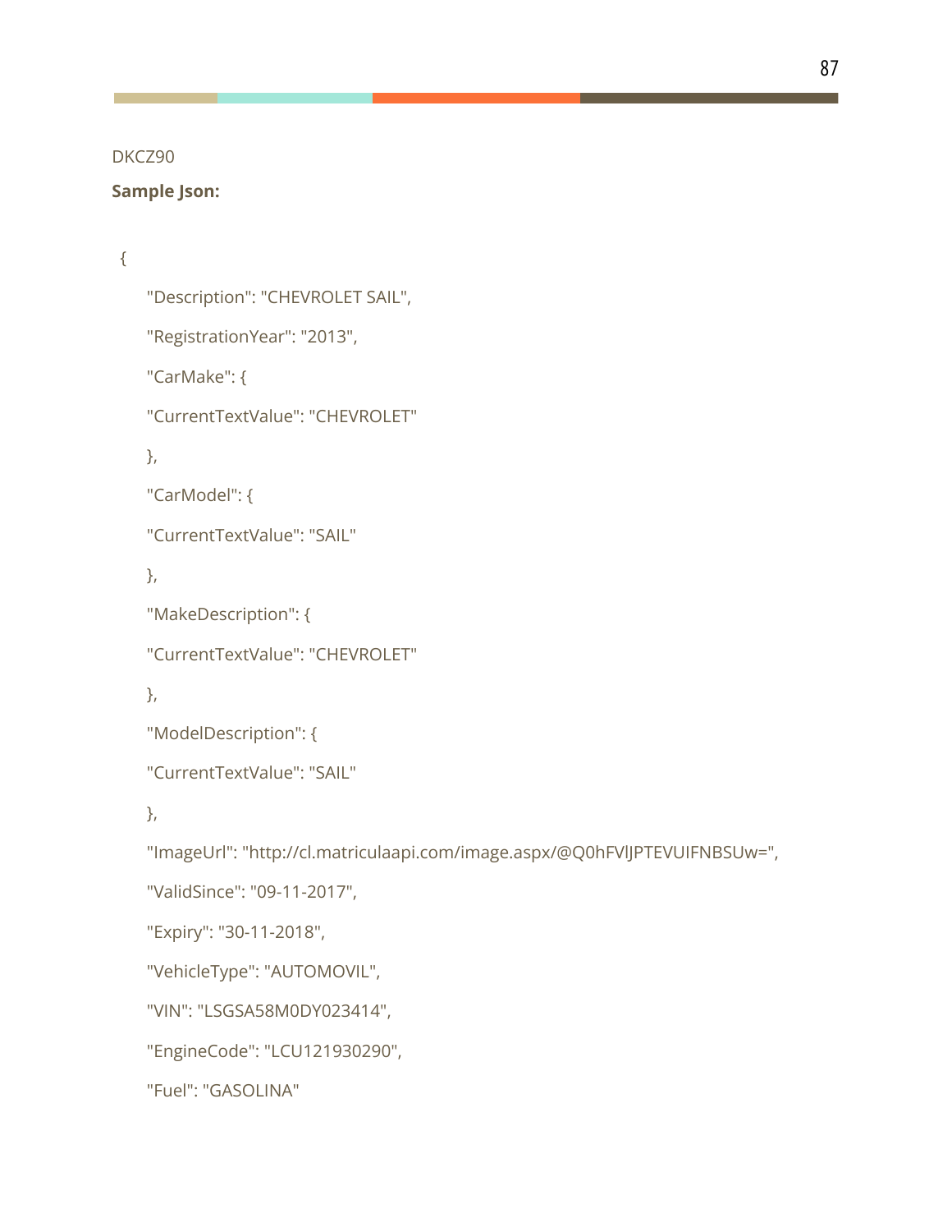DKCZ90

**Sample Json:**

```
{
    "Description": "CHEVROLET SAIL",
    "RegistrationYear": "2013",
    "CarMake": {
    "CurrentTextValue": "CHEVROLET"
    },
    "CarModel": {
    "CurrentTextValue": "SAIL"
    },
    "MakeDescription": {
    "CurrentTextValue": "CHEVROLET"
    },
    "ModelDescription": {
    "CurrentTextValue": "SAIL"
    },
    "ImageUrl": "http://cl.matriculaapi.com/image.aspx/@Q0hFVlJPTEVUIFNBSUw=",
    "ValidSince": "09-11-2017",
    "Expiry": "30-11-2018",
    "VehicleType": "AUTOMOVIL",
    "VIN": "LSGSA58M0DY023414",
    "EngineCode": "LCU121930290",
    "Fuel": "GASOLINA"
```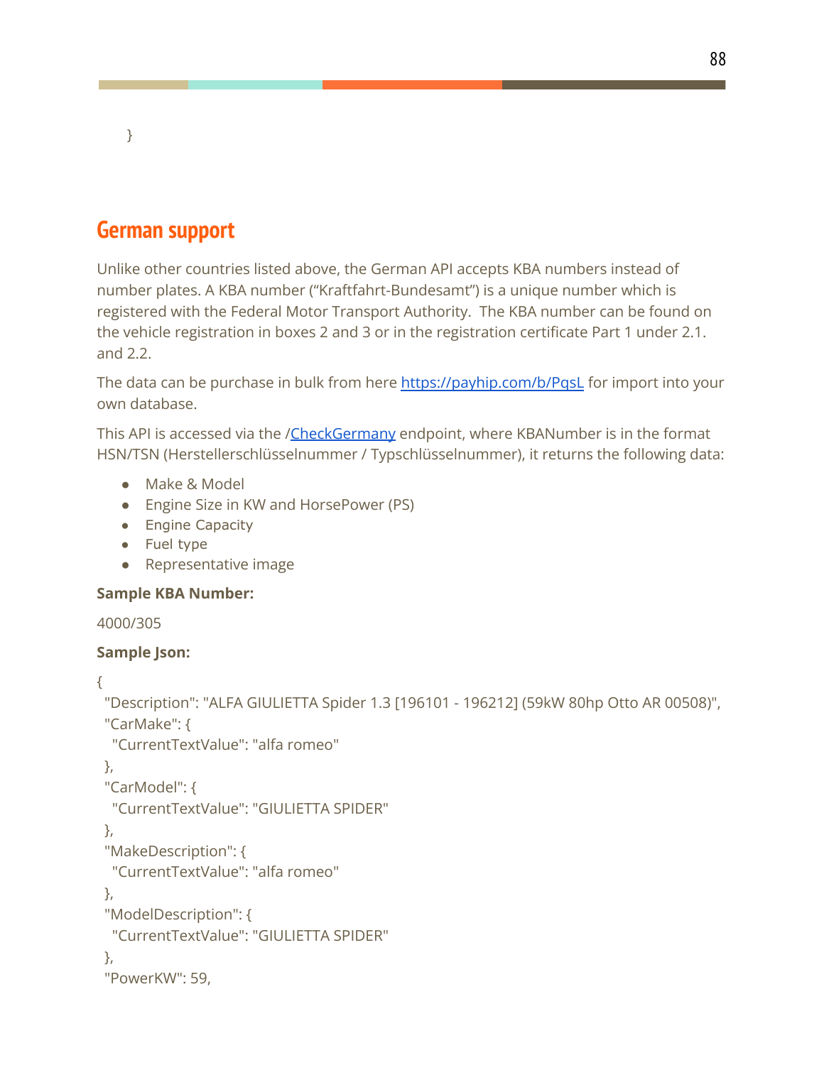```
}
```

## German support

Unlike other countries listed above, the German API accepts KBA numbers instead of number plates. A KBA number (“Kraftfahrt-Bundesamt”) is a unique number which is registered with the Federal Motor Transport Authority. The KBA number can be found on the vehicle registration in boxes 2 and 3 or in the registration certificate Part 1 under 2.1. and 2.2.

The data can be purchase in bulk from here [https://payhip.com/b/PqsL](https://payhip.com/b/PqsL) for import into your own database.

This API is accessed via the /CheckGermany endpoint, where KBANumber is in the format HSN/TSN (Herstellerschlüsselnummer / Typschlüsselnummer), it returns the following data:

- Make & Model
- Engine Size in KW and HorsePower (PS)
- Engine Capacity
- Fuel type
- Representative image

**Sample KBA Number:**

4000/305

**Sample Json:**

```
{
 "Description": "ALFA GIULIETTA Spider 1.3 [196101 - 196212] (59kW 80hp Otto AR 00508)",
 "CarMake": {
  "CurrentTextValue": "alfa romeo"
 },
 "CarModel": {
  "CurrentTextValue": "GIULIETTA SPIDER"
 },
 "MakeDescription": {
  "CurrentTextValue": "alfa romeo"
 },
 "ModelDescription": {
  "CurrentTextValue": "GIULIETTA SPIDER"
 },
 "PowerKW": 59,
```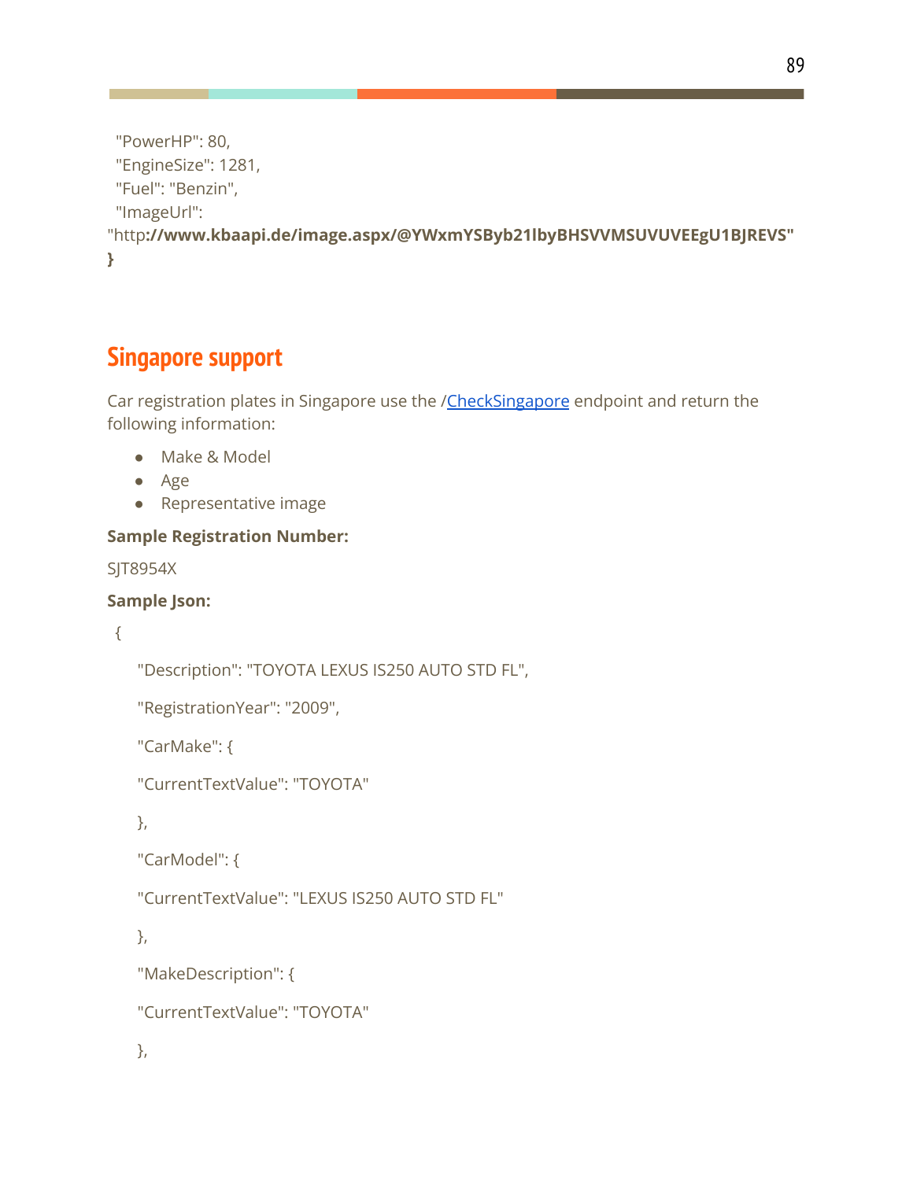"PowerHP": 80,
"EngineSize": 1281,
"Fuel": "Benzin",
"ImageUrl":
"http**://www.kbaapi.de/image.aspx/@YWxmYSByb21lbyBHSVVMSUVUVEEgU1BJREVS"**
**}**

## Singapore support

Car registration plates in Singapore use the /CheckSingapore endpoint and return the following information:

- Make & Model
- Age
- Representative image

**Sample Registration Number:**

SJT8954X

**Sample Json:**

```
{
    "Description": "TOYOTA LEXUS IS250 AUTO STD FL",
    "RegistrationYear": "2009",
    "CarMake": {
    "CurrentTextValue": "TOYOTA"
    },
    "CarModel": {
    "CurrentTextValue": "LEXUS IS250 AUTO STD FL"
    },
    "MakeDescription": {
    "CurrentTextValue": "TOYOTA"
    },
```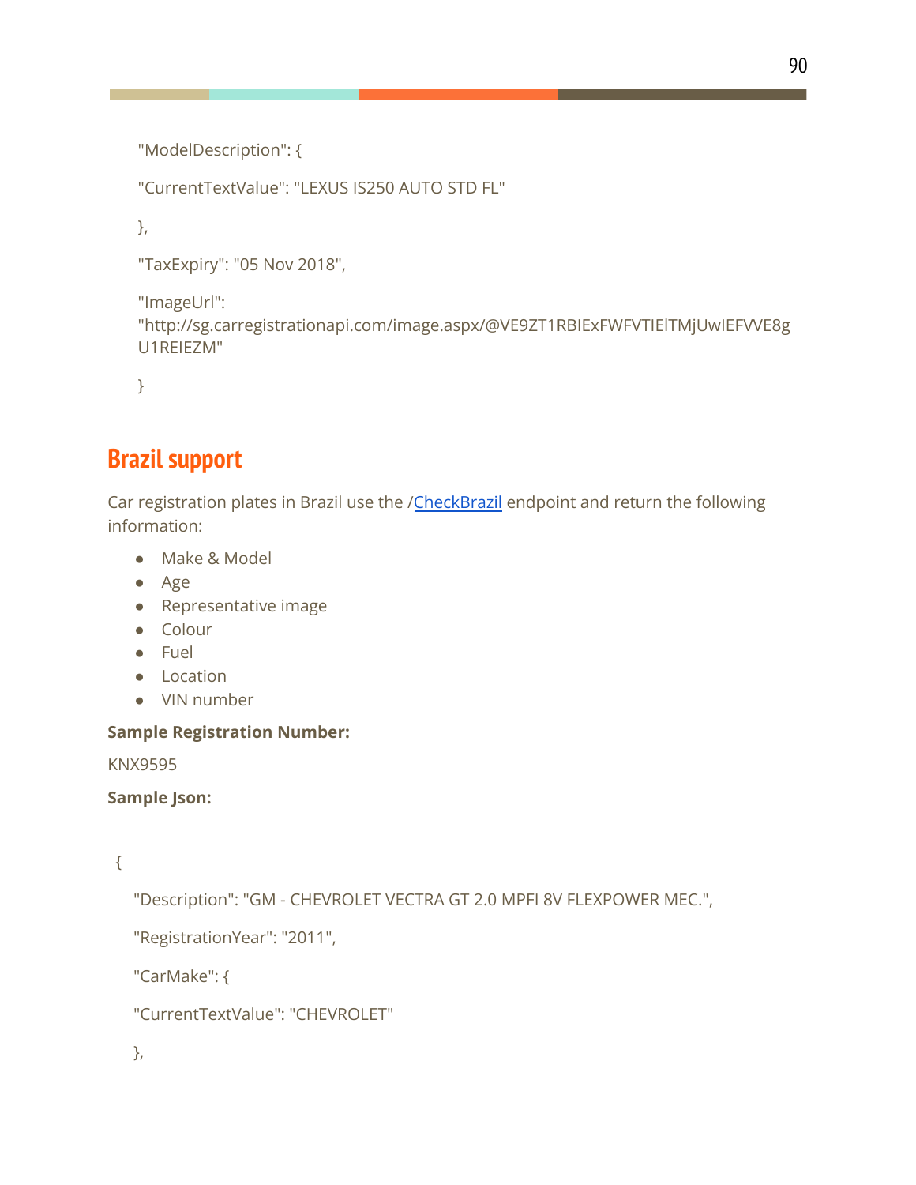```
"ModelDescription": {

"CurrentTextValue": "LEXUS IS250 AUTO STD FL"

},

"TaxExpiry": "05 Nov 2018",

"ImageUrl":
"http://sg.carregistrationapi.com/image.aspx/@VE9ZT1RBIExFWFVTIElTMjUwIEFVVE8gU1REIEZM"

}
```

## Brazil support

Car registration plates in Brazil use the /CheckBrazil endpoint and return the following information:

- Make & Model
- Age
- Representative image
- Colour
- Fuel
- Location
- VIN number

**Sample Registration Number:**

KNX9595

**Sample Json:**

```
{

"Description": "GM - CHEVROLET VECTRA GT 2.0 MPFI 8V FLEXPOWER MEC.",

"RegistrationYear": "2011",

"CarMake": {

"CurrentTextValue": "CHEVROLET"

},
```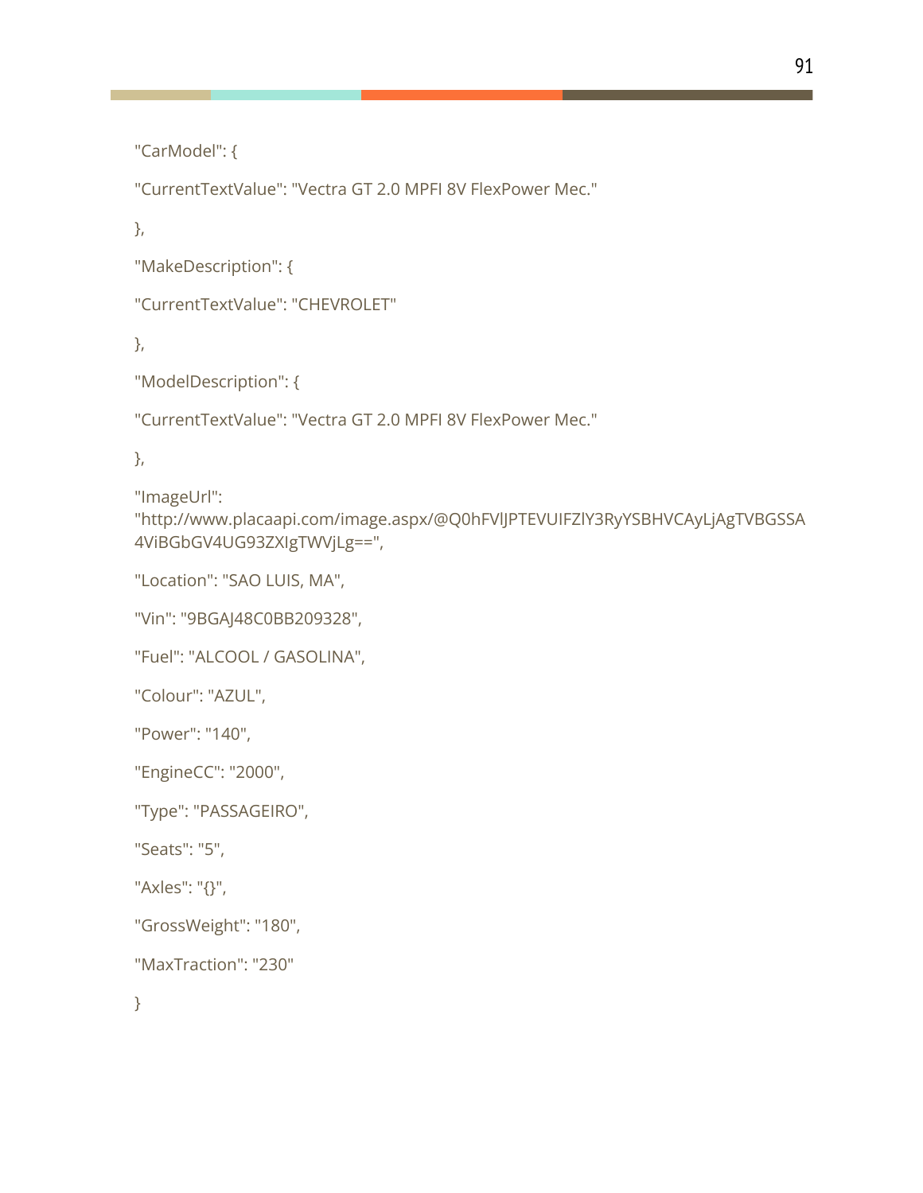```
"CarModel": {

"CurrentTextValue": "Vectra GT 2.0 MPFI 8V FlexPower Mec."

},

"MakeDescription": {

"CurrentTextValue": "CHEVROLET"

},

"ModelDescription": {

"CurrentTextValue": "Vectra GT 2.0 MPFI 8V FlexPower Mec."

},

"ImageUrl":
"http://www.placaapi.com/image.aspx/@Q0hFVlJPTEVUIFZlY3RyYSBHVCAyLjAgTVBGSSA4ViBGbGV4UG93ZXIgTWVjLg==",

"Location": "SAO LUIS, MA",

"Vin": "9BGAJ48C0BB209328",

"Fuel": "ALCOOL / GASOLINA",

"Colour": "AZUL",

"Power": "140",

"EngineCC": "2000",

"Type": "PASSAGEIRO",

"Seats": "5",

"Axles": "{}",

"GrossWeight": "180",

"MaxTraction": "230"

}
```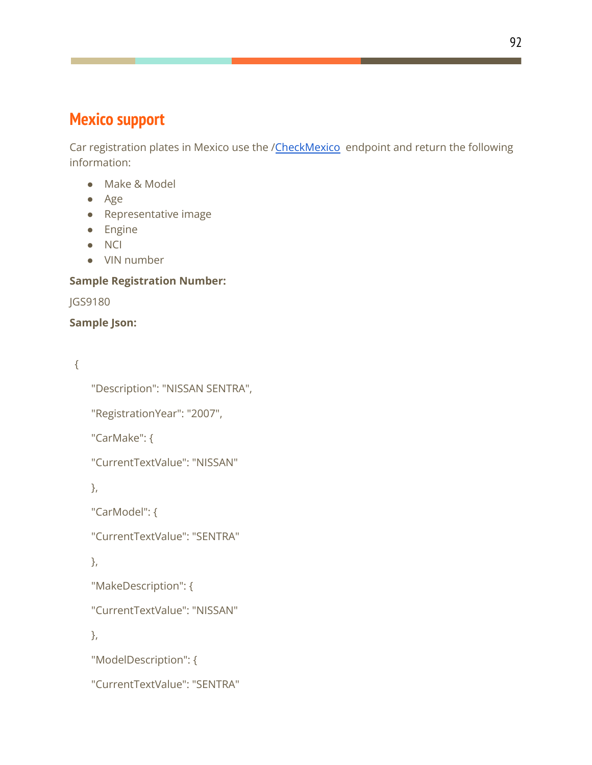## Mexico support

Car registration plates in Mexico use the /CheckMexico endpoint and return the following information:

- Make & Model
- Age
- Representative image
- Engine
- NCI
- VIN number

**Sample Registration Number:**

JGS9180

**Sample Json:**

```
{
    "Description": "NISSAN SENTRA",
    "RegistrationYear": "2007",
    "CarMake": {
    "CurrentTextValue": "NISSAN"
    },
    "CarModel": {
    "CurrentTextValue": "SENTRA"
    },
    "MakeDescription": {
    "CurrentTextValue": "NISSAN"
    },
    "ModelDescription": {
    "CurrentTextValue": "SENTRA"
```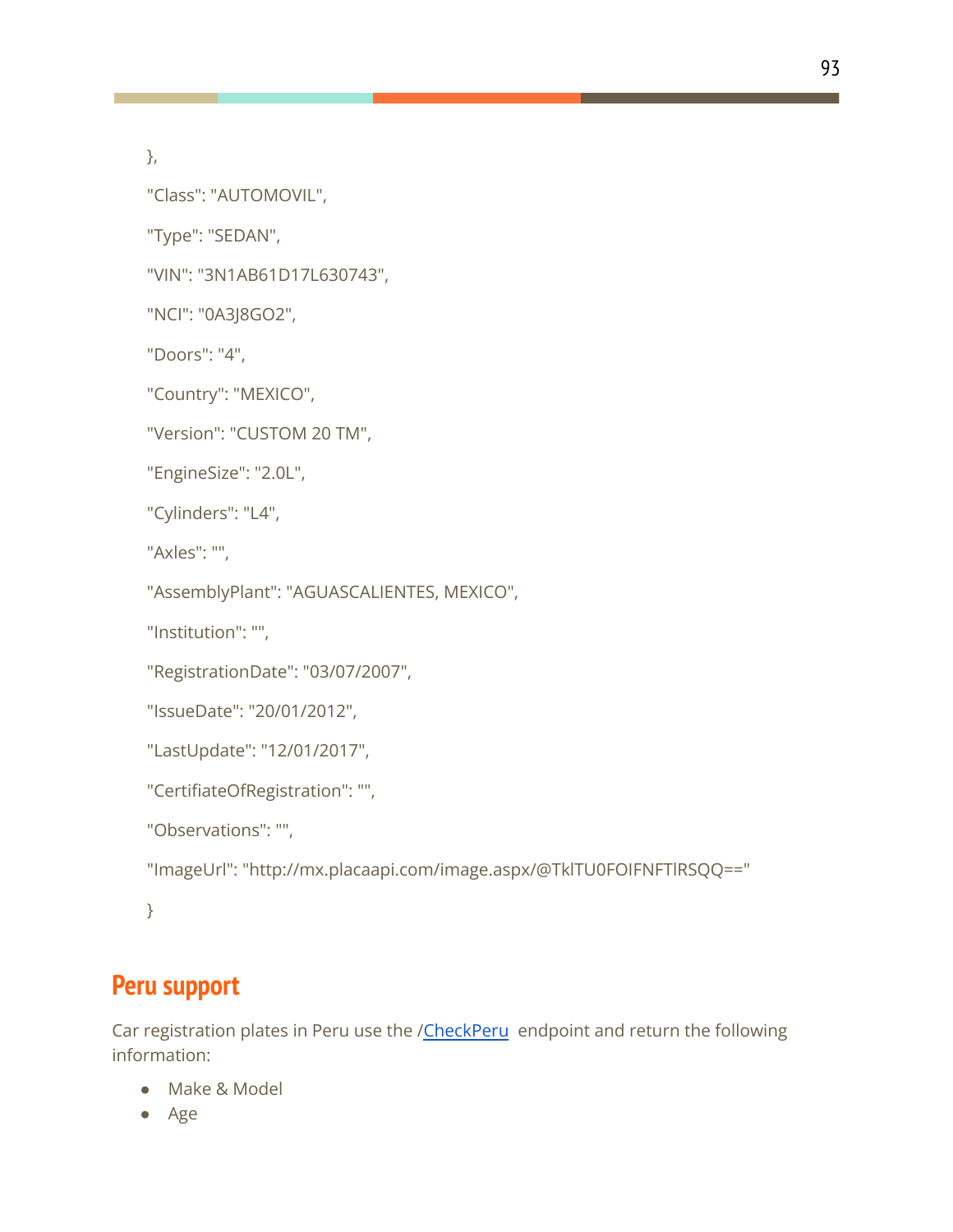```
},
"Class": "AUTOMOVIL",
"Type": "SEDAN",
"VIN": "3N1AB61D17L630743",
"NCI": "0A3J8GO2",
"Doors": "4",
"Country": "MEXICO",
"Version": "CUSTOM 20 TM",
"EngineSize": "2.0L",
"Cylinders": "L4",
"Axles": "",
"AssemblyPlant": "AGUASCALIENTES, MEXICO",
"Institution": "",
"RegistrationDate": "03/07/2007",
"IssueDate": "20/01/2012",
"LastUpdate": "12/01/2017",
"CertifiateOfRegistration": "",
"Observations": "",
"ImageUrl": "http://mx.placaapi.com/image.aspx/@TklTU0FOIFNFTlRSQQ=="
}
```

## Peru support

Car registration plates in Peru use the /CheckPeru endpoint and return the following information:

- Make & Model
- Age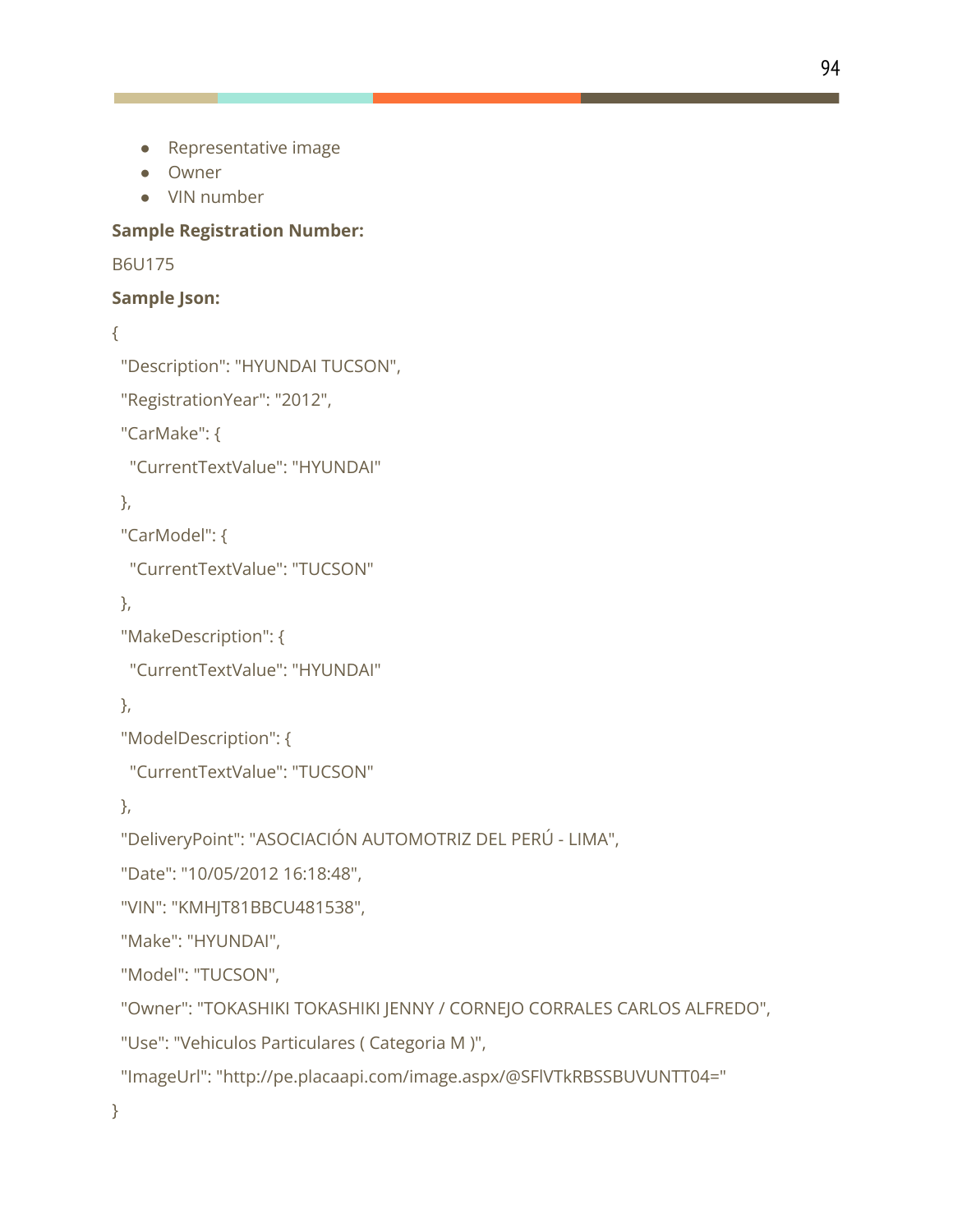- Representative image
- Owner
- VIN number

**Sample Registration Number:**

B6U175

**Sample Json:**

```
{
 "Description": "HYUNDAI TUCSON",
 "RegistrationYear": "2012",
 "CarMake": {
  "CurrentTextValue": "HYUNDAI"
 },
 "CarModel": {
  "CurrentTextValue": "TUCSON"
 },
 "MakeDescription": {
  "CurrentTextValue": "HYUNDAI"
 },
 "ModelDescription": {
  "CurrentTextValue": "TUCSON"
 },
 "DeliveryPoint": "ASOCIACIÓN AUTOMOTRIZ DEL PERÚ - LIMA",
 "Date": "10/05/2012 16:18:48",
 "VIN": "KMHJT81BBCU481538",
 "Make": "HYUNDAI",
 "Model": "TUCSON",
 "Owner": "TOKASHIKI TOKASHIKI JENNY / CORNEJO CORRALES CARLOS ALFREDO",
 "Use": "Vehiculos Particulares ( Categoria M )",
 "ImageUrl": "http://pe.placaapi.com/image.aspx/@SFlVTkRBSSBUVUNTT04="
}
```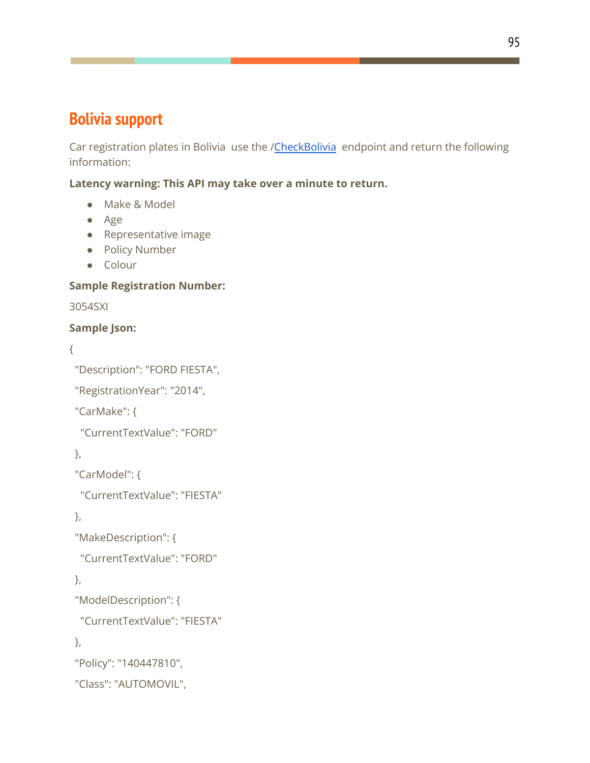## Bolivia support

Car registration plates in Bolivia use the /[CheckBolivia]() endpoint and return the following information:

**Latency warning: This API may take over a minute to return.**

- Make & Model
- Age
- Representative image
- Policy Number
- Colour

**Sample Registration Number:**

3054SXI

**Sample Json:**

```
{
 "Description": "FORD FIESTA",
 "RegistrationYear": "2014",
 "CarMake": {
  "CurrentTextValue": "FORD"
 },
 "CarModel": {
  "CurrentTextValue": "FIESTA"
 },
 "MakeDescription": {
  "CurrentTextValue": "FORD"
 },
 "ModelDescription": {
  "CurrentTextValue": "FIESTA"
 },
 "Policy": "140447810",
 "Class": "AUTOMOVIL",
```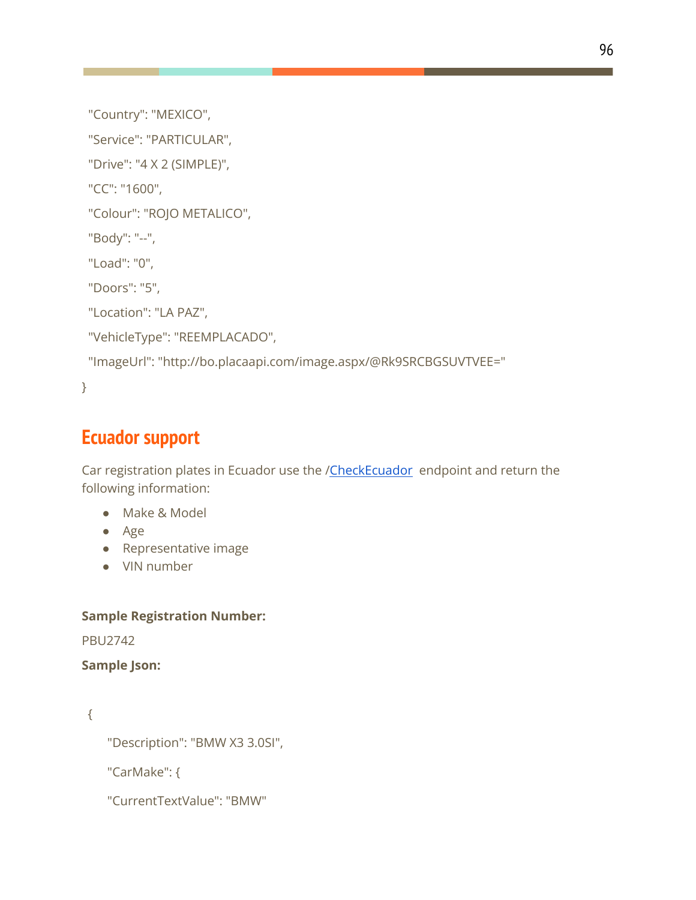```
  "Country": "MEXICO",
  "Service": "PARTICULAR",
  "Drive": "4 X 2 (SIMPLE)",
  "CC": "1600",
  "Colour": "ROJO METALICO",
  "Body": "--",
  "Load": "0",
  "Doors": "5",
  "Location": "LA PAZ",
  "VehicleType": "REEMPLACADO",
  "ImageUrl": "http://bo.placaapi.com/image.aspx/@Rk9SRCBGSUVTVEE="
}
```

## Ecuador support

Car registration plates in Ecuador use the /CheckEcuador endpoint and return the following information:

- Make & Model
- Age
- Representative image
- VIN number

**Sample Registration Number:**

PBU2742

**Sample Json:**

```
{
    "Description": "BMW X3 3.0SI",
    "CarMake": {
    "CurrentTextValue": "BMW"
```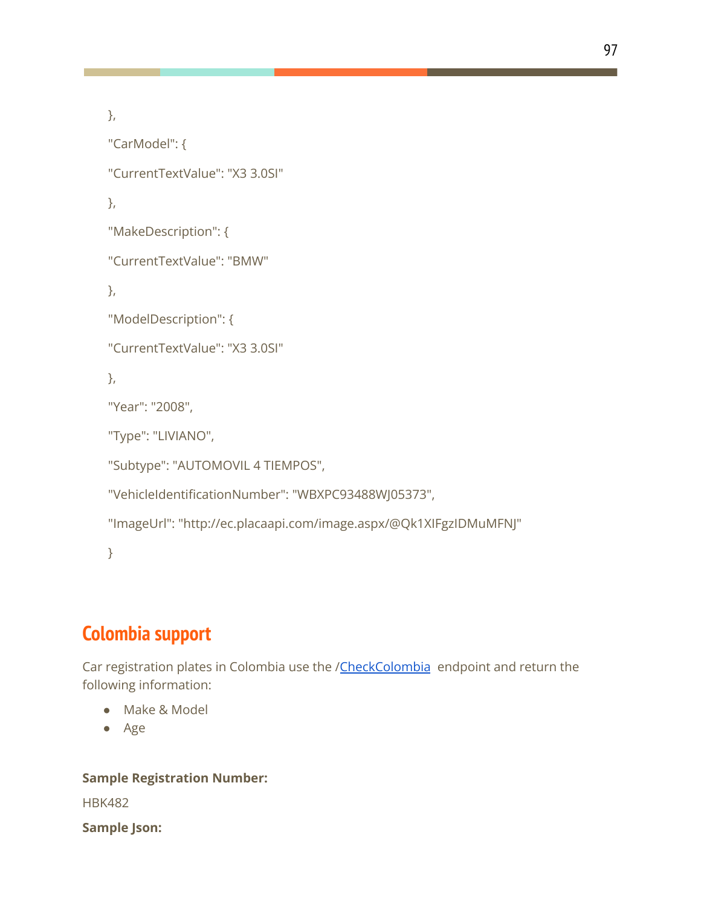```
},
"CarModel": {
"CurrentTextValue": "X3 3.0SI"
},
"MakeDescription": {
"CurrentTextValue": "BMW"
},
"ModelDescription": {
"CurrentTextValue": "X3 3.0SI"
},
"Year": "2008",
"Type": "LIVIANO",
"Subtype": "AUTOMOVIL 4 TIEMPOS",
"VehicleIdentificationNumber": "WBXPC93488WJ05373",
"ImageUrl": "http://ec.placaapi.com/image.aspx/@Qk1XIFgzIDMuMFNJ"
}
```

## Colombia support

Car registration plates in Colombia use the /[CheckColombia](CheckColombia) endpoint and return the following information:

- Make & Model
- Age

**Sample Registration Number:**

HBK482

**Sample Json:**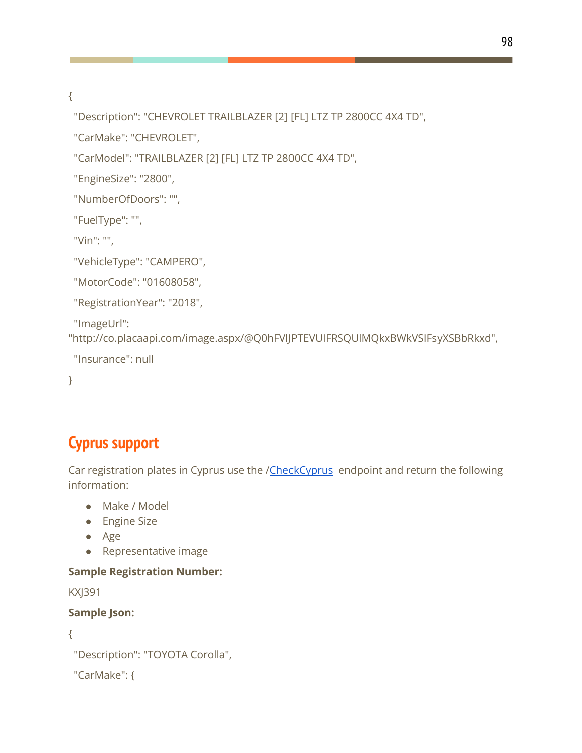```
{
  "Description": "CHEVROLET TRAILBLAZER [2] [FL] LTZ TP 2800CC 4X4 TD",
  "CarMake": "CHEVROLET",
  "CarModel": "TRAILBLAZER [2] [FL] LTZ TP 2800CC 4X4 TD",
  "EngineSize": "2800",
  "NumberOfDoors": "",
  "FuelType": "",
  "Vin": "",
  "VehicleType": "CAMPERO",
  "MotorCode": "01608058",
  "RegistrationYear": "2018",
  "ImageUrl": "http://co.placaapi.com/image.aspx/@Q0hFVlJPTEVUIFRSQUlMQkxBWkVSIFsyXSBbRkxd",
  "Insurance": null
}
```

## Cyprus support

Car registration plates in Cyprus use the /CheckCyprus endpoint and return the following information:

- Make / Model
- Engine Size
- Age
- Representative image

**Sample Registration Number:**

KXJ391

**Sample Json:**

```
{
  "Description": "TOYOTA Corolla",
  "CarMake": {
```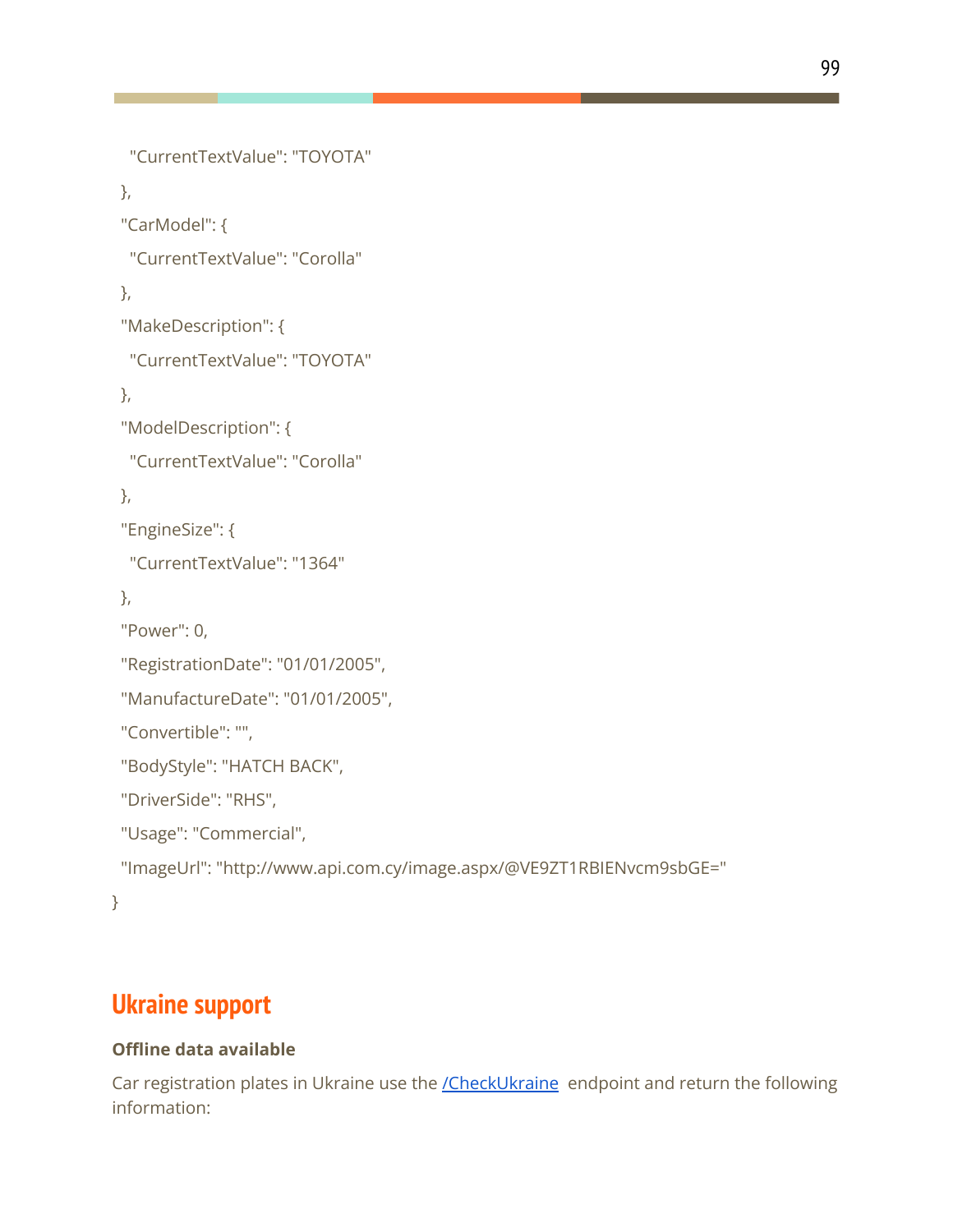```
    "CurrentTextValue": "TOYOTA"
  },
  "CarModel": {
    "CurrentTextValue": "Corolla"
  },
  "MakeDescription": {
    "CurrentTextValue": "TOYOTA"
  },
  "ModelDescription": {
    "CurrentTextValue": "Corolla"
  },
  "EngineSize": {
    "CurrentTextValue": "1364"
  },
  "Power": 0,
  "RegistrationDate": "01/01/2005",
  "ManufactureDate": "01/01/2005",
  "Convertible": "",
  "BodyStyle": "HATCH BACK",
  "DriverSide": "RHS",
  "Usage": "Commercial",
  "ImageUrl": "http://www.api.com.cy/image.aspx/@VE9ZT1RBIENvcm9sbGE="
}
```

## Ukraine support

**Offline data available**

Car registration plates in Ukraine use the /CheckUkraine endpoint and return the following information: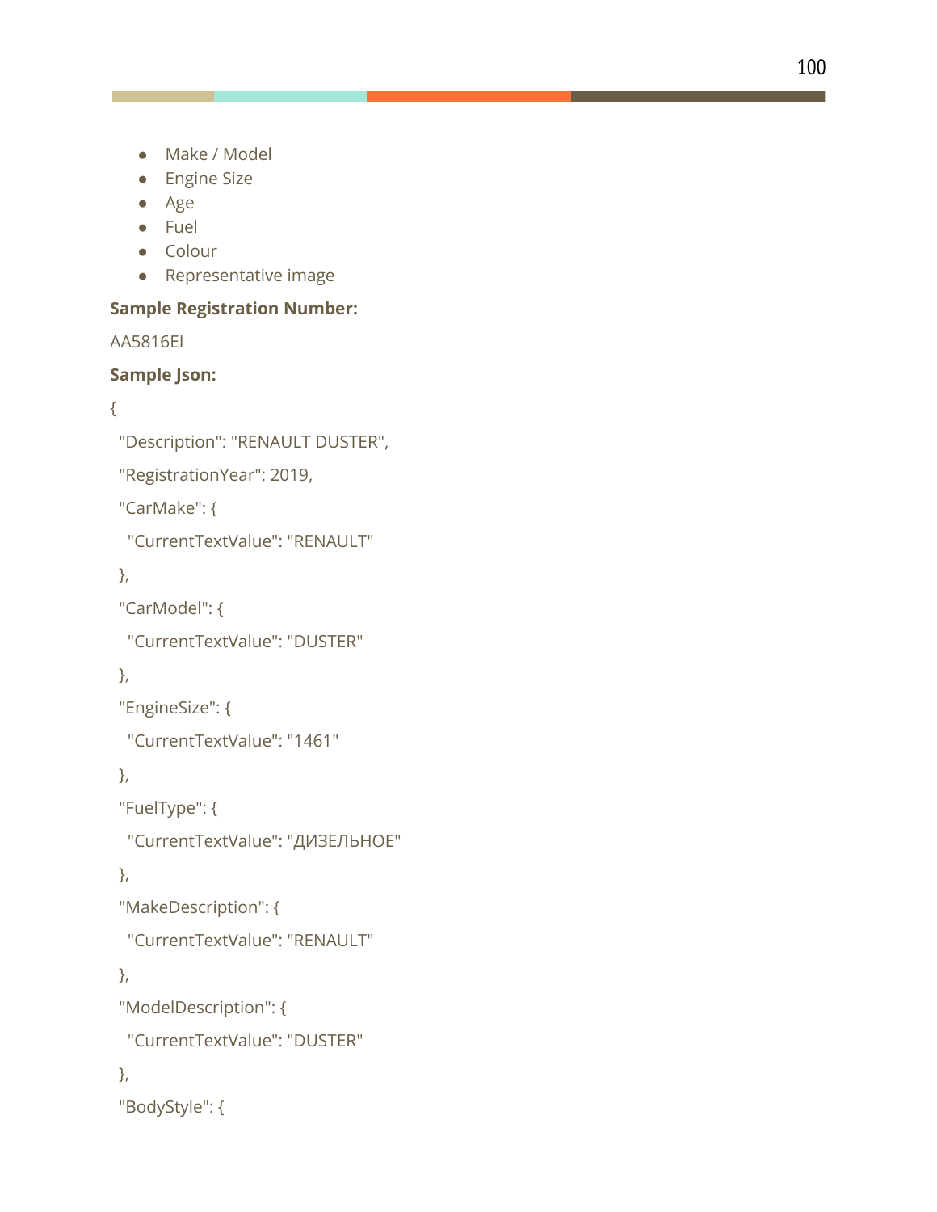- Make / Model
- Engine Size
- Age
- Fuel
- Colour
- Representative image

**Sample Registration Number:**

AA5816EI

**Sample Json:**

```
{
 "Description": "RENAULT DUSTER",
 "RegistrationYear": 2019,
 "CarMake": {
  "CurrentTextValue": "RENAULT"
 },
 "CarModel": {
  "CurrentTextValue": "DUSTER"
 },
 "EngineSize": {
  "CurrentTextValue": "1461"
 },
 "FuelType": {
  "CurrentTextValue": "ДИЗЕЛЬНОЕ"
 },
 "MakeDescription": {
  "CurrentTextValue": "RENAULT"
 },
 "ModelDescription": {
  "CurrentTextValue": "DUSTER"
 },
 "BodyStyle": {
```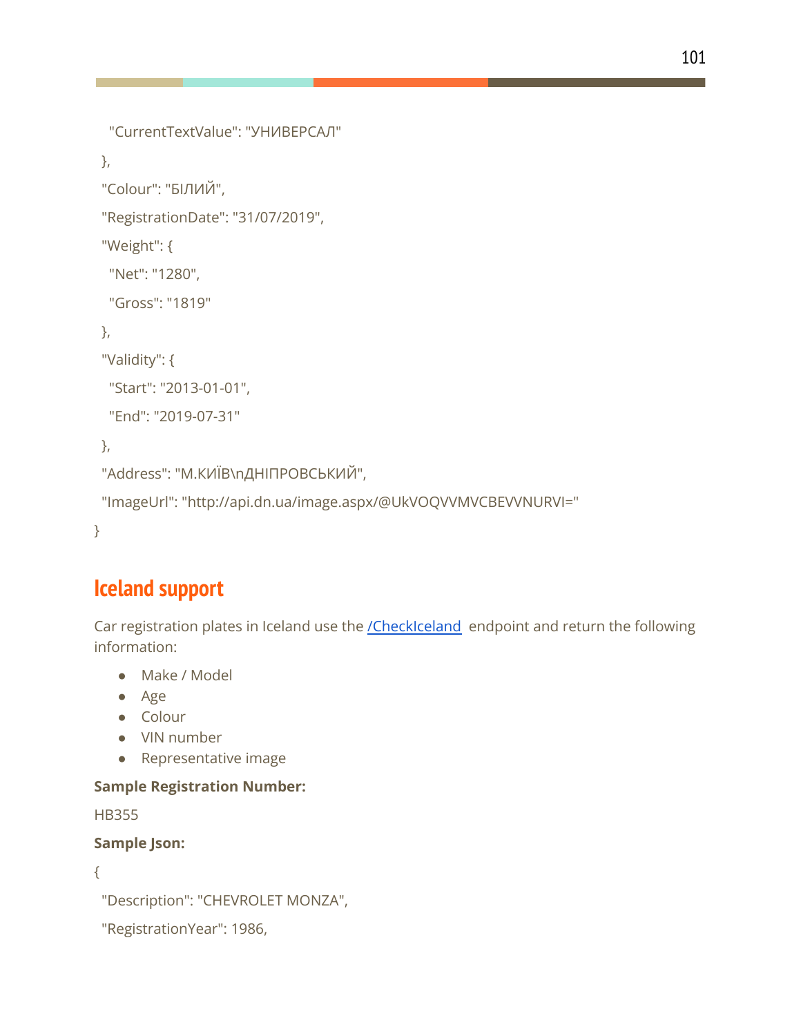```
  "CurrentTextValue": "УНИВЕРСАЛ"
 },
 "Colour": "БІЛИЙ",
 "RegistrationDate": "31/07/2019",
 "Weight": {
  "Net": "1280",
  "Gross": "1819"
 },
 "Validity": {
  "Start": "2013-01-01",
  "End": "2019-07-31"
 },
 "Address": "М.КИЇВ\nДНІПРОВСЬКИЙ",
 "ImageUrl": "http://api.dn.ua/image.aspx/@UkVOQVVMVCBEVVNURVI="
}
```

## Iceland support

Car registration plates in Iceland use the /CheckIceland endpoint and return the following information:

- Make / Model
- Age
- Colour
- VIN number
- Representative image

**Sample Registration Number:**

HB355

**Sample Json:**

```
{
 "Description": "CHEVROLET MONZA",
 "RegistrationYear": 1986,
```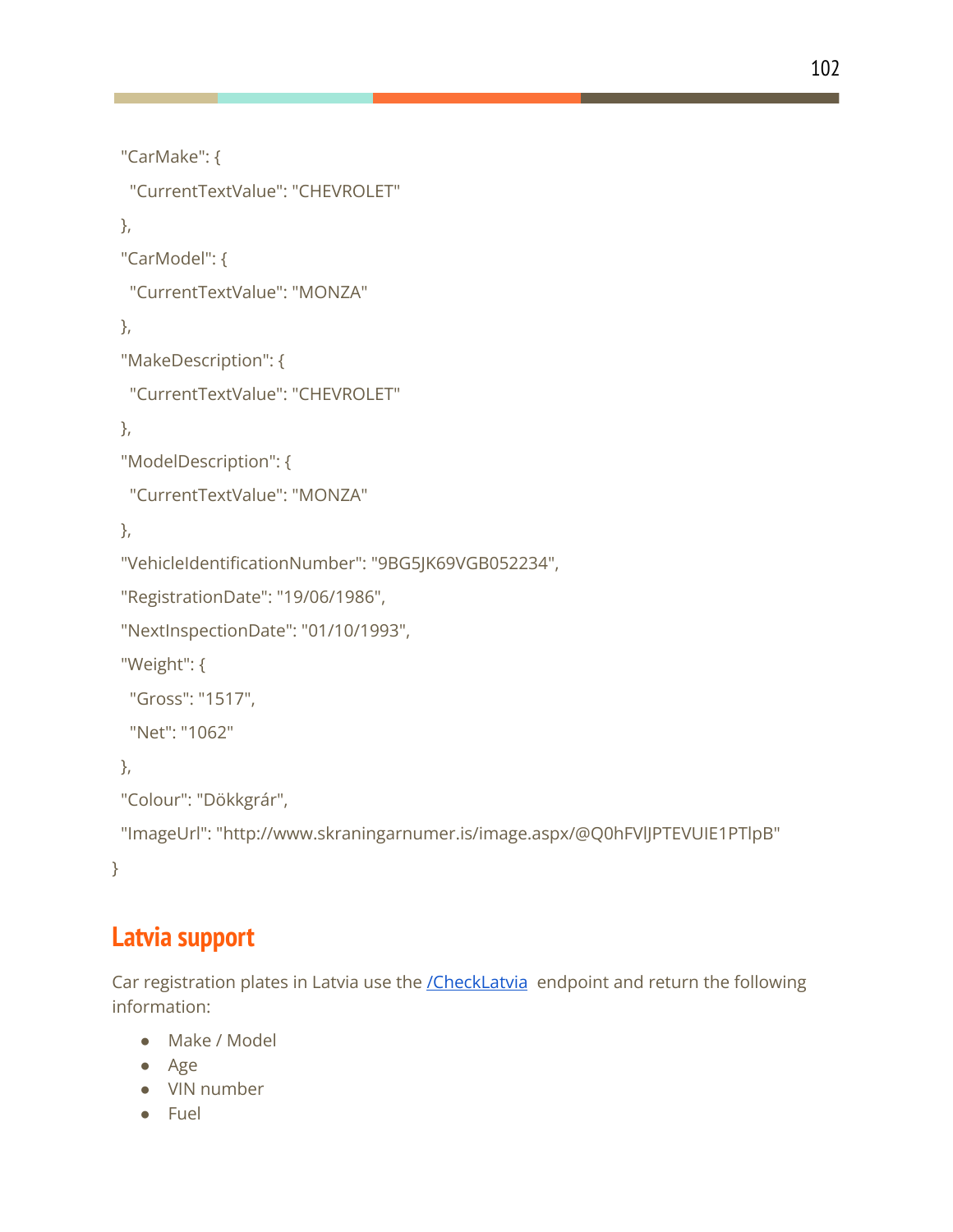```
  "CarMake": {
    "CurrentTextValue": "CHEVROLET"
  },
  "CarModel": {
    "CurrentTextValue": "MONZA"
  },
  "MakeDescription": {
    "CurrentTextValue": "CHEVROLET"
  },
  "ModelDescription": {
    "CurrentTextValue": "MONZA"
  },
  "VehicleIdentificationNumber": "9BG5JK69VGB052234",
  "RegistrationDate": "19/06/1986",
  "NextInspectionDate": "01/10/1993",
  "Weight": {
    "Gross": "1517",
    "Net": "1062"
  },
  "Colour": "Dökkgrár",
  "ImageUrl": "http://www.skraningarnumer.is/image.aspx/@Q0hFVlJPTEVUIE1PTlpB"
}
```

## Latvia support

Car registration plates in Latvia use the [/CheckLatvia](/CheckLatvia) endpoint and return the following information:

- Make / Model
- Age
- VIN number
- Fuel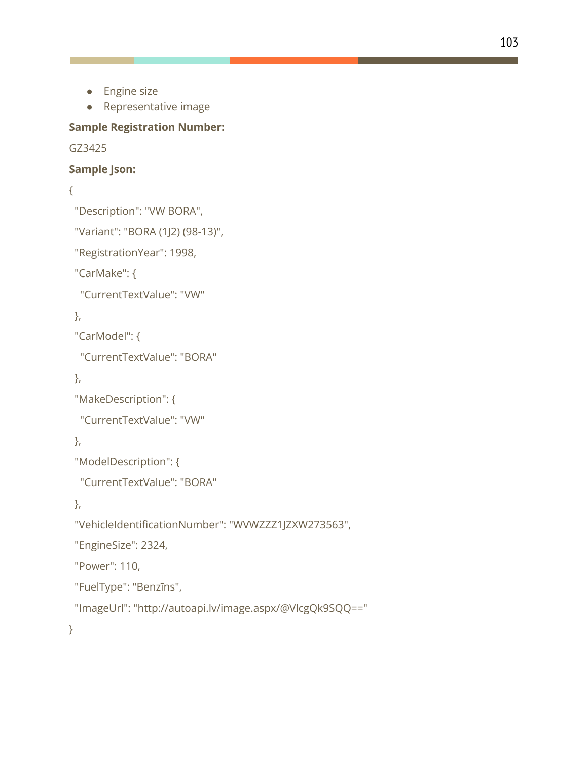- Engine size
- Representative image

**Sample Registration Number:**

GZ3425

**Sample Json:**

```
{
 "Description": "VW BORA",
 "Variant": "BORA (1J2) (98-13)",
 "RegistrationYear": 1998,
 "CarMake": {
  "CurrentTextValue": "VW"
 },
 "CarModel": {
  "CurrentTextValue": "BORA"
 },
 "MakeDescription": {
  "CurrentTextValue": "VW"
 },
 "ModelDescription": {
  "CurrentTextValue": "BORA"
 },
 "VehicleIdentificationNumber": "WVWZZZ1JZXW273563",
 "EngineSize": 2324,
 "Power": 110,
 "FuelType": "Benzīns",
 "ImageUrl": "http://autoapi.lv/image.aspx/@VlcgQk9SQQ=="
}
```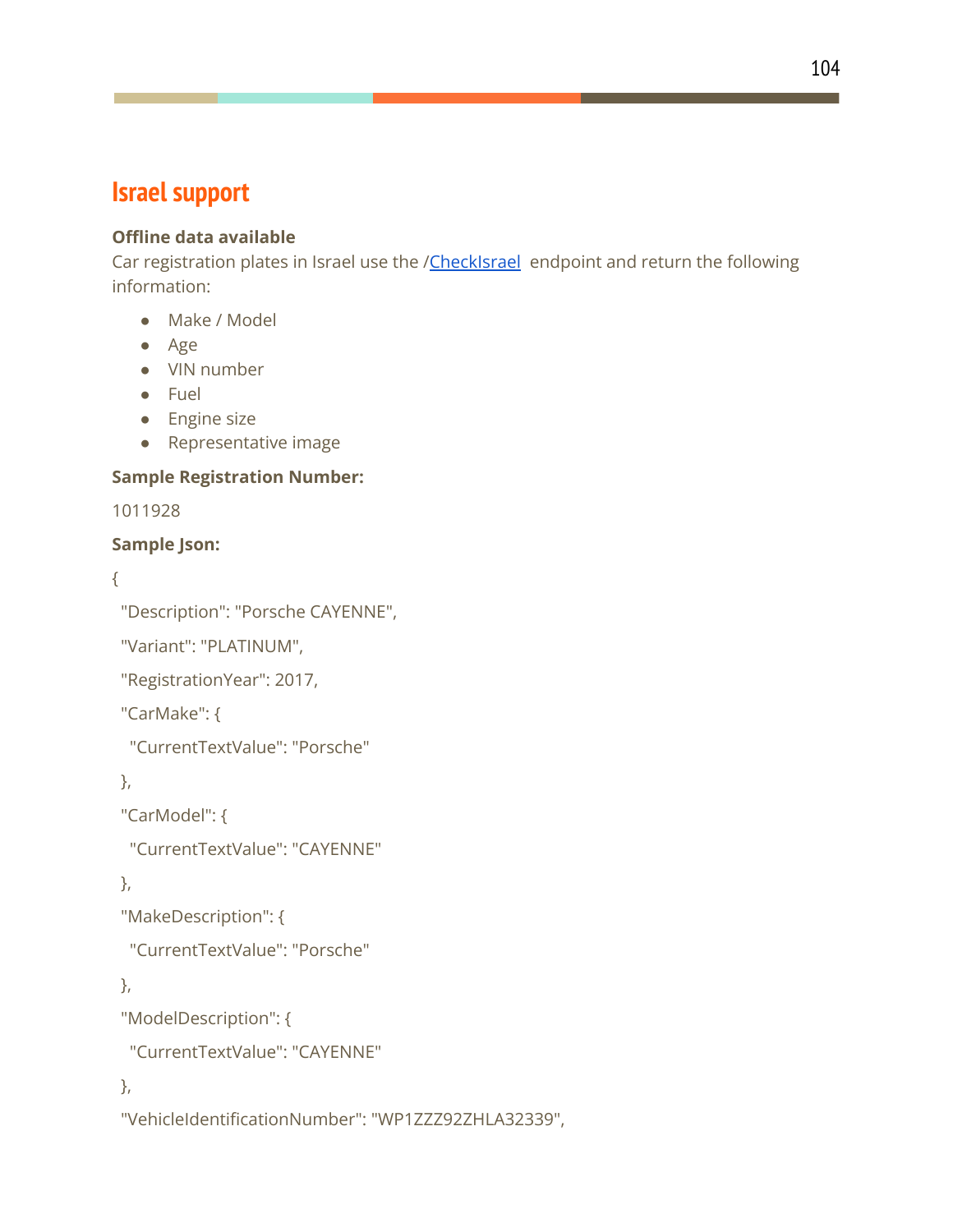## Israel support

**Offline data available**

Car registration plates in Israel use the /CheckIsrael endpoint and return the following information:

- Make / Model
- Age
- VIN number
- Fuel
- Engine size
- Representative image

**Sample Registration Number:**

1011928

**Sample Json:**

```
{
 "Description": "Porsche CAYENNE",
 "Variant": "PLATINUM",
 "RegistrationYear": 2017,
 "CarMake": {
  "CurrentTextValue": "Porsche"
 },
 "CarModel": {
  "CurrentTextValue": "CAYENNE"
 },
 "MakeDescription": {
  "CurrentTextValue": "Porsche"
 },
 "ModelDescription": {
  "CurrentTextValue": "CAYENNE"
 },
 "VehicleIdentificationNumber": "WP1ZZZ92ZHLA32339",
```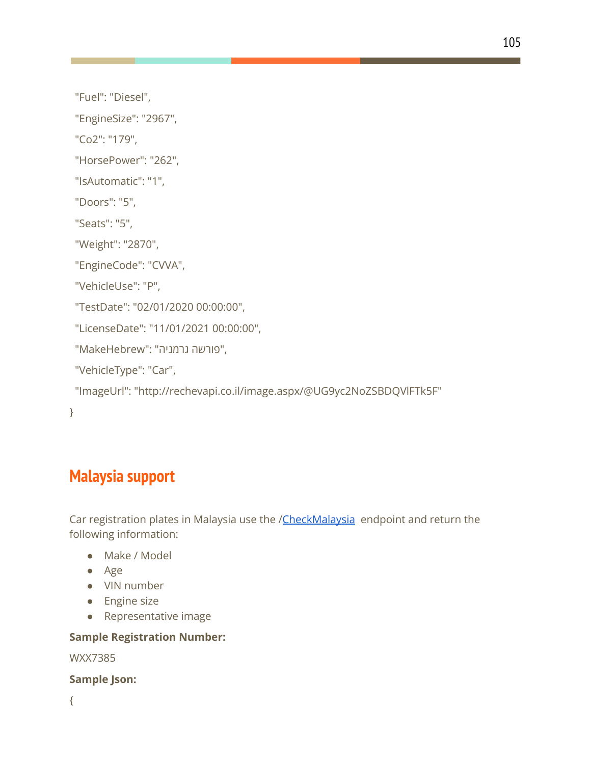```
  "Fuel": "Diesel",
  "EngineSize": "2967",
  "Co2": "179",
  "HorsePower": "262",
  "IsAutomatic": "1",
  "Doors": "5",
  "Seats": "5",
  "Weight": "2870",
  "EngineCode": "CVVA",
  "VehicleUse": "P",
  "TestDate": "02/01/2020 00:00:00",
  "LicenseDate": "11/01/2021 00:00:00",
  "MakeHebrew": "פורשה גרמניה",
  "VehicleType": "Car",
  "ImageUrl": "http://rechevapi.co.il/image.aspx/@UG9yc2NoZSBDQVlFTk5F"
}
```

## Malaysia support

Car registration plates in Malaysia use the /CheckMalaysia endpoint and return the following information:

- Make / Model
- Age
- VIN number
- Engine size
- Representative image

**Sample Registration Number:**

WXX7385

**Sample Json:**

```
{
```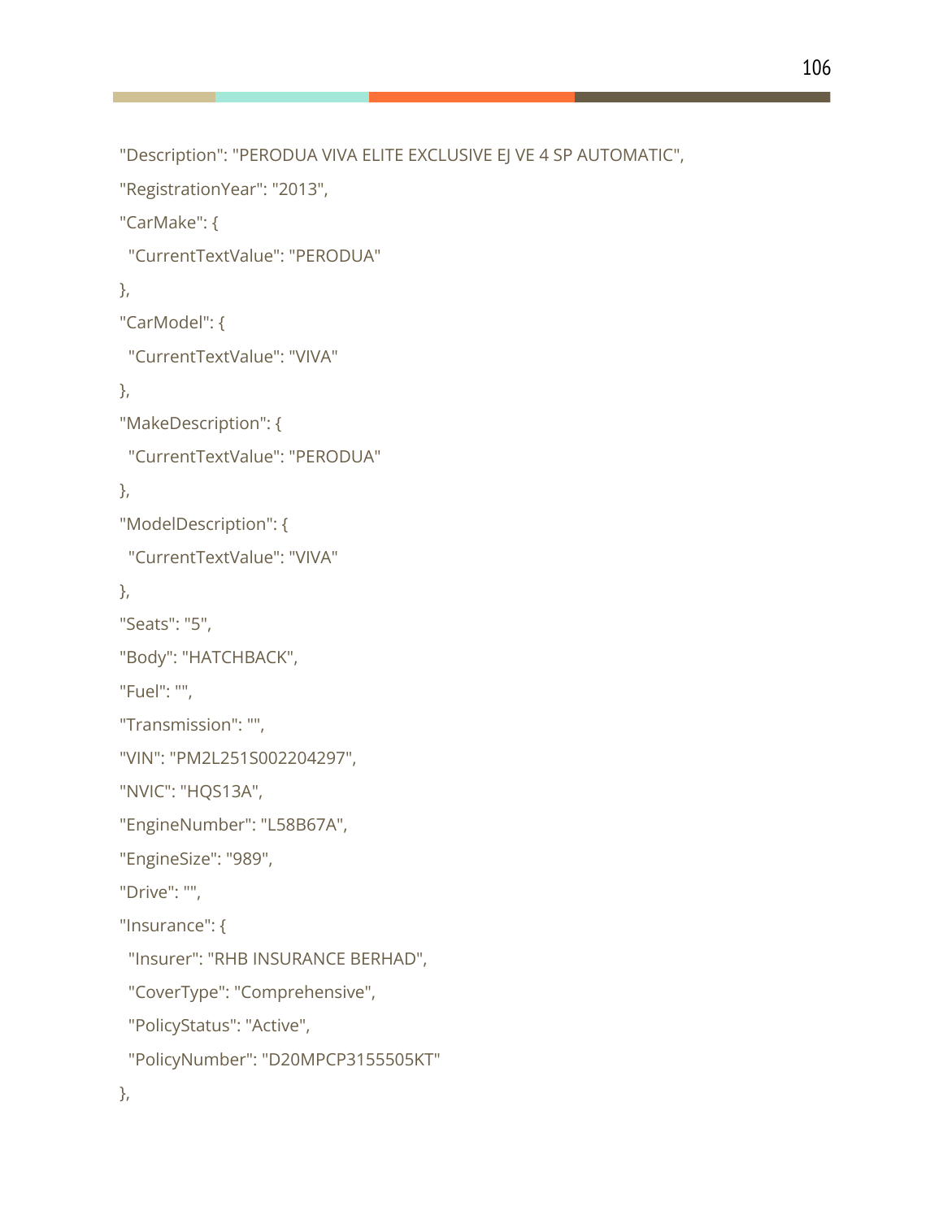```
"Description": "PERODUA VIVA ELITE EXCLUSIVE EJ VE 4 SP AUTOMATIC",
"RegistrationYear": "2013",
"CarMake": {
 "CurrentTextValue": "PERODUA"
},
"CarModel": {
 "CurrentTextValue": "VIVA"
},
"MakeDescription": {
 "CurrentTextValue": "PERODUA"
},
"ModelDescription": {
 "CurrentTextValue": "VIVA"
},
"Seats": "5",
"Body": "HATCHBACK",
"Fuel": "",
"Transmission": "",
"VIN": "PM2L251S002204297",
"NVIC": "HQS13A",
"EngineNumber": "L58B67A",
"EngineSize": "989",
"Drive": "",
"Insurance": {
 "Insurer": "RHB INSURANCE BERHAD",
 "CoverType": "Comprehensive",
 "PolicyStatus": "Active",
 "PolicyNumber": "D20MPCP3155505KT"
},
```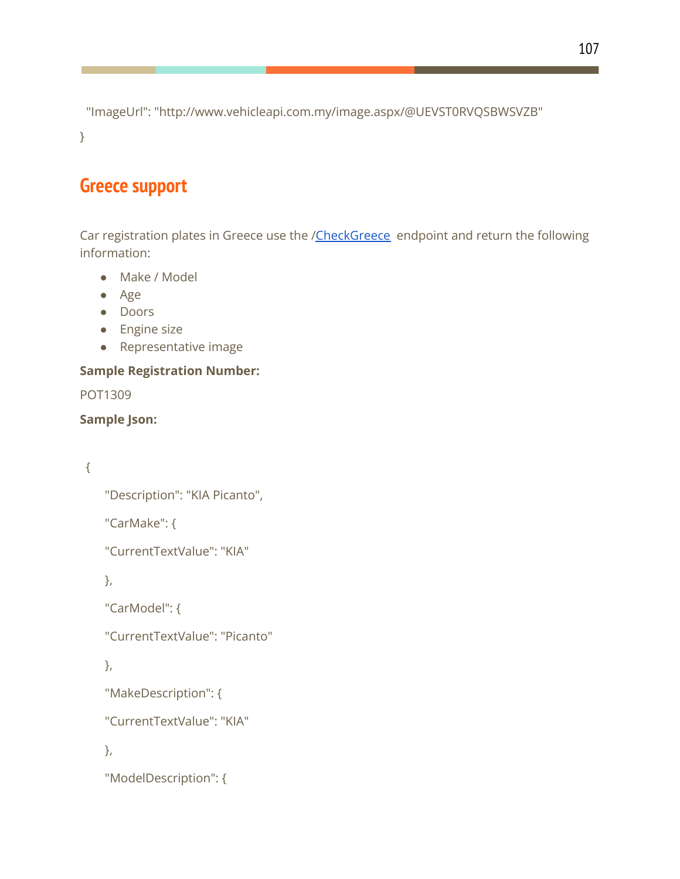```
"ImageUrl": "http://www.vehicleapi.com.my/image.aspx/@UEVST0RVQSBWSVZB"
}
```

## Greece support

Car registration plates in Greece use the /CheckGreece endpoint and return the following information:

- Make / Model
- Age
- Doors
- Engine size
- Representative image

**Sample Registration Number:**

POT1309

**Sample Json:**

```
{
    "Description": "KIA Picanto",
    "CarMake": {
    "CurrentTextValue": "KIA"
    },
    "CarModel": {
    "CurrentTextValue": "Picanto"
    },
    "MakeDescription": {
    "CurrentTextValue": "KIA"
    },
    "ModelDescription": {
```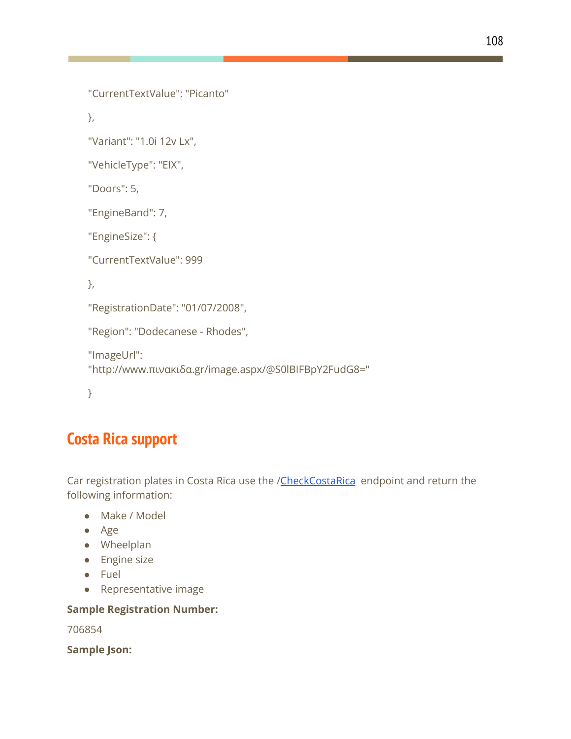```
"CurrentTextValue": "Picanto"
},
"Variant": "1.0i 12v Lx",
"VehicleType": "EIX",
"Doors": 5,
"EngineBand": 7,
"EngineSize": {
"CurrentTextValue": 999
},
"RegistrationDate": "01/07/2008",
"Region": "Dodecanese - Rhodes",
"ImageUrl":
"http://www.πινακιδα.gr/image.aspx/@S0lBIFBpY2FudG8="
}
```

## Costa Rica support

Car registration plates in Costa Rica use the /[CheckCostaRica](CheckCostaRica) endpoint and return the following information:

- Make / Model
- Age
- Wheelplan
- Engine size
- Fuel
- Representative image

**Sample Registration Number:**

706854

**Sample Json:**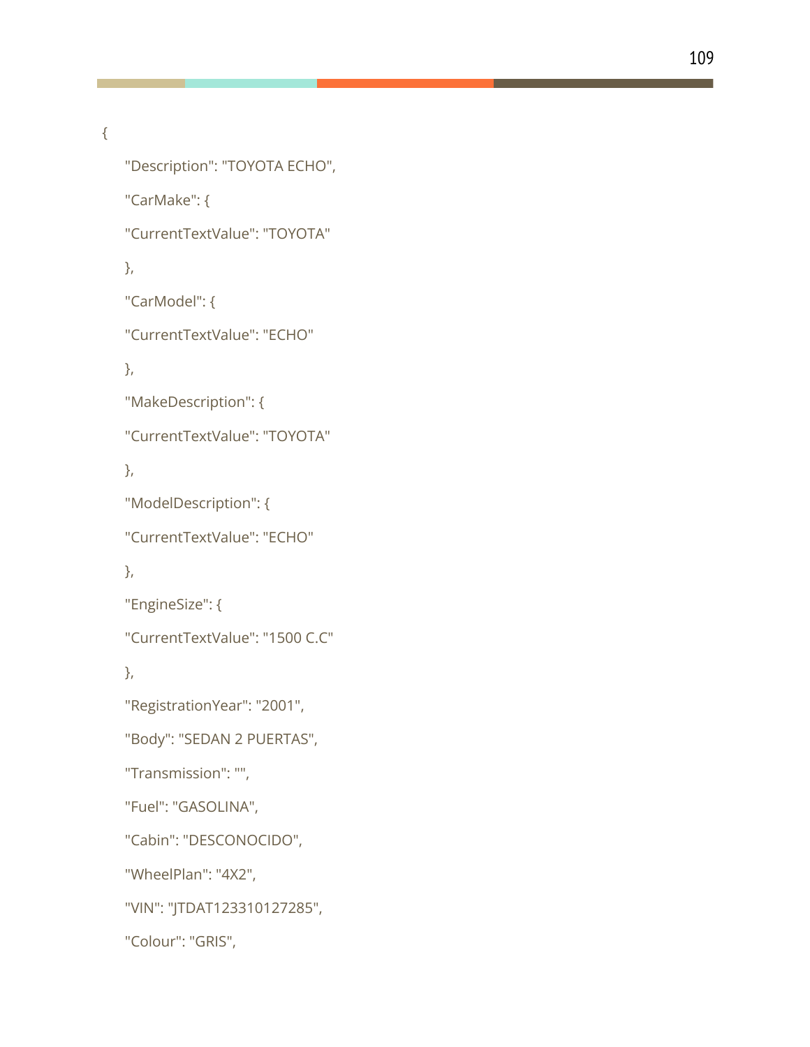```
{
    "Description": "TOYOTA ECHO",
    "CarMake": {
    "CurrentTextValue": "TOYOTA"
    },
    "CarModel": {
    "CurrentTextValue": "ECHO"
    },
    "MakeDescription": {
    "CurrentTextValue": "TOYOTA"
    },
    "ModelDescription": {
    "CurrentTextValue": "ECHO"
    },
    "EngineSize": {
    "CurrentTextValue": "1500 C.C"
    },
    "RegistrationYear": "2001",
    "Body": "SEDAN 2 PUERTAS",
    "Transmission": "",
    "Fuel": "GASOLINA",
    "Cabin": "DESCONOCIDO",
    "WheelPlan": "4X2",
    "VIN": "JTDAT123310127285",
    "Colour": "GRIS",
```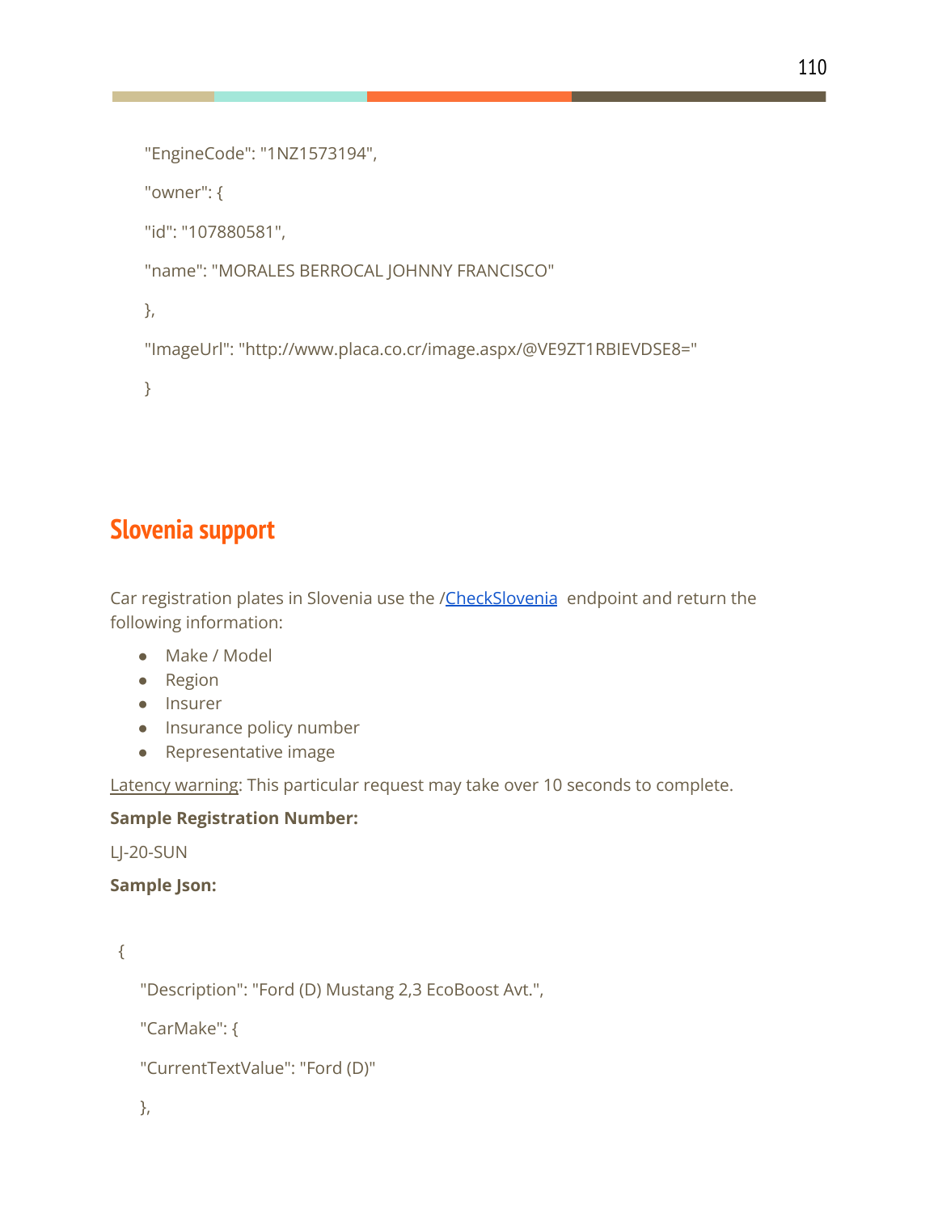```
"EngineCode": "1NZ1573194",

"owner": {

"id": "107880581",

"name": "MORALES BERROCAL JOHNNY FRANCISCO"

},

"ImageUrl": "http://www.placa.co.cr/image.aspx/@VE9ZT1RBIEVDSE8="

}
```

## Slovenia support

Car registration plates in Slovenia use the /CheckSlovenia endpoint and return the following information:

- Make / Model
- Region
- Insurer
- Insurance policy number
- Representative image

Latency warning: This particular request may take over 10 seconds to complete.

**Sample Registration Number:**

LJ-20-SUN

**Sample Json:**

```
{

"Description": "Ford (D) Mustang 2,3 EcoBoost Avt.",

"CarMake": {

"CurrentTextValue": "Ford (D)"

},
```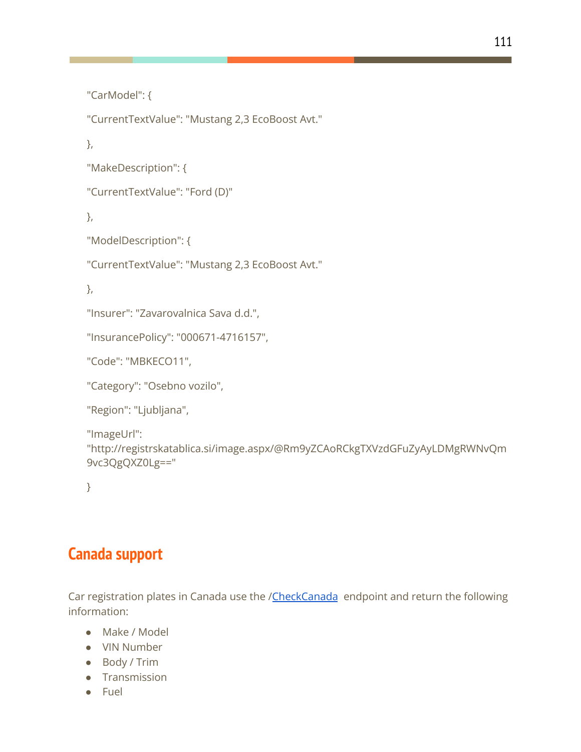```
"CarModel": {
"CurrentTextValue": "Mustang 2,3 EcoBoost Avt."
},
"MakeDescription": {
"CurrentTextValue": "Ford (D)"
},
"ModelDescription": {
"CurrentTextValue": "Mustang 2,3 EcoBoost Avt."
},
"Insurer": "Zavarovalnica Sava d.d.",
"InsurancePolicy": "000671-4716157",
"Code": "MBKECO11",
"Category": "Osebno vozilo",
"Region": "Ljubljana",
"ImageUrl":
"http://registrskatablica.si/image.aspx/@Rm9yZCAoRCkgTXVzdGFuZyAyLDMgRWNvQm9vc3QgQXZ0Lg=="
}
```

## Canada support

Car registration plates in Canada use the /[CheckCanada](#) endpoint and return the following information:

- Make / Model
- VIN Number
- Body / Trim
- Transmission
- Fuel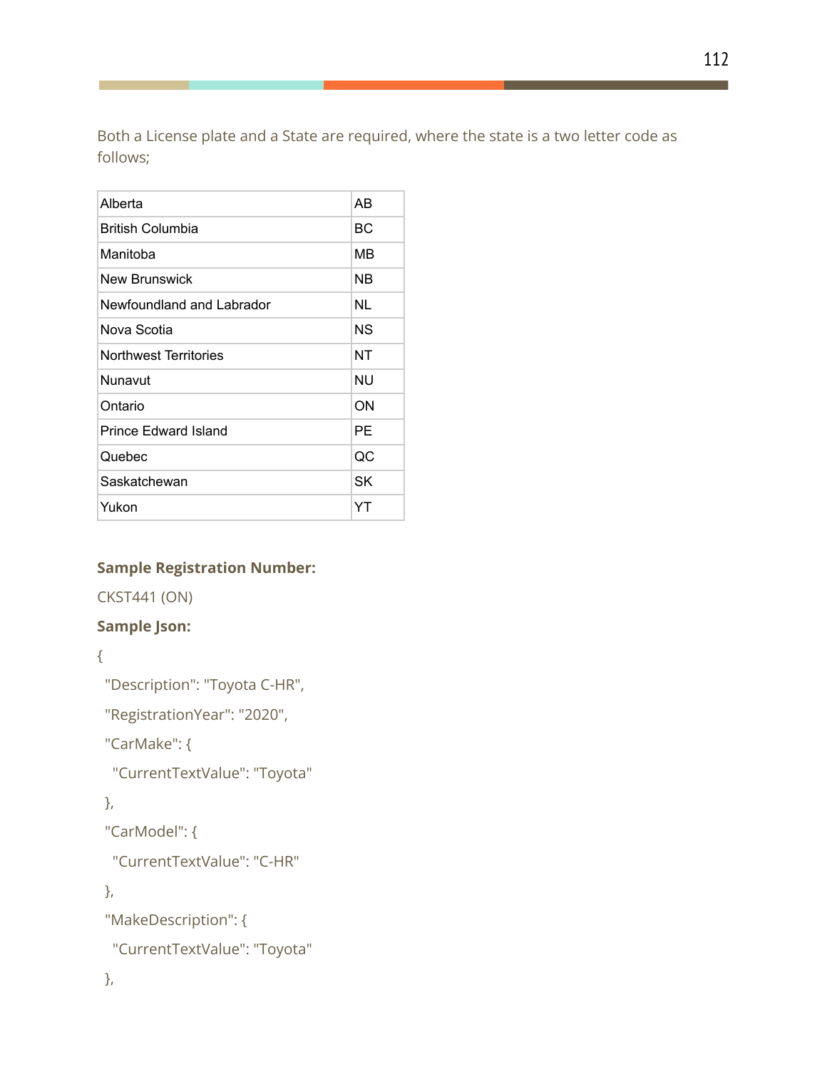Both a License plate and a State are required, where the state is a two letter code as follows;

| | |
|---|---|
| Alberta | AB |
| British Columbia | BC |
| Manitoba | MB |
| New Brunswick | NB |
| Newfoundland and Labrador | NL |
| Nova Scotia | NS |
| Northwest Territories | NT |
| Nunavut | NU |
| Ontario | ON |
| Prince Edward Island | PE |
| Quebec | QC |
| Saskatchewan | SK |
| Yukon | YT |

**Sample Registration Number:**

CKST441 (ON)

**Sample Json:**

```
{
 "Description": "Toyota C-HR",
 "RegistrationYear": "2020",
 "CarMake": {
   "CurrentTextValue": "Toyota"
 },
 "CarModel": {
   "CurrentTextValue": "C-HR"
 },
 "MakeDescription": {
   "CurrentTextValue": "Toyota"
 },
```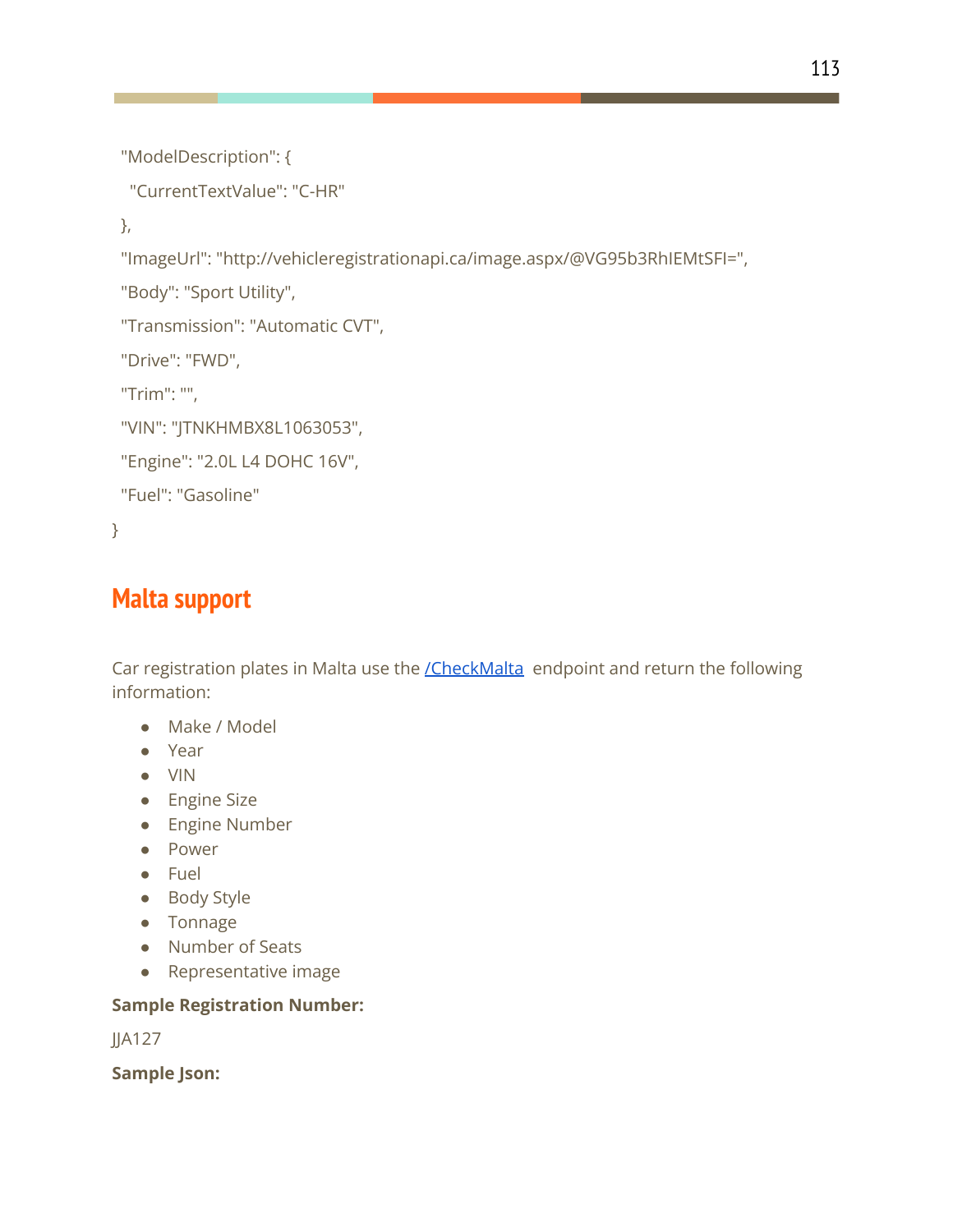```
  "ModelDescription": {
    "CurrentTextValue": "C-HR"
  },
  "ImageUrl": "http://vehicleregistrationapi.ca/image.aspx/@VG95b3RhIEMtSFI=",
  "Body": "Sport Utility",
  "Transmission": "Automatic CVT",
  "Drive": "FWD",
  "Trim": "",
  "VIN": "JTNKHMBX8L1063053",
  "Engine": "2.0L L4 DOHC 16V",
  "Fuel": "Gasoline"
}
```

## Malta support

Car registration plates in Malta use the [/CheckMalta](/CheckMalta) endpoint and return the following information:

- Make / Model
- Year
- VIN
- Engine Size
- Engine Number
- Power
- Fuel
- Body Style
- Tonnage
- Number of Seats
- Representative image

**Sample Registration Number:**

JJA127

**Sample Json:**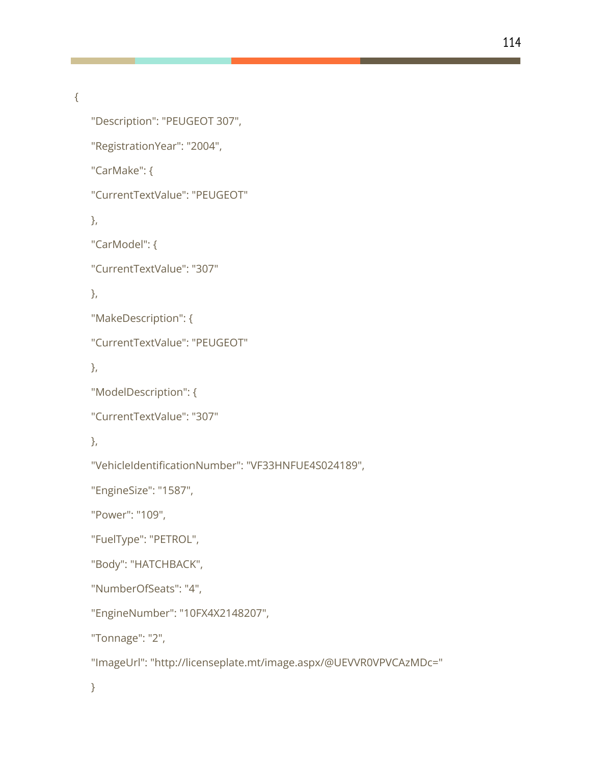```
{
    "Description": "PEUGEOT 307",
    "RegistrationYear": "2004",
    "CarMake": {
    "CurrentTextValue": "PEUGEOT"
    },
    "CarModel": {
    "CurrentTextValue": "307"
    },
    "MakeDescription": {
    "CurrentTextValue": "PEUGEOT"
    },
    "ModelDescription": {
    "CurrentTextValue": "307"
    },
    "VehicleIdentificationNumber": "VF33HNFUE4S024189",
    "EngineSize": "1587",
    "Power": "109",
    "FuelType": "PETROL",
    "Body": "HATCHBACK",
    "NumberOfSeats": "4",
    "EngineNumber": "10FX4X2148207",
    "Tonnage": "2",
    "ImageUrl": "http://licenseplate.mt/image.aspx/@UEVVR0VPVCAzMDc="
    }
```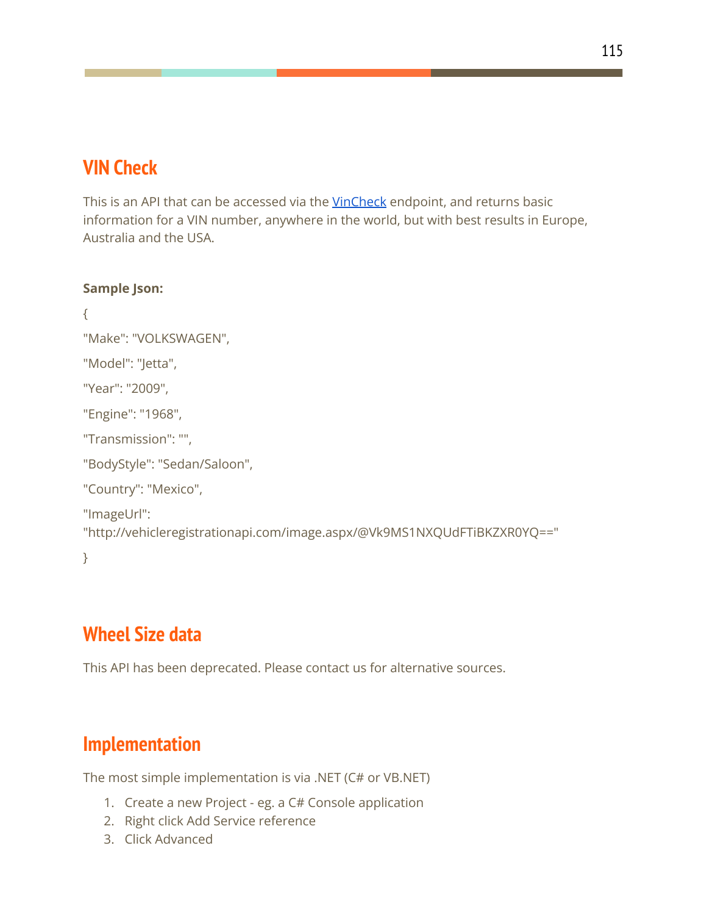## VIN Check

This is an API that can be accessed via the VinCheck endpoint, and returns basic information for a VIN number, anywhere in the world, but with best results in Europe, Australia and the USA.

**Sample Json:**

```
{
"Make": "VOLKSWAGEN",
"Model": "Jetta",
"Year": "2009",
"Engine": "1968",
"Transmission": "",
"BodyStyle": "Sedan/Saloon",
"Country": "Mexico",
"ImageUrl": "http://vehicleregistrationapi.com/image.aspx/@Vk9MS1NXQUdFTiBKZXR0YQ=="
}
```

## Wheel Size data

This API has been deprecated. Please contact us for alternative sources.

## Implementation

The most simple implementation is via .NET (C# or VB.NET)

1. Create a new Project - eg. a C# Console application
2. Right click Add Service reference
3. Click Advanced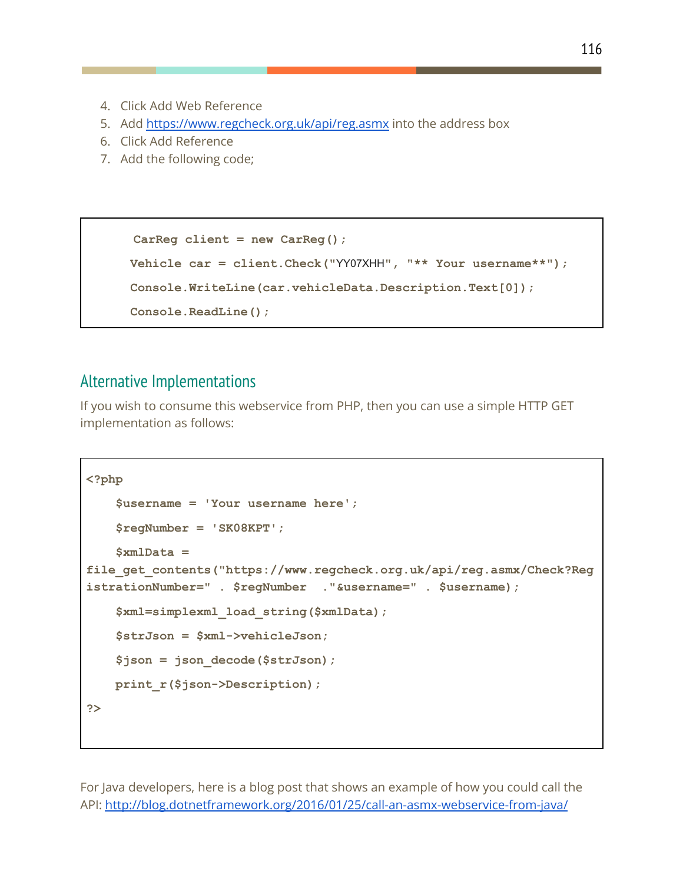4. Click Add Web Reference
5. Add https://www.regcheck.org.uk/api/reg.asmx into the address box
6. Click Add Reference
7. Add the following code;

```
CarReg client = new CarReg();
Vehicle car = client.Check("YY07XHH", "** Your username**");
Console.WriteLine(car.vehicleData.Description.Text[0]);
Console.ReadLine();
```

## Alternative Implementations

If you wish to consume this webservice from PHP, then you can use a simple HTTP GET implementation as follows:

```
<?php
    $username = 'Your username here';
    $regNumber = 'SK08KPT';
    $xmlData =
file_get_contents("https://www.regcheck.org.uk/api/reg.asmx/Check?Reg
istrationNumber=" . $regNumber  ."&username=" . $username);
    $xml=simplexml_load_string($xmlData);
    $strJson = $xml->vehicleJson;
    $json = json_decode($strJson);
    print_r($json->Description);
?>
```

For Java developers, here is a blog post that shows an example of how you could call the API: http://blog.dotnetframework.org/2016/01/25/call-an-asmx-webservice-from-java/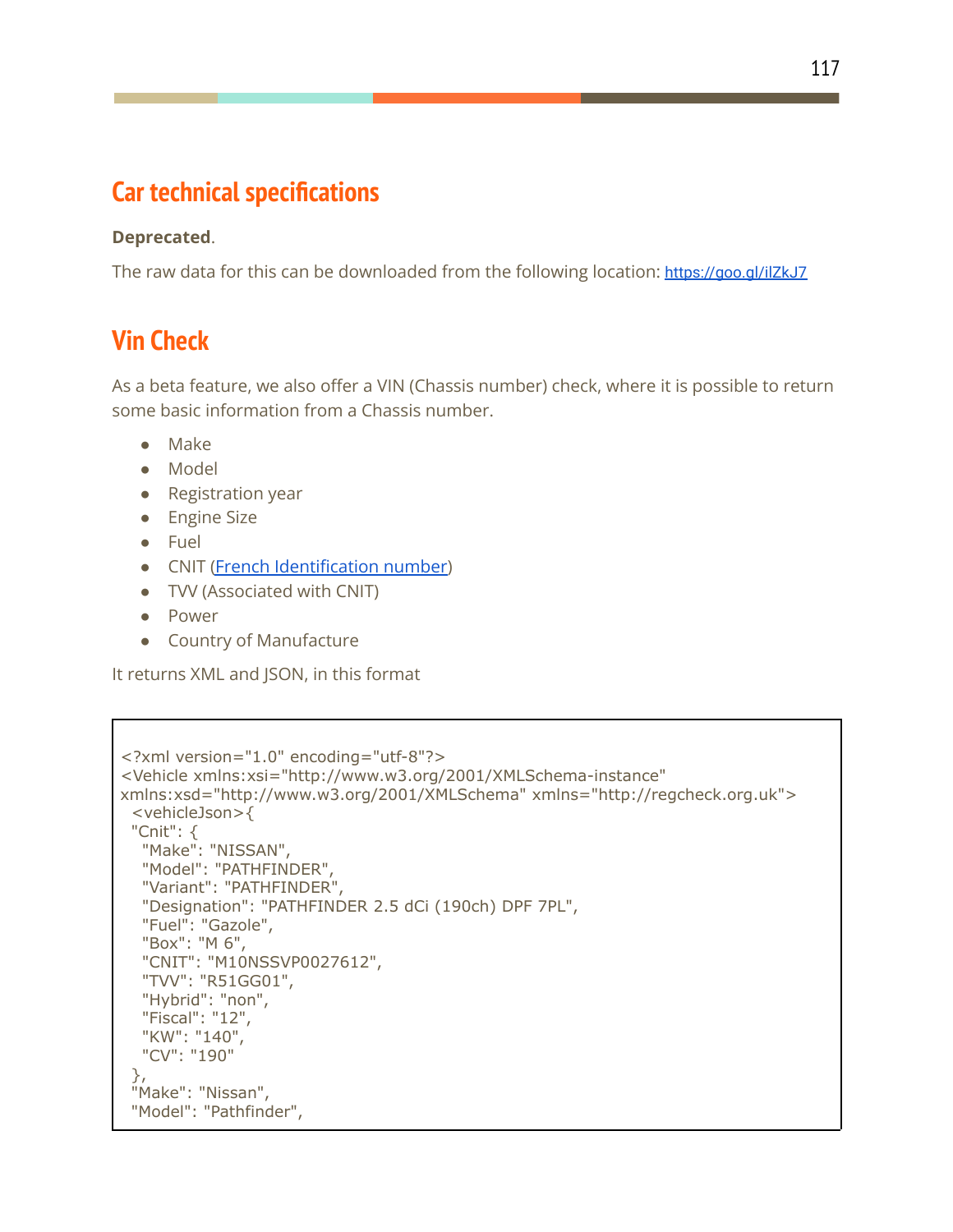## Car technical specifications

**Deprecated**.

The raw data for this can be downloaded from the following location: https://goo.gl/ilZkJ7

## Vin Check

As a beta feature, we also offer a VIN (Chassis number) check, where it is possible to return some basic information from a Chassis number.

- Make
- Model
- Registration year
- Engine Size
- Fuel
- CNIT (French Identification number)
- TVV (Associated with CNIT)
- Power
- Country of Manufacture

It returns XML and JSON, in this format

```
<?xml version="1.0" encoding="utf-8"?>
<Vehicle xmlns:xsi="http://www.w3.org/2001/XMLSchema-instance"
xmlns:xsd="http://www.w3.org/2001/XMLSchema" xmlns="http://regcheck.org.uk">
 <vehicleJson>{
 "Cnit": {
  "Make": "NISSAN",
  "Model": "PATHFINDER",
  "Variant": "PATHFINDER",
  "Designation": "PATHFINDER 2.5 dCi (190ch) DPF 7PL",
  "Fuel": "Gazole",
  "Box": "M 6",
  "CNIT": "M10NSSVP0027612",
  "TVV": "R51GG01",
  "Hybrid": "non",
  "Fiscal": "12",
  "KW": "140",
  "CV": "190"
 },
 "Make": "Nissan",
 "Model": "Pathfinder",
```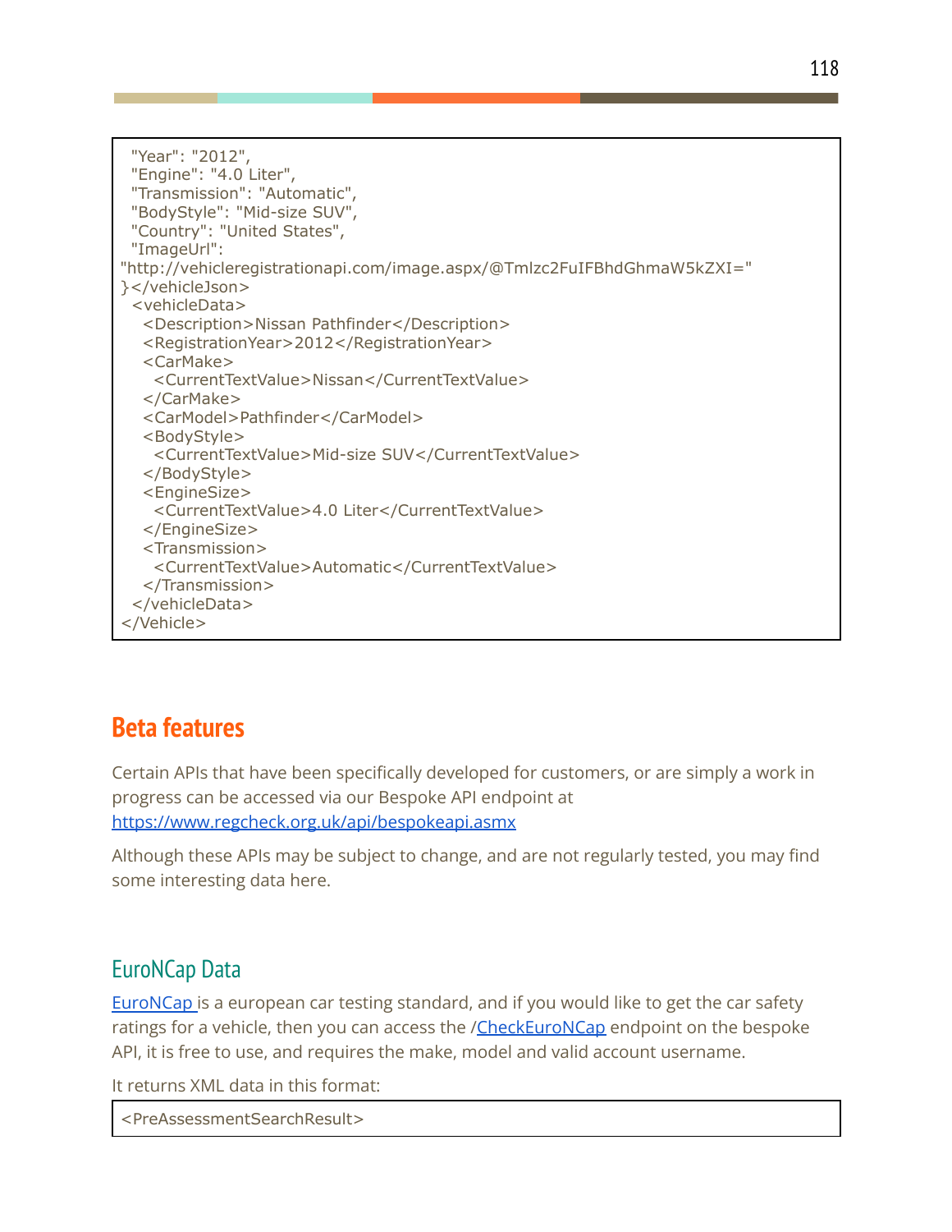```
  "Year": "2012",
  "Engine": "4.0 Liter",
  "Transmission": "Automatic",
  "BodyStyle": "Mid-size SUV",
  "Country": "United States",
  "ImageUrl":
"http://vehicleregistrationapi.com/image.aspx/@Tmlzc2FuIFBhdGhmaW5kZXI="
}</vehicleJson>
  <vehicleData>
    <Description>Nissan Pathfinder</Description>
    <RegistrationYear>2012</RegistrationYear>
    <CarMake>
      <CurrentTextValue>Nissan</CurrentTextValue>
    </CarMake>
    <CarModel>Pathfinder</CarModel>
    <BodyStyle>
      <CurrentTextValue>Mid-size SUV</CurrentTextValue>
    </BodyStyle>
    <EngineSize>
      <CurrentTextValue>4.0 Liter</CurrentTextValue>
    </EngineSize>
    <Transmission>
      <CurrentTextValue>Automatic</CurrentTextValue>
    </Transmission>
  </vehicleData>
</Vehicle>
```

# Beta features

Certain APIs that have been specifically developed for customers, or are simply a work in progress can be accessed via our Bespoke API endpoint at https://www.regcheck.org.uk/api/bespokeapi.asmx

Although these APIs may be subject to change, and are not regularly tested, you may find some interesting data here.

## EuroNCap Data

EuroNCap is a european car testing standard, and if you would like to get the car safety ratings for a vehicle, then you can access the /CheckEuroNCap endpoint on the bespoke API, it is free to use, and requires the make, model and valid account username.

It returns XML data in this format:

```
<PreAssessmentSearchResult>
```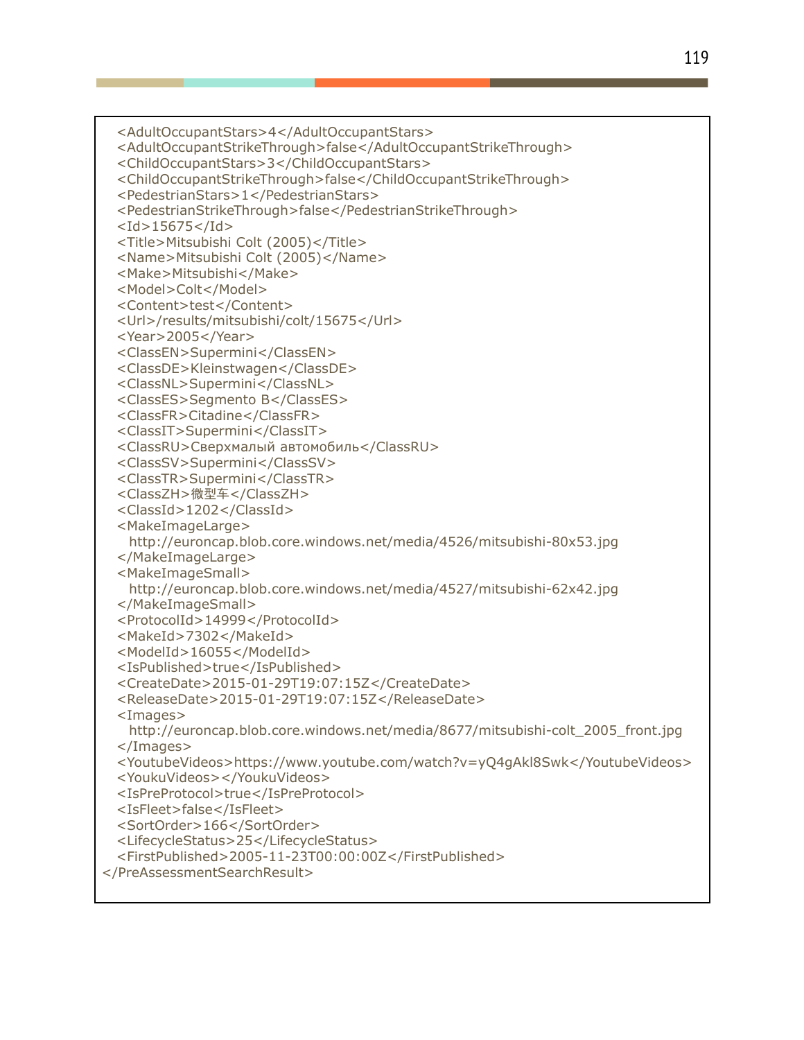```
  <AdultOccupantStars>4</AdultOccupantStars>
  <AdultOccupantStrikeThrough>false</AdultOccupantStrikeThrough>
  <ChildOccupantStars>3</ChildOccupantStars>
  <ChildOccupantStrikeThrough>false</ChildOccupantStrikeThrough>
  <PedestrianStars>1</PedestrianStars>
  <PedestrianStrikeThrough>false</PedestrianStrikeThrough>
  <Id>15675</Id>
  <Title>Mitsubishi Colt (2005)</Title>
  <Name>Mitsubishi Colt (2005)</Name>
  <Make>Mitsubishi</Make>
  <Model>Colt</Model>
  <Content>test</Content>
  <Url>/results/mitsubishi/colt/15675</Url>
  <Year>2005</Year>
  <ClassEN>Supermini</ClassEN>
  <ClassDE>Kleinstwagen</ClassDE>
  <ClassNL>Supermini</ClassNL>
  <ClassES>Segmento B</ClassES>
  <ClassFR>Citadine</ClassFR>
  <ClassIT>Supermini</ClassIT>
  <ClassRU>Сверхмалый автомобиль</ClassRU>
  <ClassSV>Supermini</ClassSV>
  <ClassTR>Supermini</ClassTR>
  <ClassZH>微型车</ClassZH>
  <ClassId>1202</ClassId>
  <MakeImageLarge>
    http://euroncap.blob.core.windows.net/media/4526/mitsubishi-80x53.jpg
  </MakeImageLarge>
  <MakeImageSmall>
    http://euroncap.blob.core.windows.net/media/4527/mitsubishi-62x42.jpg
  </MakeImageSmall>
  <ProtocolId>14999</ProtocolId>
  <MakeId>7302</MakeId>
  <ModelId>16055</ModelId>
  <IsPublished>true</IsPublished>
  <CreateDate>2015-01-29T19:07:15Z</CreateDate>
  <ReleaseDate>2015-01-29T19:07:15Z</ReleaseDate>
  <Images>
    http://euroncap.blob.core.windows.net/media/8677/mitsubishi-colt_2005_front.jpg
  </Images>
  <YoutubeVideos>https://www.youtube.com/watch?v=yQ4gAkl8Swk</YoutubeVideos>
  <YoukuVideos></YoukuVideos>
  <IsPreProtocol>true</IsPreProtocol>
  <IsFleet>false</IsFleet>
  <SortOrder>166</SortOrder>
  <LifecycleStatus>25</LifecycleStatus>
  <FirstPublished>2005-11-23T00:00:00Z</FirstPublished>
</PreAssessmentSearchResult>
```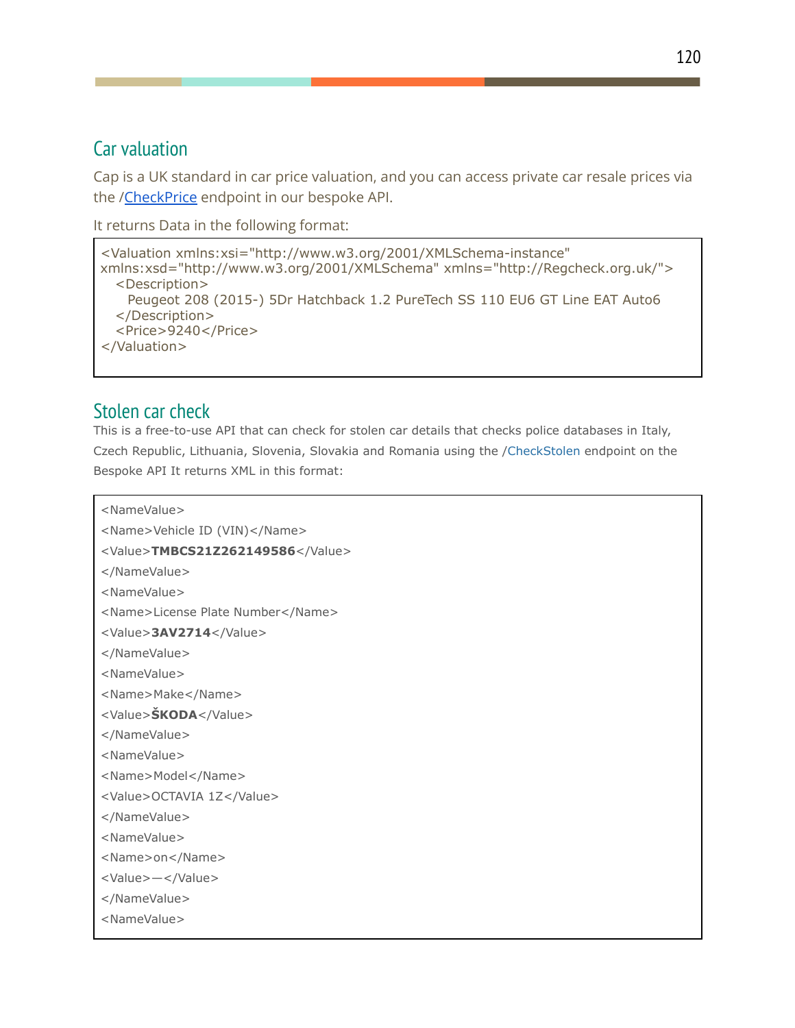## Car valuation

Cap is a UK standard in car price valuation, and you can access private car resale prices via the /CheckPrice endpoint in our bespoke API.

It returns Data in the following format:

```
<Valuation xmlns:xsi="http://www.w3.org/2001/XMLSchema-instance"
xmlns:xsd="http://www.w3.org/2001/XMLSchema" xmlns="http://Regcheck.org.uk/">
  <Description>
    Peugeot 208 (2015-) 5Dr Hatchback 1.2 PureTech SS 110 EU6 GT Line EAT Auto6
  </Description>
  <Price>9240</Price>
</Valuation>
```

## Stolen car check

This is a free-to-use API that can check for stolen car details that checks police databases in Italy, Czech Republic, Lithuania, Slovenia, Slovakia and Romania using the /CheckStolen endpoint on the Bespoke API It returns XML in this format:

```
<NameValue>
<Name>Vehicle ID (VIN)</Name>
<Value>TMBCS21Z262149586</Value>
</NameValue>
<NameValue>
<Name>License Plate Number</Name>
<Value>3AV2714</Value>
</NameValue>
<NameValue>
<Name>Make</Name>
<Value>ŠKODA</Value>
</NameValue>
<NameValue>
<Name>Model</Name>
<Value>OCTAVIA 1Z</Value>
</NameValue>
<NameValue>
<Name>on</Name>
<Value>—</Value>
</NameValue>
<NameValue>
```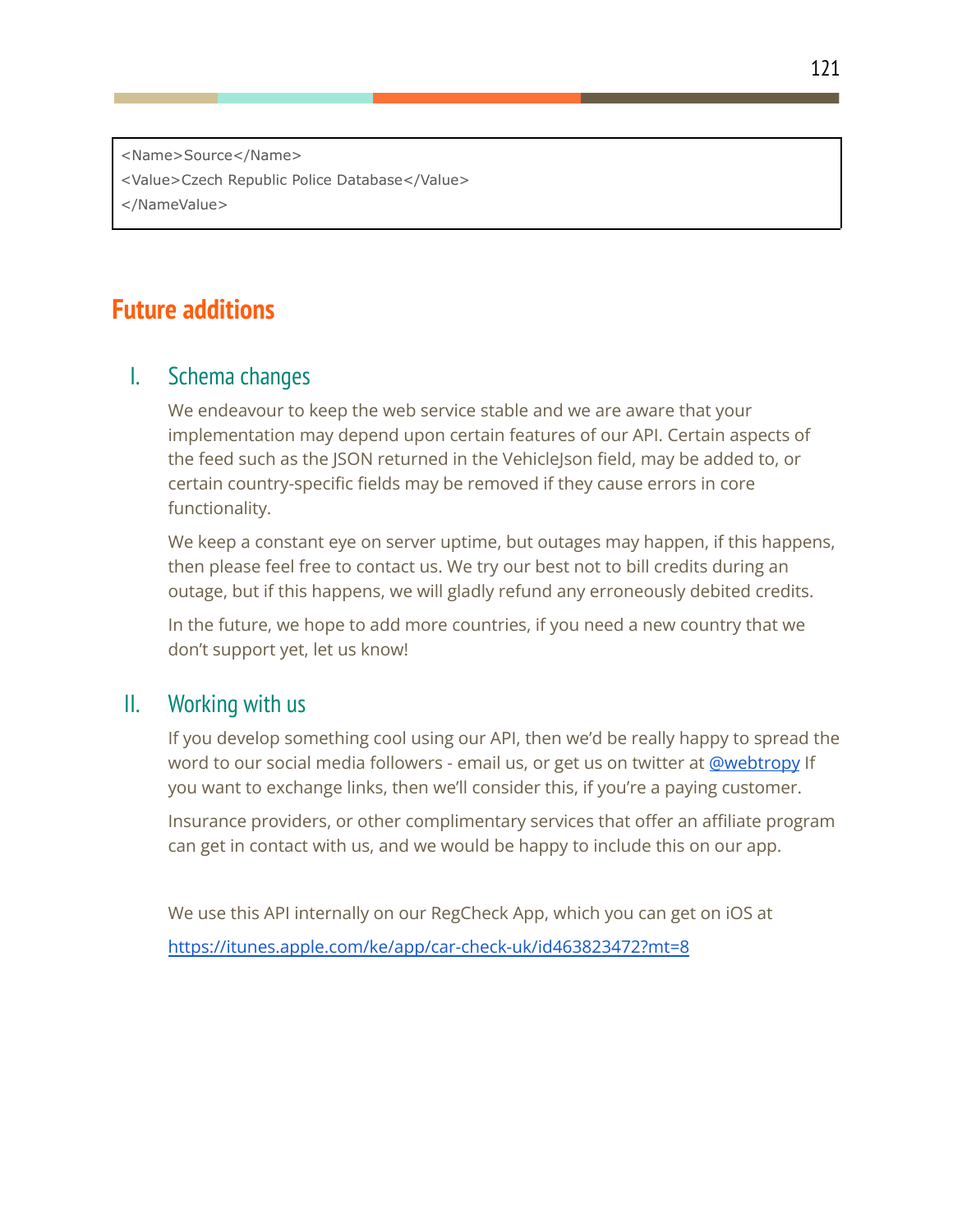```
<Name>Source</Name>
<Value>Czech Republic Police Database</Value>
</NameValue>
```

# Future additions

## I. Schema changes

We endeavour to keep the web service stable and we are aware that your implementation may depend upon certain features of our API. Certain aspects of the feed such as the JSON returned in the VehicleJson field, may be added to, or certain country-specific fields may be removed if they cause errors in core functionality.

We keep a constant eye on server uptime, but outages may happen, if this happens, then please feel free to contact us. We try our best not to bill credits during an outage, but if this happens, we will gladly refund any erroneously debited credits.

In the future, we hope to add more countries, if you need a new country that we don't support yet, let us know!

## II. Working with us

If you develop something cool using our API, then we'd be really happy to spread the word to our social media followers - email us, or get us on twitter at @webtropy If you want to exchange links, then we'll consider this, if you're a paying customer.

Insurance providers, or other complimentary services that offer an affiliate program can get in contact with us, and we would be happy to include this on our app.

We use this API internally on our RegCheck App, which you can get on iOS at

https://itunes.apple.com/ke/app/car-check-uk/id463823472?mt=8